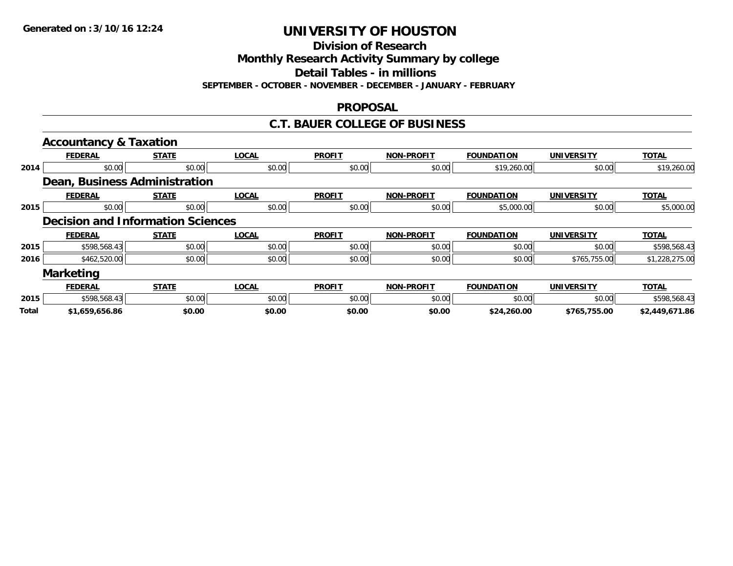# UNIVERSITY OF HOUSTON

## Division of Research

## Monthly Research Activity Summary by college

## Detail Tables - in millions

**SEPTEMBER - OCTOBER - NOVEMBER - DECEMBER - JANUARY - FEBRUARY**

**Generated on :3/10/16 12:24**

## PROPOSAL

## C.T. BAUER COLLEGE OF BUSINESS

### Accountancy & Taxation

| | FEDERAL | STATE | LOCAL | PROFIT | NON-PROFIT | FOUNDATION | UNIVERSITY | TOTAL |
|---|---|---|---|---|---|---|---|---|
| 2014 | $0.00 | $0.00 | $0.00 | $0.00 | $0.00 | $19,260.00 | $0.00 | $19,260.00 |

### Dean, Business Administration

| | FEDERAL | STATE | LOCAL | PROFIT | NON-PROFIT | FOUNDATION | UNIVERSITY | TOTAL |
|---|---|---|---|---|---|---|---|---|
| 2015 | $0.00 | $0.00 | $0.00 | $0.00 | $0.00 | $5,000.00 | $0.00 | $5,000.00 |

### Decision and Information Sciences

| | FEDERAL | STATE | LOCAL | PROFIT | NON-PROFIT | FOUNDATION | UNIVERSITY | TOTAL |
|---|---|---|---|---|---|---|---|---|
| 2015 | $598,568.43 | $0.00 | $0.00 | $0.00 | $0.00 | $0.00 | $0.00 | $598,568.43 |
| 2016 | $462,520.00 | $0.00 | $0.00 | $0.00 | $0.00 | $0.00 | $765,755.00 | $1,228,275.00 |

### Marketing

| | FEDERAL | STATE | LOCAL | PROFIT | NON-PROFIT | FOUNDATION | UNIVERSITY | TOTAL |
|---|---|---|---|---|---|---|---|---|
| 2015 | $598,568.43 | $0.00 | $0.00 | $0.00 | $0.00 | $0.00 | $0.00 | $598,568.43 |
| **Total** | **$1,659,656.86** | **$0.00** | **$0.00** | **$0.00** | **$0.00** | **$24,260.00** | **$765,755.00** | **$2,449,671.86** |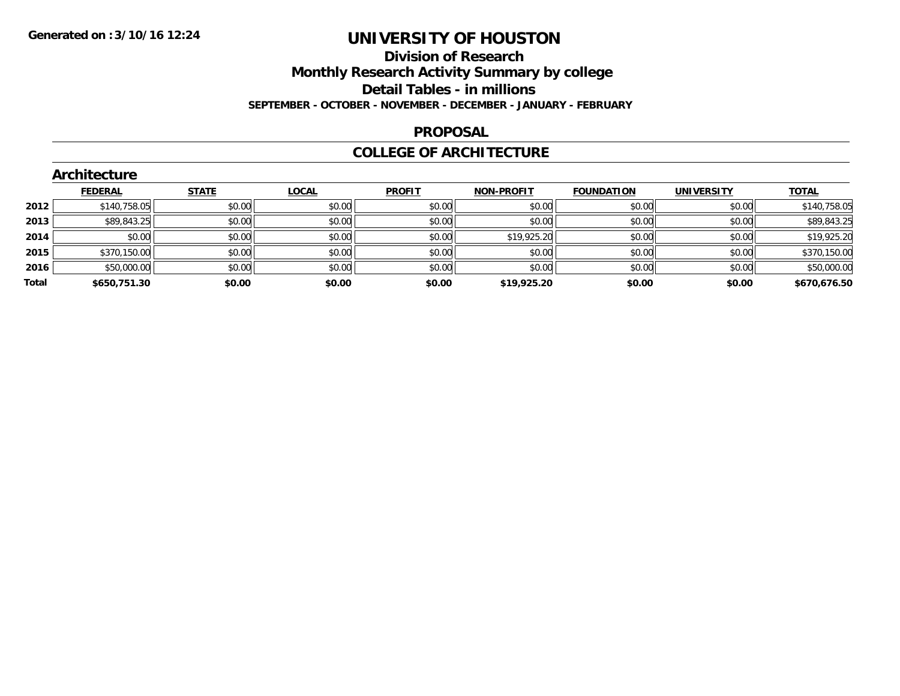Generated on :3/10/16 12:24

# UNIVERSITY OF HOUSTON

## Division of Research

## Monthly Research Activity Summary by college

## Detail Tables - in millions

**SEPTEMBER - OCTOBER - NOVEMBER - DECEMBER - JANUARY - FEBRUARY**

## PROPOSAL

## COLLEGE OF ARCHITECTURE

### Architecture

| | FEDERAL | STATE | LOCAL | PROFIT | NON-PROFIT | FOUNDATION | UNIVERSITY | TOTAL |
|---|---|---|---|---|---|---|---|---|
| 2012 | $140,758.05 | $0.00 | $0.00 | $0.00 | $0.00 | $0.00 | $0.00 | $140,758.05 |
| 2013 | $89,843.25 | $0.00 | $0.00 | $0.00 | $0.00 | $0.00 | $0.00 | $89,843.25 |
| 2014 | $0.00 | $0.00 | $0.00 | $0.00 | $19,925.20 | $0.00 | $0.00 | $19,925.20 |
| 2015 | $370,150.00 | $0.00 | $0.00 | $0.00 | $0.00 | $0.00 | $0.00 | $370,150.00 |
| 2016 | $50,000.00 | $0.00 | $0.00 | $0.00 | $0.00 | $0.00 | $0.00 | $50,000.00 |
| **Total** | **$650,751.30** | **$0.00** | **$0.00** | **$0.00** | **$19,925.20** | **$0.00** | **$0.00** | **$670,676.50** |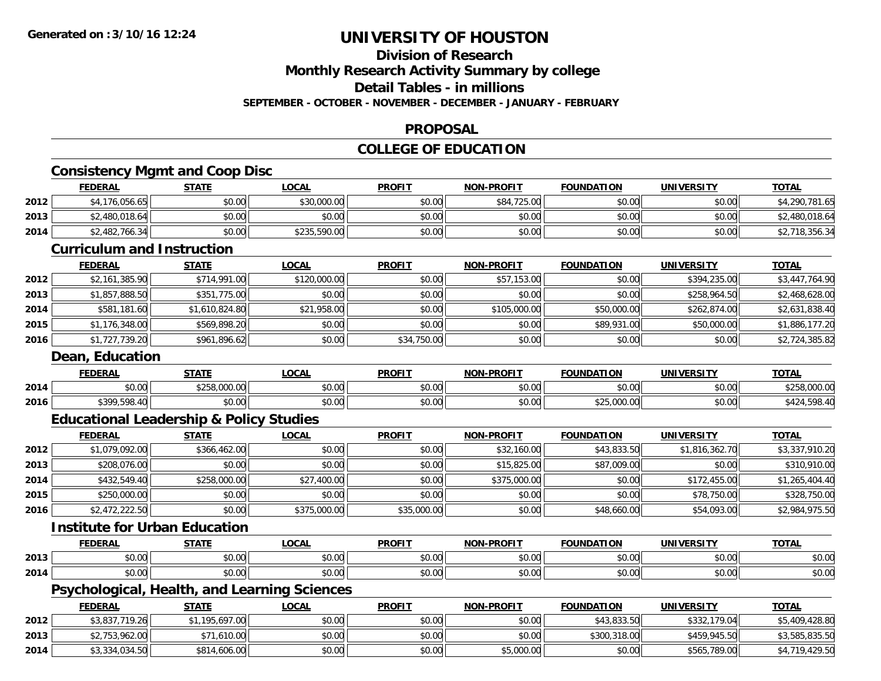# UNIVERSITY OF HOUSTON

## Division of Research

## Monthly Research Activity Summary by college

## Detail Tables - in millions

**SEPTEMBER - OCTOBER - NOVEMBER - DECEMBER - JANUARY - FEBRUARY**

## PROPOSAL

## COLLEGE OF EDUCATION

### Consistency Mgmt and Coop Disc

| | FEDERAL | STATE | LOCAL | PROFIT | NON-PROFIT | FOUNDATION | UNIVERSITY | TOTAL |
|---|---|---|---|---|---|---|---|---|
| 2012 | $4,176,056.65 | $0.00 | $30,000.00 | $0.00 | $84,725.00 | $0.00 | $0.00 | $4,290,781.65 |
| 2013 | $2,480,018.64 | $0.00 | $0.00 | $0.00 | $0.00 | $0.00 | $0.00 | $2,480,018.64 |
| 2014 | $2,482,766.34 | $0.00 | $235,590.00 | $0.00 | $0.00 | $0.00 | $0.00 | $2,718,356.34 |

### Curriculum and Instruction

| | FEDERAL | STATE | LOCAL | PROFIT | NON-PROFIT | FOUNDATION | UNIVERSITY | TOTAL |
|---|---|---|---|---|---|---|---|---|
| 2012 | $2,161,385.90 | $714,991.00 | $120,000.00 | $0.00 | $57,153.00 | $0.00 | $394,235.00 | $3,447,764.90 |
| 2013 | $1,857,888.50 | $351,775.00 | $0.00 | $0.00 | $0.00 | $0.00 | $258,964.50 | $2,468,628.00 |
| 2014 | $581,181.60 | $1,610,824.80 | $21,958.00 | $0.00 | $105,000.00 | $50,000.00 | $262,874.00 | $2,631,838.40 |
| 2015 | $1,176,348.00 | $569,898.20 | $0.00 | $0.00 | $0.00 | $89,931.00 | $50,000.00 | $1,886,177.20 |
| 2016 | $1,727,739.20 | $961,896.62 | $0.00 | $34,750.00 | $0.00 | $0.00 | $0.00 | $2,724,385.82 |

### Dean, Education

| | FEDERAL | STATE | LOCAL | PROFIT | NON-PROFIT | FOUNDATION | UNIVERSITY | TOTAL |
|---|---|---|---|---|---|---|---|---|
| 2014 | $0.00 | $258,000.00 | $0.00 | $0.00 | $0.00 | $0.00 | $0.00 | $258,000.00 |
| 2016 | $399,598.40 | $0.00 | $0.00 | $0.00 | $0.00 | $25,000.00 | $0.00 | $424,598.40 |

### Educational Leadership & Policy Studies

| | FEDERAL | STATE | LOCAL | PROFIT | NON-PROFIT | FOUNDATION | UNIVERSITY | TOTAL |
|---|---|---|---|---|---|---|---|---|
| 2012 | $1,079,092.00 | $366,462.00 | $0.00 | $0.00 | $32,160.00 | $43,833.50 | $1,816,362.70 | $3,337,910.20 |
| 2013 | $208,076.00 | $0.00 | $0.00 | $0.00 | $15,825.00 | $87,009.00 | $0.00 | $310,910.00 |
| 2014 | $432,549.40 | $258,000.00 | $27,400.00 | $0.00 | $375,000.00 | $0.00 | $172,455.00 | $1,265,404.40 |
| 2015 | $250,000.00 | $0.00 | $0.00 | $0.00 | $0.00 | $0.00 | $78,750.00 | $328,750.00 |
| 2016 | $2,472,222.50 | $0.00 | $375,000.00 | $35,000.00 | $0.00 | $48,660.00 | $54,093.00 | $2,984,975.50 |

### Institute for Urban Education

| | FEDERAL | STATE | LOCAL | PROFIT | NON-PROFIT | FOUNDATION | UNIVERSITY | TOTAL |
|---|---|---|---|---|---|---|---|---|
| 2013 | $0.00 | $0.00 | $0.00 | $0.00 | $0.00 | $0.00 | $0.00 | $0.00 |
| 2014 | $0.00 | $0.00 | $0.00 | $0.00 | $0.00 | $0.00 | $0.00 | $0.00 |

### Psychological, Health, and Learning Sciences

| | FEDERAL | STATE | LOCAL | PROFIT | NON-PROFIT | FOUNDATION | UNIVERSITY | TOTAL |
|---|---|---|---|---|---|---|---|---|
| 2012 | $3,837,719.26 | $1,195,697.00 | $0.00 | $0.00 | $0.00 | $43,833.50 | $332,179.04 | $5,409,428.80 |
| 2013 | $2,753,962.00 | $71,610.00 | $0.00 | $0.00 | $0.00 | $300,318.00 | $459,945.50 | $3,585,835.50 |
| 2014 | $3,334,034.50 | $814,606.00 | $0.00 | $0.00 | $5,000.00 | $0.00 | $565,789.00 | $4,719,429.50 |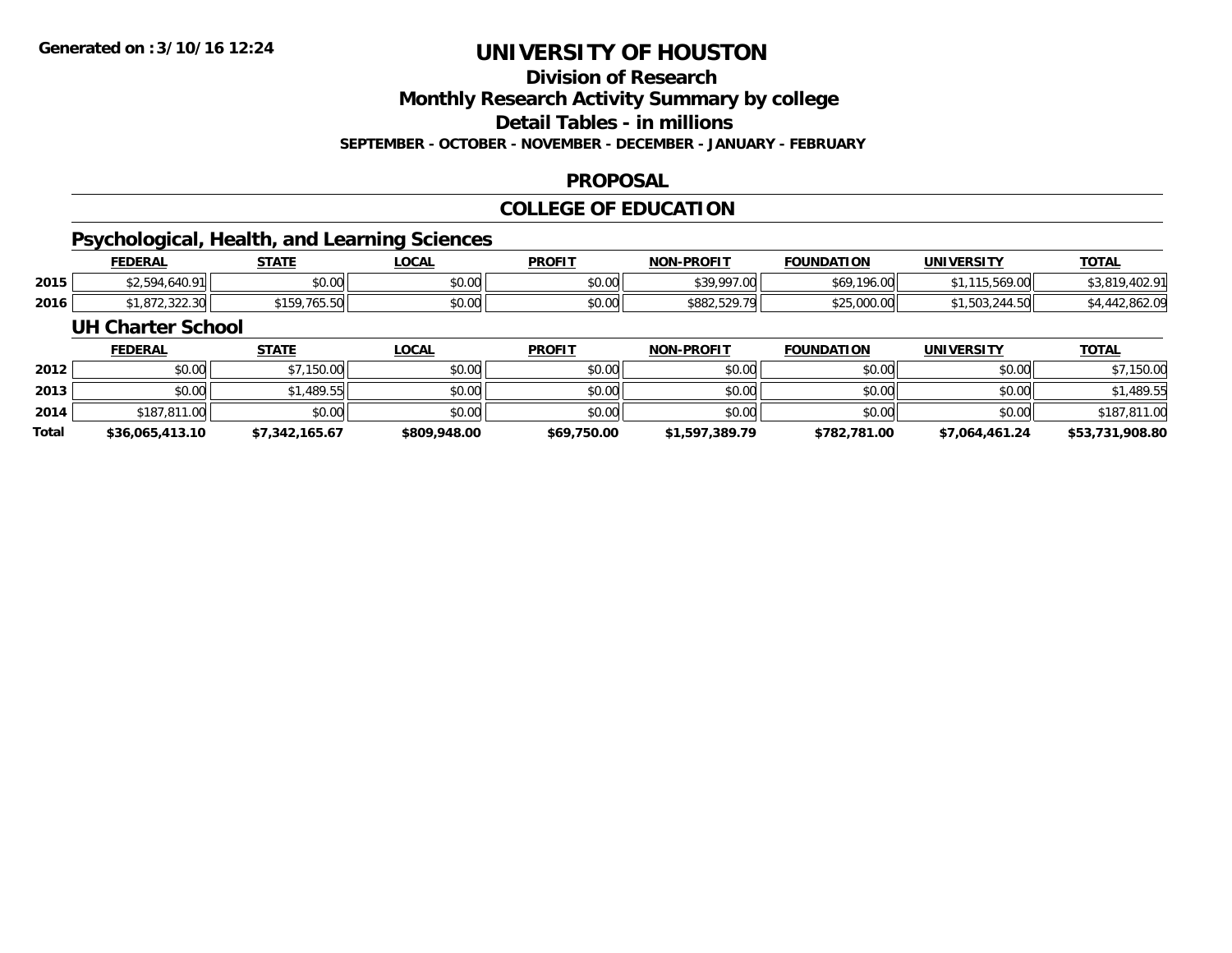# UNIVERSITY OF HOUSTON

## Division of Research

## Monthly Research Activity Summary by college

## Detail Tables - in millions

**SEPTEMBER - OCTOBER - NOVEMBER - DECEMBER - JANUARY - FEBRUARY**

## PROPOSAL

## COLLEGE OF EDUCATION

### Psychological, Health, and Learning Sciences

| | FEDERAL | STATE | LOCAL | PROFIT | NON-PROFIT | FOUNDATION | UNIVERSITY | TOTAL |
|---|---|---|---|---|---|---|---|---|
| 2015 | $2,594,640.91 | $0.00 | $0.00 | $0.00 | $39,997.00 | $69,196.00 | $1,115,569.00 | $3,819,402.91 |
| 2016 | $1,872,322.30 | $159,765.50 | $0.00 | $0.00 | $882,529.79 | $25,000.00 | $1,503,244.50 | $4,442,862.09 |

### UH Charter School

| | FEDERAL | STATE | LOCAL | PROFIT | NON-PROFIT | FOUNDATION | UNIVERSITY | TOTAL |
|---|---|---|---|---|---|---|---|---|
| 2012 | $0.00 | $7,150.00 | $0.00 | $0.00 | $0.00 | $0.00 | $0.00 | $7,150.00 |
| 2013 | $0.00 | $1,489.55 | $0.00 | $0.00 | $0.00 | $0.00 | $0.00 | $1,489.55 |
| 2014 | $187,811.00 | $0.00 | $0.00 | $0.00 | $0.00 | $0.00 | $0.00 | $187,811.00 |
| **Total** | **$36,065,413.10** | **$7,342,165.67** | **$809,948.00** | **$69,750.00** | **$1,597,389.79** | **$782,781.00** | **$7,064,461.24** | **$53,731,908.80** |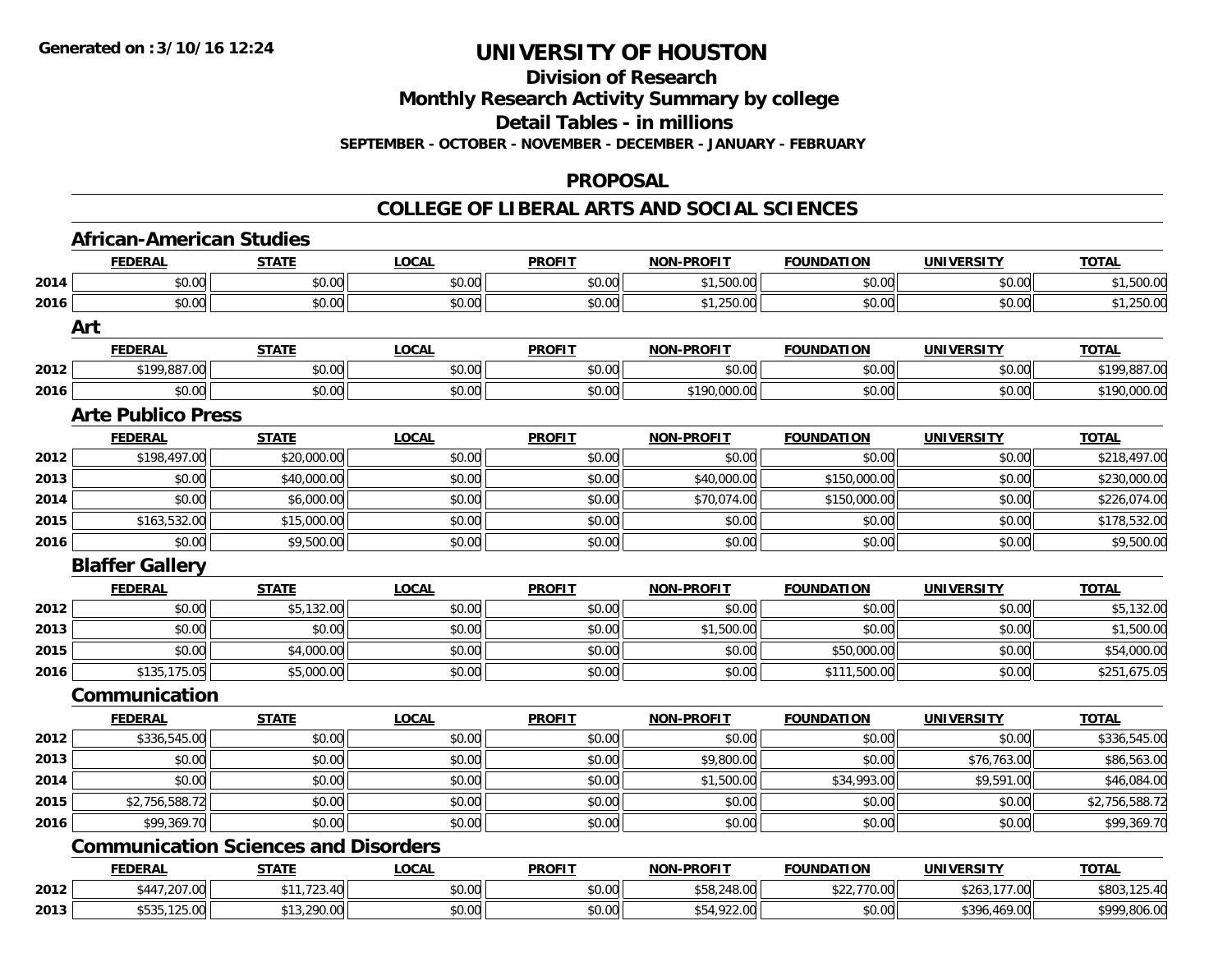Generated on :3/10/16 12:24

# UNIVERSITY OF HOUSTON

## Division of Research

## Monthly Research Activity Summary by college

## Detail Tables - in millions

**SEPTEMBER - OCTOBER - NOVEMBER - DECEMBER - JANUARY - FEBRUARY**

## PROPOSAL

## COLLEGE OF LIBERAL ARTS AND SOCIAL SCIENCES

### African-American Studies

| | FEDERAL | STATE | LOCAL | PROFIT | NON-PROFIT | FOUNDATION | UNIVERSITY | TOTAL |
|---|---|---|---|---|---|---|---|---|
| 2014 | $0.00 | $0.00 | $0.00 | $0.00 | $1,500.00 | $0.00 | $0.00 | $1,500.00 |
| 2016 | $0.00 | $0.00 | $0.00 | $0.00 | $1,250.00 | $0.00 | $0.00 | $1,250.00 |

### Art

| | FEDERAL | STATE | LOCAL | PROFIT | NON-PROFIT | FOUNDATION | UNIVERSITY | TOTAL |
|---|---|---|---|---|---|---|---|---|
| 2012 | $199,887.00 | $0.00 | $0.00 | $0.00 | $0.00 | $0.00 | $0.00 | $199,887.00 |
| 2016 | $0.00 | $0.00 | $0.00 | $0.00 | $190,000.00 | $0.00 | $0.00 | $190,000.00 |

### Arte Publico Press

| | FEDERAL | STATE | LOCAL | PROFIT | NON-PROFIT | FOUNDATION | UNIVERSITY | TOTAL |
|---|---|---|---|---|---|---|---|---|
| 2012 | $198,497.00 | $20,000.00 | $0.00 | $0.00 | $0.00 | $0.00 | $0.00 | $218,497.00 |
| 2013 | $0.00 | $40,000.00 | $0.00 | $0.00 | $40,000.00 | $150,000.00 | $0.00 | $230,000.00 |
| 2014 | $0.00 | $6,000.00 | $0.00 | $0.00 | $70,074.00 | $150,000.00 | $0.00 | $226,074.00 |
| 2015 | $163,532.00 | $15,000.00 | $0.00 | $0.00 | $0.00 | $0.00 | $0.00 | $178,532.00 |
| 2016 | $0.00 | $9,500.00 | $0.00 | $0.00 | $0.00 | $0.00 | $0.00 | $9,500.00 |

### Blaffer Gallery

| | FEDERAL | STATE | LOCAL | PROFIT | NON-PROFIT | FOUNDATION | UNIVERSITY | TOTAL |
|---|---|---|---|---|---|---|---|---|
| 2012 | $0.00 | $5,132.00 | $0.00 | $0.00 | $0.00 | $0.00 | $0.00 | $5,132.00 |
| 2013 | $0.00 | $0.00 | $0.00 | $0.00 | $1,500.00 | $0.00 | $0.00 | $1,500.00 |
| 2015 | $0.00 | $4,000.00 | $0.00 | $0.00 | $0.00 | $50,000.00 | $0.00 | $54,000.00 |
| 2016 | $135,175.05 | $5,000.00 | $0.00 | $0.00 | $0.00 | $111,500.00 | $0.00 | $251,675.05 |

### Communication

| | FEDERAL | STATE | LOCAL | PROFIT | NON-PROFIT | FOUNDATION | UNIVERSITY | TOTAL |
|---|---|---|---|---|---|---|---|---|
| 2012 | $336,545.00 | $0.00 | $0.00 | $0.00 | $0.00 | $0.00 | $0.00 | $336,545.00 |
| 2013 | $0.00 | $0.00 | $0.00 | $0.00 | $9,800.00 | $0.00 | $76,763.00 | $86,563.00 |
| 2014 | $0.00 | $0.00 | $0.00 | $0.00 | $1,500.00 | $34,993.00 | $9,591.00 | $46,084.00 |
| 2015 | $2,756,588.72 | $0.00 | $0.00 | $0.00 | $0.00 | $0.00 | $0.00 | $2,756,588.72 |
| 2016 | $99,369.70 | $0.00 | $0.00 | $0.00 | $0.00 | $0.00 | $0.00 | $99,369.70 |

### Communication Sciences and Disorders

| | FEDERAL | STATE | LOCAL | PROFIT | NON-PROFIT | FOUNDATION | UNIVERSITY | TOTAL |
|---|---|---|---|---|---|---|---|---|
| 2012 | $447,207.00 | $11,723.40 | $0.00 | $0.00 | $58,248.00 | $22,770.00 | $263,177.00 | $803,125.40 |
| 2013 | $535,125.00 | $13,290.00 | $0.00 | $0.00 | $54,922.00 | $0.00 | $396,469.00 | $999,806.00 |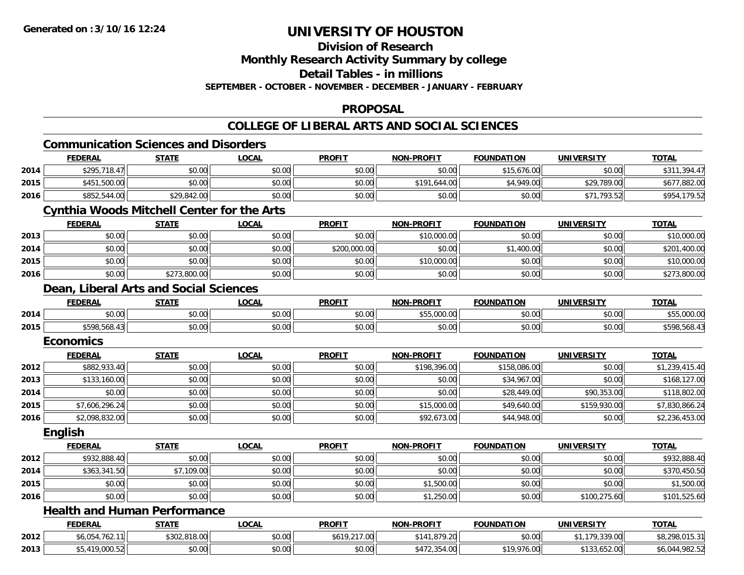# UNIVERSITY OF HOUSTON

## Division of Research
## Monthly Research Activity Summary by college
## Detail Tables - in millions
### SEPTEMBER - OCTOBER - NOVEMBER - DECEMBER - JANUARY - FEBRUARY

## PROPOSAL

## COLLEGE OF LIBERAL ARTS AND SOCIAL SCIENCES

### Communication Sciences and Disorders

| | FEDERAL | STATE | LOCAL | PROFIT | NON-PROFIT | FOUNDATION | UNIVERSITY | TOTAL |
|---|---|---|---|---|---|---|---|---|
| 2014 | $295,718.47 | $0.00 | $0.00 | $0.00 | $0.00 | $15,676.00 | $0.00 | $311,394.47 |
| 2015 | $451,500.00 | $0.00 | $0.00 | $0.00 | $191,644.00 | $4,949.00 | $29,789.00 | $677,882.00 |
| 2016 | $852,544.00 | $29,842.00 | $0.00 | $0.00 | $0.00 | $0.00 | $71,793.52 | $954,179.52 |

### Cynthia Woods Mitchell Center for the Arts

| | FEDERAL | STATE | LOCAL | PROFIT | NON-PROFIT | FOUNDATION | UNIVERSITY | TOTAL |
|---|---|---|---|---|---|---|---|---|
| 2013 | $0.00 | $0.00 | $0.00 | $0.00 | $10,000.00 | $0.00 | $0.00 | $10,000.00 |
| 2014 | $0.00 | $0.00 | $0.00 | $200,000.00 | $0.00 | $1,400.00 | $0.00 | $201,400.00 |
| 2015 | $0.00 | $0.00 | $0.00 | $0.00 | $10,000.00 | $0.00 | $0.00 | $10,000.00 |
| 2016 | $0.00 | $273,800.00 | $0.00 | $0.00 | $0.00 | $0.00 | $0.00 | $273,800.00 |

### Dean, Liberal Arts and Social Sciences

| | FEDERAL | STATE | LOCAL | PROFIT | NON-PROFIT | FOUNDATION | UNIVERSITY | TOTAL |
|---|---|---|---|---|---|---|---|---|
| 2014 | $0.00 | $0.00 | $0.00 | $0.00 | $55,000.00 | $0.00 | $0.00 | $55,000.00 |
| 2015 | $598,568.43 | $0.00 | $0.00 | $0.00 | $0.00 | $0.00 | $0.00 | $598,568.43 |

### Economics

| | FEDERAL | STATE | LOCAL | PROFIT | NON-PROFIT | FOUNDATION | UNIVERSITY | TOTAL |
|---|---|---|---|---|---|---|---|---|
| 2012 | $882,933.40 | $0.00 | $0.00 | $0.00 | $198,396.00 | $158,086.00 | $0.00 | $1,239,415.40 |
| 2013 | $133,160.00 | $0.00 | $0.00 | $0.00 | $0.00 | $34,967.00 | $0.00 | $168,127.00 |
| 2014 | $0.00 | $0.00 | $0.00 | $0.00 | $0.00 | $28,449.00 | $90,353.00 | $118,802.00 |
| 2015 | $7,606,296.24 | $0.00 | $0.00 | $0.00 | $15,000.00 | $49,640.00 | $159,930.00 | $7,830,866.24 |
| 2016 | $2,098,832.00 | $0.00 | $0.00 | $0.00 | $92,673.00 | $44,948.00 | $0.00 | $2,236,453.00 |

### English

| | FEDERAL | STATE | LOCAL | PROFIT | NON-PROFIT | FOUNDATION | UNIVERSITY | TOTAL |
|---|---|---|---|---|---|---|---|---|
| 2012 | $932,888.40 | $0.00 | $0.00 | $0.00 | $0.00 | $0.00 | $0.00 | $932,888.40 |
| 2014 | $363,341.50 | $7,109.00 | $0.00 | $0.00 | $0.00 | $0.00 | $0.00 | $370,450.50 |
| 2015 | $0.00 | $0.00 | $0.00 | $0.00 | $1,500.00 | $0.00 | $0.00 | $1,500.00 |
| 2016 | $0.00 | $0.00 | $0.00 | $0.00 | $1,250.00 | $0.00 | $100,275.60 | $101,525.60 |

### Health and Human Performance

| | FEDERAL | STATE | LOCAL | PROFIT | NON-PROFIT | FOUNDATION | UNIVERSITY | TOTAL |
|---|---|---|---|---|---|---|---|---|
| 2012 | $6,054,762.11 | $302,818.00 | $0.00 | $619,217.00 | $141,879.20 | $0.00 | $1,179,339.00 | $8,298,015.31 |
| 2013 | $5,419,000.52 | $0.00 | $0.00 | $0.00 | $472,354.00 | $19,976.00 | $133,652.00 | $6,044,982.52 |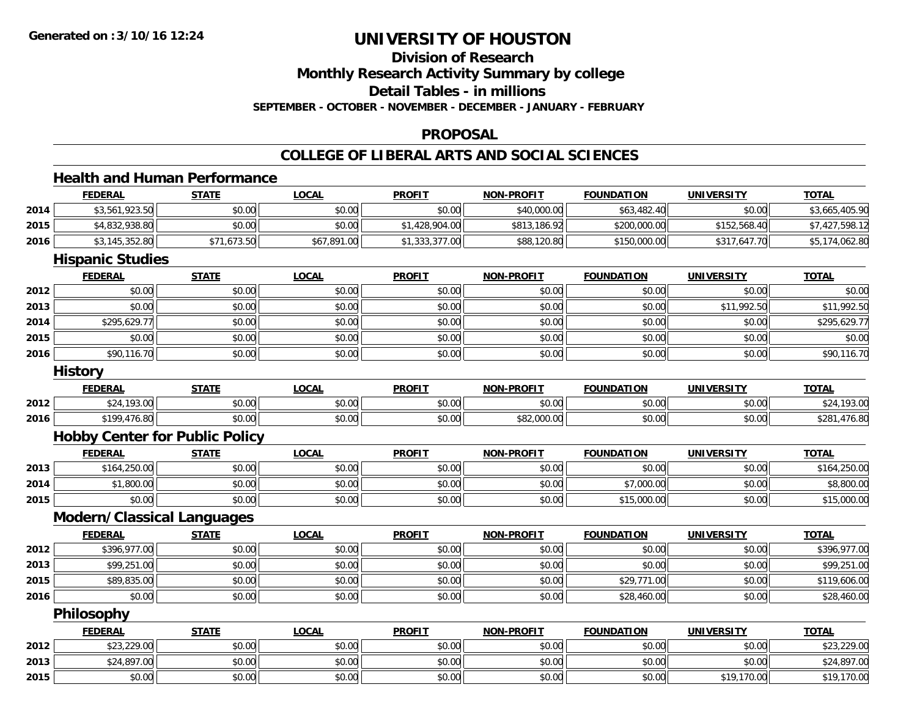**Generated on :3/10/16 12:24**

# UNIVERSITY OF HOUSTON

## Division of Research
## Monthly Research Activity Summary by college
## Detail Tables - in millions
### SEPTEMBER - OCTOBER - NOVEMBER - DECEMBER - JANUARY - FEBRUARY

## PROPOSAL

## COLLEGE OF LIBERAL ARTS AND SOCIAL SCIENCES

### Health and Human Performance

| | FEDERAL | STATE | LOCAL | PROFIT | NON-PROFIT | FOUNDATION | UNIVERSITY | TOTAL |
|---|---|---|---|---|---|---|---|---|
| 2014 | $3,561,923.50 | $0.00 | $0.00 | $0.00 | $40,000.00 | $63,482.40 | $0.00 | $3,665,405.90 |
| 2015 | $4,832,938.80 | $0.00 | $0.00 | $1,428,904.00 | $813,186.92 | $200,000.00 | $152,568.40 | $7,427,598.12 |
| 2016 | $3,145,352.80 | $71,673.50 | $67,891.00 | $1,333,377.00 | $88,120.80 | $150,000.00 | $317,647.70 | $5,174,062.80 |

### Hispanic Studies

| | FEDERAL | STATE | LOCAL | PROFIT | NON-PROFIT | FOUNDATION | UNIVERSITY | TOTAL |
|---|---|---|---|---|---|---|---|---|
| 2012 | $0.00 | $0.00 | $0.00 | $0.00 | $0.00 | $0.00 | $0.00 | $0.00 |
| 2013 | $0.00 | $0.00 | $0.00 | $0.00 | $0.00 | $0.00 | $11,992.50 | $11,992.50 |
| 2014 | $295,629.77 | $0.00 | $0.00 | $0.00 | $0.00 | $0.00 | $0.00 | $295,629.77 |
| 2015 | $0.00 | $0.00 | $0.00 | $0.00 | $0.00 | $0.00 | $0.00 | $0.00 |
| 2016 | $90,116.70 | $0.00 | $0.00 | $0.00 | $0.00 | $0.00 | $0.00 | $90,116.70 |

### History

| | FEDERAL | STATE | LOCAL | PROFIT | NON-PROFIT | FOUNDATION | UNIVERSITY | TOTAL |
|---|---|---|---|---|---|---|---|---|
| 2012 | $24,193.00 | $0.00 | $0.00 | $0.00 | $0.00 | $0.00 | $0.00 | $24,193.00 |
| 2016 | $199,476.80 | $0.00 | $0.00 | $0.00 | $82,000.00 | $0.00 | $0.00 | $281,476.80 |

### Hobby Center for Public Policy

| | FEDERAL | STATE | LOCAL | PROFIT | NON-PROFIT | FOUNDATION | UNIVERSITY | TOTAL |
|---|---|---|---|---|---|---|---|---|
| 2013 | $164,250.00 | $0.00 | $0.00 | $0.00 | $0.00 | $0.00 | $0.00 | $164,250.00 |
| 2014 | $1,800.00 | $0.00 | $0.00 | $0.00 | $0.00 | $7,000.00 | $0.00 | $8,800.00 |
| 2015 | $0.00 | $0.00 | $0.00 | $0.00 | $0.00 | $15,000.00 | $0.00 | $15,000.00 |

### Modern/Classical Languages

| | FEDERAL | STATE | LOCAL | PROFIT | NON-PROFIT | FOUNDATION | UNIVERSITY | TOTAL |
|---|---|---|---|---|---|---|---|---|
| 2012 | $396,977.00 | $0.00 | $0.00 | $0.00 | $0.00 | $0.00 | $0.00 | $396,977.00 |
| 2013 | $99,251.00 | $0.00 | $0.00 | $0.00 | $0.00 | $0.00 | $0.00 | $99,251.00 |
| 2015 | $89,835.00 | $0.00 | $0.00 | $0.00 | $0.00 | $29,771.00 | $0.00 | $119,606.00 |
| 2016 | $0.00 | $0.00 | $0.00 | $0.00 | $0.00 | $28,460.00 | $0.00 | $28,460.00 |

### Philosophy

| | FEDERAL | STATE | LOCAL | PROFIT | NON-PROFIT | FOUNDATION | UNIVERSITY | TOTAL |
|---|---|---|---|---|---|---|---|---|
| 2012 | $23,229.00 | $0.00 | $0.00 | $0.00 | $0.00 | $0.00 | $0.00 | $23,229.00 |
| 2013 | $24,897.00 | $0.00 | $0.00 | $0.00 | $0.00 | $0.00 | $0.00 | $24,897.00 |
| 2015 | $0.00 | $0.00 | $0.00 | $0.00 | $0.00 | $0.00 | $19,170.00 | $19,170.00 |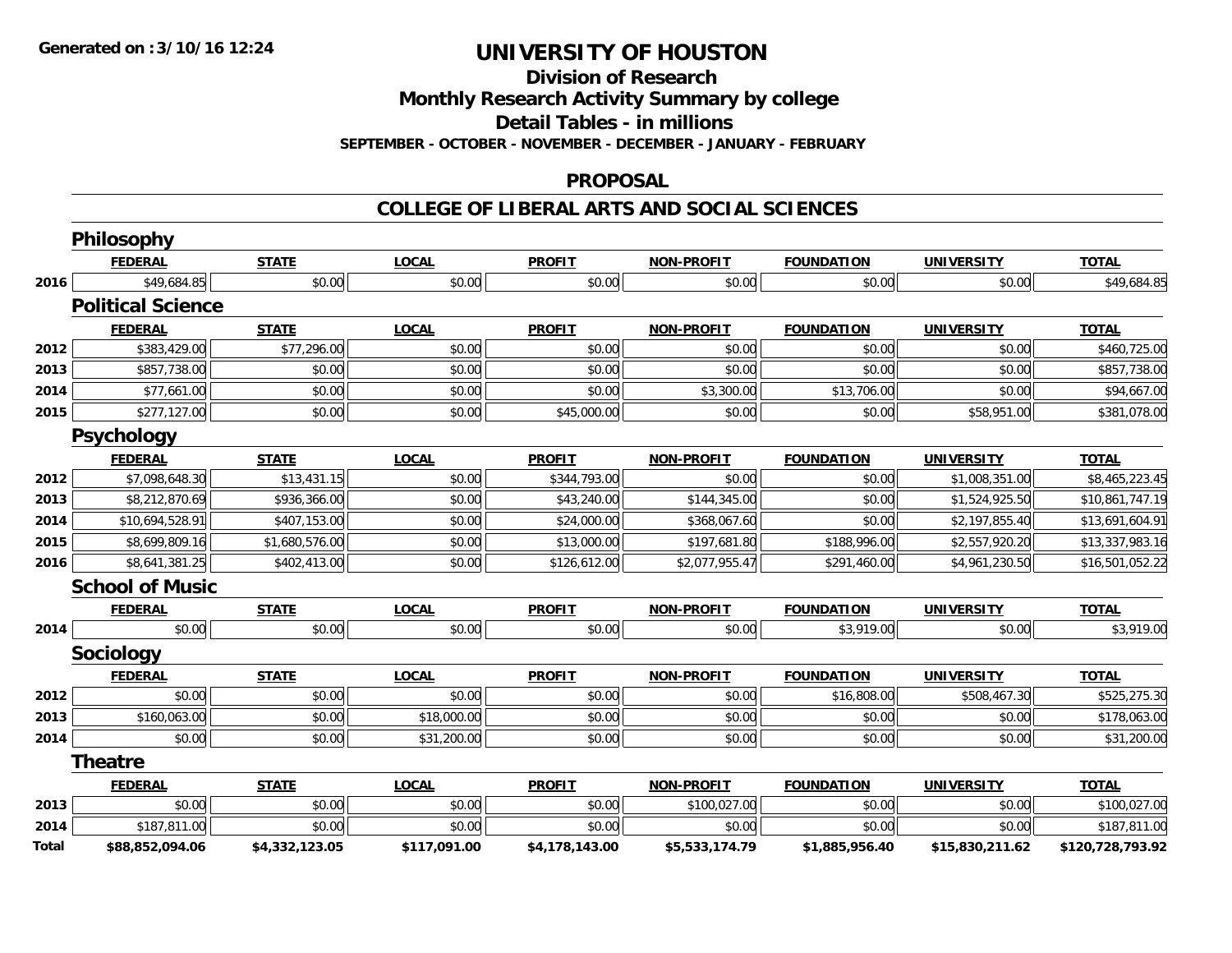# UNIVERSITY OF HOUSTON

## Division of Research

## Monthly Research Activity Summary by college

## Detail Tables - in millions

**SEPTEMBER - OCTOBER - NOVEMBER - DECEMBER - JANUARY - FEBRUARY**

### PROPOSAL

### COLLEGE OF LIBERAL ARTS AND SOCIAL SCIENCES

#### Philosophy

| | FEDERAL | STATE | LOCAL | PROFIT | NON-PROFIT | FOUNDATION | UNIVERSITY | TOTAL |
|---|---|---|---|---|---|---|---|---|
| 2016 | $49,684.85 | $0.00 | $0.00 | $0.00 | $0.00 | $0.00 | $0.00 | $49,684.85 |

#### Political Science

| | FEDERAL | STATE | LOCAL | PROFIT | NON-PROFIT | FOUNDATION | UNIVERSITY | TOTAL |
|---|---|---|---|---|---|---|---|---|
| 2012 | $383,429.00 | $77,296.00 | $0.00 | $0.00 | $0.00 | $0.00 | $0.00 | $460,725.00 |
| 2013 | $857,738.00 | $0.00 | $0.00 | $0.00 | $0.00 | $0.00 | $0.00 | $857,738.00 |
| 2014 | $77,661.00 | $0.00 | $0.00 | $0.00 | $3,300.00 | $13,706.00 | $0.00 | $94,667.00 |
| 2015 | $277,127.00 | $0.00 | $0.00 | $45,000.00 | $0.00 | $0.00 | $58,951.00 | $381,078.00 |

#### Psychology

| | FEDERAL | STATE | LOCAL | PROFIT | NON-PROFIT | FOUNDATION | UNIVERSITY | TOTAL |
|---|---|---|---|---|---|---|---|---|
| 2012 | $7,098,648.30 | $13,431.15 | $0.00 | $344,793.00 | $0.00 | $0.00 | $1,008,351.00 | $8,465,223.45 |
| 2013 | $8,212,870.69 | $936,366.00 | $0.00 | $43,240.00 | $144,345.00 | $0.00 | $1,524,925.50 | $10,861,747.19 |
| 2014 | $10,694,528.91 | $407,153.00 | $0.00 | $24,000.00 | $368,067.60 | $0.00 | $2,197,855.40 | $13,691,604.91 |
| 2015 | $8,699,809.16 | $1,680,576.00 | $0.00 | $13,000.00 | $197,681.80 | $188,996.00 | $2,557,920.20 | $13,337,983.16 |
| 2016 | $8,641,381.25 | $402,413.00 | $0.00 | $126,612.00 | $2,077,955.47 | $291,460.00 | $4,961,230.50 | $16,501,052.22 |

#### School of Music

| | FEDERAL | STATE | LOCAL | PROFIT | NON-PROFIT | FOUNDATION | UNIVERSITY | TOTAL |
|---|---|---|---|---|---|---|---|---|
| 2014 | $0.00 | $0.00 | $0.00 | $0.00 | $0.00 | $3,919.00 | $0.00 | $3,919.00 |

#### Sociology

| | FEDERAL | STATE | LOCAL | PROFIT | NON-PROFIT | FOUNDATION | UNIVERSITY | TOTAL |
|---|---|---|---|---|---|---|---|---|
| 2012 | $0.00 | $0.00 | $0.00 | $0.00 | $0.00 | $16,808.00 | $508,467.30 | $525,275.30 |
| 2013 | $160,063.00 | $0.00 | $18,000.00 | $0.00 | $0.00 | $0.00 | $0.00 | $178,063.00 |
| 2014 | $0.00 | $0.00 | $31,200.00 | $0.00 | $0.00 | $0.00 | $0.00 | $31,200.00 |

#### Theatre

| | FEDERAL | STATE | LOCAL | PROFIT | NON-PROFIT | FOUNDATION | UNIVERSITY | TOTAL |
|---|---|---|---|---|---|---|---|---|
| 2013 | $0.00 | $0.00 | $0.00 | $0.00 | $100,027.00 | $0.00 | $0.00 | $100,027.00 |
| 2014 | $187,811.00 | $0.00 | $0.00 | $0.00 | $0.00 | $0.00 | $0.00 | $187,811.00 |
| **Total** | **$88,852,094.06** | **$4,332,123.05** | **$117,091.00** | **$4,178,143.00** | **$5,533,174.79** | **$1,885,956.40** | **$15,830,211.62** | **$120,728,793.92** |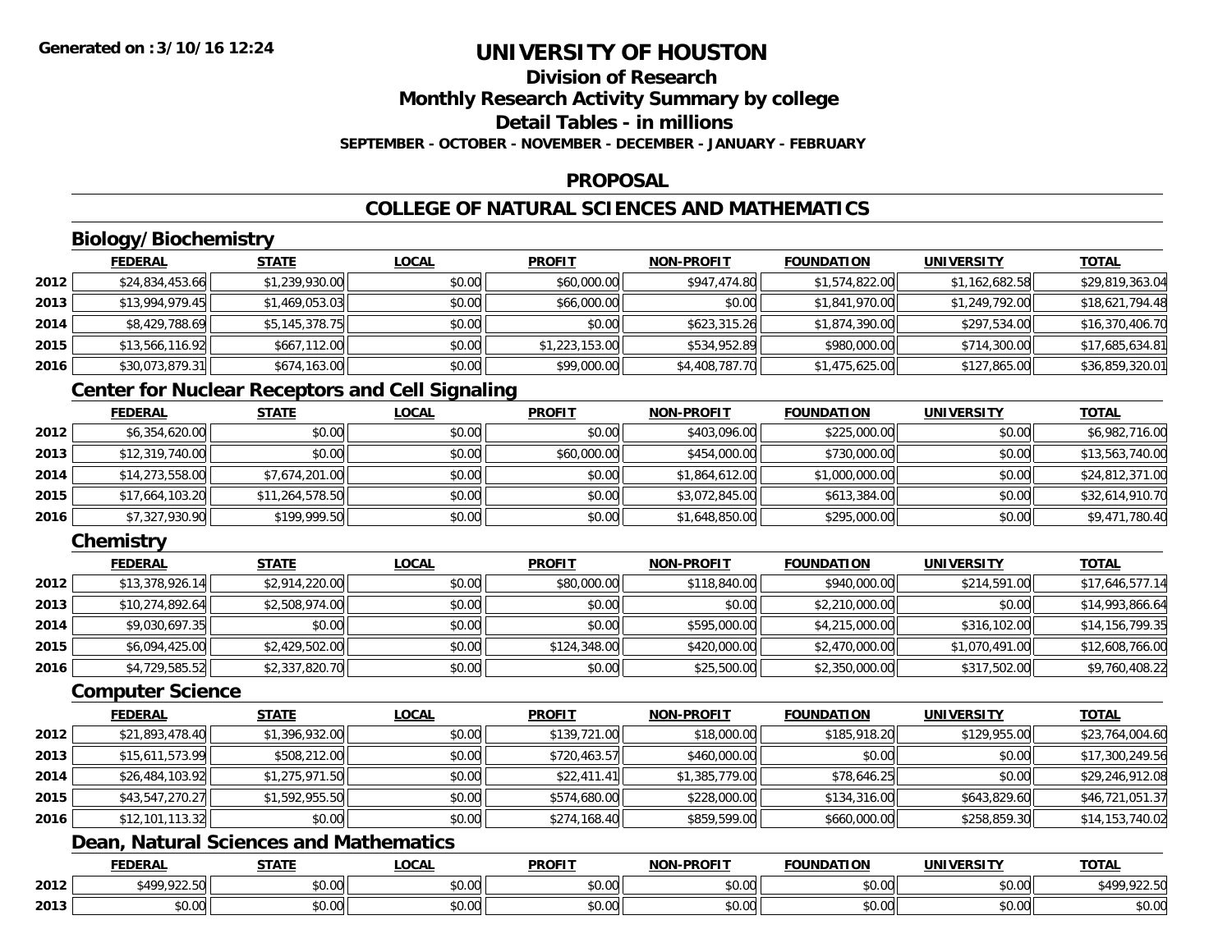# UNIVERSITY OF HOUSTON

## Division of Research

## Monthly Research Activity Summary by college

## Detail Tables - in millions

**SEPTEMBER - OCTOBER - NOVEMBER - DECEMBER - JANUARY - FEBRUARY**

## PROPOSAL

## COLLEGE OF NATURAL SCIENCES AND MATHEMATICS

### Biology/Biochemistry

| | FEDERAL | STATE | LOCAL | PROFIT | NON-PROFIT | FOUNDATION | UNIVERSITY | TOTAL |
|---|---|---|---|---|---|---|---|---|
| 2012 | $24,834,453.66 | $1,239,930.00 | $0.00 | $60,000.00 | $947,474.80 | $1,574,822.00 | $1,162,682.58 | $29,819,363.04 |
| 2013 | $13,994,979.45 | $1,469,053.03 | $0.00 | $66,000.00 | $0.00 | $1,841,970.00 | $1,249,792.00 | $18,621,794.48 |
| 2014 | $8,429,788.69 | $5,145,378.75 | $0.00 | $0.00 | $623,315.26 | $1,874,390.00 | $297,534.00 | $16,370,406.70 |
| 2015 | $13,566,116.92 | $667,112.00 | $0.00 | $1,223,153.00 | $534,952.89 | $980,000.00 | $714,300.00 | $17,685,634.81 |
| 2016 | $30,073,879.31 | $674,163.00 | $0.00 | $99,000.00 | $4,408,787.70 | $1,475,625.00 | $127,865.00 | $36,859,320.01 |

### Center for Nuclear Receptors and Cell Signaling

| | FEDERAL | STATE | LOCAL | PROFIT | NON-PROFIT | FOUNDATION | UNIVERSITY | TOTAL |
|---|---|---|---|---|---|---|---|---|
| 2012 | $6,354,620.00 | $0.00 | $0.00 | $0.00 | $403,096.00 | $225,000.00 | $0.00 | $6,982,716.00 |
| 2013 | $12,319,740.00 | $0.00 | $0.00 | $60,000.00 | $454,000.00 | $730,000.00 | $0.00 | $13,563,740.00 |
| 2014 | $14,273,558.00 | $7,674,201.00 | $0.00 | $0.00 | $1,864,612.00 | $1,000,000.00 | $0.00 | $24,812,371.00 |
| 2015 | $17,664,103.20 | $11,264,578.50 | $0.00 | $0.00 | $3,072,845.00 | $613,384.00 | $0.00 | $32,614,910.70 |
| 2016 | $7,327,930.90 | $199,999.50 | $0.00 | $0.00 | $1,648,850.00 | $295,000.00 | $0.00 | $9,471,780.40 |

### Chemistry

| | FEDERAL | STATE | LOCAL | PROFIT | NON-PROFIT | FOUNDATION | UNIVERSITY | TOTAL |
|---|---|---|---|---|---|---|---|---|
| 2012 | $13,378,926.14 | $2,914,220.00 | $0.00 | $80,000.00 | $118,840.00 | $940,000.00 | $214,591.00 | $17,646,577.14 |
| 2013 | $10,274,892.64 | $2,508,974.00 | $0.00 | $0.00 | $0.00 | $2,210,000.00 | $0.00 | $14,993,866.64 |
| 2014 | $9,030,697.35 | $0.00 | $0.00 | $0.00 | $595,000.00 | $4,215,000.00 | $316,102.00 | $14,156,799.35 |
| 2015 | $6,094,425.00 | $2,429,502.00 | $0.00 | $124,348.00 | $420,000.00 | $2,470,000.00 | $1,070,491.00 | $12,608,766.00 |
| 2016 | $4,729,585.52 | $2,337,820.70 | $0.00 | $0.00 | $25,500.00 | $2,350,000.00 | $317,502.00 | $9,760,408.22 |

### Computer Science

| | FEDERAL | STATE | LOCAL | PROFIT | NON-PROFIT | FOUNDATION | UNIVERSITY | TOTAL |
|---|---|---|---|---|---|---|---|---|
| 2012 | $21,893,478.40 | $1,396,932.00 | $0.00 | $139,721.00 | $18,000.00 | $185,918.20 | $129,955.00 | $23,764,004.60 |
| 2013 | $15,611,573.99 | $508,212.00 | $0.00 | $720,463.57 | $460,000.00 | $0.00 | $0.00 | $17,300,249.56 |
| 2014 | $26,484,103.92 | $1,275,971.50 | $0.00 | $22,411.41 | $1,385,779.00 | $78,646.25 | $0.00 | $29,246,912.08 |
| 2015 | $43,547,270.27 | $1,592,955.50 | $0.00 | $574,680.00 | $228,000.00 | $134,316.00 | $643,829.60 | $46,721,051.37 |
| 2016 | $12,101,113.32 | $0.00 | $0.00 | $274,168.40 | $859,599.00 | $660,000.00 | $258,859.30 | $14,153,740.02 |

### Dean, Natural Sciences and Mathematics

| | FEDERAL | STATE | LOCAL | PROFIT | NON-PROFIT | FOUNDATION | UNIVERSITY | TOTAL |
|---|---|---|---|---|---|---|---|---|
| 2012 | $499,922.50 | $0.00 | $0.00 | $0.00 | $0.00 | $0.00 | $0.00 | $499,922.50 |
| 2013 | $0.00 | $0.00 | $0.00 | $0.00 | $0.00 | $0.00 | $0.00 | $0.00 |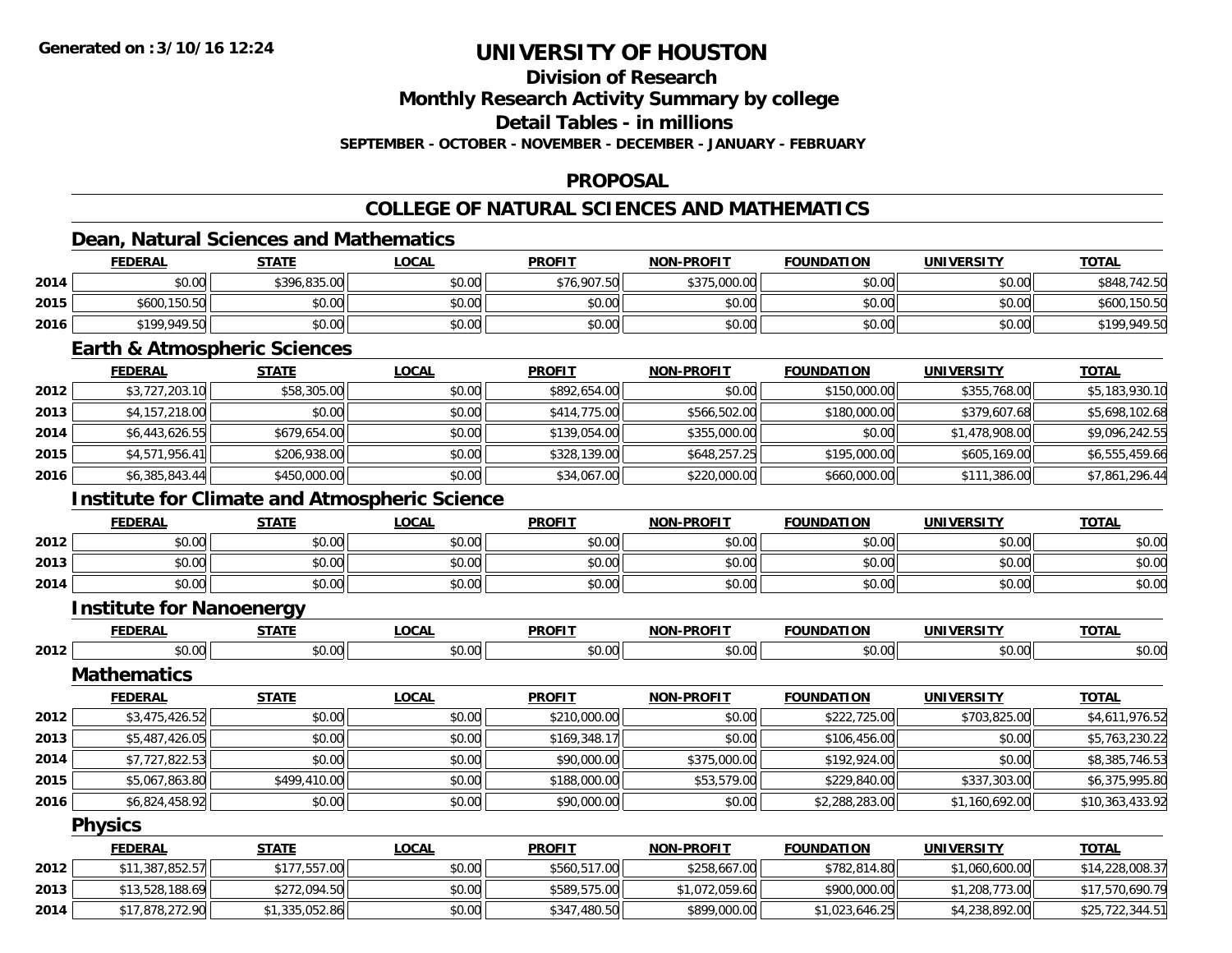# UNIVERSITY OF HOUSTON

## Division of Research

## Monthly Research Activity Summary by college

## Detail Tables - in millions

**SEPTEMBER - OCTOBER - NOVEMBER - DECEMBER - JANUARY - FEBRUARY**

## PROPOSAL

## COLLEGE OF NATURAL SCIENCES AND MATHEMATICS

### Dean, Natural Sciences and Mathematics

| | FEDERAL | STATE | LOCAL | PROFIT | NON-PROFIT | FOUNDATION | UNIVERSITY | TOTAL |
|---|---|---|---|---|---|---|---|---|
| 2014 | $0.00 | $396,835.00 | $0.00 | $76,907.50 | $375,000.00 | $0.00 | $0.00 | $848,742.50 |
| 2015 | $600,150.50 | $0.00 | $0.00 | $0.00 | $0.00 | $0.00 | $0.00 | $600,150.50 |
| 2016 | $199,949.50 | $0.00 | $0.00 | $0.00 | $0.00 | $0.00 | $0.00 | $199,949.50 |

### Earth & Atmospheric Sciences

| | FEDERAL | STATE | LOCAL | PROFIT | NON-PROFIT | FOUNDATION | UNIVERSITY | TOTAL |
|---|---|---|---|---|---|---|---|---|
| 2012 | $3,727,203.10 | $58,305.00 | $0.00 | $892,654.00 | $0.00 | $150,000.00 | $355,768.00 | $5,183,930.10 |
| 2013 | $4,157,218.00 | $0.00 | $0.00 | $414,775.00 | $566,502.00 | $180,000.00 | $379,607.68 | $5,698,102.68 |
| 2014 | $6,443,626.55 | $679,654.00 | $0.00 | $139,054.00 | $355,000.00 | $0.00 | $1,478,908.00 | $9,096,242.55 |
| 2015 | $4,571,956.41 | $206,938.00 | $0.00 | $328,139.00 | $648,257.25 | $195,000.00 | $605,169.00 | $6,555,459.66 |
| 2016 | $6,385,843.44 | $450,000.00 | $0.00 | $34,067.00 | $220,000.00 | $660,000.00 | $111,386.00 | $7,861,296.44 |

### Institute for Climate and Atmospheric Science

| | FEDERAL | STATE | LOCAL | PROFIT | NON-PROFIT | FOUNDATION | UNIVERSITY | TOTAL |
|---|---|---|---|---|---|---|---|---|
| 2012 | $0.00 | $0.00 | $0.00 | $0.00 | $0.00 | $0.00 | $0.00 | $0.00 |
| 2013 | $0.00 | $0.00 | $0.00 | $0.00 | $0.00 | $0.00 | $0.00 | $0.00 |
| 2014 | $0.00 | $0.00 | $0.00 | $0.00 | $0.00 | $0.00 | $0.00 | $0.00 |

### Institute for Nanoenergy

| | FEDERAL | STATE | LOCAL | PROFIT | NON-PROFIT | FOUNDATION | UNIVERSITY | TOTAL |
|---|---|---|---|---|---|---|---|---|
| 2012 | $0.00 | $0.00 | $0.00 | $0.00 | $0.00 | $0.00 | $0.00 | $0.00 |

### Mathematics

| | FEDERAL | STATE | LOCAL | PROFIT | NON-PROFIT | FOUNDATION | UNIVERSITY | TOTAL |
|---|---|---|---|---|---|---|---|---|
| 2012 | $3,475,426.52 | $0.00 | $0.00 | $210,000.00 | $0.00 | $222,725.00 | $703,825.00 | $4,611,976.52 |
| 2013 | $5,487,426.05 | $0.00 | $0.00 | $169,348.17 | $0.00 | $106,456.00 | $0.00 | $5,763,230.22 |
| 2014 | $7,727,822.53 | $0.00 | $0.00 | $90,000.00 | $375,000.00 | $192,924.00 | $0.00 | $8,385,746.53 |
| 2015 | $5,067,863.80 | $499,410.00 | $0.00 | $188,000.00 | $53,579.00 | $229,840.00 | $337,303.00 | $6,375,995.80 |
| 2016 | $6,824,458.92 | $0.00 | $0.00 | $90,000.00 | $0.00 | $2,288,283.00 | $1,160,692.00 | $10,363,433.92 |

### Physics

| | FEDERAL | STATE | LOCAL | PROFIT | NON-PROFIT | FOUNDATION | UNIVERSITY | TOTAL |
|---|---|---|---|---|---|---|---|---|
| 2012 | $11,387,852.57 | $177,557.00 | $0.00 | $560,517.00 | $258,667.00 | $782,814.80 | $1,060,600.00 | $14,228,008.37 |
| 2013 | $13,528,188.69 | $272,094.50 | $0.00 | $589,575.00 | $1,072,059.60 | $900,000.00 | $1,208,773.00 | $17,570,690.79 |
| 2014 | $17,878,272.90 | $1,335,052.86 | $0.00 | $347,480.50 | $899,000.00 | $1,023,646.25 | $4,238,892.00 | $25,722,344.51 |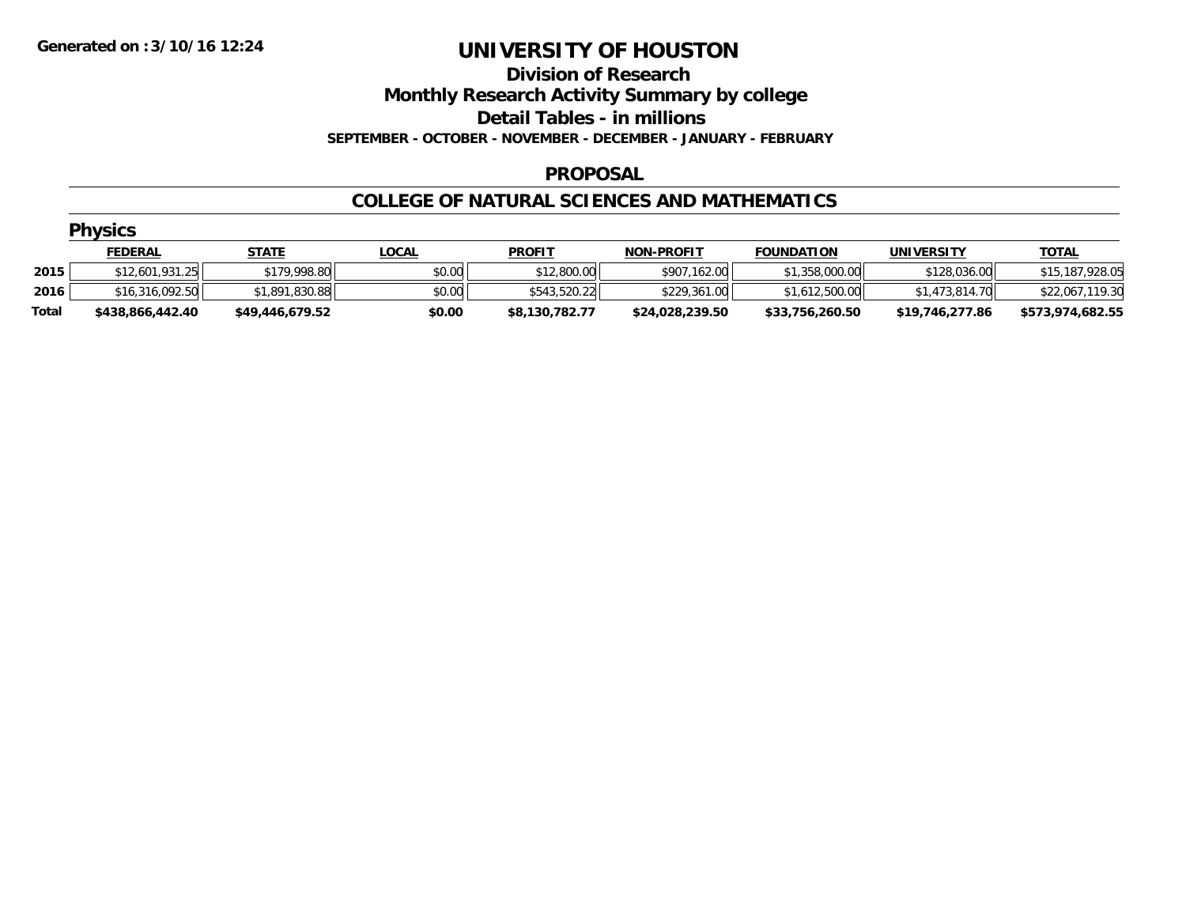**Generated on :3/10/16 12:24**

# UNIVERSITY OF HOUSTON

## Division of Research

## Monthly Research Activity Summary by college

## Detail Tables - in millions

**SEPTEMBER - OCTOBER - NOVEMBER - DECEMBER - JANUARY - FEBRUARY**

### PROPOSAL

### COLLEGE OF NATURAL SCIENCES AND MATHEMATICS

#### Physics

| | FEDERAL | STATE | LOCAL | PROFIT | NON-PROFIT | FOUNDATION | UNIVERSITY | TOTAL |
|---|---|---|---|---|---|---|---|---|
| 2015 | $12,601,931.25 | $179,998.80 | $0.00 | $12,800.00 | $907,162.00 | $1,358,000.00 | $128,036.00 | $15,187,928.05 |
| 2016 | $16,316,092.50 | $1,891,830.88 | $0.00 | $543,520.22 | $229,361.00 | $1,612,500.00 | $1,473,814.70 | $22,067,119.30 |
| **Total** | **$438,866,442.40** | **$49,446,679.52** | **$0.00** | **$8,130,782.77** | **$24,028,239.50** | **$33,756,260.50** | **$19,746,277.86** | **$573,974,682.55** |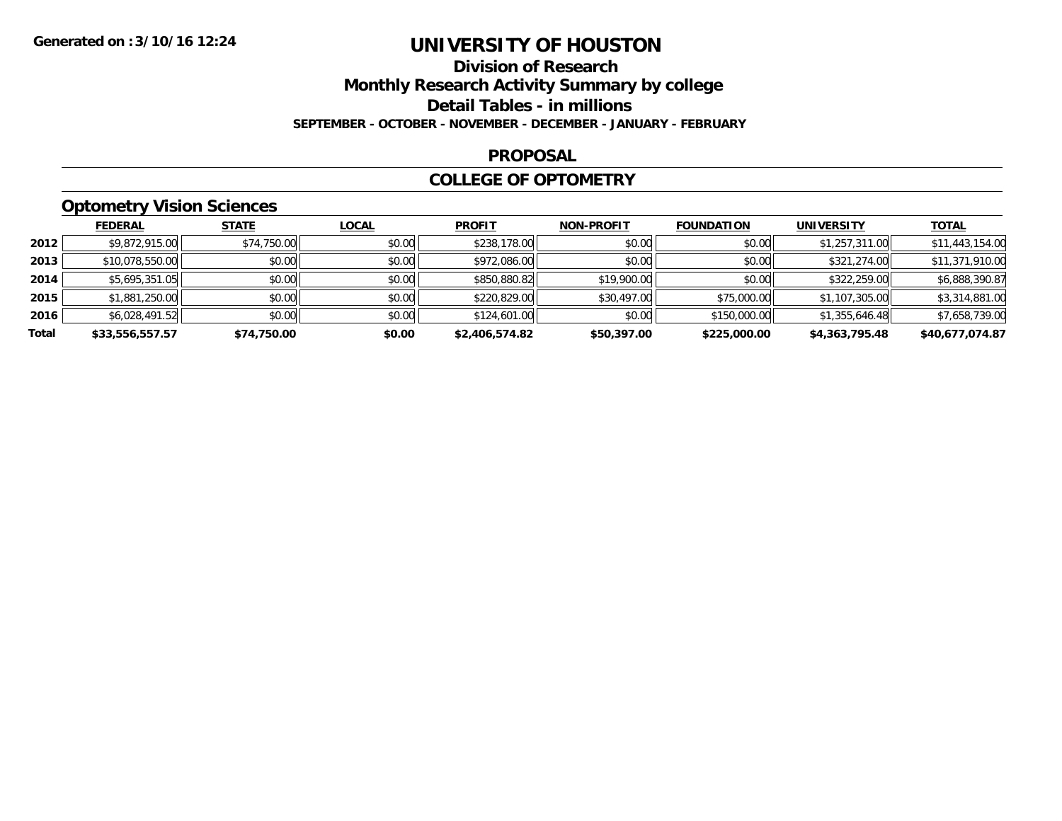# UNIVERSITY OF HOUSTON

## Division of Research

## Monthly Research Activity Summary by college

## Detail Tables - in millions

**SEPTEMBER - OCTOBER - NOVEMBER - DECEMBER - JANUARY - FEBRUARY**

**Generated on :3/10/16 12:24**

## PROPOSAL

## COLLEGE OF OPTOMETRY

### Optometry Vision Sciences

| | FEDERAL | STATE | LOCAL | PROFIT | NON-PROFIT | FOUNDATION | UNIVERSITY | TOTAL |
|---|---|---|---|---|---|---|---|---|
| 2012 | $9,872,915.00 | $74,750.00 | $0.00 | $238,178.00 | $0.00 | $0.00 | $1,257,311.00 | $11,443,154.00 |
| 2013 | $10,078,550.00 | $0.00 | $0.00 | $972,086.00 | $0.00 | $0.00 | $321,274.00 | $11,371,910.00 |
| 2014 | $5,695,351.05 | $0.00 | $0.00 | $850,880.82 | $19,900.00 | $0.00 | $322,259.00 | $6,888,390.87 |
| 2015 | $1,881,250.00 | $0.00 | $0.00 | $220,829.00 | $30,497.00 | $75,000.00 | $1,107,305.00 | $3,314,881.00 |
| 2016 | $6,028,491.52 | $0.00 | $0.00 | $124,601.00 | $0.00 | $150,000.00 | $1,355,646.48 | $7,658,739.00 |
| **Total** | **$33,556,557.57** | **$74,750.00** | **$0.00** | **$2,406,574.82** | **$50,397.00** | **$225,000.00** | **$4,363,795.48** | **$40,677,074.87** |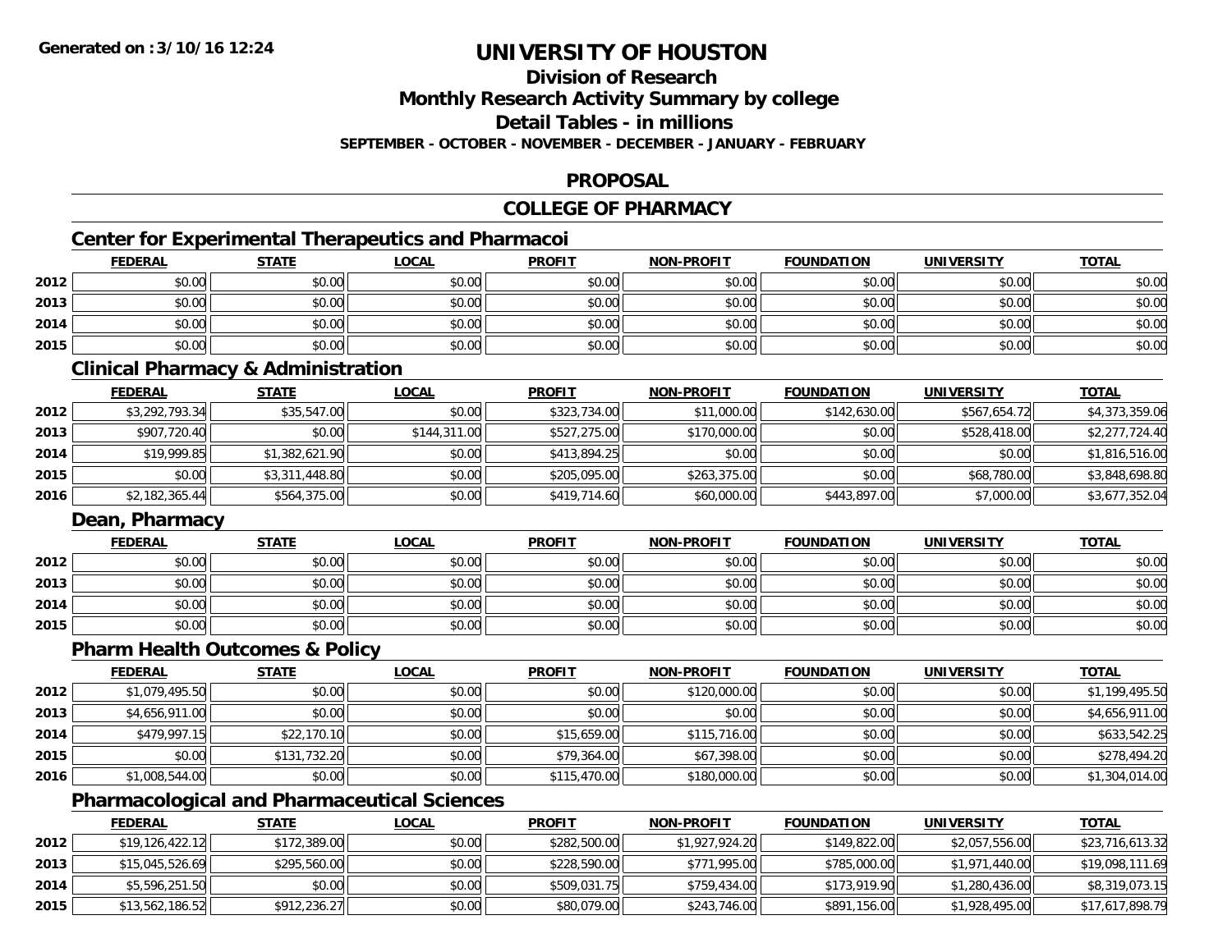Generated on :3/10/16 12:24

# UNIVERSITY OF HOUSTON

## Division of Research

## Monthly Research Activity Summary by college

## Detail Tables - in millions

**SEPTEMBER - OCTOBER - NOVEMBER - DECEMBER - JANUARY - FEBRUARY**

## PROPOSAL

## COLLEGE OF PHARMACY

### Center for Experimental Therapeutics and Pharmacoi

| | FEDERAL | STATE | LOCAL | PROFIT | NON-PROFIT | FOUNDATION | UNIVERSITY | TOTAL |
|---|---|---|---|---|---|---|---|---|
| 2012 | $0.00 | $0.00 | $0.00 | $0.00 | $0.00 | $0.00 | $0.00 | $0.00 |
| 2013 | $0.00 | $0.00 | $0.00 | $0.00 | $0.00 | $0.00 | $0.00 | $0.00 |
| 2014 | $0.00 | $0.00 | $0.00 | $0.00 | $0.00 | $0.00 | $0.00 | $0.00 |
| 2015 | $0.00 | $0.00 | $0.00 | $0.00 | $0.00 | $0.00 | $0.00 | $0.00 |

### Clinical Pharmacy & Administration

| | FEDERAL | STATE | LOCAL | PROFIT | NON-PROFIT | FOUNDATION | UNIVERSITY | TOTAL |
|---|---|---|---|---|---|---|---|---|
| 2012 | $3,292,793.34 | $35,547.00 | $0.00 | $323,734.00 | $11,000.00 | $142,630.00 | $567,654.72 | $4,373,359.06 |
| 2013 | $907,720.40 | $0.00 | $144,311.00 | $527,275.00 | $170,000.00 | $0.00 | $528,418.00 | $2,277,724.40 |
| 2014 | $19,999.85 | $1,382,621.90 | $0.00 | $413,894.25 | $0.00 | $0.00 | $0.00 | $1,816,516.00 |
| 2015 | $0.00 | $3,311,448.80 | $0.00 | $205,095.00 | $263,375.00 | $0.00 | $68,780.00 | $3,848,698.80 |
| 2016 | $2,182,365.44 | $564,375.00 | $0.00 | $419,714.60 | $60,000.00 | $443,897.00 | $7,000.00 | $3,677,352.04 |

### Dean, Pharmacy

| | FEDERAL | STATE | LOCAL | PROFIT | NON-PROFIT | FOUNDATION | UNIVERSITY | TOTAL |
|---|---|---|---|---|---|---|---|---|
| 2012 | $0.00 | $0.00 | $0.00 | $0.00 | $0.00 | $0.00 | $0.00 | $0.00 |
| 2013 | $0.00 | $0.00 | $0.00 | $0.00 | $0.00 | $0.00 | $0.00 | $0.00 |
| 2014 | $0.00 | $0.00 | $0.00 | $0.00 | $0.00 | $0.00 | $0.00 | $0.00 |
| 2015 | $0.00 | $0.00 | $0.00 | $0.00 | $0.00 | $0.00 | $0.00 | $0.00 |

### Pharm Health Outcomes & Policy

| | FEDERAL | STATE | LOCAL | PROFIT | NON-PROFIT | FOUNDATION | UNIVERSITY | TOTAL |
|---|---|---|---|---|---|---|---|---|
| 2012 | $1,079,495.50 | $0.00 | $0.00 | $0.00 | $120,000.00 | $0.00 | $0.00 | $1,199,495.50 |
| 2013 | $4,656,911.00 | $0.00 | $0.00 | $0.00 | $0.00 | $0.00 | $0.00 | $4,656,911.00 |
| 2014 | $479,997.15 | $22,170.10 | $0.00 | $15,659.00 | $115,716.00 | $0.00 | $0.00 | $633,542.25 |
| 2015 | $0.00 | $131,732.20 | $0.00 | $79,364.00 | $67,398.00 | $0.00 | $0.00 | $278,494.20 |
| 2016 | $1,008,544.00 | $0.00 | $0.00 | $115,470.00 | $180,000.00 | $0.00 | $0.00 | $1,304,014.00 |

### Pharmacological and Pharmaceutical Sciences

| | FEDERAL | STATE | LOCAL | PROFIT | NON-PROFIT | FOUNDATION | UNIVERSITY | TOTAL |
|---|---|---|---|---|---|---|---|---|
| 2012 | $19,126,422.12 | $172,389.00 | $0.00 | $282,500.00 | $1,927,924.20 | $149,822.00 | $2,057,556.00 | $23,716,613.32 |
| 2013 | $15,045,526.69 | $295,560.00 | $0.00 | $228,590.00 | $771,995.00 | $785,000.00 | $1,971,440.00 | $19,098,111.69 |
| 2014 | $5,596,251.50 | $0.00 | $0.00 | $509,031.75 | $759,434.00 | $173,919.90 | $1,280,436.00 | $8,319,073.15 |
| 2015 | $13,562,186.52 | $912,236.27 | $0.00 | $80,079.00 | $243,746.00 | $891,156.00 | $1,928,495.00 | $17,617,898.79 |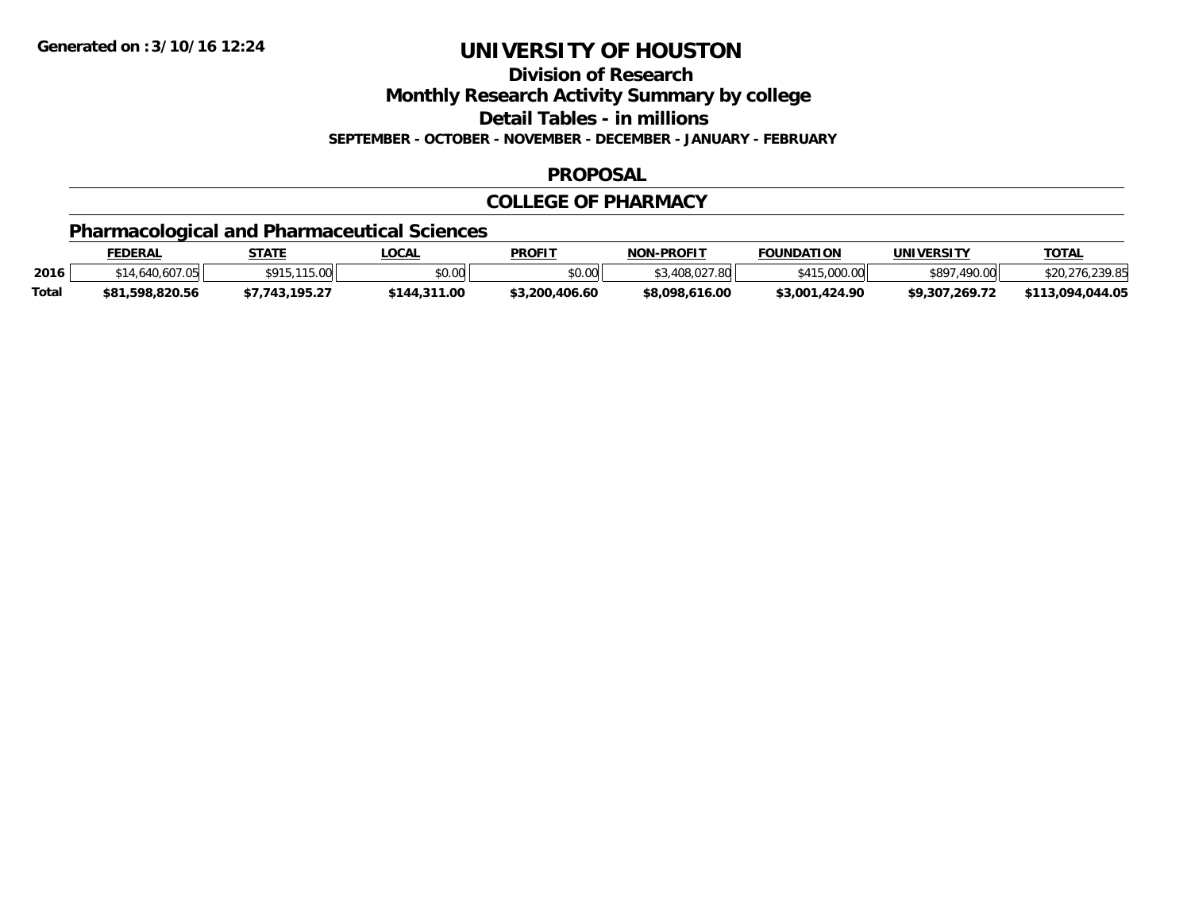Generated on :3/10/16 12:24

# UNIVERSITY OF HOUSTON

## Division of Research

## Monthly Research Activity Summary by college

## Detail Tables - in millions

**SEPTEMBER - OCTOBER - NOVEMBER - DECEMBER - JANUARY - FEBRUARY**

## PROPOSAL

## COLLEGE OF PHARMACY

### Pharmacological and Pharmaceutical Sciences

| | FEDERAL | STATE | LOCAL | PROFIT | NON-PROFIT | FOUNDATION | UNIVERSITY | TOTAL |
|---|---|---|---|---|---|---|---|---|
| 2016 | $14,640,607.05 | $915,115.00 | $0.00 | $0.00 | $3,408,027.80 | $415,000.00 | $897,490.00 | $20,276,239.85 |
| **Total** | **$81,598,820.56** | **$7,743,195.27** | **$144,311.00** | **$3,200,406.60** | **$8,098,616.00** | **$3,001,424.90** | **$9,307,269.72** | **$113,094,044.05** |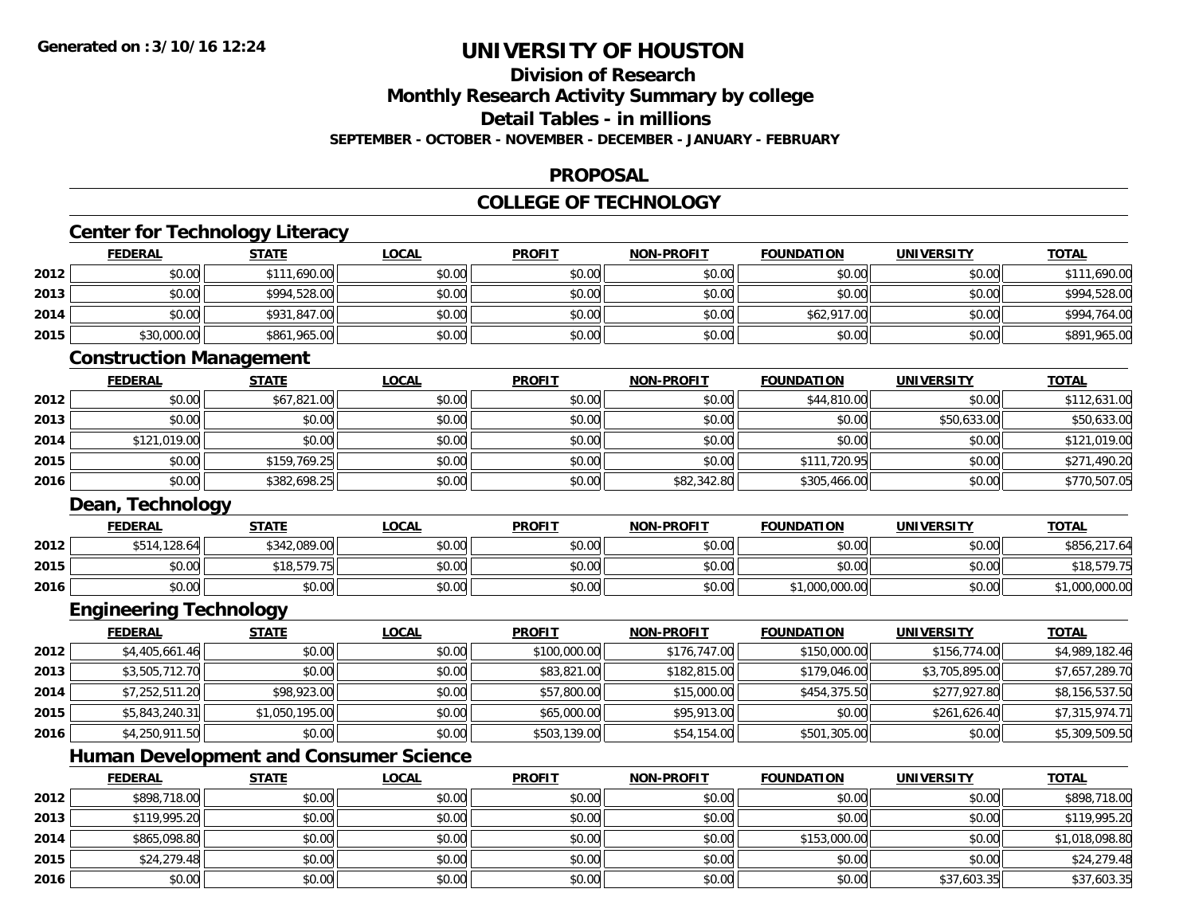# UNIVERSITY OF HOUSTON

## Division of Research

## Monthly Research Activity Summary by college

## Detail Tables - in millions

**SEPTEMBER - OCTOBER - NOVEMBER - DECEMBER - JANUARY - FEBRUARY**

## PROPOSAL

## COLLEGE OF TECHNOLOGY

### Center for Technology Literacy

| | FEDERAL | STATE | LOCAL | PROFIT | NON-PROFIT | FOUNDATION | UNIVERSITY | TOTAL |
|---|---|---|---|---|---|---|---|---|
| 2012 | $0.00 | $111,690.00 | $0.00 | $0.00 | $0.00 | $0.00 | $0.00 | $111,690.00 |
| 2013 | $0.00 | $994,528.00 | $0.00 | $0.00 | $0.00 | $0.00 | $0.00 | $994,528.00 |
| 2014 | $0.00 | $931,847.00 | $0.00 | $0.00 | $0.00 | $62,917.00 | $0.00 | $994,764.00 |
| 2015 | $30,000.00 | $861,965.00 | $0.00 | $0.00 | $0.00 | $0.00 | $0.00 | $891,965.00 |

### Construction Management

| | FEDERAL | STATE | LOCAL | PROFIT | NON-PROFIT | FOUNDATION | UNIVERSITY | TOTAL |
|---|---|---|---|---|---|---|---|---|
| 2012 | $0.00 | $67,821.00 | $0.00 | $0.00 | $0.00 | $44,810.00 | $0.00 | $112,631.00 |
| 2013 | $0.00 | $0.00 | $0.00 | $0.00 | $0.00 | $0.00 | $50,633.00 | $50,633.00 |
| 2014 | $121,019.00 | $0.00 | $0.00 | $0.00 | $0.00 | $0.00 | $0.00 | $121,019.00 |
| 2015 | $0.00 | $159,769.25 | $0.00 | $0.00 | $0.00 | $111,720.95 | $0.00 | $271,490.20 |
| 2016 | $0.00 | $382,698.25 | $0.00 | $0.00 | $82,342.80 | $305,466.00 | $0.00 | $770,507.05 |

### Dean, Technology

| | FEDERAL | STATE | LOCAL | PROFIT | NON-PROFIT | FOUNDATION | UNIVERSITY | TOTAL |
|---|---|---|---|---|---|---|---|---|
| 2012 | $514,128.64 | $342,089.00 | $0.00 | $0.00 | $0.00 | $0.00 | $0.00 | $856,217.64 |
| 2015 | $0.00 | $18,579.75 | $0.00 | $0.00 | $0.00 | $0.00 | $0.00 | $18,579.75 |
| 2016 | $0.00 | $0.00 | $0.00 | $0.00 | $0.00 | $1,000,000.00 | $0.00 | $1,000,000.00 |

### Engineering Technology

| | FEDERAL | STATE | LOCAL | PROFIT | NON-PROFIT | FOUNDATION | UNIVERSITY | TOTAL |
|---|---|---|---|---|---|---|---|---|
| 2012 | $4,405,661.46 | $0.00 | $0.00 | $100,000.00 | $176,747.00 | $150,000.00 | $156,774.00 | $4,989,182.46 |
| 2013 | $3,505,712.70 | $0.00 | $0.00 | $83,821.00 | $182,815.00 | $179,046.00 | $3,705,895.00 | $7,657,289.70 |
| 2014 | $7,252,511.20 | $98,923.00 | $0.00 | $57,800.00 | $15,000.00 | $454,375.50 | $277,927.80 | $8,156,537.50 |
| 2015 | $5,843,240.31 | $1,050,195.00 | $0.00 | $65,000.00 | $95,913.00 | $0.00 | $261,626.40 | $7,315,974.71 |
| 2016 | $4,250,911.50 | $0.00 | $0.00 | $503,139.00 | $54,154.00 | $501,305.00 | $0.00 | $5,309,509.50 |

### Human Development and Consumer Science

| | FEDERAL | STATE | LOCAL | PROFIT | NON-PROFIT | FOUNDATION | UNIVERSITY | TOTAL |
|---|---|---|---|---|---|---|---|---|
| 2012 | $898,718.00 | $0.00 | $0.00 | $0.00 | $0.00 | $0.00 | $0.00 | $898,718.00 |
| 2013 | $119,995.20 | $0.00 | $0.00 | $0.00 | $0.00 | $0.00 | $0.00 | $119,995.20 |
| 2014 | $865,098.80 | $0.00 | $0.00 | $0.00 | $0.00 | $153,000.00 | $0.00 | $1,018,098.80 |
| 2015 | $24,279.48 | $0.00 | $0.00 | $0.00 | $0.00 | $0.00 | $0.00 | $24,279.48 |
| 2016 | $0.00 | $0.00 | $0.00 | $0.00 | $0.00 | $0.00 | $37,603.35 | $37,603.35 |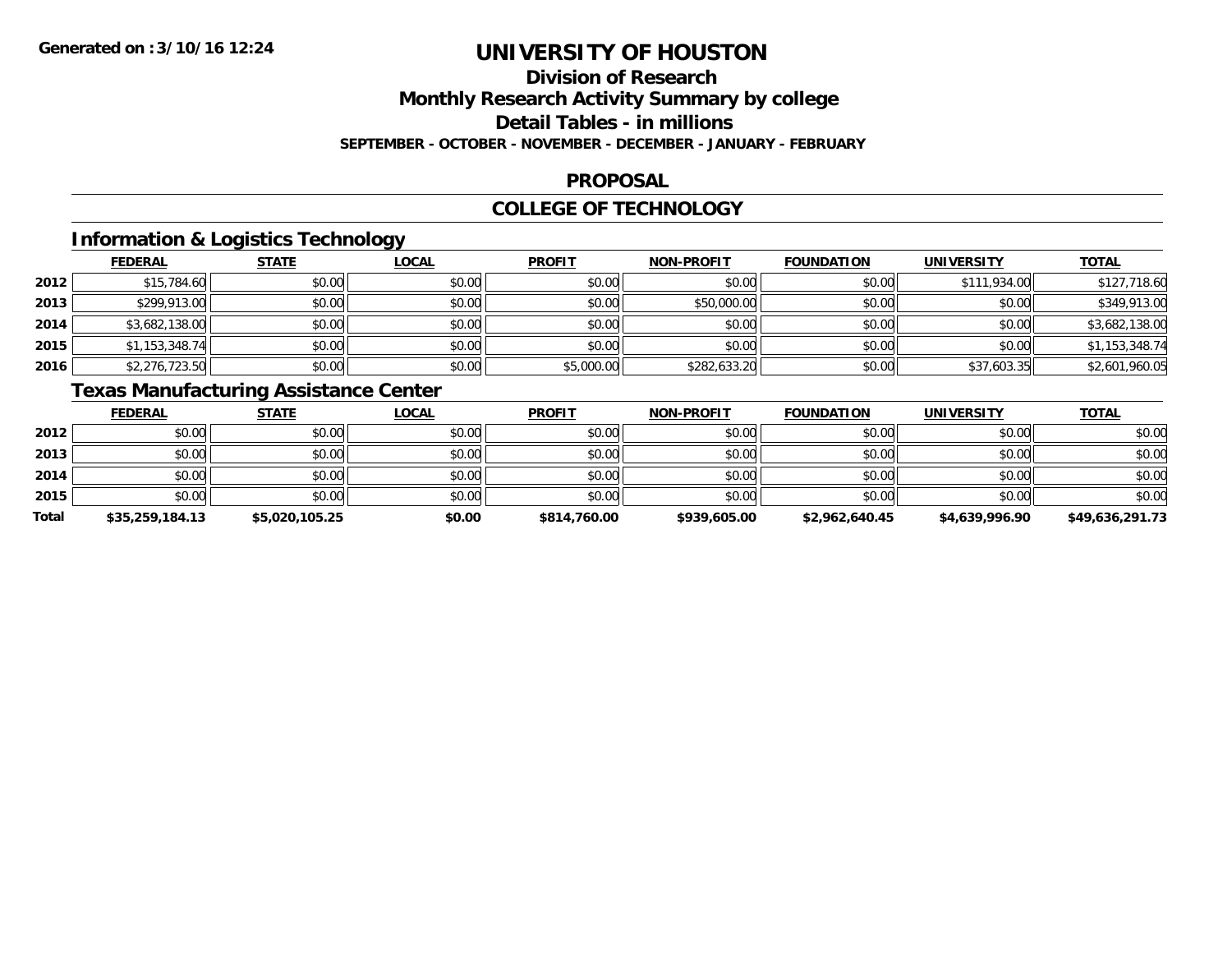**Generated on :3/10/16 12:24**

# UNIVERSITY OF HOUSTON

## Division of Research

## Monthly Research Activity Summary by college

## Detail Tables - in millions

**SEPTEMBER - OCTOBER - NOVEMBER - DECEMBER - JANUARY - FEBRUARY**

## PROPOSAL

## COLLEGE OF TECHNOLOGY

### Information & Logistics Technology

| | FEDERAL | STATE | LOCAL | PROFIT | NON-PROFIT | FOUNDATION | UNIVERSITY | TOTAL |
|---|---|---|---|---|---|---|---|---|
| 2012 | $15,784.60 | $0.00 | $0.00 | $0.00 | $0.00 | $0.00 | $111,934.00 | $127,718.60 |
| 2013 | $299,913.00 | $0.00 | $0.00 | $0.00 | $50,000.00 | $0.00 | $0.00 | $349,913.00 |
| 2014 | $3,682,138.00 | $0.00 | $0.00 | $0.00 | $0.00 | $0.00 | $0.00 | $3,682,138.00 |
| 2015 | $1,153,348.74 | $0.00 | $0.00 | $0.00 | $0.00 | $0.00 | $0.00 | $1,153,348.74 |
| 2016 | $2,276,723.50 | $0.00 | $0.00 | $5,000.00 | $282,633.20 | $0.00 | $37,603.35 | $2,601,960.05 |

### Texas Manufacturing Assistance Center

| | FEDERAL | STATE | LOCAL | PROFIT | NON-PROFIT | FOUNDATION | UNIVERSITY | TOTAL |
|---|---|---|---|---|---|---|---|---|
| 2012 | $0.00 | $0.00 | $0.00 | $0.00 | $0.00 | $0.00 | $0.00 | $0.00 |
| 2013 | $0.00 | $0.00 | $0.00 | $0.00 | $0.00 | $0.00 | $0.00 | $0.00 |
| 2014 | $0.00 | $0.00 | $0.00 | $0.00 | $0.00 | $0.00 | $0.00 | $0.00 |
| 2015 | $0.00 | $0.00 | $0.00 | $0.00 | $0.00 | $0.00 | $0.00 | $0.00 |
| **Total** | **$35,259,184.13** | **$5,020,105.25** | **$0.00** | **$814,760.00** | **$939,605.00** | **$2,962,640.45** | **$4,639,996.90** | **$49,636,291.73** |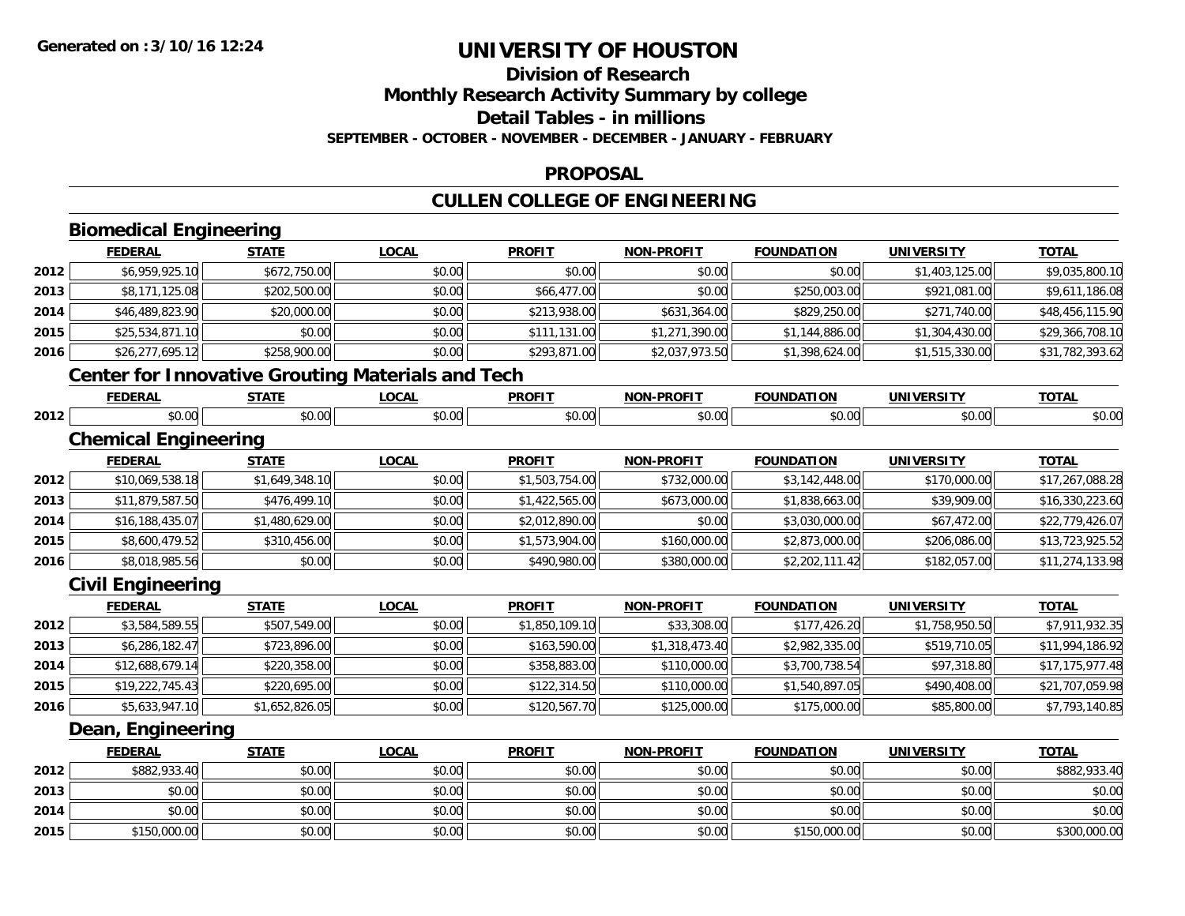# UNIVERSITY OF HOUSTON

## Division of Research
## Monthly Research Activity Summary by college
## Detail Tables - in millions
### SEPTEMBER - OCTOBER - NOVEMBER - DECEMBER - JANUARY - FEBRUARY

## PROPOSAL

## CULLEN COLLEGE OF ENGINEERING

### Biomedical Engineering

| | FEDERAL | STATE | LOCAL | PROFIT | NON-PROFIT | FOUNDATION | UNIVERSITY | TOTAL |
|---|---|---|---|---|---|---|---|---|
| 2012 | $6,959,925.10 | $672,750.00 | $0.00 | $0.00 | $0.00 | $0.00 | $1,403,125.00 | $9,035,800.10 |
| 2013 | $8,171,125.08 | $202,500.00 | $0.00 | $66,477.00 | $0.00 | $250,003.00 | $921,081.00 | $9,611,186.08 |
| 2014 | $46,489,823.90 | $20,000.00 | $0.00 | $213,938.00 | $631,364.00 | $829,250.00 | $271,740.00 | $48,456,115.90 |
| 2015 | $25,534,871.10 | $0.00 | $0.00 | $111,131.00 | $1,271,390.00 | $1,144,886.00 | $1,304,430.00 | $29,366,708.10 |
| 2016 | $26,277,695.12 | $258,900.00 | $0.00 | $293,871.00 | $2,037,973.50 | $1,398,624.00 | $1,515,330.00 | $31,782,393.62 |

### Center for Innovative Grouting Materials and Tech

| | FEDERAL | STATE | LOCAL | PROFIT | NON-PROFIT | FOUNDATION | UNIVERSITY | TOTAL |
|---|---|---|---|---|---|---|---|---|
| 2012 | $0.00 | $0.00 | $0.00 | $0.00 | $0.00 | $0.00 | $0.00 | $0.00 |

### Chemical Engineering

| | FEDERAL | STATE | LOCAL | PROFIT | NON-PROFIT | FOUNDATION | UNIVERSITY | TOTAL |
|---|---|---|---|---|---|---|---|---|
| 2012 | $10,069,538.18 | $1,649,348.10 | $0.00 | $1,503,754.00 | $732,000.00 | $3,142,448.00 | $170,000.00 | $17,267,088.28 |
| 2013 | $11,879,587.50 | $476,499.10 | $0.00 | $1,422,565.00 | $673,000.00 | $1,838,663.00 | $39,909.00 | $16,330,223.60 |
| 2014 | $16,188,435.07 | $1,480,629.00 | $0.00 | $2,012,890.00 | $0.00 | $3,030,000.00 | $67,472.00 | $22,779,426.07 |
| 2015 | $8,600,479.52 | $310,456.00 | $0.00 | $1,573,904.00 | $160,000.00 | $2,873,000.00 | $206,086.00 | $13,723,925.52 |
| 2016 | $8,018,985.56 | $0.00 | $0.00 | $490,980.00 | $380,000.00 | $2,202,111.42 | $182,057.00 | $11,274,133.98 |

### Civil Engineering

| | FEDERAL | STATE | LOCAL | PROFIT | NON-PROFIT | FOUNDATION | UNIVERSITY | TOTAL |
|---|---|---|---|---|---|---|---|---|
| 2012 | $3,584,589.55 | $507,549.00 | $0.00 | $1,850,109.10 | $33,308.00 | $177,426.20 | $1,758,950.50 | $7,911,932.35 |
| 2013 | $6,286,182.47 | $723,896.00 | $0.00 | $163,590.00 | $1,318,473.40 | $2,982,335.00 | $519,710.05 | $11,994,186.92 |
| 2014 | $12,688,679.14 | $220,358.00 | $0.00 | $358,883.00 | $110,000.00 | $3,700,738.54 | $97,318.80 | $17,175,977.48 |
| 2015 | $19,222,745.43 | $220,695.00 | $0.00 | $122,314.50 | $110,000.00 | $1,540,897.05 | $490,408.00 | $21,707,059.98 |
| 2016 | $5,633,947.10 | $1,652,826.05 | $0.00 | $120,567.70 | $125,000.00 | $175,000.00 | $85,800.00 | $7,793,140.85 |

### Dean, Engineering

| | FEDERAL | STATE | LOCAL | PROFIT | NON-PROFIT | FOUNDATION | UNIVERSITY | TOTAL |
|---|---|---|---|---|---|---|---|---|
| 2012 | $882,933.40 | $0.00 | $0.00 | $0.00 | $0.00 | $0.00 | $0.00 | $882,933.40 |
| 2013 | $0.00 | $0.00 | $0.00 | $0.00 | $0.00 | $0.00 | $0.00 | $0.00 |
| 2014 | $0.00 | $0.00 | $0.00 | $0.00 | $0.00 | $0.00 | $0.00 | $0.00 |
| 2015 | $150,000.00 | $0.00 | $0.00 | $0.00 | $0.00 | $150,000.00 | $0.00 | $300,000.00 |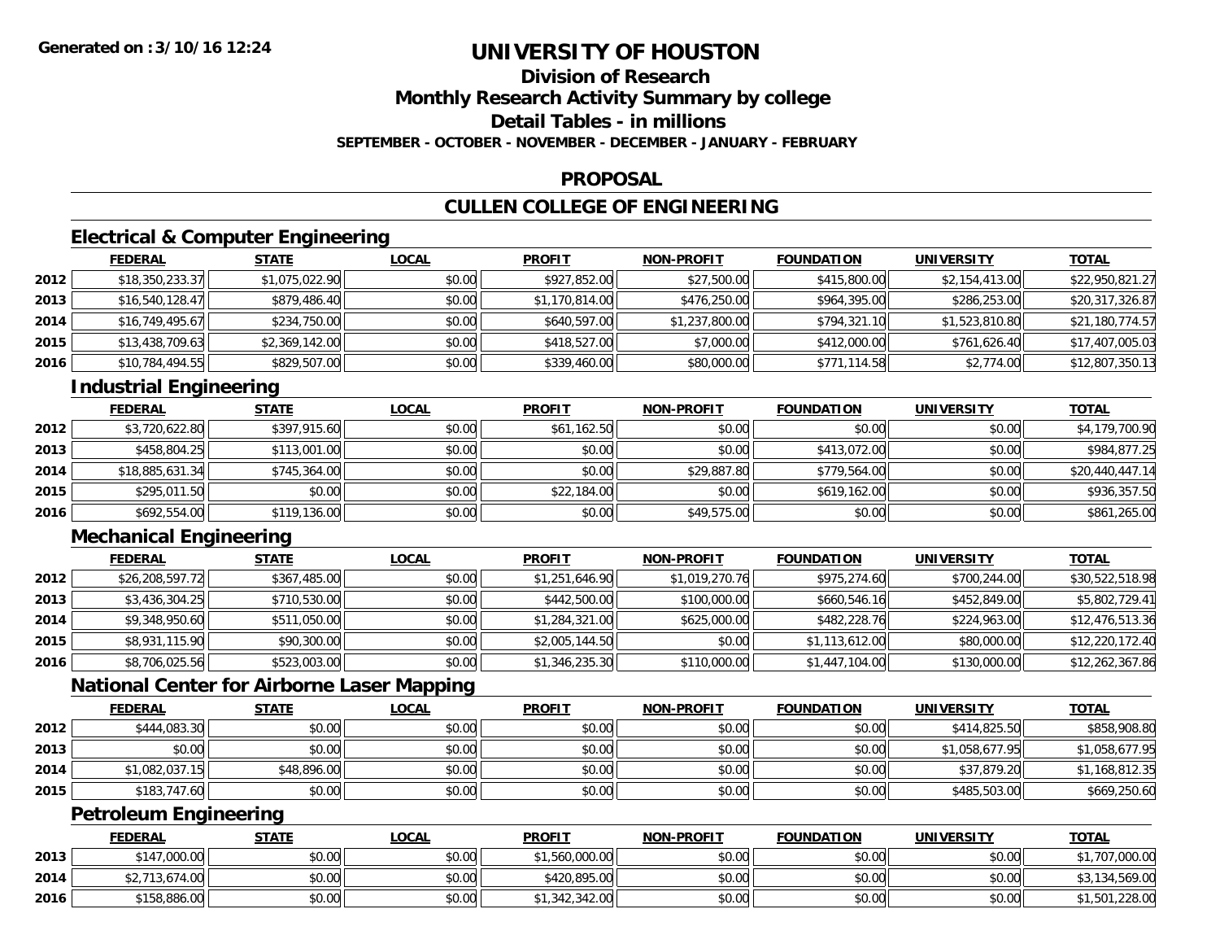# UNIVERSITY OF HOUSTON

## Division of Research
## Monthly Research Activity Summary by college
## Detail Tables - in millions
### SEPTEMBER - OCTOBER - NOVEMBER - DECEMBER - JANUARY - FEBRUARY

## PROPOSAL

## CULLEN COLLEGE OF ENGINEERING

### Electrical & Computer Engineering

| | FEDERAL | STATE | LOCAL | PROFIT | NON-PROFIT | FOUNDATION | UNIVERSITY | TOTAL |
|---|---|---|---|---|---|---|---|---|
| 2012 | $18,350,233.37 | $1,075,022.90 | $0.00 | $927,852.00 | $27,500.00 | $415,800.00 | $2,154,413.00 | $22,950,821.27 |
| 2013 | $16,540,128.47 | $879,486.40 | $0.00 | $1,170,814.00 | $476,250.00 | $964,395.00 | $286,253.00 | $20,317,326.87 |
| 2014 | $16,749,495.67 | $234,750.00 | $0.00 | $640,597.00 | $1,237,800.00 | $794,321.10 | $1,523,810.80 | $21,180,774.57 |
| 2015 | $13,438,709.63 | $2,369,142.00 | $0.00 | $418,527.00 | $7,000.00 | $412,000.00 | $761,626.40 | $17,407,005.03 |
| 2016 | $10,784,494.55 | $829,507.00 | $0.00 | $339,460.00 | $80,000.00 | $771,114.58 | $2,774.00 | $12,807,350.13 |

### Industrial Engineering

| | FEDERAL | STATE | LOCAL | PROFIT | NON-PROFIT | FOUNDATION | UNIVERSITY | TOTAL |
|---|---|---|---|---|---|---|---|---|
| 2012 | $3,720,622.80 | $397,915.60 | $0.00 | $61,162.50 | $0.00 | $0.00 | $0.00 | $4,179,700.90 |
| 2013 | $458,804.25 | $113,001.00 | $0.00 | $0.00 | $0.00 | $413,072.00 | $0.00 | $984,877.25 |
| 2014 | $18,885,631.34 | $745,364.00 | $0.00 | $0.00 | $29,887.80 | $779,564.00 | $0.00 | $20,440,447.14 |
| 2015 | $295,011.50 | $0.00 | $0.00 | $22,184.00 | $0.00 | $619,162.00 | $0.00 | $936,357.50 |
| 2016 | $692,554.00 | $119,136.00 | $0.00 | $0.00 | $49,575.00 | $0.00 | $0.00 | $861,265.00 |

### Mechanical Engineering

| | FEDERAL | STATE | LOCAL | PROFIT | NON-PROFIT | FOUNDATION | UNIVERSITY | TOTAL |
|---|---|---|---|---|---|---|---|---|
| 2012 | $26,208,597.72 | $367,485.00 | $0.00 | $1,251,646.90 | $1,019,270.76 | $975,274.60 | $700,244.00 | $30,522,518.98 |
| 2013 | $3,436,304.25 | $710,530.00 | $0.00 | $442,500.00 | $100,000.00 | $660,546.16 | $452,849.00 | $5,802,729.41 |
| 2014 | $9,348,950.60 | $511,050.00 | $0.00 | $1,284,321.00 | $625,000.00 | $482,228.76 | $224,963.00 | $12,476,513.36 |
| 2015 | $8,931,115.90 | $90,300.00 | $0.00 | $2,005,144.50 | $0.00 | $1,113,612.00 | $80,000.00 | $12,220,172.40 |
| 2016 | $8,706,025.56 | $523,003.00 | $0.00 | $1,346,235.30 | $110,000.00 | $1,447,104.00 | $130,000.00 | $12,262,367.86 |

### National Center for Airborne Laser Mapping

| | FEDERAL | STATE | LOCAL | PROFIT | NON-PROFIT | FOUNDATION | UNIVERSITY | TOTAL |
|---|---|---|---|---|---|---|---|---|
| 2012 | $444,083.30 | $0.00 | $0.00 | $0.00 | $0.00 | $0.00 | $414,825.50 | $858,908.80 |
| 2013 | $0.00 | $0.00 | $0.00 | $0.00 | $0.00 | $0.00 | $1,058,677.95 | $1,058,677.95 |
| 2014 | $1,082,037.15 | $48,896.00 | $0.00 | $0.00 | $0.00 | $0.00 | $37,879.20 | $1,168,812.35 |
| 2015 | $183,747.60 | $0.00 | $0.00 | $0.00 | $0.00 | $0.00 | $485,503.00 | $669,250.60 |

### Petroleum Engineering

| | FEDERAL | STATE | LOCAL | PROFIT | NON-PROFIT | FOUNDATION | UNIVERSITY | TOTAL |
|---|---|---|---|---|---|---|---|---|
| 2013 | $147,000.00 | $0.00 | $0.00 | $1,560,000.00 | $0.00 | $0.00 | $0.00 | $1,707,000.00 |
| 2014 | $2,713,674.00 | $0.00 | $0.00 | $420,895.00 | $0.00 | $0.00 | $0.00 | $3,134,569.00 |
| 2016 | $158,886.00 | $0.00 | $0.00 | $1,342,342.00 | $0.00 | $0.00 | $0.00 | $1,501,228.00 |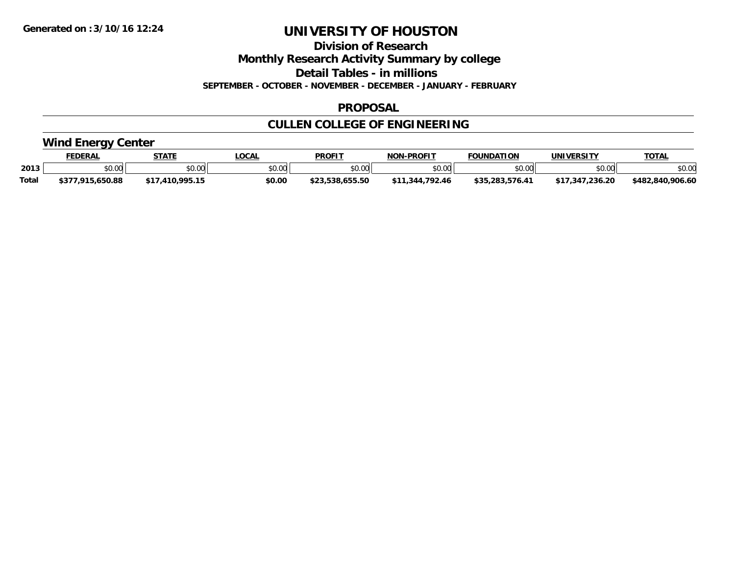**Generated on :3/10/16 12:24**

# UNIVERSITY OF HOUSTON

## Division of Research

## Monthly Research Activity Summary by college

## Detail Tables - in millions

**SEPTEMBER - OCTOBER - NOVEMBER - DECEMBER - JANUARY - FEBRUARY**

## PROPOSAL

## CULLEN COLLEGE OF ENGINEERING

### Wind Energy Center

| | FEDERAL | STATE | LOCAL | PROFIT | NON-PROFIT | FOUNDATION | UNIVERSITY | TOTAL |
|---|---|---|---|---|---|---|---|---|
| 2013 | $0.00 | $0.00 | $0.00 | $0.00 | $0.00 | $0.00 | $0.00 | $0.00 |
| Total | $377,915,650.88 | $17,410,995.15 | $0.00 | $23,538,655.50 | $11,344,792.46 | $35,283,576.41 | $17,347,236.20 | $482,840,906.60 |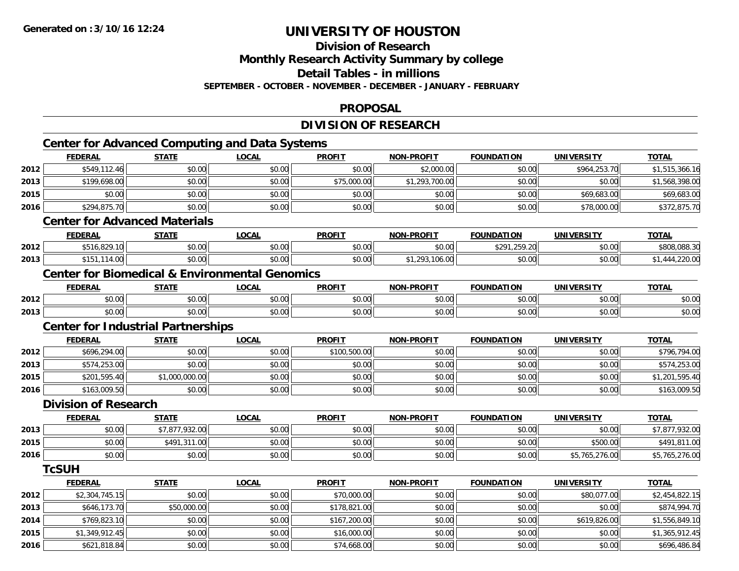Generated on :3/10/16 12:24

# UNIVERSITY OF HOUSTON

## Division of Research

## Monthly Research Activity Summary by college

## Detail Tables - in millions

**SEPTEMBER - OCTOBER - NOVEMBER - DECEMBER - JANUARY - FEBRUARY**

## PROPOSAL

## DIVISION OF RESEARCH

### Center for Advanced Computing and Data Systems

| | FEDERAL | STATE | LOCAL | PROFIT | NON-PROFIT | FOUNDATION | UNIVERSITY | TOTAL |
|---|---|---|---|---|---|---|---|---|
| 2012 | $549,112.46 | $0.00 | $0.00 | $0.00 | $2,000.00 | $0.00 | $964,253.70 | $1,515,366.16 |
| 2013 | $199,698.00 | $0.00 | $0.00 | $75,000.00 | $1,293,700.00 | $0.00 | $0.00 | $1,568,398.00 |
| 2015 | $0.00 | $0.00 | $0.00 | $0.00 | $0.00 | $0.00 | $69,683.00 | $69,683.00 |
| 2016 | $294,875.70 | $0.00 | $0.00 | $0.00 | $0.00 | $0.00 | $78,000.00 | $372,875.70 |

### Center for Advanced Materials

| | FEDERAL | STATE | LOCAL | PROFIT | NON-PROFIT | FOUNDATION | UNIVERSITY | TOTAL |
|---|---|---|---|---|---|---|---|---|
| 2012 | $516,829.10 | $0.00 | $0.00 | $0.00 | $0.00 | $291,259.20 | $0.00 | $808,088.30 |
| 2013 | $151,114.00 | $0.00 | $0.00 | $0.00 | $1,293,106.00 | $0.00 | $0.00 | $1,444,220.00 |

### Center for Biomedical & Environmental Genomics

| | FEDERAL | STATE | LOCAL | PROFIT | NON-PROFIT | FOUNDATION | UNIVERSITY | TOTAL |
|---|---|---|---|---|---|---|---|---|
| 2012 | $0.00 | $0.00 | $0.00 | $0.00 | $0.00 | $0.00 | $0.00 | $0.00 |
| 2013 | $0.00 | $0.00 | $0.00 | $0.00 | $0.00 | $0.00 | $0.00 | $0.00 |

### Center for Industrial Partnerships

| | FEDERAL | STATE | LOCAL | PROFIT | NON-PROFIT | FOUNDATION | UNIVERSITY | TOTAL |
|---|---|---|---|---|---|---|---|---|
| 2012 | $696,294.00 | $0.00 | $0.00 | $100,500.00 | $0.00 | $0.00 | $0.00 | $796,794.00 |
| 2013 | $574,253.00 | $0.00 | $0.00 | $0.00 | $0.00 | $0.00 | $0.00 | $574,253.00 |
| 2015 | $201,595.40 | $1,000,000.00 | $0.00 | $0.00 | $0.00 | $0.00 | $0.00 | $1,201,595.40 |
| 2016 | $163,009.50 | $0.00 | $0.00 | $0.00 | $0.00 | $0.00 | $0.00 | $163,009.50 |

### Division of Research

| | FEDERAL | STATE | LOCAL | PROFIT | NON-PROFIT | FOUNDATION | UNIVERSITY | TOTAL |
|---|---|---|---|---|---|---|---|---|
| 2013 | $0.00 | $7,877,932.00 | $0.00 | $0.00 | $0.00 | $0.00 | $0.00 | $7,877,932.00 |
| 2015 | $0.00 | $491,311.00 | $0.00 | $0.00 | $0.00 | $0.00 | $500.00 | $491,811.00 |
| 2016 | $0.00 | $0.00 | $0.00 | $0.00 | $0.00 | $0.00 | $5,765,276.00 | $5,765,276.00 |

### TcSUH

| | FEDERAL | STATE | LOCAL | PROFIT | NON-PROFIT | FOUNDATION | UNIVERSITY | TOTAL |
|---|---|---|---|---|---|---|---|---|
| 2012 | $2,304,745.15 | $0.00 | $0.00 | $70,000.00 | $0.00 | $0.00 | $80,077.00 | $2,454,822.15 |
| 2013 | $646,173.70 | $50,000.00 | $0.00 | $178,821.00 | $0.00 | $0.00 | $0.00 | $874,994.70 |
| 2014 | $769,823.10 | $0.00 | $0.00 | $167,200.00 | $0.00 | $0.00 | $619,826.00 | $1,556,849.10 |
| 2015 | $1,349,912.45 | $0.00 | $0.00 | $16,000.00 | $0.00 | $0.00 | $0.00 | $1,365,912.45 |
| 2016 | $621,818.84 | $0.00 | $0.00 | $74,668.00 | $0.00 | $0.00 | $0.00 | $696,486.84 |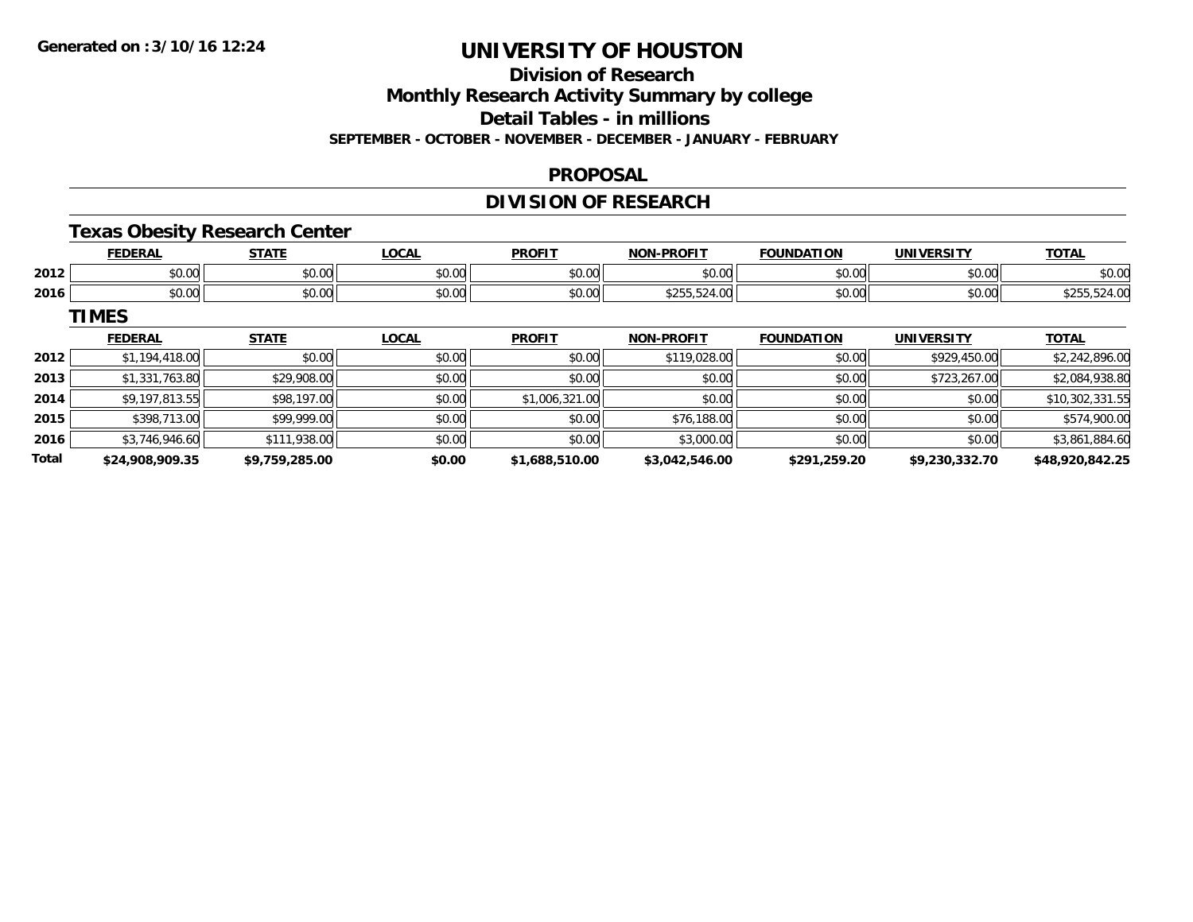**Generated on :3/10/16 12:24**

# UNIVERSITY OF HOUSTON

## Division of Research
## Monthly Research Activity Summary by college
## Detail Tables - in millions

**SEPTEMBER - OCTOBER - NOVEMBER - DECEMBER - JANUARY - FEBRUARY**

### PROPOSAL

### DIVISION OF RESEARCH

#### Texas Obesity Research Center

| | FEDERAL | STATE | LOCAL | PROFIT | NON-PROFIT | FOUNDATION | UNIVERSITY | TOTAL |
|---|---|---|---|---|---|---|---|---|
| 2012 | $0.00 | $0.00 | $0.00 | $0.00 | $0.00 | $0.00 | $0.00 | $0.00 |
| 2016 | $0.00 | $0.00 | $0.00 | $0.00 | $255,524.00 | $0.00 | $0.00 | $255,524.00 |

#### TIMES

| | FEDERAL | STATE | LOCAL | PROFIT | NON-PROFIT | FOUNDATION | UNIVERSITY | TOTAL |
|---|---|---|---|---|---|---|---|---|
| 2012 | $1,194,418.00 | $0.00 | $0.00 | $0.00 | $119,028.00 | $0.00 | $929,450.00 | $2,242,896.00 |
| 2013 | $1,331,763.80 | $29,908.00 | $0.00 | $0.00 | $0.00 | $0.00 | $723,267.00 | $2,084,938.80 |
| 2014 | $9,197,813.55 | $98,197.00 | $0.00 | $1,006,321.00 | $0.00 | $0.00 | $0.00 | $10,302,331.55 |
| 2015 | $398,713.00 | $99,999.00 | $0.00 | $0.00 | $76,188.00 | $0.00 | $0.00 | $574,900.00 |
| 2016 | $3,746,946.60 | $111,938.00 | $0.00 | $0.00 | $3,000.00 | $0.00 | $0.00 | $3,861,884.60 |
| **Total** | **$24,908,909.35** | **$9,759,285.00** | **$0.00** | **$1,688,510.00** | **$3,042,546.00** | **$291,259.20** | **$9,230,332.70** | **$48,920,842.25** |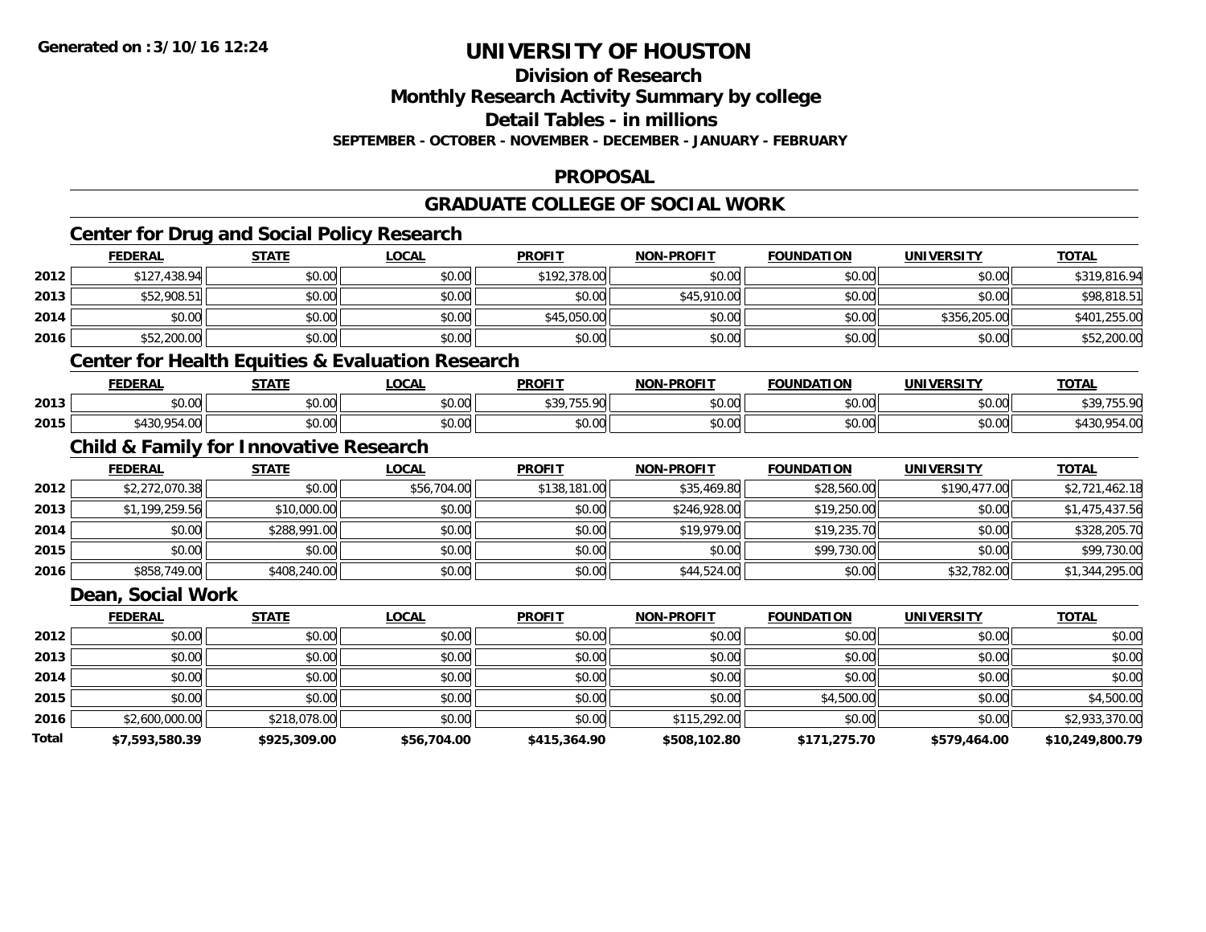**Generated on :3/10/16 12:24**

# UNIVERSITY OF HOUSTON

## Division of Research

## Monthly Research Activity Summary by college

## Detail Tables - in millions

**SEPTEMBER - OCTOBER - NOVEMBER - DECEMBER - JANUARY - FEBRUARY**

## PROPOSAL

## GRADUATE COLLEGE OF SOCIAL WORK

### Center for Drug and Social Policy Research

| | FEDERAL | STATE | LOCAL | PROFIT | NON-PROFIT | FOUNDATION | UNIVERSITY | TOTAL |
|---|---|---|---|---|---|---|---|---|
| 2012 | $127,438.94 | $0.00 | $0.00 | $192,378.00 | $0.00 | $0.00 | $0.00 | $319,816.94 |
| 2013 | $52,908.51 | $0.00 | $0.00 | $0.00 | $45,910.00 | $0.00 | $0.00 | $98,818.51 |
| 2014 | $0.00 | $0.00 | $0.00 | $45,050.00 | $0.00 | $0.00 | $356,205.00 | $401,255.00 |
| 2016 | $52,200.00 | $0.00 | $0.00 | $0.00 | $0.00 | $0.00 | $0.00 | $52,200.00 |

### Center for Health Equities & Evaluation Research

| | FEDERAL | STATE | LOCAL | PROFIT | NON-PROFIT | FOUNDATION | UNIVERSITY | TOTAL |
|---|---|---|---|---|---|---|---|---|
| 2013 | $0.00 | $0.00 | $0.00 | $39,755.90 | $0.00 | $0.00 | $0.00 | $39,755.90 |
| 2015 | $430,954.00 | $0.00 | $0.00 | $0.00 | $0.00 | $0.00 | $0.00 | $430,954.00 |

### Child & Family for Innovative Research

| | FEDERAL | STATE | LOCAL | PROFIT | NON-PROFIT | FOUNDATION | UNIVERSITY | TOTAL |
|---|---|---|---|---|---|---|---|---|
| 2012 | $2,272,070.38 | $0.00 | $56,704.00 | $138,181.00 | $35,469.80 | $28,560.00 | $190,477.00 | $2,721,462.18 |
| 2013 | $1,199,259.56 | $10,000.00 | $0.00 | $0.00 | $246,928.00 | $19,250.00 | $0.00 | $1,475,437.56 |
| 2014 | $0.00 | $288,991.00 | $0.00 | $0.00 | $19,979.00 | $19,235.70 | $0.00 | $328,205.70 |
| 2015 | $0.00 | $0.00 | $0.00 | $0.00 | $0.00 | $99,730.00 | $0.00 | $99,730.00 |
| 2016 | $858,749.00 | $408,240.00 | $0.00 | $0.00 | $44,524.00 | $0.00 | $32,782.00 | $1,344,295.00 |

### Dean, Social Work

| | FEDERAL | STATE | LOCAL | PROFIT | NON-PROFIT | FOUNDATION | UNIVERSITY | TOTAL |
|---|---|---|---|---|---|---|---|---|
| 2012 | $0.00 | $0.00 | $0.00 | $0.00 | $0.00 | $0.00 | $0.00 | $0.00 |
| 2013 | $0.00 | $0.00 | $0.00 | $0.00 | $0.00 | $0.00 | $0.00 | $0.00 |
| 2014 | $0.00 | $0.00 | $0.00 | $0.00 | $0.00 | $0.00 | $0.00 | $0.00 |
| 2015 | $0.00 | $0.00 | $0.00 | $0.00 | $0.00 | $4,500.00 | $0.00 | $4,500.00 |
| 2016 | $2,600,000.00 | $218,078.00 | $0.00 | $0.00 | $115,292.00 | $0.00 | $0.00 | $2,933,370.00 |
| **Total** | **$7,593,580.39** | **$925,309.00** | **$56,704.00** | **$415,364.90** | **$508,102.80** | **$171,275.70** | **$579,464.00** | **$10,249,800.79** |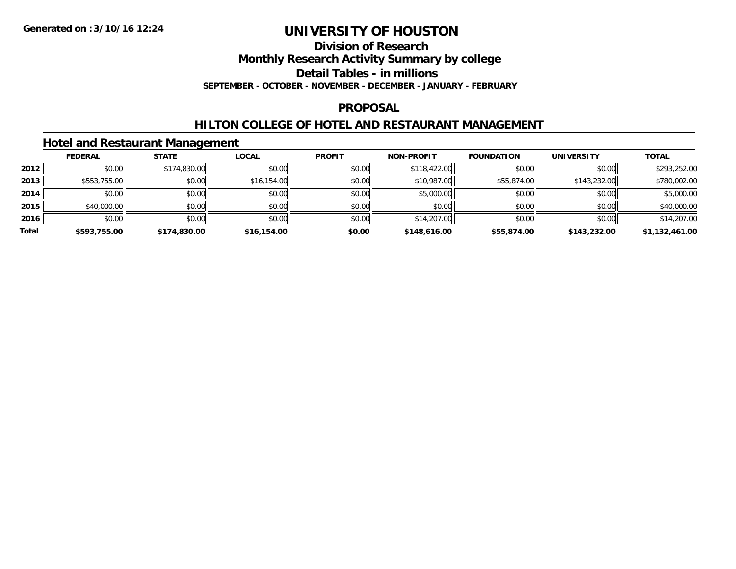# UNIVERSITY OF HOUSTON

## Division of Research

## Monthly Research Activity Summary by college

## Detail Tables - in millions

**SEPTEMBER - OCTOBER - NOVEMBER - DECEMBER - JANUARY - FEBRUARY**

## PROPOSAL

## HILTON COLLEGE OF HOTEL AND RESTAURANT MANAGEMENT

### Hotel and Restaurant Management

| | FEDERAL | STATE | LOCAL | PROFIT | NON-PROFIT | FOUNDATION | UNIVERSITY | TOTAL |
|---|---|---|---|---|---|---|---|---|
| 2012 | $0.00 | $174,830.00 | $0.00 | $0.00 | $118,422.00 | $0.00 | $0.00 | $293,252.00 |
| 2013 | $553,755.00 | $0.00 | $16,154.00 | $0.00 | $10,987.00 | $55,874.00 | $143,232.00 | $780,002.00 |
| 2014 | $0.00 | $0.00 | $0.00 | $0.00 | $5,000.00 | $0.00 | $0.00 | $5,000.00 |
| 2015 | $40,000.00 | $0.00 | $0.00 | $0.00 | $0.00 | $0.00 | $0.00 | $40,000.00 |
| 2016 | $0.00 | $0.00 | $0.00 | $0.00 | $14,207.00 | $0.00 | $0.00 | $14,207.00 |
| **Total** | **$593,755.00** | **$174,830.00** | **$16,154.00** | **$0.00** | **$148,616.00** | **$55,874.00** | **$143,232.00** | **$1,132,461.00** |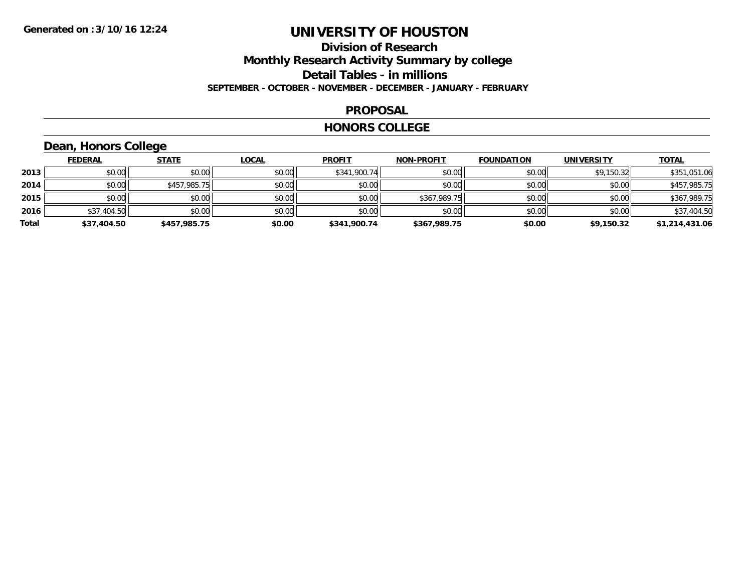**Generated on :3/10/16 12:24**

# UNIVERSITY OF HOUSTON

## Division of Research

## Monthly Research Activity Summary by college

## Detail Tables - in millions

**SEPTEMBER - OCTOBER - NOVEMBER - DECEMBER - JANUARY - FEBRUARY**

## PROPOSAL

## HONORS COLLEGE

### Dean, Honors College

| | FEDERAL | STATE | LOCAL | PROFIT | NON-PROFIT | FOUNDATION | UNIVERSITY | TOTAL |
|---|---|---|---|---|---|---|---|---|
| **2013** | $0.00 | $0.00 | $0.00 | $341,900.74 | $0.00 | $0.00 | $9,150.32 | $351,051.06 |
| **2014** | $0.00 | $457,985.75 | $0.00 | $0.00 | $0.00 | $0.00 | $0.00 | $457,985.75 |
| **2015** | $0.00 | $0.00 | $0.00 | $0.00 | $367,989.75 | $0.00 | $0.00 | $367,989.75 |
| **2016** | $37,404.50 | $0.00 | $0.00 | $0.00 | $0.00 | $0.00 | $0.00 | $37,404.50 |
| **Total** | **$37,404.50** | **$457,985.75** | **$0.00** | **$341,900.74** | **$367,989.75** | **$0.00** | **$9,150.32** | **$1,214,431.06** |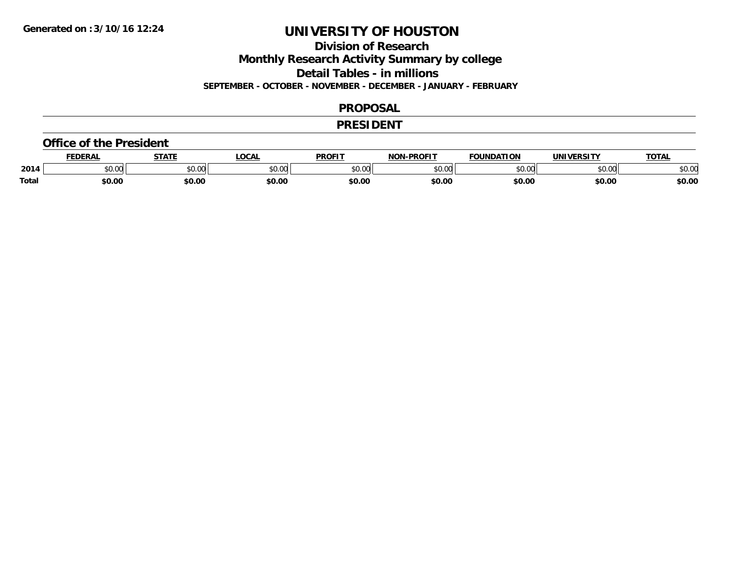Generated on :3/10/16 12:24

# UNIVERSITY OF HOUSTON

## Division of Research

## Monthly Research Activity Summary by college

## Detail Tables - in millions

**SEPTEMBER - OCTOBER - NOVEMBER - DECEMBER - JANUARY - FEBRUARY**

## PROPOSAL

## PRESIDENT

### Office of the President

| | FEDERAL | STATE | LOCAL | PROFIT | NON-PROFIT | FOUNDATION | UNIVERSITY | TOTAL |
|---|---|---|---|---|---|---|---|---|
| 2014 | $0.00 | $0.00 | $0.00 | $0.00 | $0.00 | $0.00 | $0.00 | $0.00 |
| **Total** | **$0.00** | **$0.00** | **$0.00** | **$0.00** | **$0.00** | **$0.00** | **$0.00** | **$0.00** |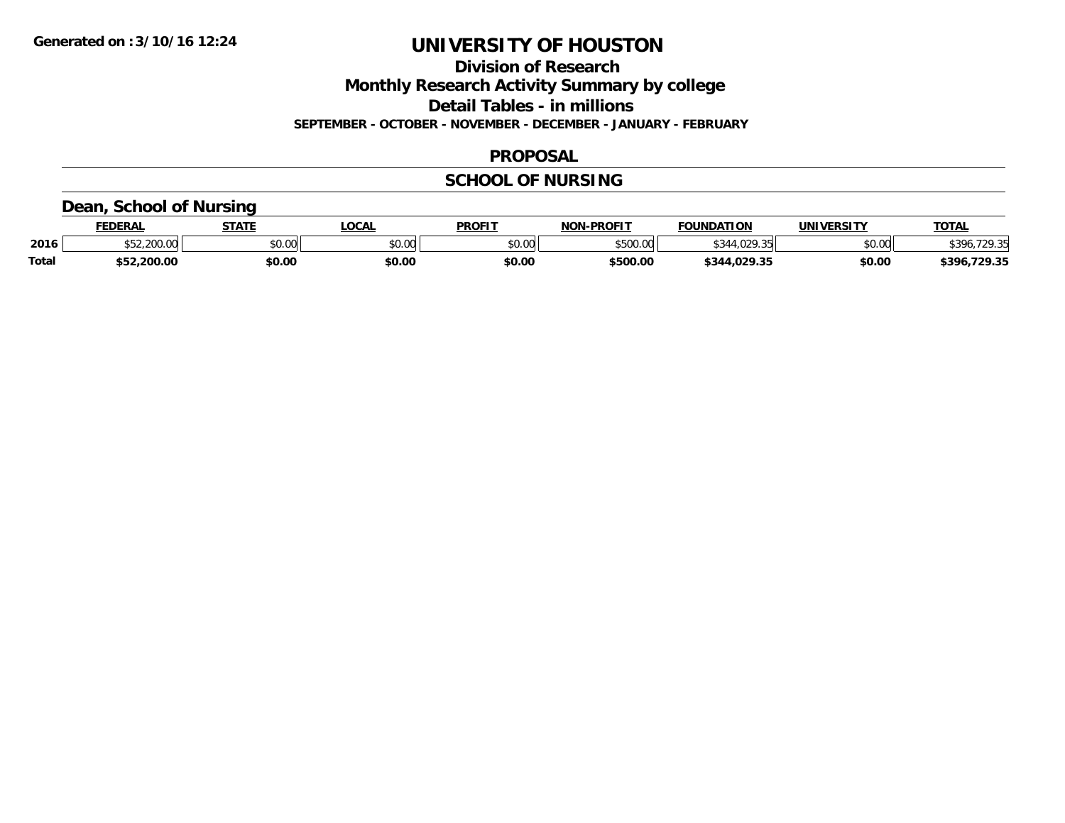**Generated on :3/10/16 12:24**

# UNIVERSITY OF HOUSTON

## Division of Research

## Monthly Research Activity Summary by college

## Detail Tables - in millions

**SEPTEMBER - OCTOBER - NOVEMBER - DECEMBER - JANUARY - FEBRUARY**

## PROPOSAL

## SCHOOL OF NURSING

### Dean, School of Nursing

| | FEDERAL | STATE | LOCAL | PROFIT | NON-PROFIT | FOUNDATION | UNIVERSITY | TOTAL |
|---|---|---|---|---|---|---|---|---|
| 2016 | $52,200.00 | $0.00 | $0.00 | $0.00 | $500.00 | $344,029.35 | $0.00 | $396,729.35 |
| **Total** | **$52,200.00** | **$0.00** | **$0.00** | **$0.00** | **$500.00** | **$344,029.35** | **$0.00** | **$396,729.35** |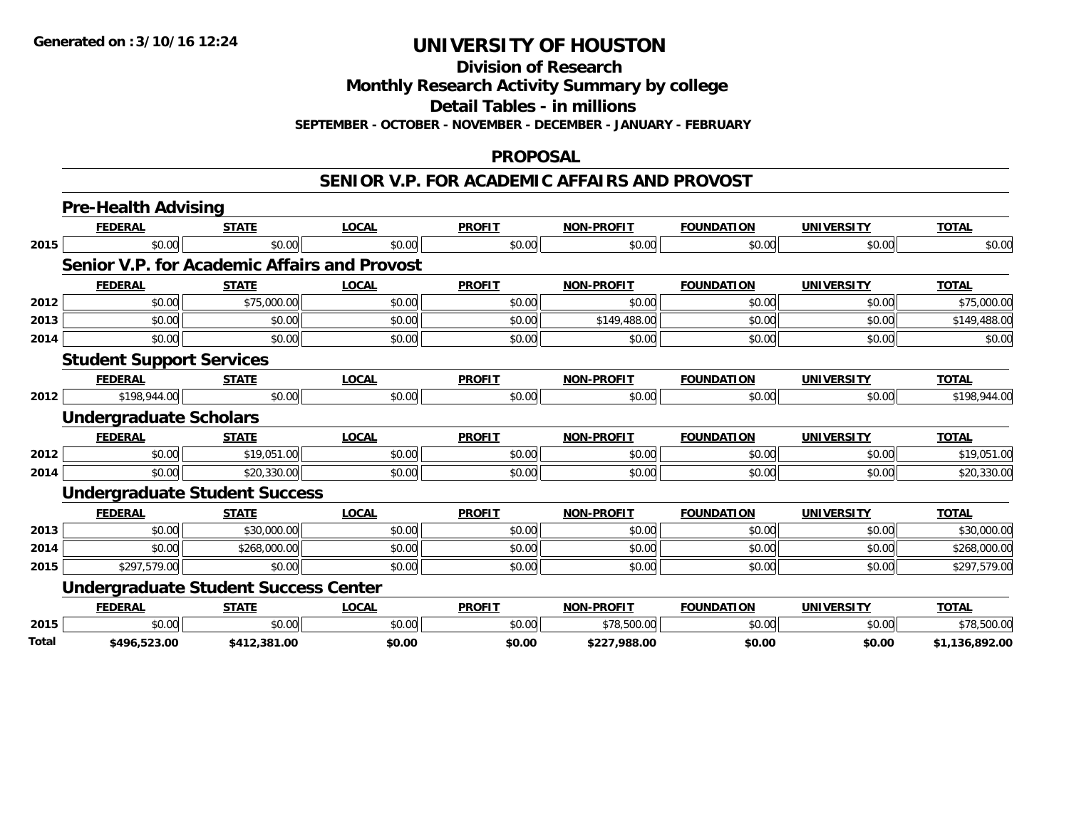**Generated on :3/10/16 12:24**

# UNIVERSITY OF HOUSTON

## Division of Research
## Monthly Research Activity Summary by college
## Detail Tables - in millions
### SEPTEMBER - OCTOBER - NOVEMBER - DECEMBER - JANUARY - FEBRUARY

## PROPOSAL

## SENIOR V.P. FOR ACADEMIC AFFAIRS AND PROVOST

### Pre-Health Advising

| | FEDERAL | STATE | LOCAL | PROFIT | NON-PROFIT | FOUNDATION | UNIVERSITY | TOTAL |
|---|---|---|---|---|---|---|---|---|
| 2015 | $0.00 | $0.00 | $0.00 | $0.00 | $0.00 | $0.00 | $0.00 | $0.00 |

### Senior V.P. for Academic Affairs and Provost

| | FEDERAL | STATE | LOCAL | PROFIT | NON-PROFIT | FOUNDATION | UNIVERSITY | TOTAL |
|---|---|---|---|---|---|---|---|---|
| 2012 | $0.00 | $75,000.00 | $0.00 | $0.00 | $0.00 | $0.00 | $0.00 | $75,000.00 |
| 2013 | $0.00 | $0.00 | $0.00 | $0.00 | $149,488.00 | $0.00 | $0.00 | $149,488.00 |
| 2014 | $0.00 | $0.00 | $0.00 | $0.00 | $0.00 | $0.00 | $0.00 | $0.00 |

### Student Support Services

| | FEDERAL | STATE | LOCAL | PROFIT | NON-PROFIT | FOUNDATION | UNIVERSITY | TOTAL |
|---|---|---|---|---|---|---|---|---|
| 2012 | $198,944.00 | $0.00 | $0.00 | $0.00 | $0.00 | $0.00 | $0.00 | $198,944.00 |

### Undergraduate Scholars

| | FEDERAL | STATE | LOCAL | PROFIT | NON-PROFIT | FOUNDATION | UNIVERSITY | TOTAL |
|---|---|---|---|---|---|---|---|---|
| 2012 | $0.00 | $19,051.00 | $0.00 | $0.00 | $0.00 | $0.00 | $0.00 | $19,051.00 |
| 2014 | $0.00 | $20,330.00 | $0.00 | $0.00 | $0.00 | $0.00 | $0.00 | $20,330.00 |

### Undergraduate Student Success

| | FEDERAL | STATE | LOCAL | PROFIT | NON-PROFIT | FOUNDATION | UNIVERSITY | TOTAL |
|---|---|---|---|---|---|---|---|---|
| 2013 | $0.00 | $30,000.00 | $0.00 | $0.00 | $0.00 | $0.00 | $0.00 | $30,000.00 |
| 2014 | $0.00 | $268,000.00 | $0.00 | $0.00 | $0.00 | $0.00 | $0.00 | $268,000.00 |
| 2015 | $297,579.00 | $0.00 | $0.00 | $0.00 | $0.00 | $0.00 | $0.00 | $297,579.00 |

### Undergraduate Student Success Center

| | FEDERAL | STATE | LOCAL | PROFIT | NON-PROFIT | FOUNDATION | UNIVERSITY | TOTAL |
|---|---|---|---|---|---|---|---|---|
| 2015 | $0.00 | $0.00 | $0.00 | $0.00 | $78,500.00 | $0.00 | $0.00 | $78,500.00 |
| **Total** | **$496,523.00** | **$412,381.00** | **$0.00** | **$0.00** | **$227,988.00** | **$0.00** | **$0.00** | **$1,136,892.00** |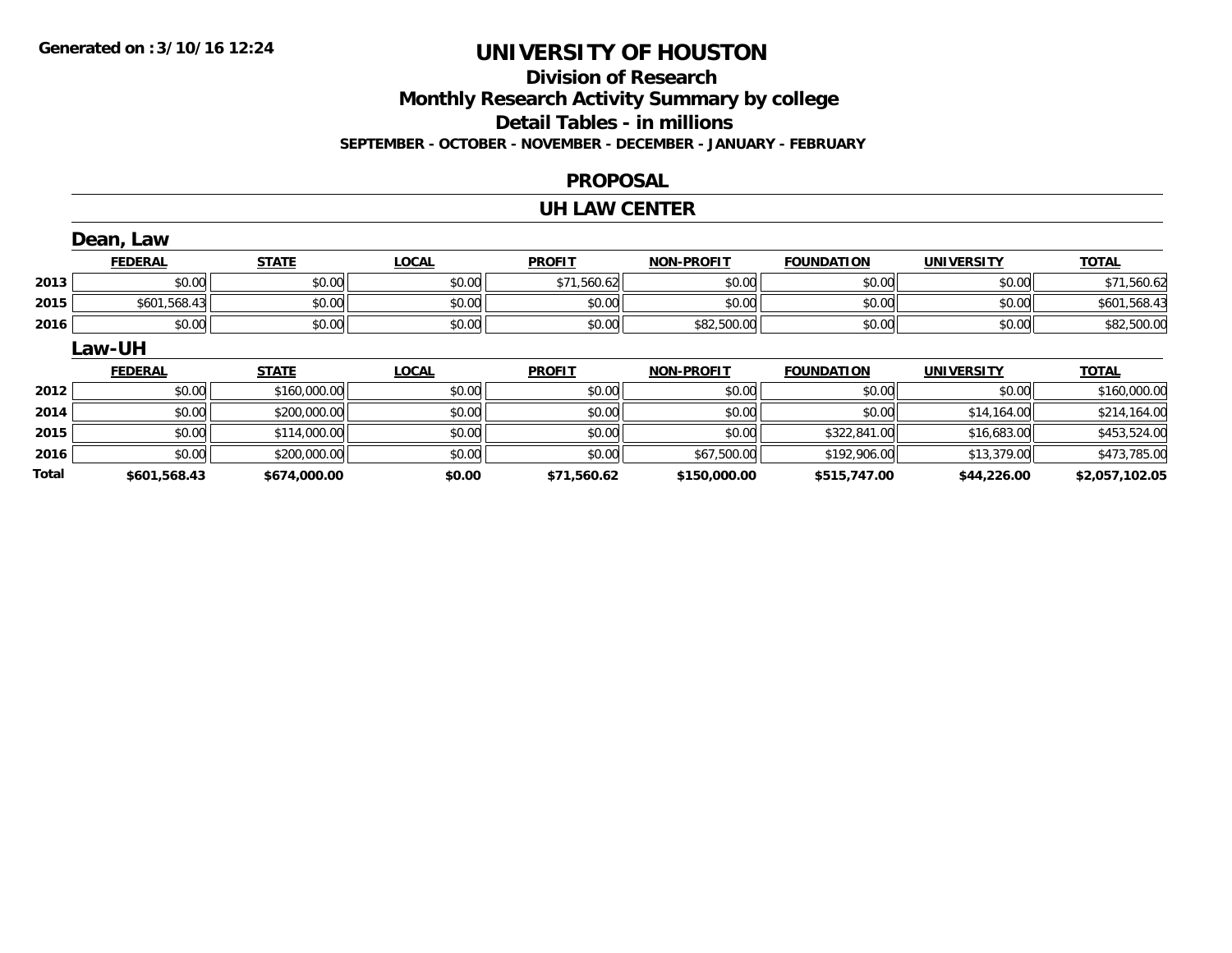# UNIVERSITY OF HOUSTON

## Division of Research

## Monthly Research Activity Summary by college

## Detail Tables - in millions

**SEPTEMBER - OCTOBER - NOVEMBER - DECEMBER - JANUARY - FEBRUARY**

### PROPOSAL

### UH LAW CENTER

#### Dean, Law

| | FEDERAL | STATE | LOCAL | PROFIT | NON-PROFIT | FOUNDATION | UNIVERSITY | TOTAL |
|---|---|---|---|---|---|---|---|---|
| 2013 | $0.00 | $0.00 | $0.00 | $71,560.62 | $0.00 | $0.00 | $0.00 | $71,560.62 |
| 2015 | $601,568.43 | $0.00 | $0.00 | $0.00 | $0.00 | $0.00 | $0.00 | $601,568.43 |
| 2016 | $0.00 | $0.00 | $0.00 | $0.00 | $82,500.00 | $0.00 | $0.00 | $82,500.00 |

#### Law-UH

| | FEDERAL | STATE | LOCAL | PROFIT | NON-PROFIT | FOUNDATION | UNIVERSITY | TOTAL |
|---|---|---|---|---|---|---|---|---|
| 2012 | $0.00 | $160,000.00 | $0.00 | $0.00 | $0.00 | $0.00 | $0.00 | $160,000.00 |
| 2014 | $0.00 | $200,000.00 | $0.00 | $0.00 | $0.00 | $0.00 | $14,164.00 | $214,164.00 |
| 2015 | $0.00 | $114,000.00 | $0.00 | $0.00 | $0.00 | $322,841.00 | $16,683.00 | $453,524.00 |
| 2016 | $0.00 | $200,000.00 | $0.00 | $0.00 | $67,500.00 | $192,906.00 | $13,379.00 | $473,785.00 |
| **Total** | **$601,568.43** | **$674,000.00** | **$0.00** | **$71,560.62** | **$150,000.00** | **$515,747.00** | **$44,226.00** | **$2,057,102.05** |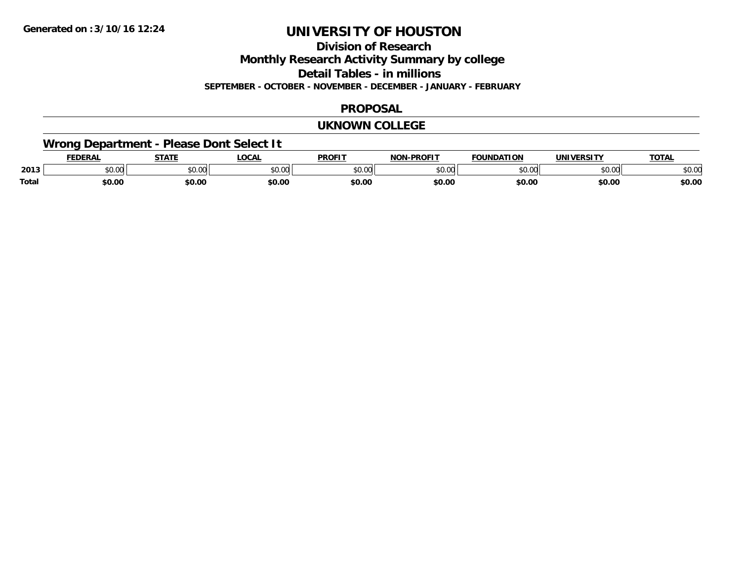**Generated on :3/10/16 12:24**

# UNIVERSITY OF HOUSTON

## Division of Research

## Monthly Research Activity Summary by college

## Detail Tables - in millions

**SEPTEMBER - OCTOBER - NOVEMBER - DECEMBER - JANUARY - FEBRUARY**

## PROPOSAL

## UKNOWN COLLEGE

### Wrong Department - Please Dont Select It

| | FEDERAL | STATE | LOCAL | PROFIT | NON-PROFIT | FOUNDATION | UNIVERSITY | TOTAL |
|---|---|---|---|---|---|---|---|---|
| 2013 | $0.00 | $0.00 | $0.00 | $0.00 | $0.00 | $0.00 | $0.00 | $0.00 |
| **Total** | **$0.00** | **$0.00** | **$0.00** | **$0.00** | **$0.00** | **$0.00** | **$0.00** | **$0.00** |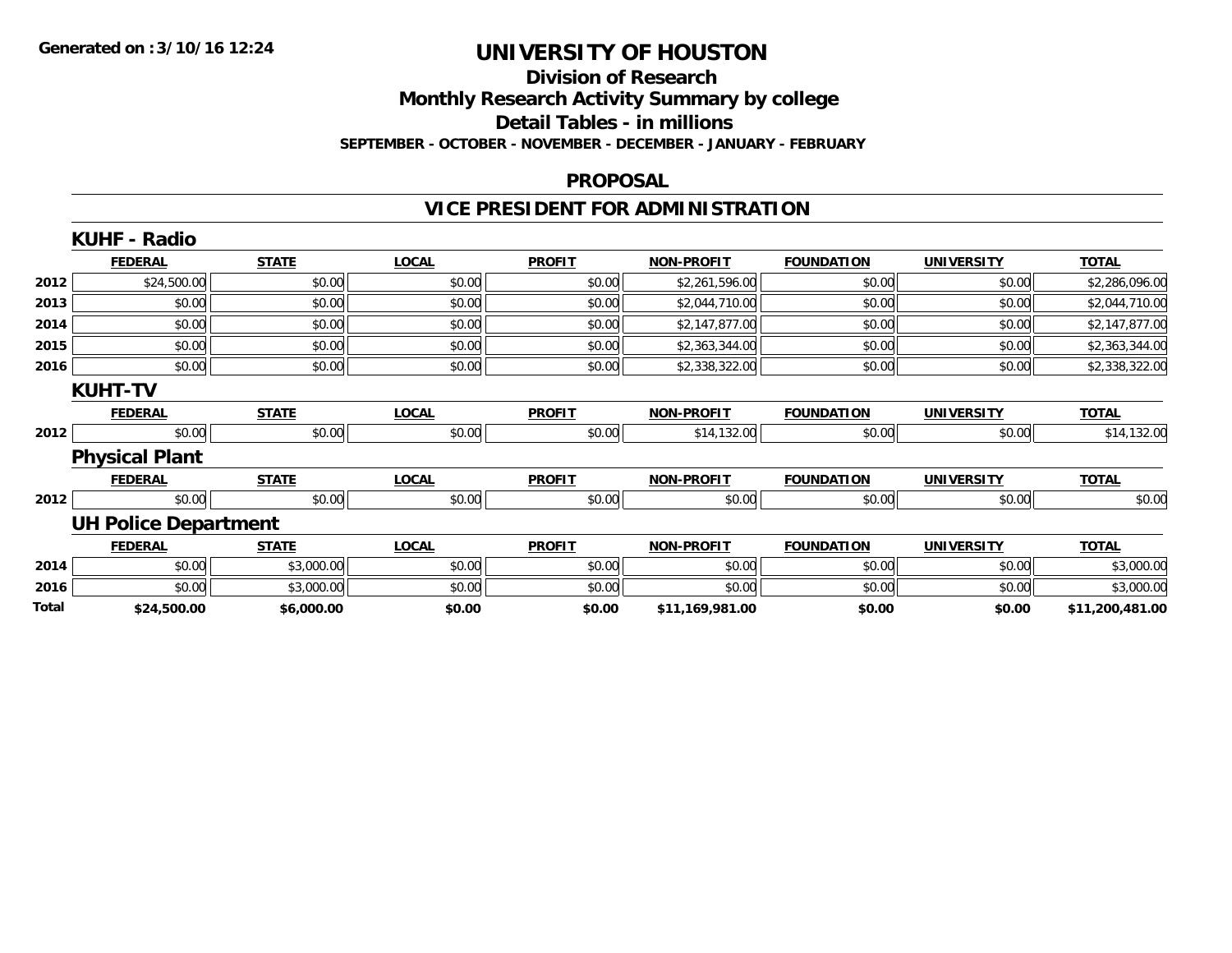# UNIVERSITY OF HOUSTON

## Division of Research

## Monthly Research Activity Summary by college

## Detail Tables - in millions

**SEPTEMBER - OCTOBER - NOVEMBER - DECEMBER - JANUARY - FEBRUARY**

## PROPOSAL

## VICE PRESIDENT FOR ADMINISTRATION

### KUHF - Radio

| | FEDERAL | STATE | LOCAL | PROFIT | NON-PROFIT | FOUNDATION | UNIVERSITY | TOTAL |
|---|---|---|---|---|---|---|---|---|
| 2012 | $24,500.00 | $0.00 | $0.00 | $0.00 | $2,261,596.00 | $0.00 | $0.00 | $2,286,096.00 |
| 2013 | $0.00 | $0.00 | $0.00 | $0.00 | $2,044,710.00 | $0.00 | $0.00 | $2,044,710.00 |
| 2014 | $0.00 | $0.00 | $0.00 | $0.00 | $2,147,877.00 | $0.00 | $0.00 | $2,147,877.00 |
| 2015 | $0.00 | $0.00 | $0.00 | $0.00 | $2,363,344.00 | $0.00 | $0.00 | $2,363,344.00 |
| 2016 | $0.00 | $0.00 | $0.00 | $0.00 | $2,338,322.00 | $0.00 | $0.00 | $2,338,322.00 |

### KUHT-TV

| | FEDERAL | STATE | LOCAL | PROFIT | NON-PROFIT | FOUNDATION | UNIVERSITY | TOTAL |
|---|---|---|---|---|---|---|---|---|
| 2012 | $0.00 | $0.00 | $0.00 | $0.00 | $14,132.00 | $0.00 | $0.00 | $14,132.00 |

### Physical Plant

| | FEDERAL | STATE | LOCAL | PROFIT | NON-PROFIT | FOUNDATION | UNIVERSITY | TOTAL |
|---|---|---|---|---|---|---|---|---|
| 2012 | $0.00 | $0.00 | $0.00 | $0.00 | $0.00 | $0.00 | $0.00 | $0.00 |

### UH Police Department

| | FEDERAL | STATE | LOCAL | PROFIT | NON-PROFIT | FOUNDATION | UNIVERSITY | TOTAL |
|---|---|---|---|---|---|---|---|---|
| 2014 | $0.00 | $3,000.00 | $0.00 | $0.00 | $0.00 | $0.00 | $0.00 | $3,000.00 |
| 2016 | $0.00 | $3,000.00 | $0.00 | $0.00 | $0.00 | $0.00 | $0.00 | $3,000.00 |
| **Total** | **$24,500.00** | **$6,000.00** | **$0.00** | **$0.00** | **$11,169,981.00** | **$0.00** | **$0.00** | **$11,200,481.00** |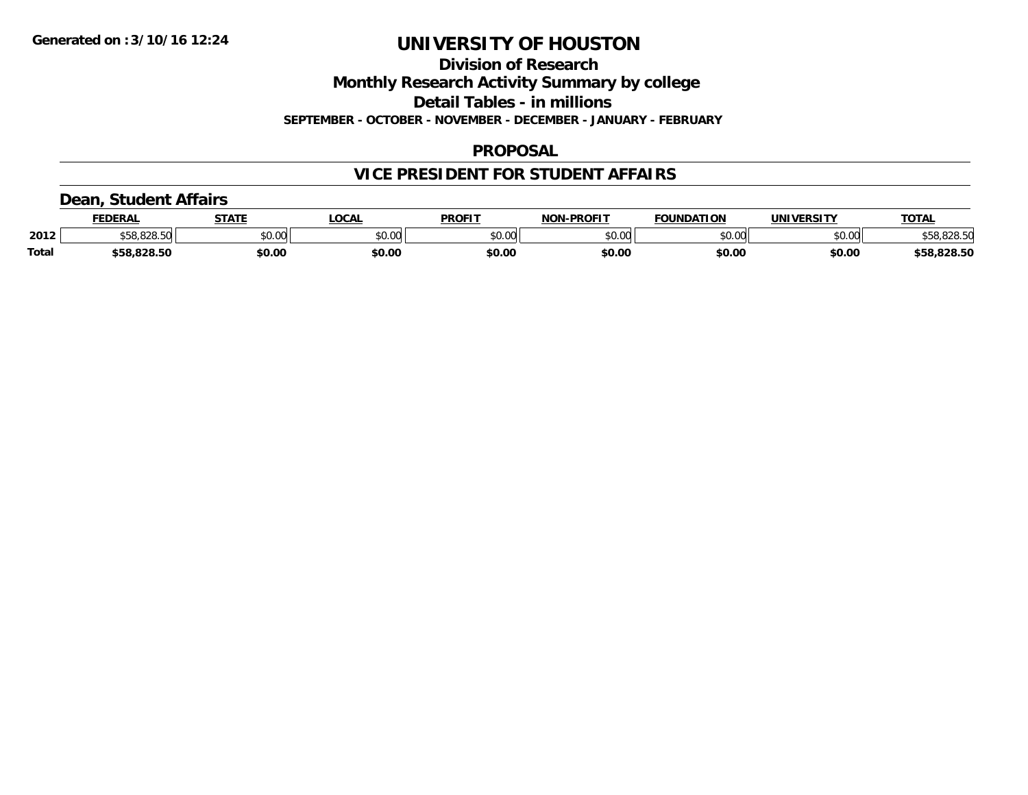# UNIVERSITY OF HOUSTON

## Division of Research

## Monthly Research Activity Summary by college

## Detail Tables - in millions

**SEPTEMBER - OCTOBER - NOVEMBER - DECEMBER - JANUARY - FEBRUARY**

## PROPOSAL

## VICE PRESIDENT FOR STUDENT AFFAIRS

### Dean, Student Affairs

| | FEDERAL | STATE | LOCAL | PROFIT | NON-PROFIT | FOUNDATION | UNIVERSITY | TOTAL |
|---|---|---|---|---|---|---|---|---|
| 2012 | $58,828.50 | $0.00 | $0.00 | $0.00 | $0.00 | $0.00 | $0.00 | $58,828.50 |
| **Total** | **$58,828.50** | **$0.00** | **$0.00** | **$0.00** | **$0.00** | **$0.00** | **$0.00** | **$58,828.50** |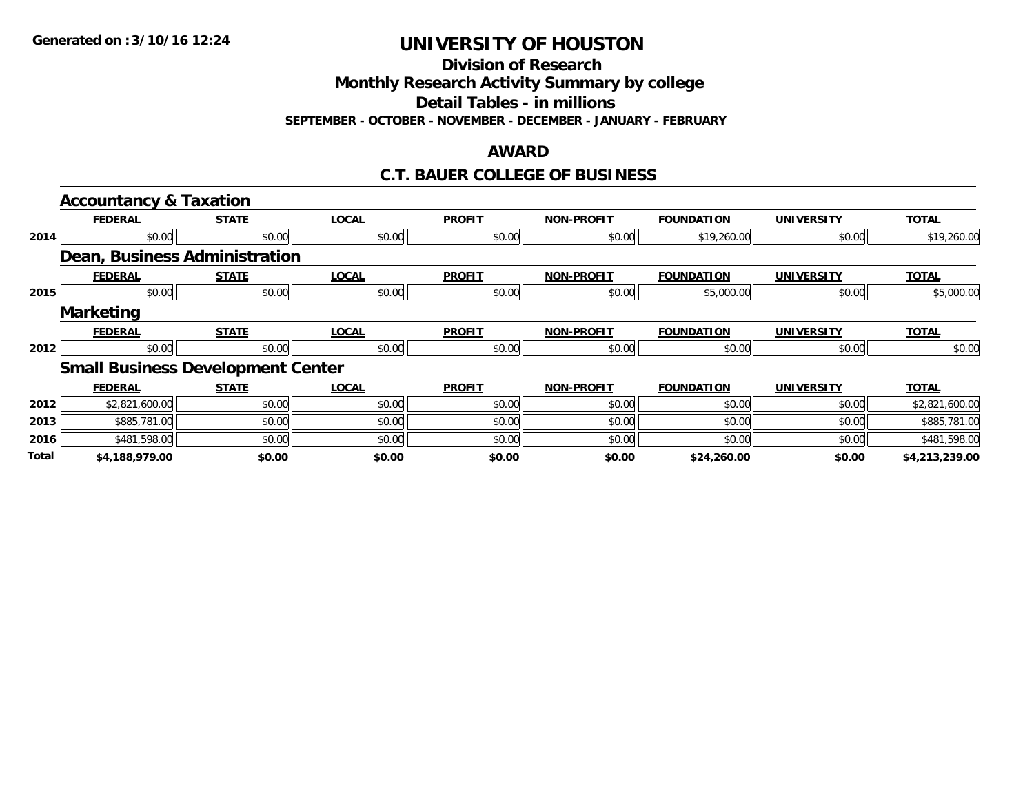**Generated on :3/10/16 12:24**

# UNIVERSITY OF HOUSTON

## Division of Research
## Monthly Research Activity Summary by college
## Detail Tables - in millions

**SEPTEMBER - OCTOBER - NOVEMBER - DECEMBER - JANUARY - FEBRUARY**

## AWARD

## C.T. BAUER COLLEGE OF BUSINESS

### Accountancy & Taxation

| | FEDERAL | STATE | LOCAL | PROFIT | NON-PROFIT | FOUNDATION | UNIVERSITY | TOTAL |
|---|---|---|---|---|---|---|---|---|
| 2014 | $0.00 | $0.00 | $0.00 | $0.00 | $0.00 | $19,260.00 | $0.00 | $19,260.00 |

### Dean, Business Administration

| | FEDERAL | STATE | LOCAL | PROFIT | NON-PROFIT | FOUNDATION | UNIVERSITY | TOTAL |
|---|---|---|---|---|---|---|---|---|
| 2015 | $0.00 | $0.00 | $0.00 | $0.00 | $0.00 | $5,000.00 | $0.00 | $5,000.00 |

### Marketing

| | FEDERAL | STATE | LOCAL | PROFIT | NON-PROFIT | FOUNDATION | UNIVERSITY | TOTAL |
|---|---|---|---|---|---|---|---|---|
| 2012 | $0.00 | $0.00 | $0.00 | $0.00 | $0.00 | $0.00 | $0.00 | $0.00 |

### Small Business Development Center

| | FEDERAL | STATE | LOCAL | PROFIT | NON-PROFIT | FOUNDATION | UNIVERSITY | TOTAL |
|---|---|---|---|---|---|---|---|---|
| 2012 | $2,821,600.00 | $0.00 | $0.00 | $0.00 | $0.00 | $0.00 | $0.00 | $2,821,600.00 |
| 2013 | $885,781.00 | $0.00 | $0.00 | $0.00 | $0.00 | $0.00 | $0.00 | $885,781.00 |
| 2016 | $481,598.00 | $0.00 | $0.00 | $0.00 | $0.00 | $0.00 | $0.00 | $481,598.00 |
| **Total** | **$4,188,979.00** | **$0.00** | **$0.00** | **$0.00** | **$0.00** | **$24,260.00** | **$0.00** | **$4,213,239.00** |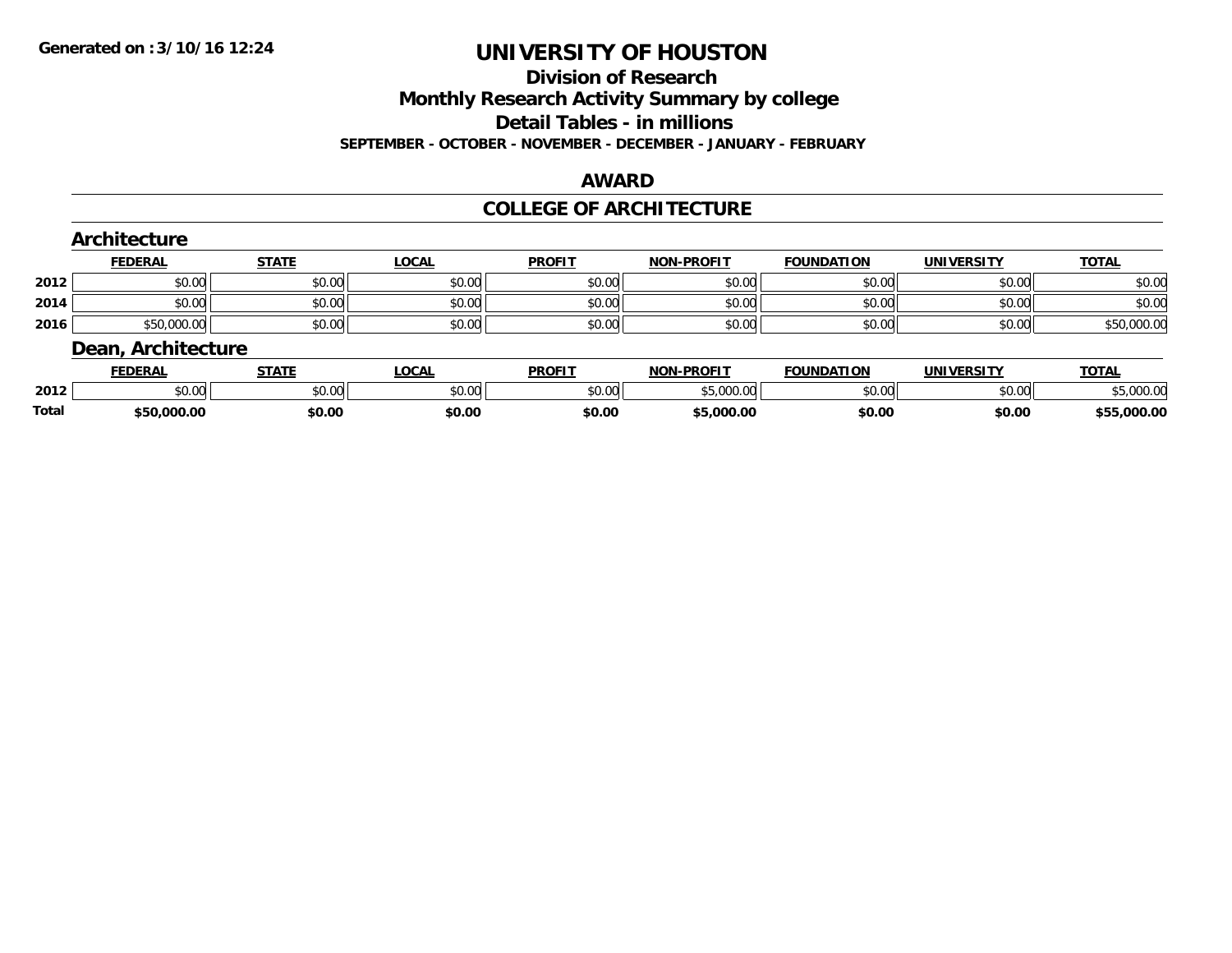Generated on :3/10/16 12:24

# UNIVERSITY OF HOUSTON

## Division of Research

## Monthly Research Activity Summary by college

## Detail Tables - in millions

### SEPTEMBER - OCTOBER - NOVEMBER - DECEMBER - JANUARY - FEBRUARY

## AWARD

## COLLEGE OF ARCHITECTURE

### Architecture

| | FEDERAL | STATE | LOCAL | PROFIT | NON-PROFIT | FOUNDATION | UNIVERSITY | TOTAL |
|---|---|---|---|---|---|---|---|---|
| 2012 | $0.00 | $0.00 | $0.00 | $0.00 | $0.00 | $0.00 | $0.00 | $0.00 |
| 2014 | $0.00 | $0.00 | $0.00 | $0.00 | $0.00 | $0.00 | $0.00 | $0.00 |
| 2016 | $50,000.00 | $0.00 | $0.00 | $0.00 | $0.00 | $0.00 | $0.00 | $50,000.00 |

### Dean, Architecture

| | FEDERAL | STATE | LOCAL | PROFIT | NON-PROFIT | FOUNDATION | UNIVERSITY | TOTAL |
|---|---|---|---|---|---|---|---|---|
| 2012 | $0.00 | $0.00 | $0.00 | $0.00 | $5,000.00 | $0.00 | $0.00 | $5,000.00 |
| **Total** | **$50,000.00** | **$0.00** | **$0.00** | **$0.00** | **$5,000.00** | **$0.00** | **$0.00** | **$55,000.00** |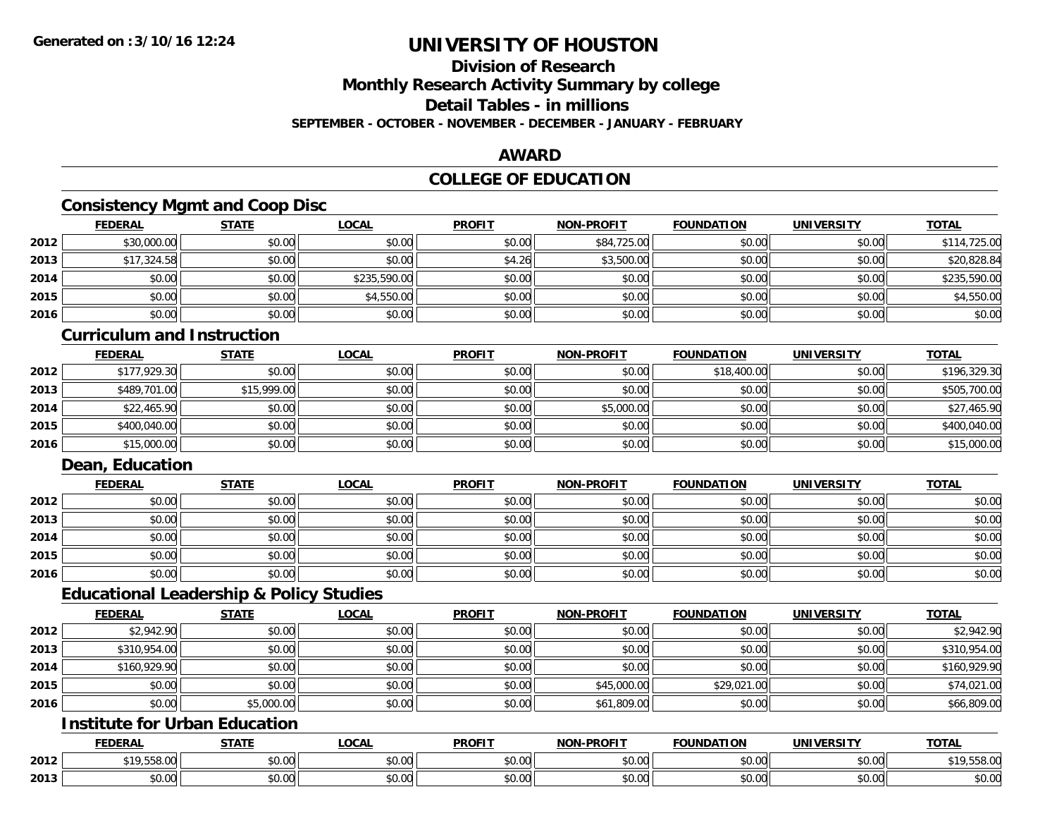Generated on :3/10/16 12:24

# UNIVERSITY OF HOUSTON

## Division of Research

## Monthly Research Activity Summary by college

## Detail Tables - in millions

**SEPTEMBER - OCTOBER - NOVEMBER - DECEMBER - JANUARY - FEBRUARY**

## AWARD

## COLLEGE OF EDUCATION

### Consistency Mgmt and Coop Disc

| | FEDERAL | STATE | LOCAL | PROFIT | NON-PROFIT | FOUNDATION | UNIVERSITY | TOTAL |
|---|---|---|---|---|---|---|---|---|
| 2012 | $30,000.00 | $0.00 | $0.00 | $0.00 | $84,725.00 | $0.00 | $0.00 | $114,725.00 |
| 2013 | $17,324.58 | $0.00 | $0.00 | $4.26 | $3,500.00 | $0.00 | $0.00 | $20,828.84 |
| 2014 | $0.00 | $0.00 | $235,590.00 | $0.00 | $0.00 | $0.00 | $0.00 | $235,590.00 |
| 2015 | $0.00 | $0.00 | $4,550.00 | $0.00 | $0.00 | $0.00 | $0.00 | $4,550.00 |
| 2016 | $0.00 | $0.00 | $0.00 | $0.00 | $0.00 | $0.00 | $0.00 | $0.00 |

### Curriculum and Instruction

| | FEDERAL | STATE | LOCAL | PROFIT | NON-PROFIT | FOUNDATION | UNIVERSITY | TOTAL |
|---|---|---|---|---|---|---|---|---|
| 2012 | $177,929.30 | $0.00 | $0.00 | $0.00 | $0.00 | $18,400.00 | $0.00 | $196,329.30 |
| 2013 | $489,701.00 | $15,999.00 | $0.00 | $0.00 | $0.00 | $0.00 | $0.00 | $505,700.00 |
| 2014 | $22,465.90 | $0.00 | $0.00 | $0.00 | $5,000.00 | $0.00 | $0.00 | $27,465.90 |
| 2015 | $400,040.00 | $0.00 | $0.00 | $0.00 | $0.00 | $0.00 | $0.00 | $400,040.00 |
| 2016 | $15,000.00 | $0.00 | $0.00 | $0.00 | $0.00 | $0.00 | $0.00 | $15,000.00 |

### Dean, Education

| | FEDERAL | STATE | LOCAL | PROFIT | NON-PROFIT | FOUNDATION | UNIVERSITY | TOTAL |
|---|---|---|---|---|---|---|---|---|
| 2012 | $0.00 | $0.00 | $0.00 | $0.00 | $0.00 | $0.00 | $0.00 | $0.00 |
| 2013 | $0.00 | $0.00 | $0.00 | $0.00 | $0.00 | $0.00 | $0.00 | $0.00 |
| 2014 | $0.00 | $0.00 | $0.00 | $0.00 | $0.00 | $0.00 | $0.00 | $0.00 |
| 2015 | $0.00 | $0.00 | $0.00 | $0.00 | $0.00 | $0.00 | $0.00 | $0.00 |
| 2016 | $0.00 | $0.00 | $0.00 | $0.00 | $0.00 | $0.00 | $0.00 | $0.00 |

### Educational Leadership & Policy Studies

| | FEDERAL | STATE | LOCAL | PROFIT | NON-PROFIT | FOUNDATION | UNIVERSITY | TOTAL |
|---|---|---|---|---|---|---|---|---|
| 2012 | $2,942.90 | $0.00 | $0.00 | $0.00 | $0.00 | $0.00 | $0.00 | $2,942.90 |
| 2013 | $310,954.00 | $0.00 | $0.00 | $0.00 | $0.00 | $0.00 | $0.00 | $310,954.00 |
| 2014 | $160,929.90 | $0.00 | $0.00 | $0.00 | $0.00 | $0.00 | $0.00 | $160,929.90 |
| 2015 | $0.00 | $0.00 | $0.00 | $0.00 | $45,000.00 | $29,021.00 | $0.00 | $74,021.00 |
| 2016 | $0.00 | $5,000.00 | $0.00 | $0.00 | $61,809.00 | $0.00 | $0.00 | $66,809.00 |

### Institute for Urban Education

| | FEDERAL | STATE | LOCAL | PROFIT | NON-PROFIT | FOUNDATION | UNIVERSITY | TOTAL |
|---|---|---|---|---|---|---|---|---|
| 2012 | $19,558.00 | $0.00 | $0.00 | $0.00 | $0.00 | $0.00 | $0.00 | $19,558.00 |
| 2013 | $0.00 | $0.00 | $0.00 | $0.00 | $0.00 | $0.00 | $0.00 | $0.00 |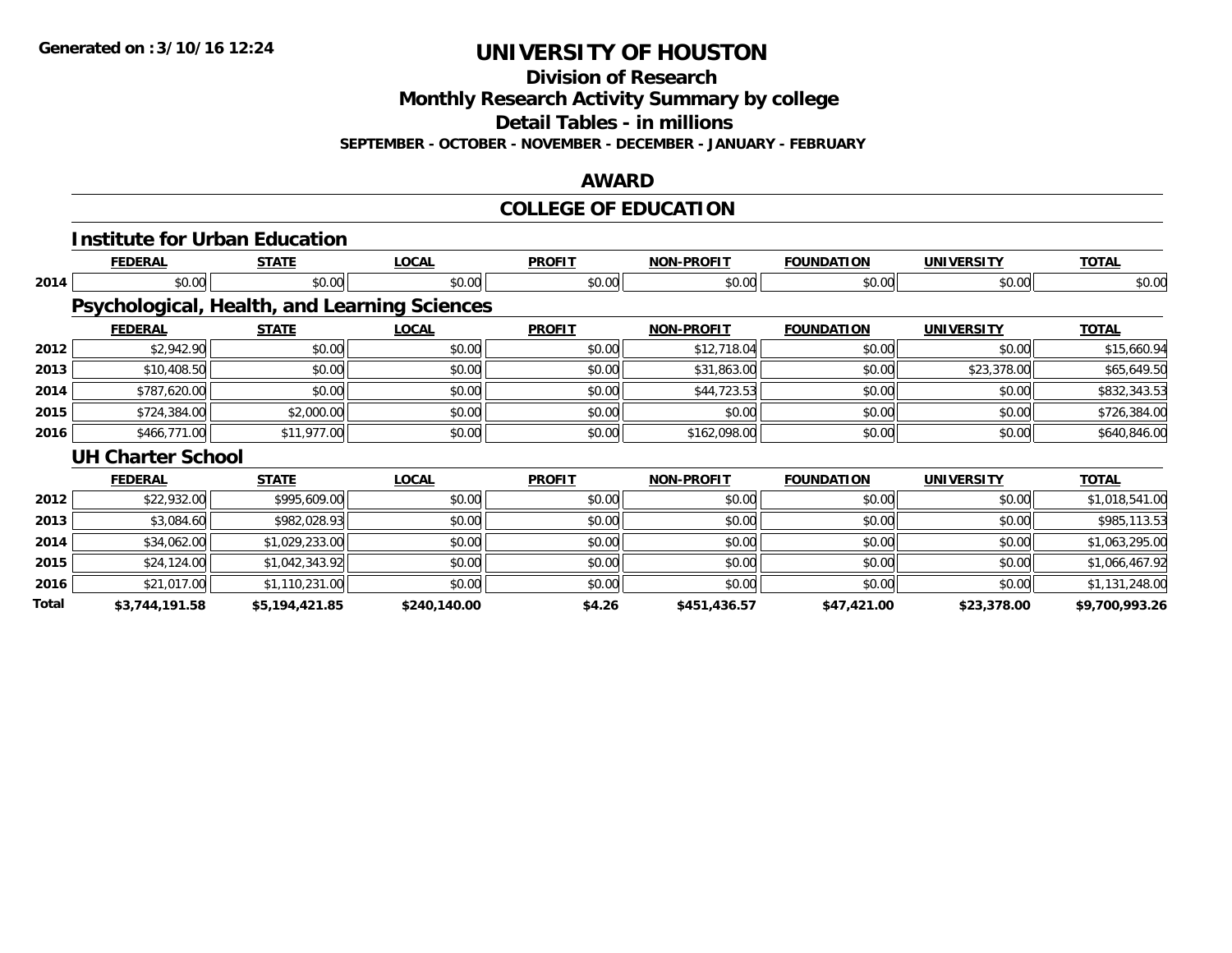**Generated on :3/10/16 12:24**

# UNIVERSITY OF HOUSTON

## Division of Research

## Monthly Research Activity Summary by college

## Detail Tables - in millions

**SEPTEMBER - OCTOBER - NOVEMBER - DECEMBER - JANUARY - FEBRUARY**

## AWARD

## COLLEGE OF EDUCATION

### Institute for Urban Education

| | FEDERAL | STATE | LOCAL | PROFIT | NON-PROFIT | FOUNDATION | UNIVERSITY | TOTAL |
|---|---|---|---|---|---|---|---|---|
| 2014 | $0.00 | $0.00 | $0.00 | $0.00 | $0.00 | $0.00 | $0.00 | $0.00 |

### Psychological, Health, and Learning Sciences

| | FEDERAL | STATE | LOCAL | PROFIT | NON-PROFIT | FOUNDATION | UNIVERSITY | TOTAL |
|---|---|---|---|---|---|---|---|---|
| 2012 | $2,942.90 | $0.00 | $0.00 | $0.00 | $12,718.04 | $0.00 | $0.00 | $15,660.94 |
| 2013 | $10,408.50 | $0.00 | $0.00 | $0.00 | $31,863.00 | $0.00 | $23,378.00 | $65,649.50 |
| 2014 | $787,620.00 | $0.00 | $0.00 | $0.00 | $44,723.53 | $0.00 | $0.00 | $832,343.53 |
| 2015 | $724,384.00 | $2,000.00 | $0.00 | $0.00 | $0.00 | $0.00 | $0.00 | $726,384.00 |
| 2016 | $466,771.00 | $11,977.00 | $0.00 | $0.00 | $162,098.00 | $0.00 | $0.00 | $640,846.00 |

### UH Charter School

| | FEDERAL | STATE | LOCAL | PROFIT | NON-PROFIT | FOUNDATION | UNIVERSITY | TOTAL |
|---|---|---|---|---|---|---|---|---|
| 2012 | $22,932.00 | $995,609.00 | $0.00 | $0.00 | $0.00 | $0.00 | $0.00 | $1,018,541.00 |
| 2013 | $3,084.60 | $982,028.93 | $0.00 | $0.00 | $0.00 | $0.00 | $0.00 | $985,113.53 |
| 2014 | $34,062.00 | $1,029,233.00 | $0.00 | $0.00 | $0.00 | $0.00 | $0.00 | $1,063,295.00 |
| 2015 | $24,124.00 | $1,042,343.92 | $0.00 | $0.00 | $0.00 | $0.00 | $0.00 | $1,066,467.92 |
| 2016 | $21,017.00 | $1,110,231.00 | $0.00 | $0.00 | $0.00 | $0.00 | $0.00 | $1,131,248.00 |
| **Total** | **$3,744,191.58** | **$5,194,421.85** | **$240,140.00** | **$4.26** | **$451,436.57** | **$47,421.00** | **$23,378.00** | **$9,700,993.26** |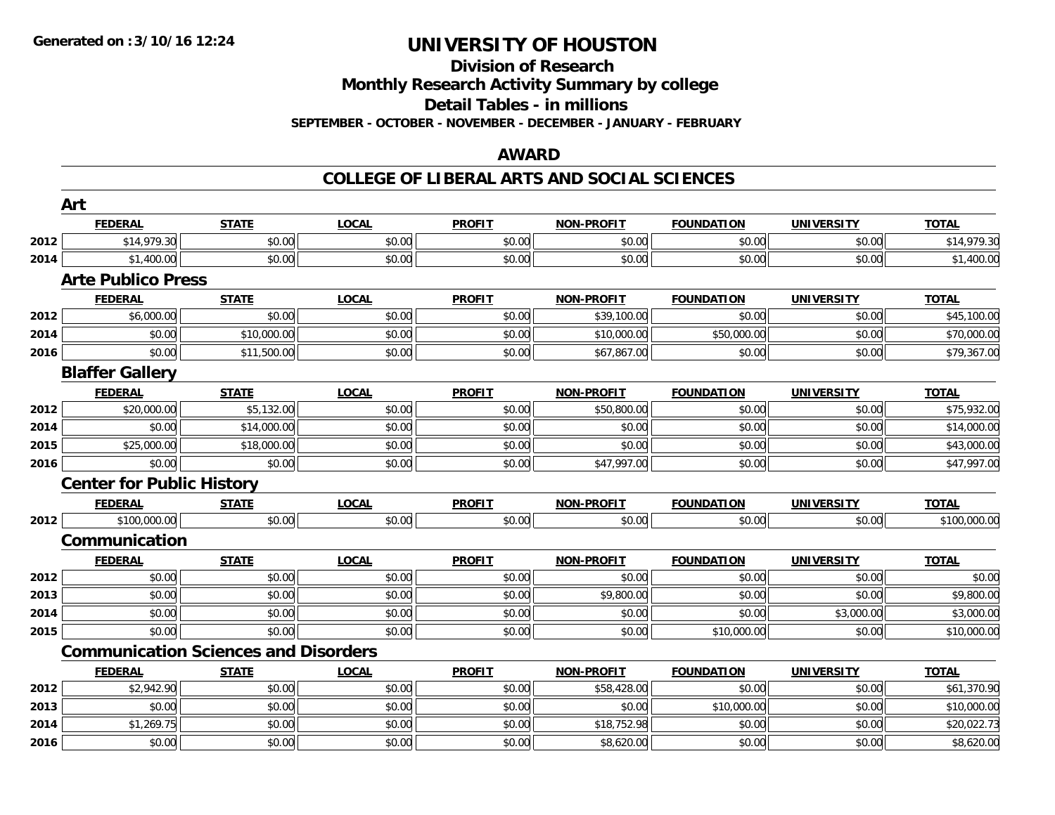# UNIVERSITY OF HOUSTON

## Division of Research

## Monthly Research Activity Summary by college

## Detail Tables - in millions

**SEPTEMBER - OCTOBER - NOVEMBER - DECEMBER - JANUARY - FEBRUARY**

## AWARD

## COLLEGE OF LIBERAL ARTS AND SOCIAL SCIENCES

### Art

| | FEDERAL | STATE | LOCAL | PROFIT | NON-PROFIT | FOUNDATION | UNIVERSITY | TOTAL |
|---|---|---|---|---|---|---|---|---|
| 2012 | $14,979.30 | $0.00 | $0.00 | $0.00 | $0.00 | $0.00 | $0.00 | $14,979.30 |
| 2014 | $1,400.00 | $0.00 | $0.00 | $0.00 | $0.00 | $0.00 | $0.00 | $1,400.00 |

### Arte Publico Press

| | FEDERAL | STATE | LOCAL | PROFIT | NON-PROFIT | FOUNDATION | UNIVERSITY | TOTAL |
|---|---|---|---|---|---|---|---|---|
| 2012 | $6,000.00 | $0.00 | $0.00 | $0.00 | $39,100.00 | $0.00 | $0.00 | $45,100.00 |
| 2014 | $0.00 | $10,000.00 | $0.00 | $0.00 | $10,000.00 | $50,000.00 | $0.00 | $70,000.00 |
| 2016 | $0.00 | $11,500.00 | $0.00 | $0.00 | $67,867.00 | $0.00 | $0.00 | $79,367.00 |

### Blaffer Gallery

| | FEDERAL | STATE | LOCAL | PROFIT | NON-PROFIT | FOUNDATION | UNIVERSITY | TOTAL |
|---|---|---|---|---|---|---|---|---|
| 2012 | $20,000.00 | $5,132.00 | $0.00 | $0.00 | $50,800.00 | $0.00 | $0.00 | $75,932.00 |
| 2014 | $0.00 | $14,000.00 | $0.00 | $0.00 | $0.00 | $0.00 | $0.00 | $14,000.00 |
| 2015 | $25,000.00 | $18,000.00 | $0.00 | $0.00 | $0.00 | $0.00 | $0.00 | $43,000.00 |
| 2016 | $0.00 | $0.00 | $0.00 | $0.00 | $47,997.00 | $0.00 | $0.00 | $47,997.00 |

### Center for Public History

| | FEDERAL | STATE | LOCAL | PROFIT | NON-PROFIT | FOUNDATION | UNIVERSITY | TOTAL |
|---|---|---|---|---|---|---|---|---|
| 2012 | $100,000.00 | $0.00 | $0.00 | $0.00 | $0.00 | $0.00 | $0.00 | $100,000.00 |

### Communication

| | FEDERAL | STATE | LOCAL | PROFIT | NON-PROFIT | FOUNDATION | UNIVERSITY | TOTAL |
|---|---|---|---|---|---|---|---|---|
| 2012 | $0.00 | $0.00 | $0.00 | $0.00 | $0.00 | $0.00 | $0.00 | $0.00 |
| 2013 | $0.00 | $0.00 | $0.00 | $0.00 | $9,800.00 | $0.00 | $0.00 | $9,800.00 |
| 2014 | $0.00 | $0.00 | $0.00 | $0.00 | $0.00 | $0.00 | $3,000.00 | $3,000.00 |
| 2015 | $0.00 | $0.00 | $0.00 | $0.00 | $0.00 | $10,000.00 | $0.00 | $10,000.00 |

### Communication Sciences and Disorders

| | FEDERAL | STATE | LOCAL | PROFIT | NON-PROFIT | FOUNDATION | UNIVERSITY | TOTAL |
|---|---|---|---|---|---|---|---|---|
| 2012 | $2,942.90 | $0.00 | $0.00 | $0.00 | $58,428.00 | $0.00 | $0.00 | $61,370.90 |
| 2013 | $0.00 | $0.00 | $0.00 | $0.00 | $0.00 | $10,000.00 | $0.00 | $10,000.00 |
| 2014 | $1,269.75 | $0.00 | $0.00 | $0.00 | $18,752.98 | $0.00 | $0.00 | $20,022.73 |
| 2016 | $0.00 | $0.00 | $0.00 | $0.00 | $8,620.00 | $0.00 | $0.00 | $8,620.00 |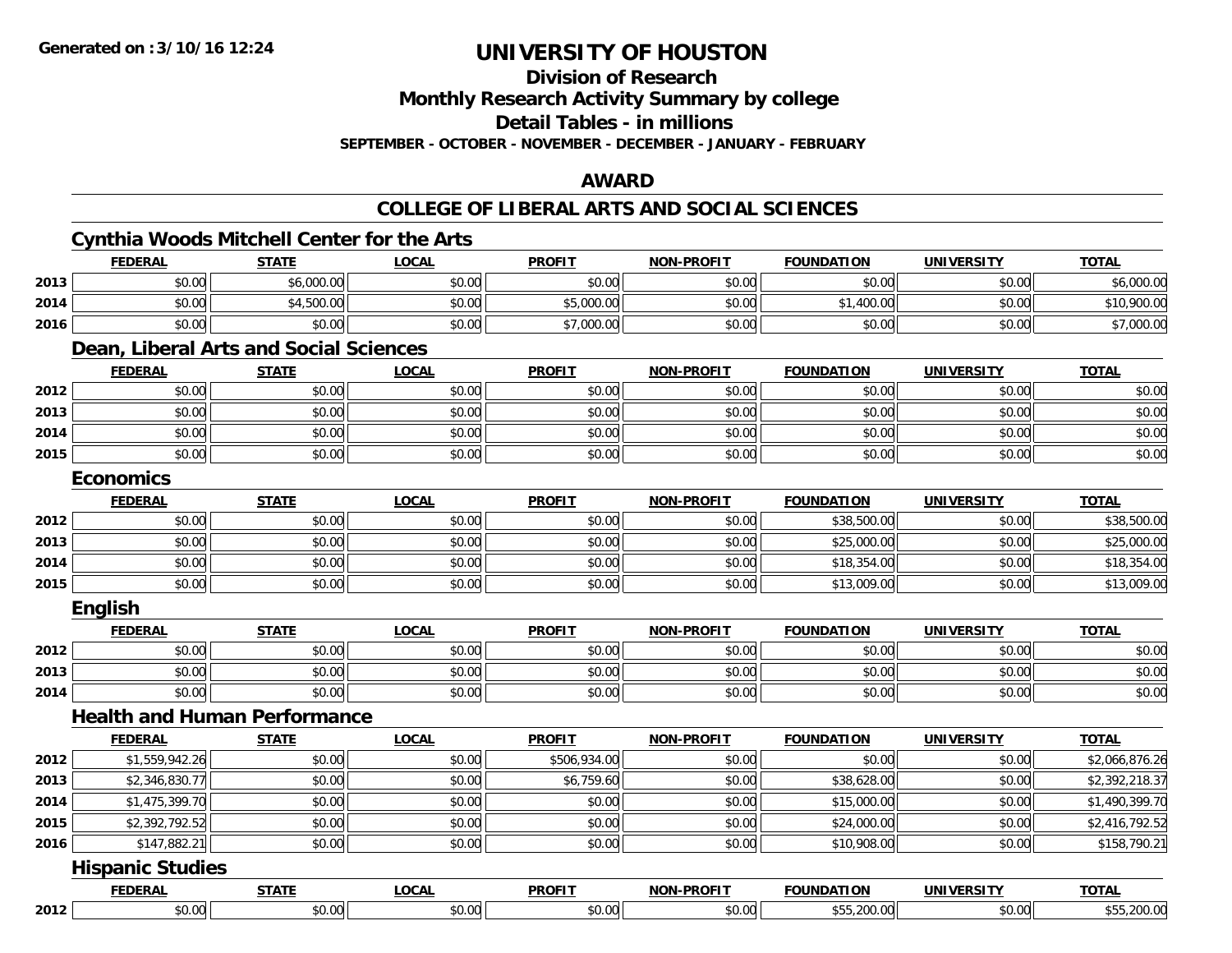**Generated on :3/10/16 12:24**

# UNIVERSITY OF HOUSTON

## Division of Research
## Monthly Research Activity Summary by college
## Detail Tables - in millions
### SEPTEMBER - OCTOBER - NOVEMBER - DECEMBER - JANUARY - FEBRUARY

## AWARD

## COLLEGE OF LIBERAL ARTS AND SOCIAL SCIENCES

### Cynthia Woods Mitchell Center for the Arts

| | FEDERAL | STATE | LOCAL | PROFIT | NON-PROFIT | FOUNDATION | UNIVERSITY | TOTAL |
|---|---|---|---|---|---|---|---|---|
| 2013 | $0.00 | $6,000.00 | $0.00 | $0.00 | $0.00 | $0.00 | $0.00 | $6,000.00 |
| 2014 | $0.00 | $4,500.00 | $0.00 | $5,000.00 | $0.00 | $1,400.00 | $0.00 | $10,900.00 |
| 2016 | $0.00 | $0.00 | $0.00 | $7,000.00 | $0.00 | $0.00 | $0.00 | $7,000.00 |

### Dean, Liberal Arts and Social Sciences

| | FEDERAL | STATE | LOCAL | PROFIT | NON-PROFIT | FOUNDATION | UNIVERSITY | TOTAL |
|---|---|---|---|---|---|---|---|---|
| 2012 | $0.00 | $0.00 | $0.00 | $0.00 | $0.00 | $0.00 | $0.00 | $0.00 |
| 2013 | $0.00 | $0.00 | $0.00 | $0.00 | $0.00 | $0.00 | $0.00 | $0.00 |
| 2014 | $0.00 | $0.00 | $0.00 | $0.00 | $0.00 | $0.00 | $0.00 | $0.00 |
| 2015 | $0.00 | $0.00 | $0.00 | $0.00 | $0.00 | $0.00 | $0.00 | $0.00 |

### Economics

| | FEDERAL | STATE | LOCAL | PROFIT | NON-PROFIT | FOUNDATION | UNIVERSITY | TOTAL |
|---|---|---|---|---|---|---|---|---|
| 2012 | $0.00 | $0.00 | $0.00 | $0.00 | $0.00 | $38,500.00 | $0.00 | $38,500.00 |
| 2013 | $0.00 | $0.00 | $0.00 | $0.00 | $0.00 | $25,000.00 | $0.00 | $25,000.00 |
| 2014 | $0.00 | $0.00 | $0.00 | $0.00 | $0.00 | $18,354.00 | $0.00 | $18,354.00 |
| 2015 | $0.00 | $0.00 | $0.00 | $0.00 | $0.00 | $13,009.00 | $0.00 | $13,009.00 |

### English

| | FEDERAL | STATE | LOCAL | PROFIT | NON-PROFIT | FOUNDATION | UNIVERSITY | TOTAL |
|---|---|---|---|---|---|---|---|---|
| 2012 | $0.00 | $0.00 | $0.00 | $0.00 | $0.00 | $0.00 | $0.00 | $0.00 |
| 2013 | $0.00 | $0.00 | $0.00 | $0.00 | $0.00 | $0.00 | $0.00 | $0.00 |
| 2014 | $0.00 | $0.00 | $0.00 | $0.00 | $0.00 | $0.00 | $0.00 | $0.00 |

### Health and Human Performance

| | FEDERAL | STATE | LOCAL | PROFIT | NON-PROFIT | FOUNDATION | UNIVERSITY | TOTAL |
|---|---|---|---|---|---|---|---|---|
| 2012 | $1,559,942.26 | $0.00 | $0.00 | $506,934.00 | $0.00 | $0.00 | $0.00 | $2,066,876.26 |
| 2013 | $2,346,830.77 | $0.00 | $0.00 | $6,759.60 | $0.00 | $38,628.00 | $0.00 | $2,392,218.37 |
| 2014 | $1,475,399.70 | $0.00 | $0.00 | $0.00 | $0.00 | $15,000.00 | $0.00 | $1,490,399.70 |
| 2015 | $2,392,792.52 | $0.00 | $0.00 | $0.00 | $0.00 | $24,000.00 | $0.00 | $2,416,792.52 |
| 2016 | $147,882.21 | $0.00 | $0.00 | $0.00 | $0.00 | $10,908.00 | $0.00 | $158,790.21 |

### Hispanic Studies

| | FEDERAL | STATE | LOCAL | PROFIT | NON-PROFIT | FOUNDATION | UNIVERSITY | TOTAL |
|---|---|---|---|---|---|---|---|---|
| 2012 | $0.00 | $0.00 | $0.00 | $0.00 | $0.00 | $55,200.00 | $0.00 | $55,200.00 |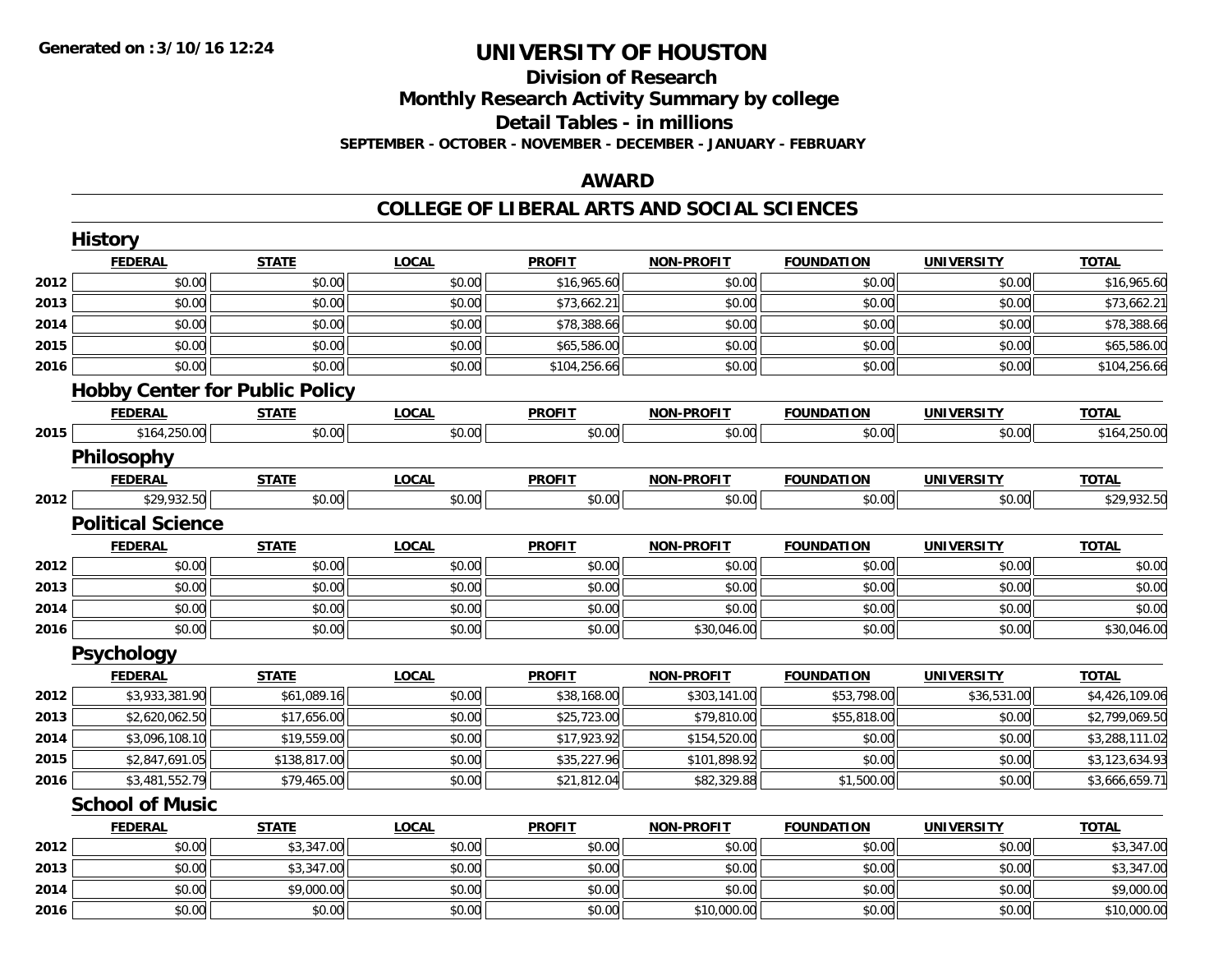# UNIVERSITY OF HOUSTON

## Division of Research

## Monthly Research Activity Summary by college

## Detail Tables - in millions

**SEPTEMBER - OCTOBER - NOVEMBER - DECEMBER - JANUARY - FEBRUARY**

## AWARD

## COLLEGE OF LIBERAL ARTS AND SOCIAL SCIENCES

### History

| | FEDERAL | STATE | LOCAL | PROFIT | NON-PROFIT | FOUNDATION | UNIVERSITY | TOTAL |
|---|---|---|---|---|---|---|---|---|
| 2012 | $0.00 | $0.00 | $0.00 | $16,965.60 | $0.00 | $0.00 | $0.00 | $16,965.60 |
| 2013 | $0.00 | $0.00 | $0.00 | $73,662.21 | $0.00 | $0.00 | $0.00 | $73,662.21 |
| 2014 | $0.00 | $0.00 | $0.00 | $78,388.66 | $0.00 | $0.00 | $0.00 | $78,388.66 |
| 2015 | $0.00 | $0.00 | $0.00 | $65,586.00 | $0.00 | $0.00 | $0.00 | $65,586.00 |
| 2016 | $0.00 | $0.00 | $0.00 | $104,256.66 | $0.00 | $0.00 | $0.00 | $104,256.66 |

### Hobby Center for Public Policy

| | FEDERAL | STATE | LOCAL | PROFIT | NON-PROFIT | FOUNDATION | UNIVERSITY | TOTAL |
|---|---|---|---|---|---|---|---|---|
| 2015 | $164,250.00 | $0.00 | $0.00 | $0.00 | $0.00 | $0.00 | $0.00 | $164,250.00 |

### Philosophy

| | FEDERAL | STATE | LOCAL | PROFIT | NON-PROFIT | FOUNDATION | UNIVERSITY | TOTAL |
|---|---|---|---|---|---|---|---|---|
| 2012 | $29,932.50 | $0.00 | $0.00 | $0.00 | $0.00 | $0.00 | $0.00 | $29,932.50 |

### Political Science

| | FEDERAL | STATE | LOCAL | PROFIT | NON-PROFIT | FOUNDATION | UNIVERSITY | TOTAL |
|---|---|---|---|---|---|---|---|---|
| 2012 | $0.00 | $0.00 | $0.00 | $0.00 | $0.00 | $0.00 | $0.00 | $0.00 |
| 2013 | $0.00 | $0.00 | $0.00 | $0.00 | $0.00 | $0.00 | $0.00 | $0.00 |
| 2014 | $0.00 | $0.00 | $0.00 | $0.00 | $0.00 | $0.00 | $0.00 | $0.00 |
| 2016 | $0.00 | $0.00 | $0.00 | $0.00 | $30,046.00 | $0.00 | $0.00 | $30,046.00 |

### Psychology

| | FEDERAL | STATE | LOCAL | PROFIT | NON-PROFIT | FOUNDATION | UNIVERSITY | TOTAL |
|---|---|---|---|---|---|---|---|---|
| 2012 | $3,933,381.90 | $61,089.16 | $0.00 | $38,168.00 | $303,141.00 | $53,798.00 | $36,531.00 | $4,426,109.06 |
| 2013 | $2,620,062.50 | $17,656.00 | $0.00 | $25,723.00 | $79,810.00 | $55,818.00 | $0.00 | $2,799,069.50 |
| 2014 | $3,096,108.10 | $19,559.00 | $0.00 | $17,923.92 | $154,520.00 | $0.00 | $0.00 | $3,288,111.02 |
| 2015 | $2,847,691.05 | $138,817.00 | $0.00 | $35,227.96 | $101,898.92 | $0.00 | $0.00 | $3,123,634.93 |
| 2016 | $3,481,552.79 | $79,465.00 | $0.00 | $21,812.04 | $82,329.88 | $1,500.00 | $0.00 | $3,666,659.71 |

### School of Music

| | FEDERAL | STATE | LOCAL | PROFIT | NON-PROFIT | FOUNDATION | UNIVERSITY | TOTAL |
|---|---|---|---|---|---|---|---|---|
| 2012 | $0.00 | $3,347.00 | $0.00 | $0.00 | $0.00 | $0.00 | $0.00 | $3,347.00 |
| 2013 | $0.00 | $3,347.00 | $0.00 | $0.00 | $0.00 | $0.00 | $0.00 | $3,347.00 |
| 2014 | $0.00 | $9,000.00 | $0.00 | $0.00 | $0.00 | $0.00 | $0.00 | $9,000.00 |
| 2016 | $0.00 | $0.00 | $0.00 | $0.00 | $10,000.00 | $0.00 | $0.00 | $10,000.00 |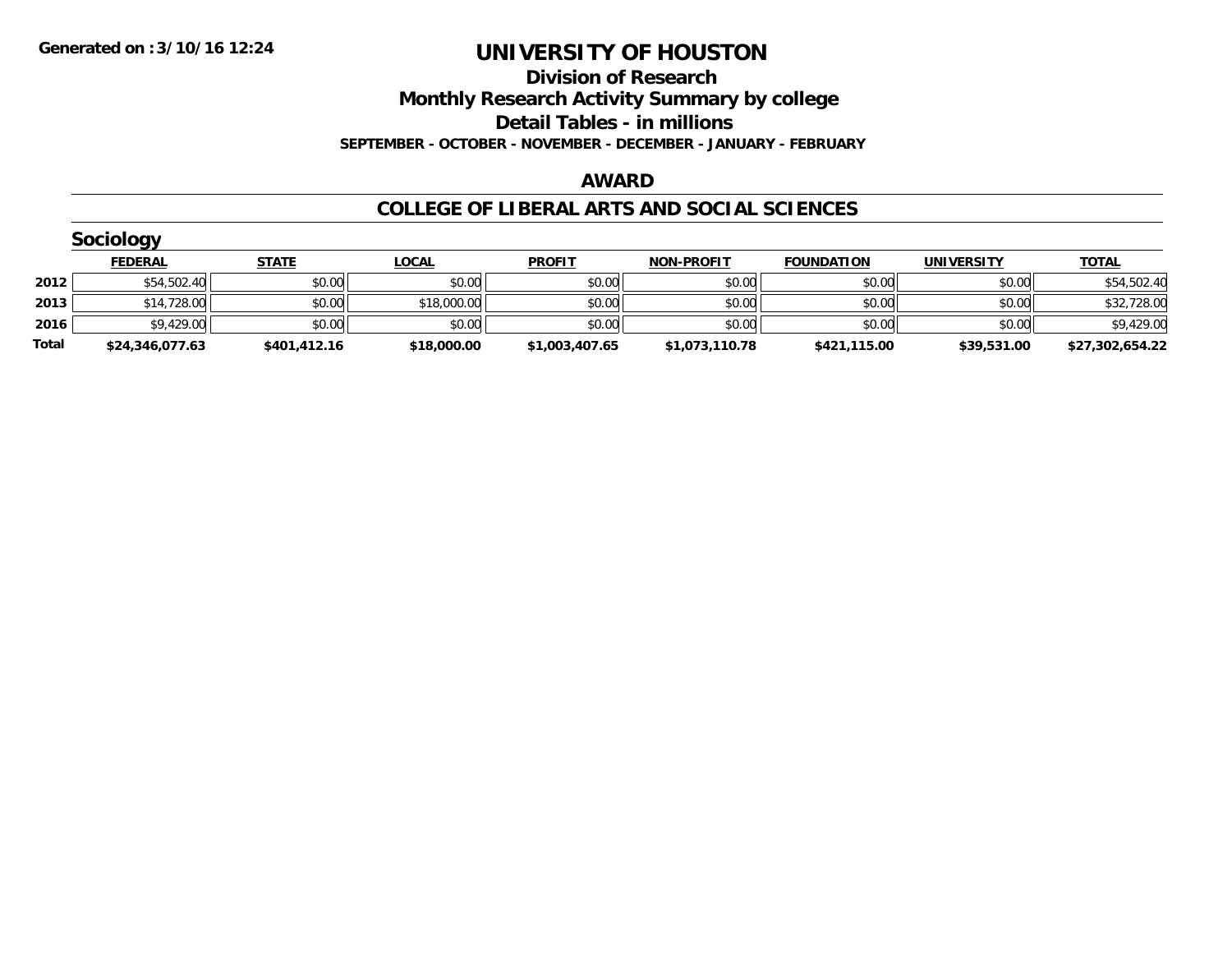# UNIVERSITY OF HOUSTON

## Division of Research
## Monthly Research Activity Summary by college
## Detail Tables - in millions

**SEPTEMBER - OCTOBER - NOVEMBER - DECEMBER - JANUARY - FEBRUARY**

**Generated on : 3/10/16 12:24**

### AWARD

### COLLEGE OF LIBERAL ARTS AND SOCIAL SCIENCES

#### Sociology

| | FEDERAL | STATE | LOCAL | PROFIT | NON-PROFIT | FOUNDATION | UNIVERSITY | TOTAL |
|---|---|---|---|---|---|---|---|---|
| 2012 | $54,502.40 | $0.00 | $0.00 | $0.00 | $0.00 | $0.00 | $0.00 | $54,502.40 |
| 2013 | $14,728.00 | $0.00 | $18,000.00 | $0.00 | $0.00 | $0.00 | $0.00 | $32,728.00 |
| 2016 | $9,429.00 | $0.00 | $0.00 | $0.00 | $0.00 | $0.00 | $0.00 | $9,429.00 |
| **Total** | **$24,346,077.63** | **$401,412.16** | **$18,000.00** | **$1,003,407.65** | **$1,073,110.78** | **$421,115.00** | **$39,531.00** | **$27,302,654.22** |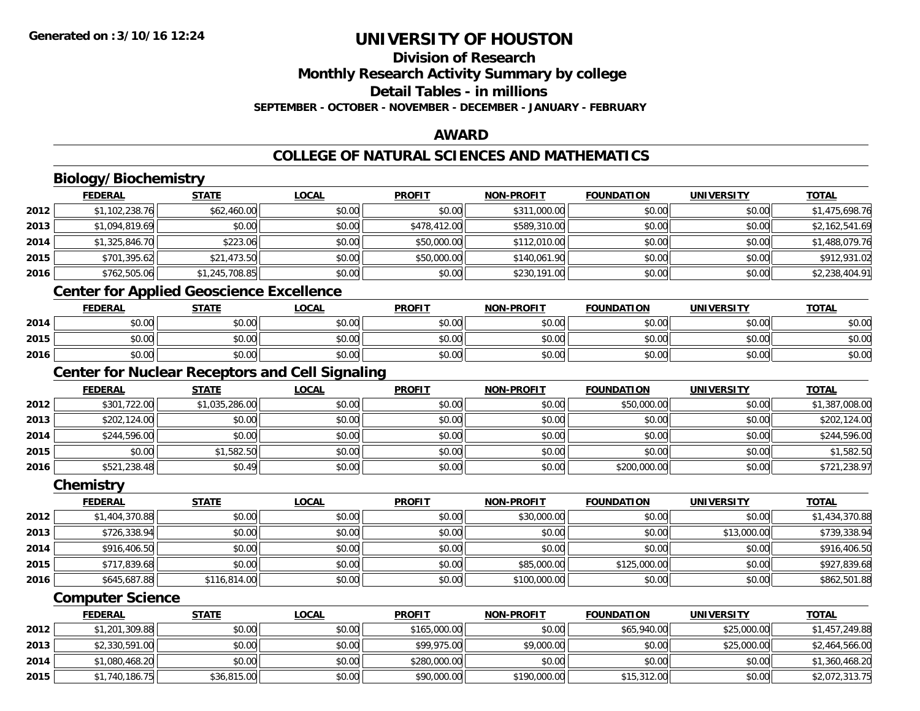Generated on :3/10/16 12:24

# UNIVERSITY OF HOUSTON

## Division of Research
## Monthly Research Activity Summary by college
## Detail Tables - in millions
### SEPTEMBER - OCTOBER - NOVEMBER - DECEMBER - JANUARY - FEBRUARY

## AWARD

## COLLEGE OF NATURAL SCIENCES AND MATHEMATICS

### Biology/Biochemistry

| | FEDERAL | STATE | LOCAL | PROFIT | NON-PROFIT | FOUNDATION | UNIVERSITY | TOTAL |
|---|---|---|---|---|---|---|---|---|
| 2012 | $1,102,238.76 | $62,460.00 | $0.00 | $0.00 | $311,000.00 | $0.00 | $0.00 | $1,475,698.76 |
| 2013 | $1,094,819.69 | $0.00 | $0.00 | $478,412.00 | $589,310.00 | $0.00 | $0.00 | $2,162,541.69 |
| 2014 | $1,325,846.70 | $223.06 | $0.00 | $50,000.00 | $112,010.00 | $0.00 | $0.00 | $1,488,079.76 |
| 2015 | $701,395.62 | $21,473.50 | $0.00 | $50,000.00 | $140,061.90 | $0.00 | $0.00 | $912,931.02 |
| 2016 | $762,505.06 | $1,245,708.85 | $0.00 | $0.00 | $230,191.00 | $0.00 | $0.00 | $2,238,404.91 |

### Center for Applied Geoscience Excellence

| | FEDERAL | STATE | LOCAL | PROFIT | NON-PROFIT | FOUNDATION | UNIVERSITY | TOTAL |
|---|---|---|---|---|---|---|---|---|
| 2014 | $0.00 | $0.00 | $0.00 | $0.00 | $0.00 | $0.00 | $0.00 | $0.00 |
| 2015 | $0.00 | $0.00 | $0.00 | $0.00 | $0.00 | $0.00 | $0.00 | $0.00 |
| 2016 | $0.00 | $0.00 | $0.00 | $0.00 | $0.00 | $0.00 | $0.00 | $0.00 |

### Center for Nuclear Receptors and Cell Signaling

| | FEDERAL | STATE | LOCAL | PROFIT | NON-PROFIT | FOUNDATION | UNIVERSITY | TOTAL |
|---|---|---|---|---|---|---|---|---|
| 2012 | $301,722.00 | $1,035,286.00 | $0.00 | $0.00 | $0.00 | $50,000.00 | $0.00 | $1,387,008.00 |
| 2013 | $202,124.00 | $0.00 | $0.00 | $0.00 | $0.00 | $0.00 | $0.00 | $202,124.00 |
| 2014 | $244,596.00 | $0.00 | $0.00 | $0.00 | $0.00 | $0.00 | $0.00 | $244,596.00 |
| 2015 | $0.00 | $1,582.50 | $0.00 | $0.00 | $0.00 | $0.00 | $0.00 | $1,582.50 |
| 2016 | $521,238.48 | $0.49 | $0.00 | $0.00 | $0.00 | $200,000.00 | $0.00 | $721,238.97 |

### Chemistry

| | FEDERAL | STATE | LOCAL | PROFIT | NON-PROFIT | FOUNDATION | UNIVERSITY | TOTAL |
|---|---|---|---|---|---|---|---|---|
| 2012 | $1,404,370.88 | $0.00 | $0.00 | $0.00 | $30,000.00 | $0.00 | $0.00 | $1,434,370.88 |
| 2013 | $726,338.94 | $0.00 | $0.00 | $0.00 | $0.00 | $0.00 | $13,000.00 | $739,338.94 |
| 2014 | $916,406.50 | $0.00 | $0.00 | $0.00 | $0.00 | $0.00 | $0.00 | $916,406.50 |
| 2015 | $717,839.68 | $0.00 | $0.00 | $0.00 | $85,000.00 | $125,000.00 | $0.00 | $927,839.68 |
| 2016 | $645,687.88 | $116,814.00 | $0.00 | $0.00 | $100,000.00 | $0.00 | $0.00 | $862,501.88 |

### Computer Science

| | FEDERAL | STATE | LOCAL | PROFIT | NON-PROFIT | FOUNDATION | UNIVERSITY | TOTAL |
|---|---|---|---|---|---|---|---|---|
| 2012 | $1,201,309.88 | $0.00 | $0.00 | $165,000.00 | $0.00 | $65,940.00 | $25,000.00 | $1,457,249.88 |
| 2013 | $2,330,591.00 | $0.00 | $0.00 | $99,975.00 | $9,000.00 | $0.00 | $25,000.00 | $2,464,566.00 |
| 2014 | $1,080,468.20 | $0.00 | $0.00 | $280,000.00 | $0.00 | $0.00 | $0.00 | $1,360,468.20 |
| 2015 | $1,740,186.75 | $36,815.00 | $0.00 | $90,000.00 | $190,000.00 | $15,312.00 | $0.00 | $2,072,313.75 |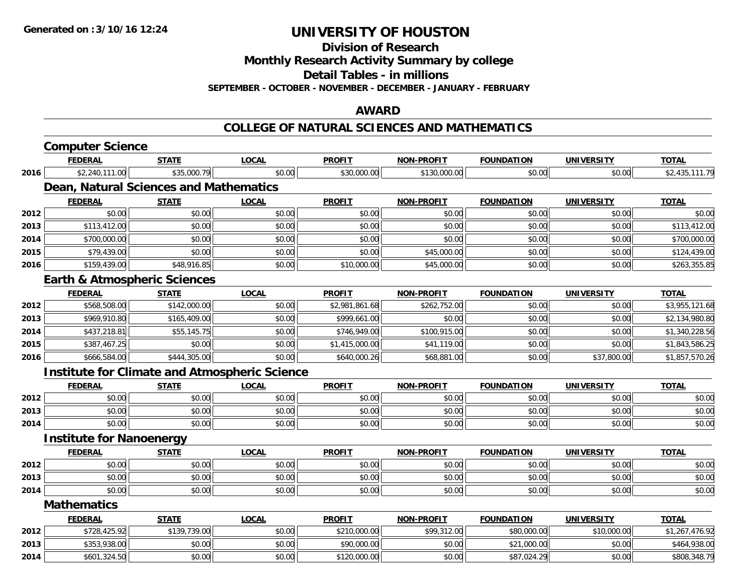Generated on :3/10/16 12:24

# UNIVERSITY OF HOUSTON

## Division of Research

## Monthly Research Activity Summary by college

## Detail Tables - in millions

**SEPTEMBER - OCTOBER - NOVEMBER - DECEMBER - JANUARY - FEBRUARY**

## AWARD

## COLLEGE OF NATURAL SCIENCES AND MATHEMATICS

### Computer Science

| | FEDERAL | STATE | LOCAL | PROFIT | NON-PROFIT | FOUNDATION | UNIVERSITY | TOTAL |
|---|---|---|---|---|---|---|---|---|
| 2016 | $2,240,111.00 | $35,000.79 | $0.00 | $30,000.00 | $130,000.00 | $0.00 | $0.00 | $2,435,111.79 |

### Dean, Natural Sciences and Mathematics

| | FEDERAL | STATE | LOCAL | PROFIT | NON-PROFIT | FOUNDATION | UNIVERSITY | TOTAL |
|---|---|---|---|---|---|---|---|---|
| 2012 | $0.00 | $0.00 | $0.00 | $0.00 | $0.00 | $0.00 | $0.00 | $0.00 |
| 2013 | $113,412.00 | $0.00 | $0.00 | $0.00 | $0.00 | $0.00 | $0.00 | $113,412.00 |
| 2014 | $700,000.00 | $0.00 | $0.00 | $0.00 | $0.00 | $0.00 | $0.00 | $700,000.00 |
| 2015 | $79,439.00 | $0.00 | $0.00 | $0.00 | $45,000.00 | $0.00 | $0.00 | $124,439.00 |
| 2016 | $159,439.00 | $48,916.85 | $0.00 | $10,000.00 | $45,000.00 | $0.00 | $0.00 | $263,355.85 |

### Earth & Atmospheric Sciences

| | FEDERAL | STATE | LOCAL | PROFIT | NON-PROFIT | FOUNDATION | UNIVERSITY | TOTAL |
|---|---|---|---|---|---|---|---|---|
| 2012 | $568,508.00 | $142,000.00 | $0.00 | $2,981,861.68 | $262,752.00 | $0.00 | $0.00 | $3,955,121.68 |
| 2013 | $969,910.80 | $165,409.00 | $0.00 | $999,661.00 | $0.00 | $0.00 | $0.00 | $2,134,980.80 |
| 2014 | $437,218.81 | $55,145.75 | $0.00 | $746,949.00 | $100,915.00 | $0.00 | $0.00 | $1,340,228.56 |
| 2015 | $387,467.25 | $0.00 | $0.00 | $1,415,000.00 | $41,119.00 | $0.00 | $0.00 | $1,843,586.25 |
| 2016 | $666,584.00 | $444,305.00 | $0.00 | $640,000.26 | $68,881.00 | $0.00 | $37,800.00 | $1,857,570.26 |

### Institute for Climate and Atmospheric Science

| | FEDERAL | STATE | LOCAL | PROFIT | NON-PROFIT | FOUNDATION | UNIVERSITY | TOTAL |
|---|---|---|---|---|---|---|---|---|
| 2012 | $0.00 | $0.00 | $0.00 | $0.00 | $0.00 | $0.00 | $0.00 | $0.00 |
| 2013 | $0.00 | $0.00 | $0.00 | $0.00 | $0.00 | $0.00 | $0.00 | $0.00 |
| 2014 | $0.00 | $0.00 | $0.00 | $0.00 | $0.00 | $0.00 | $0.00 | $0.00 |

### Institute for Nanoenergy

| | FEDERAL | STATE | LOCAL | PROFIT | NON-PROFIT | FOUNDATION | UNIVERSITY | TOTAL |
|---|---|---|---|---|---|---|---|---|
| 2012 | $0.00 | $0.00 | $0.00 | $0.00 | $0.00 | $0.00 | $0.00 | $0.00 |
| 2013 | $0.00 | $0.00 | $0.00 | $0.00 | $0.00 | $0.00 | $0.00 | $0.00 |
| 2014 | $0.00 | $0.00 | $0.00 | $0.00 | $0.00 | $0.00 | $0.00 | $0.00 |

### Mathematics

| | FEDERAL | STATE | LOCAL | PROFIT | NON-PROFIT | FOUNDATION | UNIVERSITY | TOTAL |
|---|---|---|---|---|---|---|---|---|
| 2012 | $728,425.92 | $139,739.00 | $0.00 | $210,000.00 | $99,312.00 | $80,000.00 | $10,000.00 | $1,267,476.92 |
| 2013 | $353,938.00 | $0.00 | $0.00 | $90,000.00 | $0.00 | $21,000.00 | $0.00 | $464,938.00 |
| 2014 | $601,324.50 | $0.00 | $0.00 | $120,000.00 | $0.00 | $87,024.29 | $0.00 | $808,348.79 |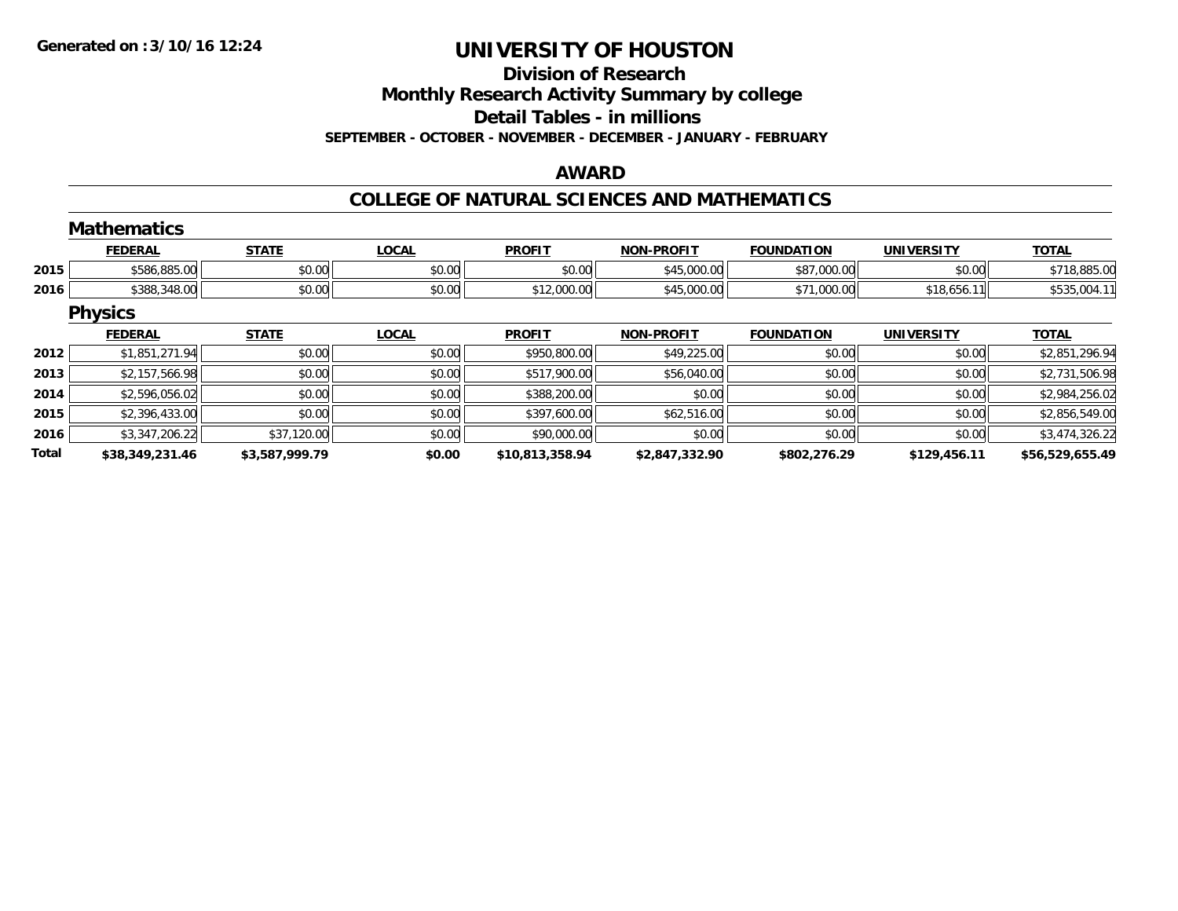# UNIVERSITY OF HOUSTON

## Division of Research

## Monthly Research Activity Summary by college

## Detail Tables - in millions

**SEPTEMBER - OCTOBER - NOVEMBER - DECEMBER - JANUARY - FEBRUARY**

**Generated on :3/10/16 12:24**

### AWARD

### COLLEGE OF NATURAL SCIENCES AND MATHEMATICS

#### Mathematics

| | FEDERAL | STATE | LOCAL | PROFIT | NON-PROFIT | FOUNDATION | UNIVERSITY | TOTAL |
|---|---|---|---|---|---|---|---|---|
| 2015 | $586,885.00 | $0.00 | $0.00 | $0.00 | $45,000.00 | $87,000.00 | $0.00 | $718,885.00 |
| 2016 | $388,348.00 | $0.00 | $0.00 | $12,000.00 | $45,000.00 | $71,000.00 | $18,656.11 | $535,004.11 |

#### Physics

| | FEDERAL | STATE | LOCAL | PROFIT | NON-PROFIT | FOUNDATION | UNIVERSITY | TOTAL |
|---|---|---|---|---|---|---|---|---|
| 2012 | $1,851,271.94 | $0.00 | $0.00 | $950,800.00 | $49,225.00 | $0.00 | $0.00 | $2,851,296.94 |
| 2013 | $2,157,566.98 | $0.00 | $0.00 | $517,900.00 | $56,040.00 | $0.00 | $0.00 | $2,731,506.98 |
| 2014 | $2,596,056.02 | $0.00 | $0.00 | $388,200.00 | $0.00 | $0.00 | $0.00 | $2,984,256.02 |
| 2015 | $2,396,433.00 | $0.00 | $0.00 | $397,600.00 | $62,516.00 | $0.00 | $0.00 | $2,856,549.00 |
| 2016 | $3,347,206.22 | $37,120.00 | $0.00 | $90,000.00 | $0.00 | $0.00 | $0.00 | $3,474,326.22 |
| **Total** | **$38,349,231.46** | **$3,587,999.79** | **$0.00** | **$10,813,358.94** | **$2,847,332.90** | **$802,276.29** | **$129,456.11** | **$56,529,655.49** |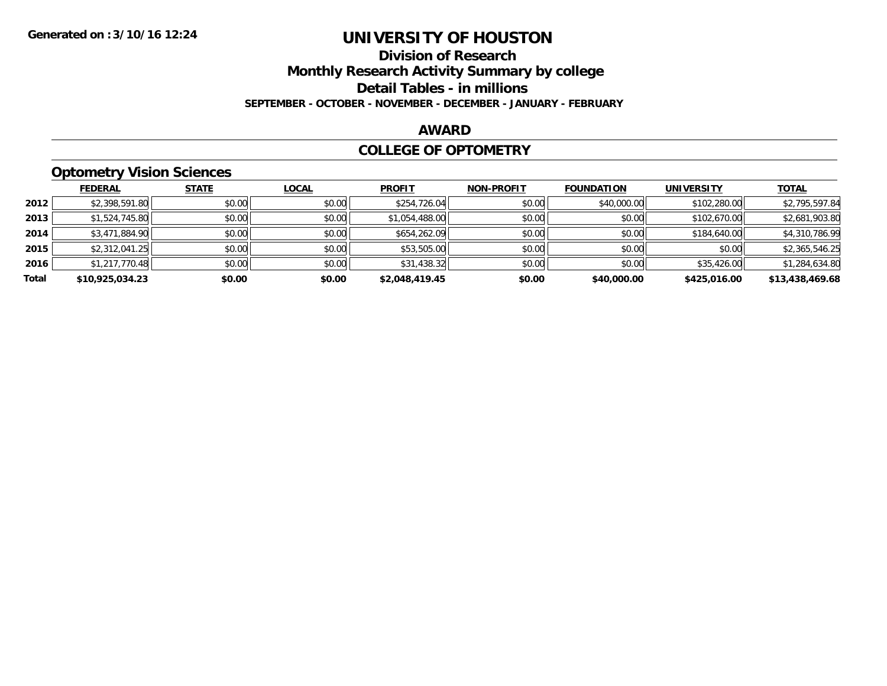# UNIVERSITY OF HOUSTON

## Division of Research

## Monthly Research Activity Summary by college

## Detail Tables - in millions

**SEPTEMBER - OCTOBER - NOVEMBER - DECEMBER - JANUARY - FEBRUARY**

Generated on :3/10/16 12:24

## AWARD

## COLLEGE OF OPTOMETRY

### Optometry Vision Sciences

| | FEDERAL | STATE | LOCAL | PROFIT | NON-PROFIT | FOUNDATION | UNIVERSITY | TOTAL |
|---|---|---|---|---|---|---|---|---|
| 2012 | $2,398,591.80 | $0.00 | $0.00 | $254,726.04 | $0.00 | $40,000.00 | $102,280.00 | $2,795,597.84 |
| 2013 | $1,524,745.80 | $0.00 | $0.00 | $1,054,488.00 | $0.00 | $0.00 | $102,670.00 | $2,681,903.80 |
| 2014 | $3,471,884.90 | $0.00 | $0.00 | $654,262.09 | $0.00 | $0.00 | $184,640.00 | $4,310,786.99 |
| 2015 | $2,312,041.25 | $0.00 | $0.00 | $53,505.00 | $0.00 | $0.00 | $0.00 | $2,365,546.25 |
| 2016 | $1,217,770.48 | $0.00 | $0.00 | $31,438.32 | $0.00 | $0.00 | $35,426.00 | $1,284,634.80 |
| **Total** | **$10,925,034.23** | **$0.00** | **$0.00** | **$2,048,419.45** | **$0.00** | **$40,000.00** | **$425,016.00** | **$13,438,469.68** |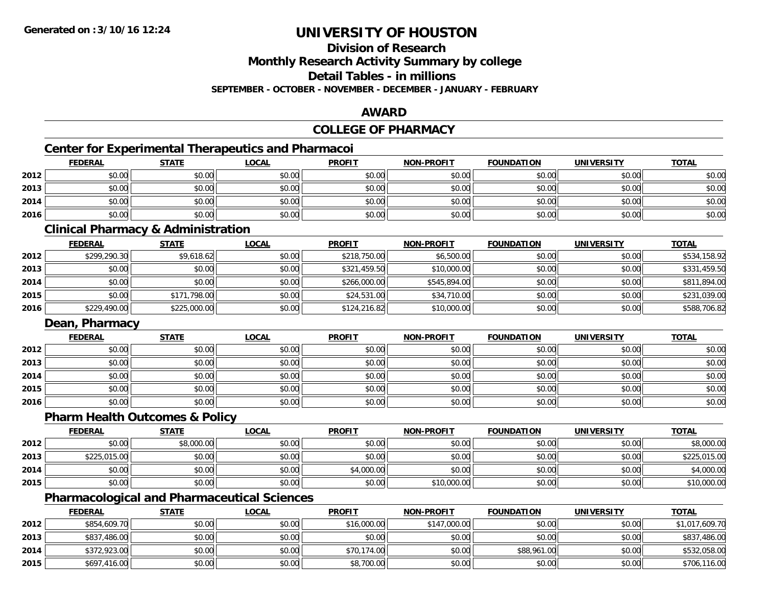# UNIVERSITY OF HOUSTON

## Division of Research
## Monthly Research Activity Summary by college
## Detail Tables - in millions
### SEPTEMBER - OCTOBER - NOVEMBER - DECEMBER - JANUARY - FEBRUARY

## AWARD

## COLLEGE OF PHARMACY

### Center for Experimental Therapeutics and Pharmacoi

| | FEDERAL | STATE | LOCAL | PROFIT | NON-PROFIT | FOUNDATION | UNIVERSITY | TOTAL |
|---|---|---|---|---|---|---|---|---|
| 2012 | $0.00 | $0.00 | $0.00 | $0.00 | $0.00 | $0.00 | $0.00 | $0.00 |
| 2013 | $0.00 | $0.00 | $0.00 | $0.00 | $0.00 | $0.00 | $0.00 | $0.00 |
| 2014 | $0.00 | $0.00 | $0.00 | $0.00 | $0.00 | $0.00 | $0.00 | $0.00 |
| 2016 | $0.00 | $0.00 | $0.00 | $0.00 | $0.00 | $0.00 | $0.00 | $0.00 |

### Clinical Pharmacy & Administration

| | FEDERAL | STATE | LOCAL | PROFIT | NON-PROFIT | FOUNDATION | UNIVERSITY | TOTAL |
|---|---|---|---|---|---|---|---|---|
| 2012 | $299,290.30 | $9,618.62 | $0.00 | $218,750.00 | $6,500.00 | $0.00 | $0.00 | $534,158.92 |
| 2013 | $0.00 | $0.00 | $0.00 | $321,459.50 | $10,000.00 | $0.00 | $0.00 | $331,459.50 |
| 2014 | $0.00 | $0.00 | $0.00 | $266,000.00 | $545,894.00 | $0.00 | $0.00 | $811,894.00 |
| 2015 | $0.00 | $171,798.00 | $0.00 | $24,531.00 | $34,710.00 | $0.00 | $0.00 | $231,039.00 |
| 2016 | $229,490.00 | $225,000.00 | $0.00 | $124,216.82 | $10,000.00 | $0.00 | $0.00 | $588,706.82 |

### Dean, Pharmacy

| | FEDERAL | STATE | LOCAL | PROFIT | NON-PROFIT | FOUNDATION | UNIVERSITY | TOTAL |
|---|---|---|---|---|---|---|---|---|
| 2012 | $0.00 | $0.00 | $0.00 | $0.00 | $0.00 | $0.00 | $0.00 | $0.00 |
| 2013 | $0.00 | $0.00 | $0.00 | $0.00 | $0.00 | $0.00 | $0.00 | $0.00 |
| 2014 | $0.00 | $0.00 | $0.00 | $0.00 | $0.00 | $0.00 | $0.00 | $0.00 |
| 2015 | $0.00 | $0.00 | $0.00 | $0.00 | $0.00 | $0.00 | $0.00 | $0.00 |
| 2016 | $0.00 | $0.00 | $0.00 | $0.00 | $0.00 | $0.00 | $0.00 | $0.00 |

### Pharm Health Outcomes & Policy

| | FEDERAL | STATE | LOCAL | PROFIT | NON-PROFIT | FOUNDATION | UNIVERSITY | TOTAL |
|---|---|---|---|---|---|---|---|---|
| 2012 | $0.00 | $8,000.00 | $0.00 | $0.00 | $0.00 | $0.00 | $0.00 | $8,000.00 |
| 2013 | $225,015.00 | $0.00 | $0.00 | $0.00 | $0.00 | $0.00 | $0.00 | $225,015.00 |
| 2014 | $0.00 | $0.00 | $0.00 | $4,000.00 | $0.00 | $0.00 | $0.00 | $4,000.00 |
| 2015 | $0.00 | $0.00 | $0.00 | $0.00 | $10,000.00 | $0.00 | $0.00 | $10,000.00 |

### Pharmacological and Pharmaceutical Sciences

| | FEDERAL | STATE | LOCAL | PROFIT | NON-PROFIT | FOUNDATION | UNIVERSITY | TOTAL |
|---|---|---|---|---|---|---|---|---|
| 2012 | $854,609.70 | $0.00 | $0.00 | $16,000.00 | $147,000.00 | $0.00 | $0.00 | $1,017,609.70 |
| 2013 | $837,486.00 | $0.00 | $0.00 | $0.00 | $0.00 | $0.00 | $0.00 | $837,486.00 |
| 2014 | $372,923.00 | $0.00 | $0.00 | $70,174.00 | $0.00 | $88,961.00 | $0.00 | $532,058.00 |
| 2015 | $697,416.00 | $0.00 | $0.00 | $8,700.00 | $0.00 | $0.00 | $0.00 | $706,116.00 |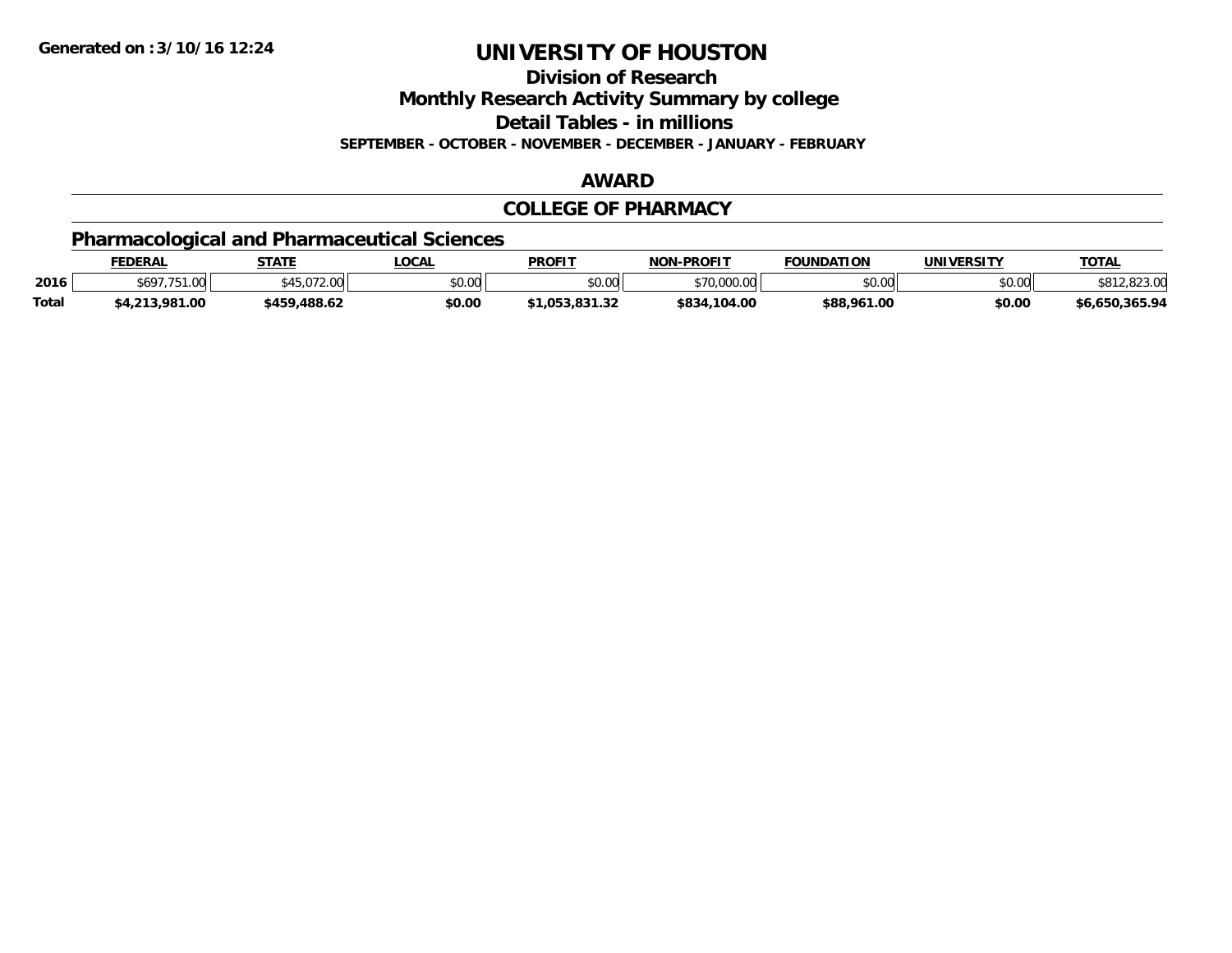Generated on :3/10/16 12:24

# UNIVERSITY OF HOUSTON

## Division of Research

## Monthly Research Activity Summary by college

## Detail Tables - in millions

**SEPTEMBER - OCTOBER - NOVEMBER - DECEMBER - JANUARY - FEBRUARY**

## AWARD

## COLLEGE OF PHARMACY

### Pharmacological and Pharmaceutical Sciences

| | FEDERAL | STATE | LOCAL | PROFIT | NON-PROFIT | FOUNDATION | UNIVERSITY | TOTAL |
|---|---|---|---|---|---|---|---|---|
| 2016 | $697,751.00 | $45,072.00 | $0.00 | $0.00 | $70,000.00 | $0.00 | $0.00 | $812,823.00 |
| Total | $4,213,981.00 | $459,488.62 | $0.00 | $1,053,831.32 | $834,104.00 | $88,961.00 | $0.00 | $6,650,365.94 |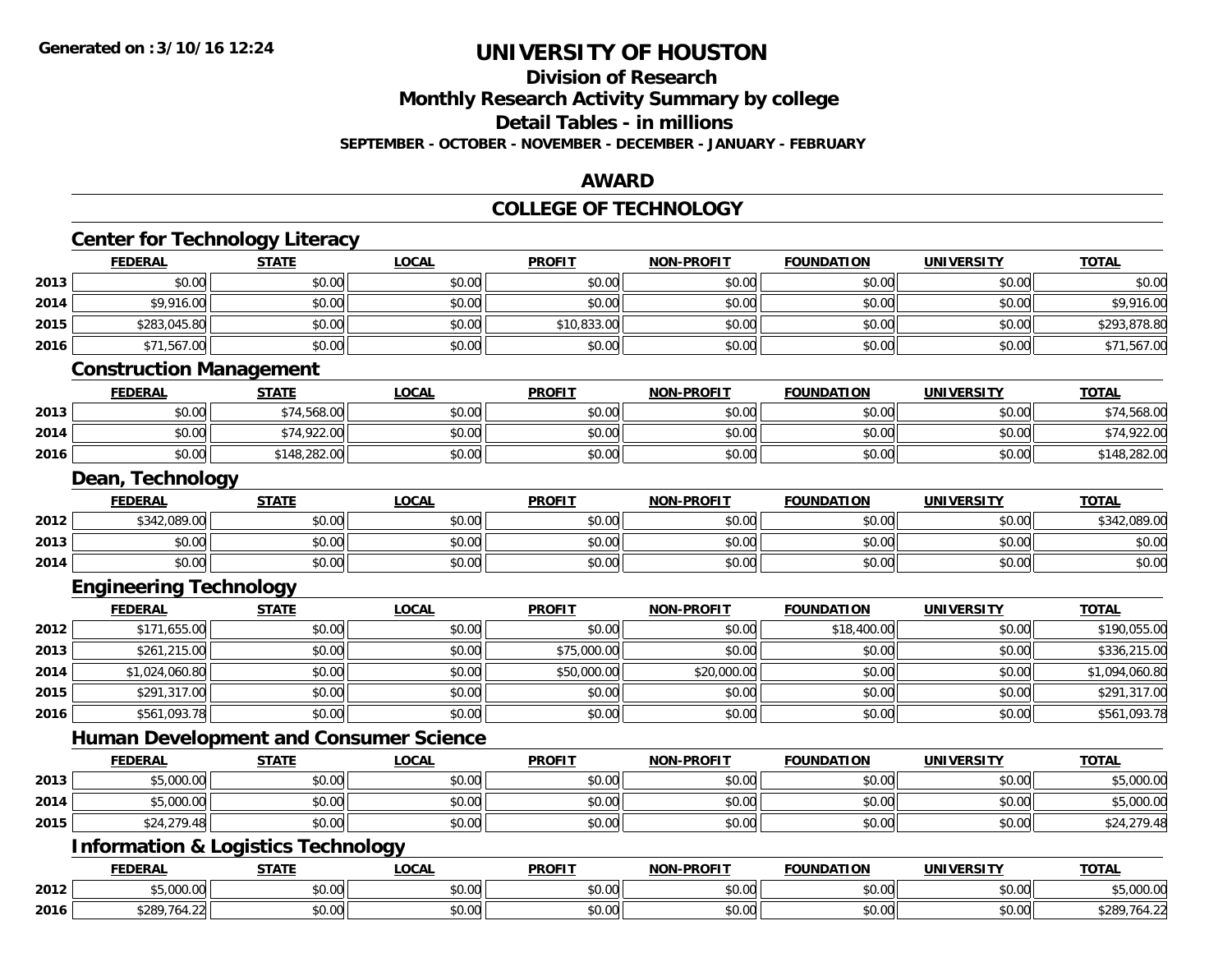Generated on :3/10/16 12:24

# UNIVERSITY OF HOUSTON

## Division of Research

## Monthly Research Activity Summary by college

## Detail Tables - in millions

**SEPTEMBER - OCTOBER - NOVEMBER - DECEMBER - JANUARY - FEBRUARY**

## AWARD

## COLLEGE OF TECHNOLOGY

### Center for Technology Literacy

| | FEDERAL | STATE | LOCAL | PROFIT | NON-PROFIT | FOUNDATION | UNIVERSITY | TOTAL |
|---|---|---|---|---|---|---|---|---|
| 2013 | $0.00 | $0.00 | $0.00 | $0.00 | $0.00 | $0.00 | $0.00 | $0.00 |
| 2014 | $9,916.00 | $0.00 | $0.00 | $0.00 | $0.00 | $0.00 | $0.00 | $9,916.00 |
| 2015 | $283,045.80 | $0.00 | $0.00 | $10,833.00 | $0.00 | $0.00 | $0.00 | $293,878.80 |
| 2016 | $71,567.00 | $0.00 | $0.00 | $0.00 | $0.00 | $0.00 | $0.00 | $71,567.00 |

### Construction Management

| | FEDERAL | STATE | LOCAL | PROFIT | NON-PROFIT | FOUNDATION | UNIVERSITY | TOTAL |
|---|---|---|---|---|---|---|---|---|
| 2013 | $0.00 | $74,568.00 | $0.00 | $0.00 | $0.00 | $0.00 | $0.00 | $74,568.00 |
| 2014 | $0.00 | $74,922.00 | $0.00 | $0.00 | $0.00 | $0.00 | $0.00 | $74,922.00 |
| 2016 | $0.00 | $148,282.00 | $0.00 | $0.00 | $0.00 | $0.00 | $0.00 | $148,282.00 |

### Dean, Technology

| | FEDERAL | STATE | LOCAL | PROFIT | NON-PROFIT | FOUNDATION | UNIVERSITY | TOTAL |
|---|---|---|---|---|---|---|---|---|
| 2012 | $342,089.00 | $0.00 | $0.00 | $0.00 | $0.00 | $0.00 | $0.00 | $342,089.00 |
| 2013 | $0.00 | $0.00 | $0.00 | $0.00 | $0.00 | $0.00 | $0.00 | $0.00 |
| 2014 | $0.00 | $0.00 | $0.00 | $0.00 | $0.00 | $0.00 | $0.00 | $0.00 |

### Engineering Technology

| | FEDERAL | STATE | LOCAL | PROFIT | NON-PROFIT | FOUNDATION | UNIVERSITY | TOTAL |
|---|---|---|---|---|---|---|---|---|
| 2012 | $171,655.00 | $0.00 | $0.00 | $0.00 | $0.00 | $18,400.00 | $0.00 | $190,055.00 |
| 2013 | $261,215.00 | $0.00 | $0.00 | $75,000.00 | $0.00 | $0.00 | $0.00 | $336,215.00 |
| 2014 | $1,024,060.80 | $0.00 | $0.00 | $50,000.00 | $20,000.00 | $0.00 | $0.00 | $1,094,060.80 |
| 2015 | $291,317.00 | $0.00 | $0.00 | $0.00 | $0.00 | $0.00 | $0.00 | $291,317.00 |
| 2016 | $561,093.78 | $0.00 | $0.00 | $0.00 | $0.00 | $0.00 | $0.00 | $561,093.78 |

### Human Development and Consumer Science

| | FEDERAL | STATE | LOCAL | PROFIT | NON-PROFIT | FOUNDATION | UNIVERSITY | TOTAL |
|---|---|---|---|---|---|---|---|---|
| 2013 | $5,000.00 | $0.00 | $0.00 | $0.00 | $0.00 | $0.00 | $0.00 | $5,000.00 |
| 2014 | $5,000.00 | $0.00 | $0.00 | $0.00 | $0.00 | $0.00 | $0.00 | $5,000.00 |
| 2015 | $24,279.48 | $0.00 | $0.00 | $0.00 | $0.00 | $0.00 | $0.00 | $24,279.48 |

### Information & Logistics Technology

| | FEDERAL | STATE | LOCAL | PROFIT | NON-PROFIT | FOUNDATION | UNIVERSITY | TOTAL |
|---|---|---|---|---|---|---|---|---|
| 2012 | $5,000.00 | $0.00 | $0.00 | $0.00 | $0.00 | $0.00 | $0.00 | $5,000.00 |
| 2016 | $289,764.22 | $0.00 | $0.00 | $0.00 | $0.00 | $0.00 | $0.00 | $289,764.22 |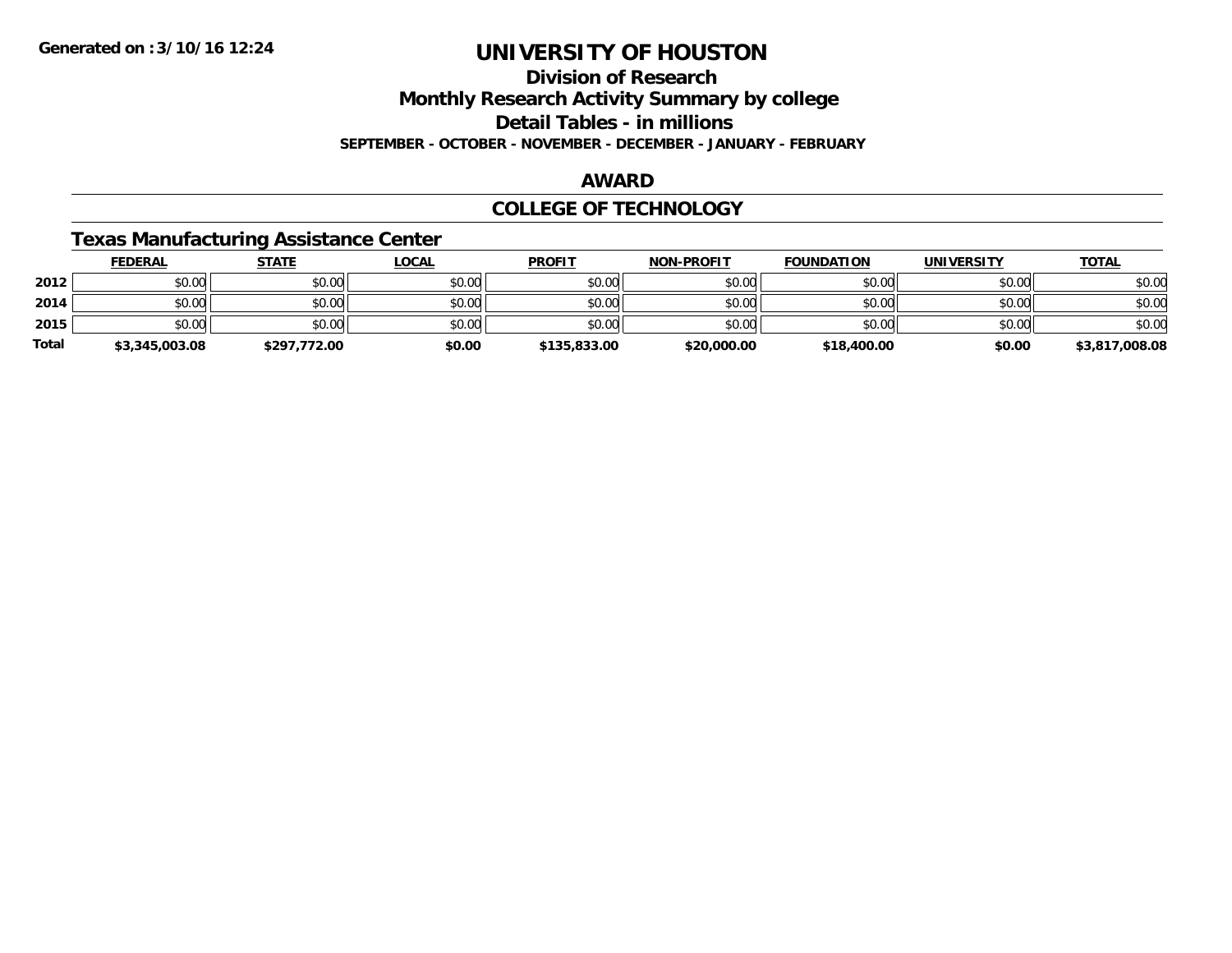**Generated on :3/10/16 12:24**

# UNIVERSITY OF HOUSTON

## Division of Research
## Monthly Research Activity Summary by college
## Detail Tables - in millions
### SEPTEMBER - OCTOBER - NOVEMBER - DECEMBER - JANUARY - FEBRUARY

## AWARD

## COLLEGE OF TECHNOLOGY

### Texas Manufacturing Assistance Center

| | FEDERAL | STATE | LOCAL | PROFIT | NON-PROFIT | FOUNDATION | UNIVERSITY | TOTAL |
|---|---|---|---|---|---|---|---|---|
| 2012 | $0.00 | $0.00 | $0.00 | $0.00 | $0.00 | $0.00 | $0.00 | $0.00 |
| 2014 | $0.00 | $0.00 | $0.00 | $0.00 | $0.00 | $0.00 | $0.00 | $0.00 |
| 2015 | $0.00 | $0.00 | $0.00 | $0.00 | $0.00 | $0.00 | $0.00 | $0.00 |
| **Total** | **$3,345,003.08** | **$297,772.00** | **$0.00** | **$135,833.00** | **$20,000.00** | **$18,400.00** | **$0.00** | **$3,817,008.08** |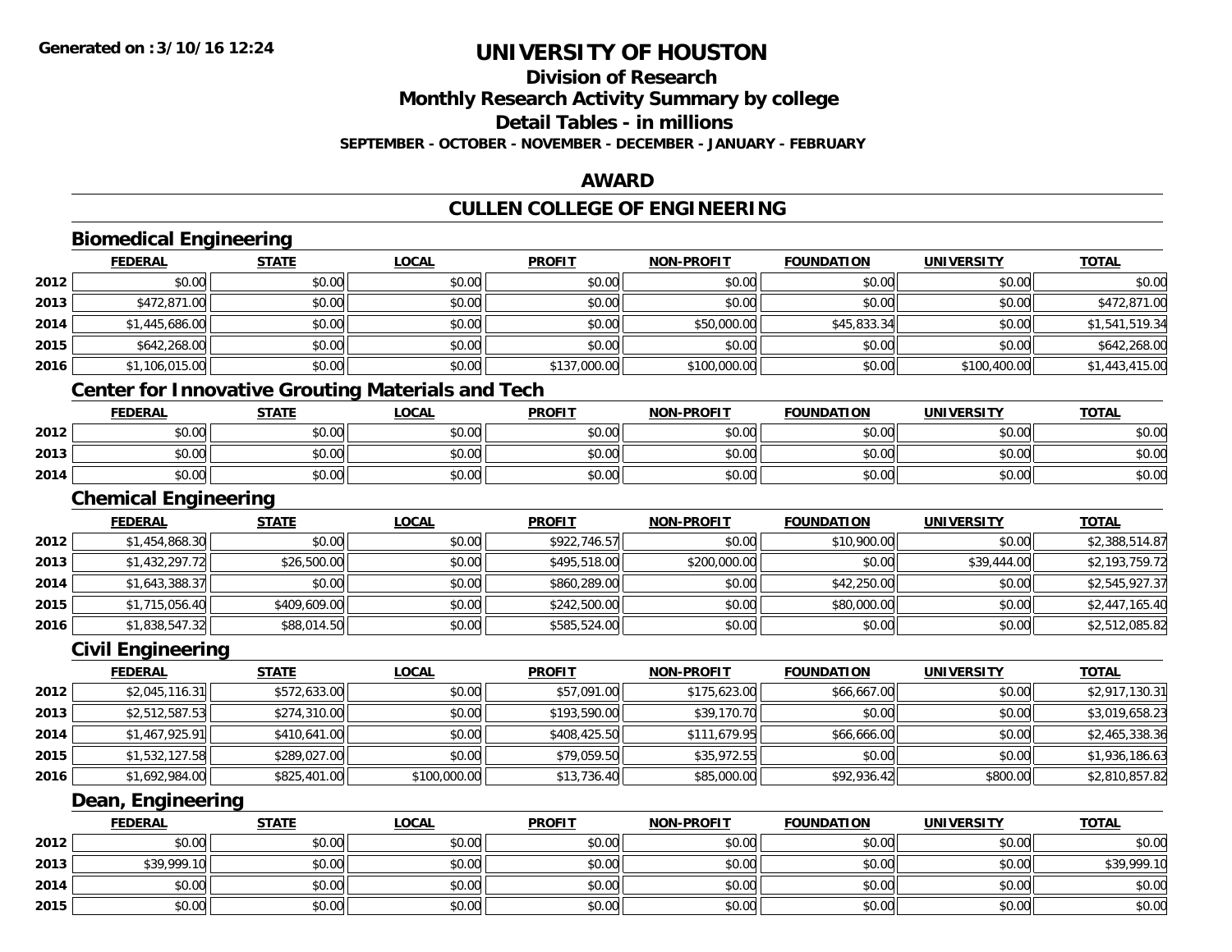# UNIVERSITY OF HOUSTON

## Division of Research
## Monthly Research Activity Summary by college
## Detail Tables - in millions

**SEPTEMBER - OCTOBER - NOVEMBER - DECEMBER - JANUARY - FEBRUARY**

## AWARD

## CULLEN COLLEGE OF ENGINEERING

### Biomedical Engineering

| | FEDERAL | STATE | LOCAL | PROFIT | NON-PROFIT | FOUNDATION | UNIVERSITY | TOTAL |
|---|---|---|---|---|---|---|---|---|
| 2012 | $0.00 | $0.00 | $0.00 | $0.00 | $0.00 | $0.00 | $0.00 | $0.00 |
| 2013 | $472,871.00 | $0.00 | $0.00 | $0.00 | $0.00 | $0.00 | $0.00 | $472,871.00 |
| 2014 | $1,445,686.00 | $0.00 | $0.00 | $0.00 | $50,000.00 | $45,833.34 | $0.00 | $1,541,519.34 |
| 2015 | $642,268.00 | $0.00 | $0.00 | $0.00 | $0.00 | $0.00 | $0.00 | $642,268.00 |
| 2016 | $1,106,015.00 | $0.00 | $0.00 | $137,000.00 | $100,000.00 | $0.00 | $100,400.00 | $1,443,415.00 |

### Center for Innovative Grouting Materials and Tech

| | FEDERAL | STATE | LOCAL | PROFIT | NON-PROFIT | FOUNDATION | UNIVERSITY | TOTAL |
|---|---|---|---|---|---|---|---|---|
| 2012 | $0.00 | $0.00 | $0.00 | $0.00 | $0.00 | $0.00 | $0.00 | $0.00 |
| 2013 | $0.00 | $0.00 | $0.00 | $0.00 | $0.00 | $0.00 | $0.00 | $0.00 |
| 2014 | $0.00 | $0.00 | $0.00 | $0.00 | $0.00 | $0.00 | $0.00 | $0.00 |

### Chemical Engineering

| | FEDERAL | STATE | LOCAL | PROFIT | NON-PROFIT | FOUNDATION | UNIVERSITY | TOTAL |
|---|---|---|---|---|---|---|---|---|
| 2012 | $1,454,868.30 | $0.00 | $0.00 | $922,746.57 | $0.00 | $10,900.00 | $0.00 | $2,388,514.87 |
| 2013 | $1,432,297.72 | $26,500.00 | $0.00 | $495,518.00 | $200,000.00 | $0.00 | $39,444.00 | $2,193,759.72 |
| 2014 | $1,643,388.37 | $0.00 | $0.00 | $860,289.00 | $0.00 | $42,250.00 | $0.00 | $2,545,927.37 |
| 2015 | $1,715,056.40 | $409,609.00 | $0.00 | $242,500.00 | $0.00 | $80,000.00 | $0.00 | $2,447,165.40 |
| 2016 | $1,838,547.32 | $88,014.50 | $0.00 | $585,524.00 | $0.00 | $0.00 | $0.00 | $2,512,085.82 |

### Civil Engineering

| | FEDERAL | STATE | LOCAL | PROFIT | NON-PROFIT | FOUNDATION | UNIVERSITY | TOTAL |
|---|---|---|---|---|---|---|---|---|
| 2012 | $2,045,116.31 | $572,633.00 | $0.00 | $57,091.00 | $175,623.00 | $66,667.00 | $0.00 | $2,917,130.31 |
| 2013 | $2,512,587.53 | $274,310.00 | $0.00 | $193,590.00 | $39,170.70 | $0.00 | $0.00 | $3,019,658.23 |
| 2014 | $1,467,925.91 | $410,641.00 | $0.00 | $408,425.50 | $111,679.95 | $66,666.00 | $0.00 | $2,465,338.36 |
| 2015 | $1,532,127.58 | $289,027.00 | $0.00 | $79,059.50 | $35,972.55 | $0.00 | $0.00 | $1,936,186.63 |
| 2016 | $1,692,984.00 | $825,401.00 | $100,000.00 | $13,736.40 | $85,000.00 | $92,936.42 | $800.00 | $2,810,857.82 |

### Dean, Engineering

| | FEDERAL | STATE | LOCAL | PROFIT | NON-PROFIT | FOUNDATION | UNIVERSITY | TOTAL |
|---|---|---|---|---|---|---|---|---|
| 2012 | $0.00 | $0.00 | $0.00 | $0.00 | $0.00 | $0.00 | $0.00 | $0.00 |
| 2013 | $39,999.10 | $0.00 | $0.00 | $0.00 | $0.00 | $0.00 | $0.00 | $39,999.10 |
| 2014 | $0.00 | $0.00 | $0.00 | $0.00 | $0.00 | $0.00 | $0.00 | $0.00 |
| 2015 | $0.00 | $0.00 | $0.00 | $0.00 | $0.00 | $0.00 | $0.00 | $0.00 |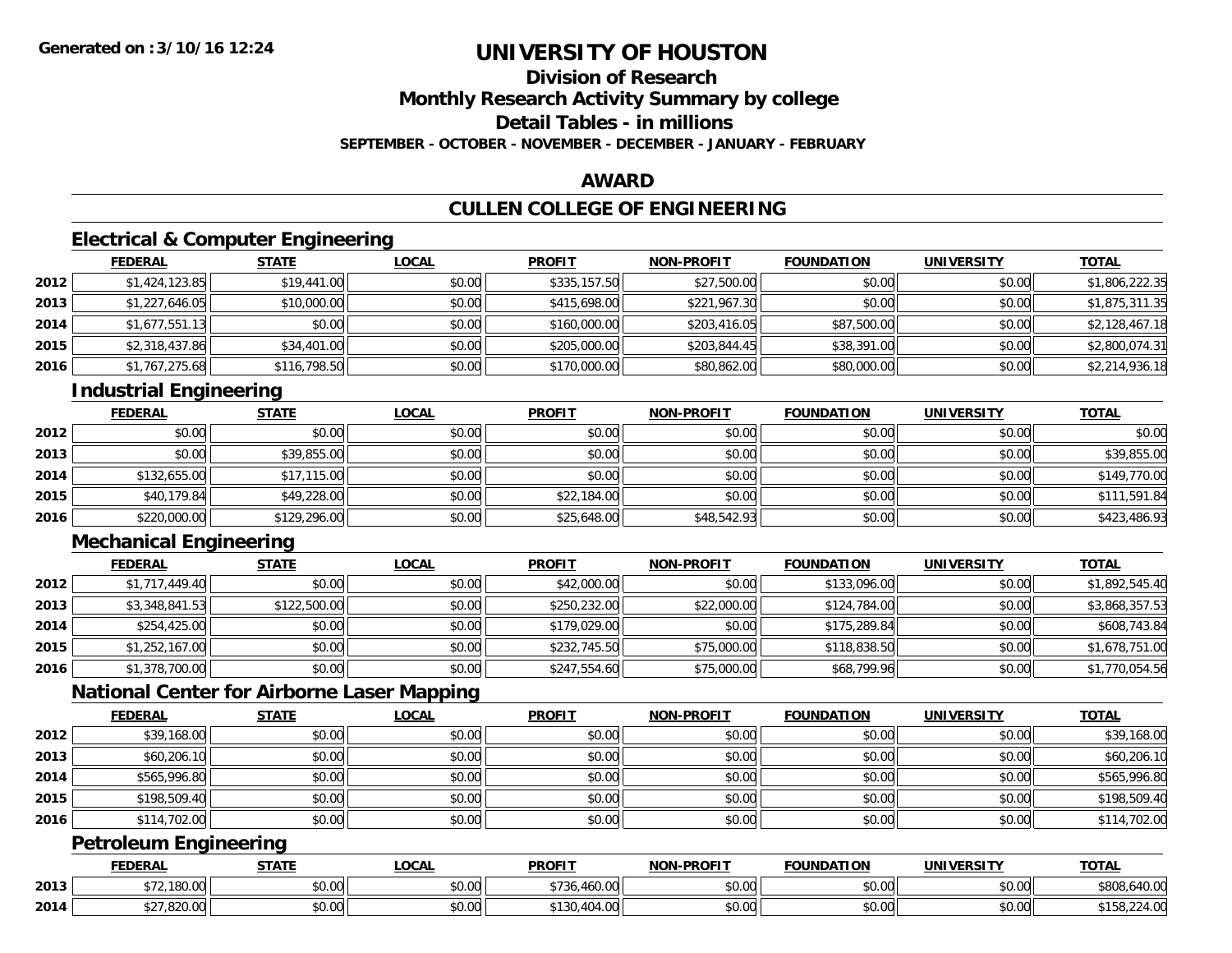# UNIVERSITY OF HOUSTON

## Division of Research
## Monthly Research Activity Summary by college
## Detail Tables - in millions
### SEPTEMBER - OCTOBER - NOVEMBER - DECEMBER - JANUARY - FEBRUARY

## AWARD

## CULLEN COLLEGE OF ENGINEERING

### Electrical & Computer Engineering

| | FEDERAL | STATE | LOCAL | PROFIT | NON-PROFIT | FOUNDATION | UNIVERSITY | TOTAL |
|---|---|---|---|---|---|---|---|---|
| 2012 | $1,424,123.85 | $19,441.00 | $0.00 | $335,157.50 | $27,500.00 | $0.00 | $0.00 | $1,806,222.35 |
| 2013 | $1,227,646.05 | $10,000.00 | $0.00 | $415,698.00 | $221,967.30 | $0.00 | $0.00 | $1,875,311.35 |
| 2014 | $1,677,551.13 | $0.00 | $0.00 | $160,000.00 | $203,416.05 | $87,500.00 | $0.00 | $2,128,467.18 |
| 2015 | $2,318,437.86 | $34,401.00 | $0.00 | $205,000.00 | $203,844.45 | $38,391.00 | $0.00 | $2,800,074.31 |
| 2016 | $1,767,275.68 | $116,798.50 | $0.00 | $170,000.00 | $80,862.00 | $80,000.00 | $0.00 | $2,214,936.18 |

### Industrial Engineering

| | FEDERAL | STATE | LOCAL | PROFIT | NON-PROFIT | FOUNDATION | UNIVERSITY | TOTAL |
|---|---|---|---|---|---|---|---|---|
| 2012 | $0.00 | $0.00 | $0.00 | $0.00 | $0.00 | $0.00 | $0.00 | $0.00 |
| 2013 | $0.00 | $39,855.00 | $0.00 | $0.00 | $0.00 | $0.00 | $0.00 | $39,855.00 |
| 2014 | $132,655.00 | $17,115.00 | $0.00 | $0.00 | $0.00 | $0.00 | $0.00 | $149,770.00 |
| 2015 | $40,179.84 | $49,228.00 | $0.00 | $22,184.00 | $0.00 | $0.00 | $0.00 | $111,591.84 |
| 2016 | $220,000.00 | $129,296.00 | $0.00 | $25,648.00 | $48,542.93 | $0.00 | $0.00 | $423,486.93 |

### Mechanical Engineering

| | FEDERAL | STATE | LOCAL | PROFIT | NON-PROFIT | FOUNDATION | UNIVERSITY | TOTAL |
|---|---|---|---|---|---|---|---|---|
| 2012 | $1,717,449.40 | $0.00 | $0.00 | $42,000.00 | $0.00 | $133,096.00 | $0.00 | $1,892,545.40 |
| 2013 | $3,348,841.53 | $122,500.00 | $0.00 | $250,232.00 | $22,000.00 | $124,784.00 | $0.00 | $3,868,357.53 |
| 2014 | $254,425.00 | $0.00 | $0.00 | $179,029.00 | $0.00 | $175,289.84 | $0.00 | $608,743.84 |
| 2015 | $1,252,167.00 | $0.00 | $0.00 | $232,745.50 | $75,000.00 | $118,838.50 | $0.00 | $1,678,751.00 |
| 2016 | $1,378,700.00 | $0.00 | $0.00 | $247,554.60 | $75,000.00 | $68,799.96 | $0.00 | $1,770,054.56 |

### National Center for Airborne Laser Mapping

| | FEDERAL | STATE | LOCAL | PROFIT | NON-PROFIT | FOUNDATION | UNIVERSITY | TOTAL |
|---|---|---|---|---|---|---|---|---|
| 2012 | $39,168.00 | $0.00 | $0.00 | $0.00 | $0.00 | $0.00 | $0.00 | $39,168.00 |
| 2013 | $60,206.10 | $0.00 | $0.00 | $0.00 | $0.00 | $0.00 | $0.00 | $60,206.10 |
| 2014 | $565,996.80 | $0.00 | $0.00 | $0.00 | $0.00 | $0.00 | $0.00 | $565,996.80 |
| 2015 | $198,509.40 | $0.00 | $0.00 | $0.00 | $0.00 | $0.00 | $0.00 | $198,509.40 |
| 2016 | $114,702.00 | $0.00 | $0.00 | $0.00 | $0.00 | $0.00 | $0.00 | $114,702.00 |

### Petroleum Engineering

| | FEDERAL | STATE | LOCAL | PROFIT | NON-PROFIT | FOUNDATION | UNIVERSITY | TOTAL |
|---|---|---|---|---|---|---|---|---|
| 2013 | $72,180.00 | $0.00 | $0.00 | $736,460.00 | $0.00 | $0.00 | $0.00 | $808,640.00 |
| 2014 | $27,820.00 | $0.00 | $0.00 | $130,404.00 | $0.00 | $0.00 | $0.00 | $158,224.00 |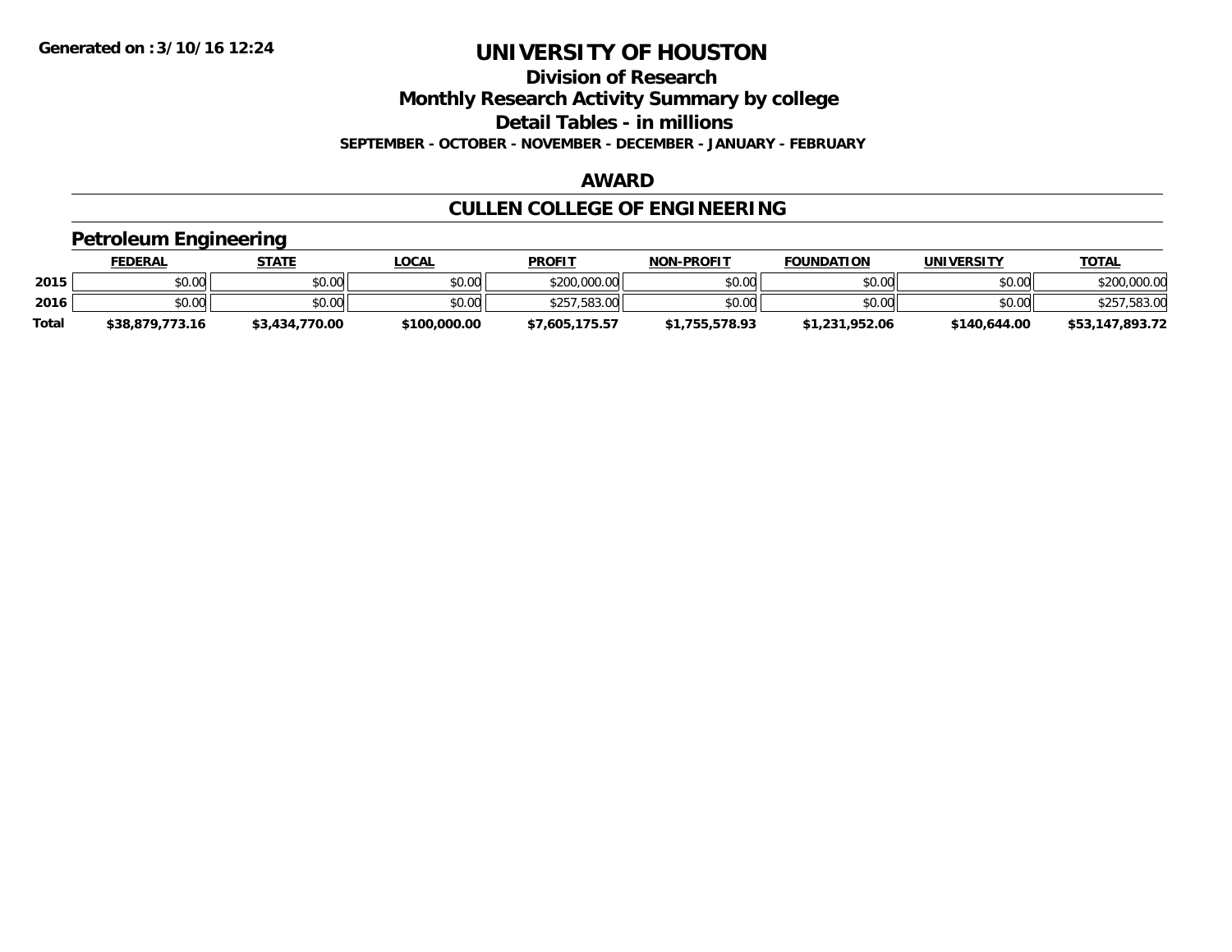**Generated on :3/10/16 12:24**

# UNIVERSITY OF HOUSTON

## Division of Research

## Monthly Research Activity Summary by college

## Detail Tables - in millions

**SEPTEMBER - OCTOBER - NOVEMBER - DECEMBER - JANUARY - FEBRUARY**

## AWARD

## CULLEN COLLEGE OF ENGINEERING

### Petroleum Engineering

| | FEDERAL | STATE | LOCAL | PROFIT | NON-PROFIT | FOUNDATION | UNIVERSITY | TOTAL |
|---|---|---|---|---|---|---|---|---|
| 2015 | $0.00 | $0.00 | $0.00 | $200,000.00 | $0.00 | $0.00 | $0.00 | $200,000.00 |
| 2016 | $0.00 | $0.00 | $0.00 | $257,583.00 | $0.00 | $0.00 | $0.00 | $257,583.00 |
| **Total** | **$38,879,773.16** | **$3,434,770.00** | **$100,000.00** | **$7,605,175.57** | **$1,755,578.93** | **$1,231,952.06** | **$140,644.00** | **$53,147,893.72** |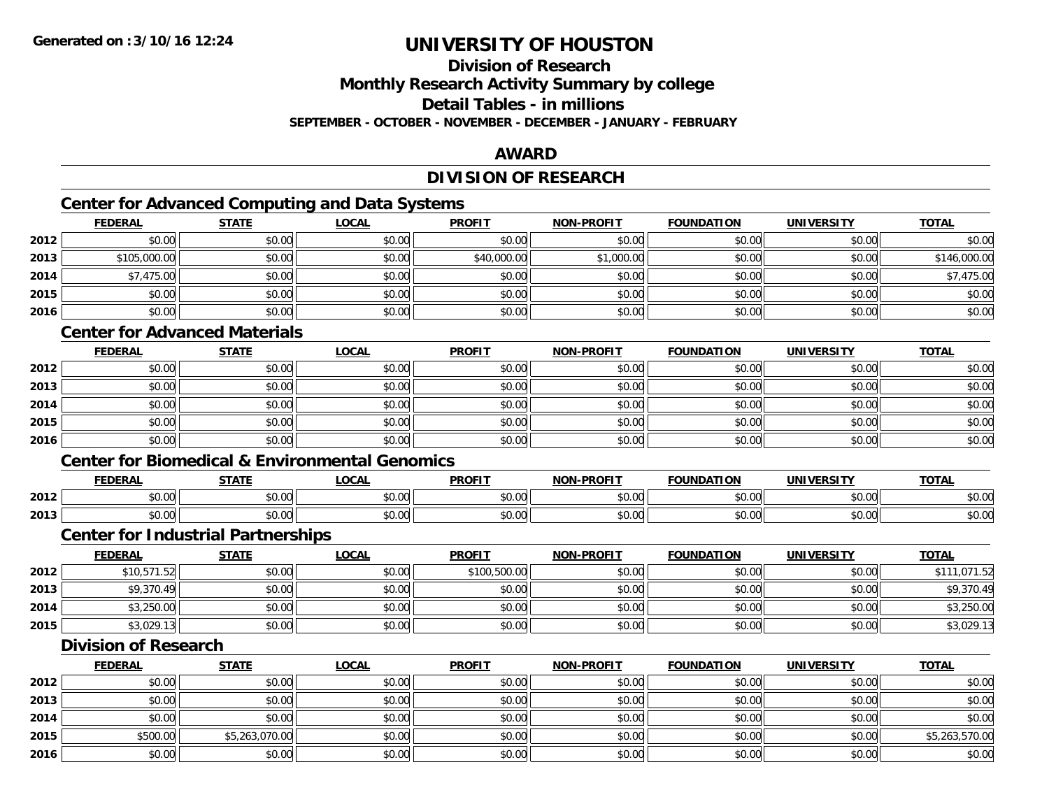# UNIVERSITY OF HOUSTON

## Division of Research

## Monthly Research Activity Summary by college

## Detail Tables - in millions

**SEPTEMBER - OCTOBER - NOVEMBER - DECEMBER - JANUARY - FEBRUARY**

## AWARD

## DIVISION OF RESEARCH

### Center for Advanced Computing and Data Systems

| | FEDERAL | STATE | LOCAL | PROFIT | NON-PROFIT | FOUNDATION | UNIVERSITY | TOTAL |
|---|---|---|---|---|---|---|---|---|
| 2012 | $0.00 | $0.00 | $0.00 | $0.00 | $0.00 | $0.00 | $0.00 | $0.00 |
| 2013 | $105,000.00 | $0.00 | $0.00 | $40,000.00 | $1,000.00 | $0.00 | $0.00 | $146,000.00 |
| 2014 | $7,475.00 | $0.00 | $0.00 | $0.00 | $0.00 | $0.00 | $0.00 | $7,475.00 |
| 2015 | $0.00 | $0.00 | $0.00 | $0.00 | $0.00 | $0.00 | $0.00 | $0.00 |
| 2016 | $0.00 | $0.00 | $0.00 | $0.00 | $0.00 | $0.00 | $0.00 | $0.00 |

### Center for Advanced Materials

| | FEDERAL | STATE | LOCAL | PROFIT | NON-PROFIT | FOUNDATION | UNIVERSITY | TOTAL |
|---|---|---|---|---|---|---|---|---|
| 2012 | $0.00 | $0.00 | $0.00 | $0.00 | $0.00 | $0.00 | $0.00 | $0.00 |
| 2013 | $0.00 | $0.00 | $0.00 | $0.00 | $0.00 | $0.00 | $0.00 | $0.00 |
| 2014 | $0.00 | $0.00 | $0.00 | $0.00 | $0.00 | $0.00 | $0.00 | $0.00 |
| 2015 | $0.00 | $0.00 | $0.00 | $0.00 | $0.00 | $0.00 | $0.00 | $0.00 |
| 2016 | $0.00 | $0.00 | $0.00 | $0.00 | $0.00 | $0.00 | $0.00 | $0.00 |

### Center for Biomedical & Environmental Genomics

| | FEDERAL | STATE | LOCAL | PROFIT | NON-PROFIT | FOUNDATION | UNIVERSITY | TOTAL |
|---|---|---|---|---|---|---|---|---|
| 2012 | $0.00 | $0.00 | $0.00 | $0.00 | $0.00 | $0.00 | $0.00 | $0.00 |
| 2013 | $0.00 | $0.00 | $0.00 | $0.00 | $0.00 | $0.00 | $0.00 | $0.00 |

### Center for Industrial Partnerships

| | FEDERAL | STATE | LOCAL | PROFIT | NON-PROFIT | FOUNDATION | UNIVERSITY | TOTAL |
|---|---|---|---|---|---|---|---|---|
| 2012 | $10,571.52 | $0.00 | $0.00 | $100,500.00 | $0.00 | $0.00 | $0.00 | $111,071.52 |
| 2013 | $9,370.49 | $0.00 | $0.00 | $0.00 | $0.00 | $0.00 | $0.00 | $9,370.49 |
| 2014 | $3,250.00 | $0.00 | $0.00 | $0.00 | $0.00 | $0.00 | $0.00 | $3,250.00 |
| 2015 | $3,029.13 | $0.00 | $0.00 | $0.00 | $0.00 | $0.00 | $0.00 | $3,029.13 |

### Division of Research

| | FEDERAL | STATE | LOCAL | PROFIT | NON-PROFIT | FOUNDATION | UNIVERSITY | TOTAL |
|---|---|---|---|---|---|---|---|---|
| 2012 | $0.00 | $0.00 | $0.00 | $0.00 | $0.00 | $0.00 | $0.00 | $0.00 |
| 2013 | $0.00 | $0.00 | $0.00 | $0.00 | $0.00 | $0.00 | $0.00 | $0.00 |
| 2014 | $0.00 | $0.00 | $0.00 | $0.00 | $0.00 | $0.00 | $0.00 | $0.00 |
| 2015 | $500.00 | $5,263,070.00 | $0.00 | $0.00 | $0.00 | $0.00 | $0.00 | $5,263,570.00 |
| 2016 | $0.00 | $0.00 | $0.00 | $0.00 | $0.00 | $0.00 | $0.00 | $0.00 |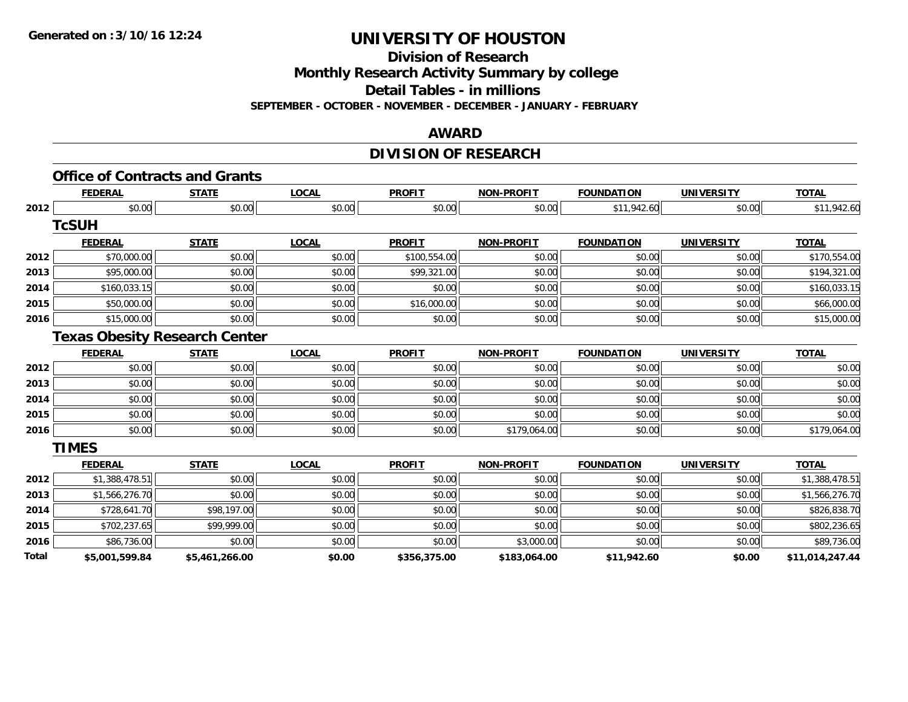**Generated on :3/10/16 12:24**

# UNIVERSITY OF HOUSTON

## Division of Research

## Monthly Research Activity Summary by college

## Detail Tables - in millions

**SEPTEMBER - OCTOBER - NOVEMBER - DECEMBER - JANUARY - FEBRUARY**

## AWARD

## DIVISION OF RESEARCH

### Office of Contracts and Grants

| | FEDERAL | STATE | LOCAL | PROFIT | NON-PROFIT | FOUNDATION | UNIVERSITY | TOTAL |
|---|---|---|---|---|---|---|---|---|
| 2012 | $0.00 | $0.00 | $0.00 | $0.00 | $0.00 | $11,942.60 | $0.00 | $11,942.60 |

### TcSUH

| | FEDERAL | STATE | LOCAL | PROFIT | NON-PROFIT | FOUNDATION | UNIVERSITY | TOTAL |
|---|---|---|---|---|---|---|---|---|
| 2012 | $70,000.00 | $0.00 | $0.00 | $100,554.00 | $0.00 | $0.00 | $0.00 | $170,554.00 |
| 2013 | $95,000.00 | $0.00 | $0.00 | $99,321.00 | $0.00 | $0.00 | $0.00 | $194,321.00 |
| 2014 | $160,033.15 | $0.00 | $0.00 | $0.00 | $0.00 | $0.00 | $0.00 | $160,033.15 |
| 2015 | $50,000.00 | $0.00 | $0.00 | $16,000.00 | $0.00 | $0.00 | $0.00 | $66,000.00 |
| 2016 | $15,000.00 | $0.00 | $0.00 | $0.00 | $0.00 | $0.00 | $0.00 | $15,000.00 |

### Texas Obesity Research Center

| | FEDERAL | STATE | LOCAL | PROFIT | NON-PROFIT | FOUNDATION | UNIVERSITY | TOTAL |
|---|---|---|---|---|---|---|---|---|
| 2012 | $0.00 | $0.00 | $0.00 | $0.00 | $0.00 | $0.00 | $0.00 | $0.00 |
| 2013 | $0.00 | $0.00 | $0.00 | $0.00 | $0.00 | $0.00 | $0.00 | $0.00 |
| 2014 | $0.00 | $0.00 | $0.00 | $0.00 | $0.00 | $0.00 | $0.00 | $0.00 |
| 2015 | $0.00 | $0.00 | $0.00 | $0.00 | $0.00 | $0.00 | $0.00 | $0.00 |
| 2016 | $0.00 | $0.00 | $0.00 | $0.00 | $179,064.00 | $0.00 | $0.00 | $179,064.00 |

### TIMES

| | FEDERAL | STATE | LOCAL | PROFIT | NON-PROFIT | FOUNDATION | UNIVERSITY | TOTAL |
|---|---|---|---|---|---|---|---|---|
| 2012 | $1,388,478.51 | $0.00 | $0.00 | $0.00 | $0.00 | $0.00 | $0.00 | $1,388,478.51 |
| 2013 | $1,566,276.70 | $0.00 | $0.00 | $0.00 | $0.00 | $0.00 | $0.00 | $1,566,276.70 |
| 2014 | $728,641.70 | $98,197.00 | $0.00 | $0.00 | $0.00 | $0.00 | $0.00 | $826,838.70 |
| 2015 | $702,237.65 | $99,999.00 | $0.00 | $0.00 | $0.00 | $0.00 | $0.00 | $802,236.65 |
| 2016 | $86,736.00 | $0.00 | $0.00 | $0.00 | $3,000.00 | $0.00 | $0.00 | $89,736.00 |
| **Total** | **$5,001,599.84** | **$5,461,266.00** | **$0.00** | **$356,375.00** | **$183,064.00** | **$11,942.60** | **$0.00** | **$11,014,247.44** |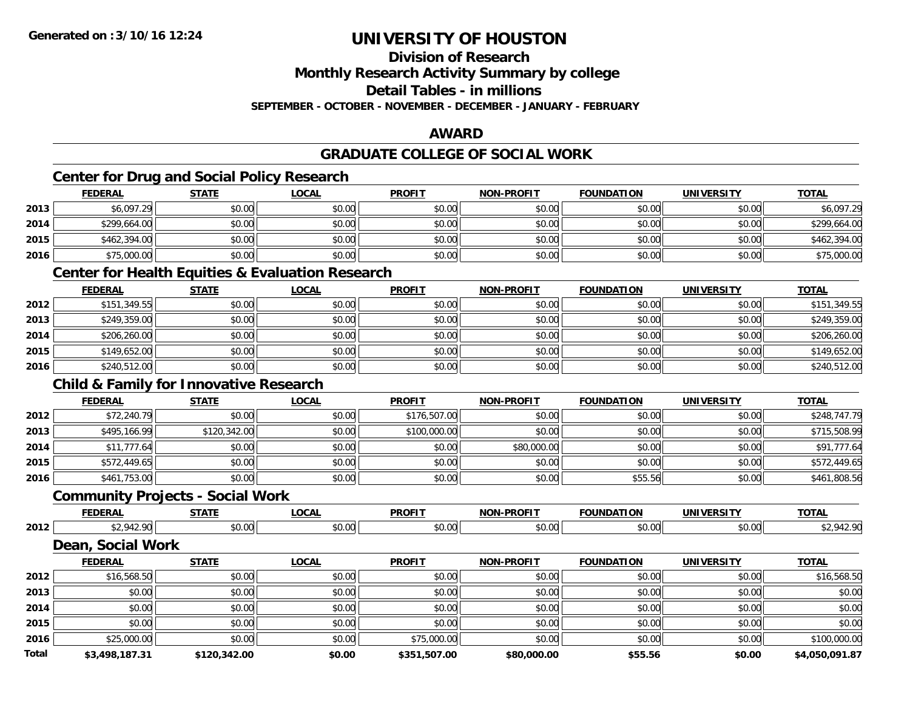# UNIVERSITY OF HOUSTON

## Division of Research
## Monthly Research Activity Summary by college
## Detail Tables - in millions
### SEPTEMBER - OCTOBER - NOVEMBER - DECEMBER - JANUARY - FEBRUARY

## AWARD

## GRADUATE COLLEGE OF SOCIAL WORK

### Center for Drug and Social Policy Research

| | FEDERAL | STATE | LOCAL | PROFIT | NON-PROFIT | FOUNDATION | UNIVERSITY | TOTAL |
|---|---|---|---|---|---|---|---|---|
| 2013 | $6,097.29 | $0.00 | $0.00 | $0.00 | $0.00 | $0.00 | $0.00 | $6,097.29 |
| 2014 | $299,664.00 | $0.00 | $0.00 | $0.00 | $0.00 | $0.00 | $0.00 | $299,664.00 |
| 2015 | $462,394.00 | $0.00 | $0.00 | $0.00 | $0.00 | $0.00 | $0.00 | $462,394.00 |
| 2016 | $75,000.00 | $0.00 | $0.00 | $0.00 | $0.00 | $0.00 | $0.00 | $75,000.00 |

### Center for Health Equities & Evaluation Research

| | FEDERAL | STATE | LOCAL | PROFIT | NON-PROFIT | FOUNDATION | UNIVERSITY | TOTAL |
|---|---|---|---|---|---|---|---|---|
| 2012 | $151,349.55 | $0.00 | $0.00 | $0.00 | $0.00 | $0.00 | $0.00 | $151,349.55 |
| 2013 | $249,359.00 | $0.00 | $0.00 | $0.00 | $0.00 | $0.00 | $0.00 | $249,359.00 |
| 2014 | $206,260.00 | $0.00 | $0.00 | $0.00 | $0.00 | $0.00 | $0.00 | $206,260.00 |
| 2015 | $149,652.00 | $0.00 | $0.00 | $0.00 | $0.00 | $0.00 | $0.00 | $149,652.00 |
| 2016 | $240,512.00 | $0.00 | $0.00 | $0.00 | $0.00 | $0.00 | $0.00 | $240,512.00 |

### Child & Family for Innovative Research

| | FEDERAL | STATE | LOCAL | PROFIT | NON-PROFIT | FOUNDATION | UNIVERSITY | TOTAL |
|---|---|---|---|---|---|---|---|---|
| 2012 | $72,240.79 | $0.00 | $0.00 | $176,507.00 | $0.00 | $0.00 | $0.00 | $248,747.79 |
| 2013 | $495,166.99 | $120,342.00 | $0.00 | $100,000.00 | $0.00 | $0.00 | $0.00 | $715,508.99 |
| 2014 | $11,777.64 | $0.00 | $0.00 | $0.00 | $80,000.00 | $0.00 | $0.00 | $91,777.64 |
| 2015 | $572,449.65 | $0.00 | $0.00 | $0.00 | $0.00 | $0.00 | $0.00 | $572,449.65 |
| 2016 | $461,753.00 | $0.00 | $0.00 | $0.00 | $0.00 | $55.56 | $0.00 | $461,808.56 |

### Community Projects - Social Work

| | FEDERAL | STATE | LOCAL | PROFIT | NON-PROFIT | FOUNDATION | UNIVERSITY | TOTAL |
|---|---|---|---|---|---|---|---|---|
| 2012 | $2,942.90 | $0.00 | $0.00 | $0.00 | $0.00 | $0.00 | $0.00 | $2,942.90 |

### Dean, Social Work

| | FEDERAL | STATE | LOCAL | PROFIT | NON-PROFIT | FOUNDATION | UNIVERSITY | TOTAL |
|---|---|---|---|---|---|---|---|---|
| 2012 | $16,568.50 | $0.00 | $0.00 | $0.00 | $0.00 | $0.00 | $0.00 | $16,568.50 |
| 2013 | $0.00 | $0.00 | $0.00 | $0.00 | $0.00 | $0.00 | $0.00 | $0.00 |
| 2014 | $0.00 | $0.00 | $0.00 | $0.00 | $0.00 | $0.00 | $0.00 | $0.00 |
| 2015 | $0.00 | $0.00 | $0.00 | $0.00 | $0.00 | $0.00 | $0.00 | $0.00 |
| 2016 | $25,000.00 | $0.00 | $0.00 | $75,000.00 | $0.00 | $0.00 | $0.00 | $100,000.00 |
| **Total** | **$3,498,187.31** | **$120,342.00** | **$0.00** | **$351,507.00** | **$80,000.00** | **$55.56** | **$0.00** | **$4,050,091.87** |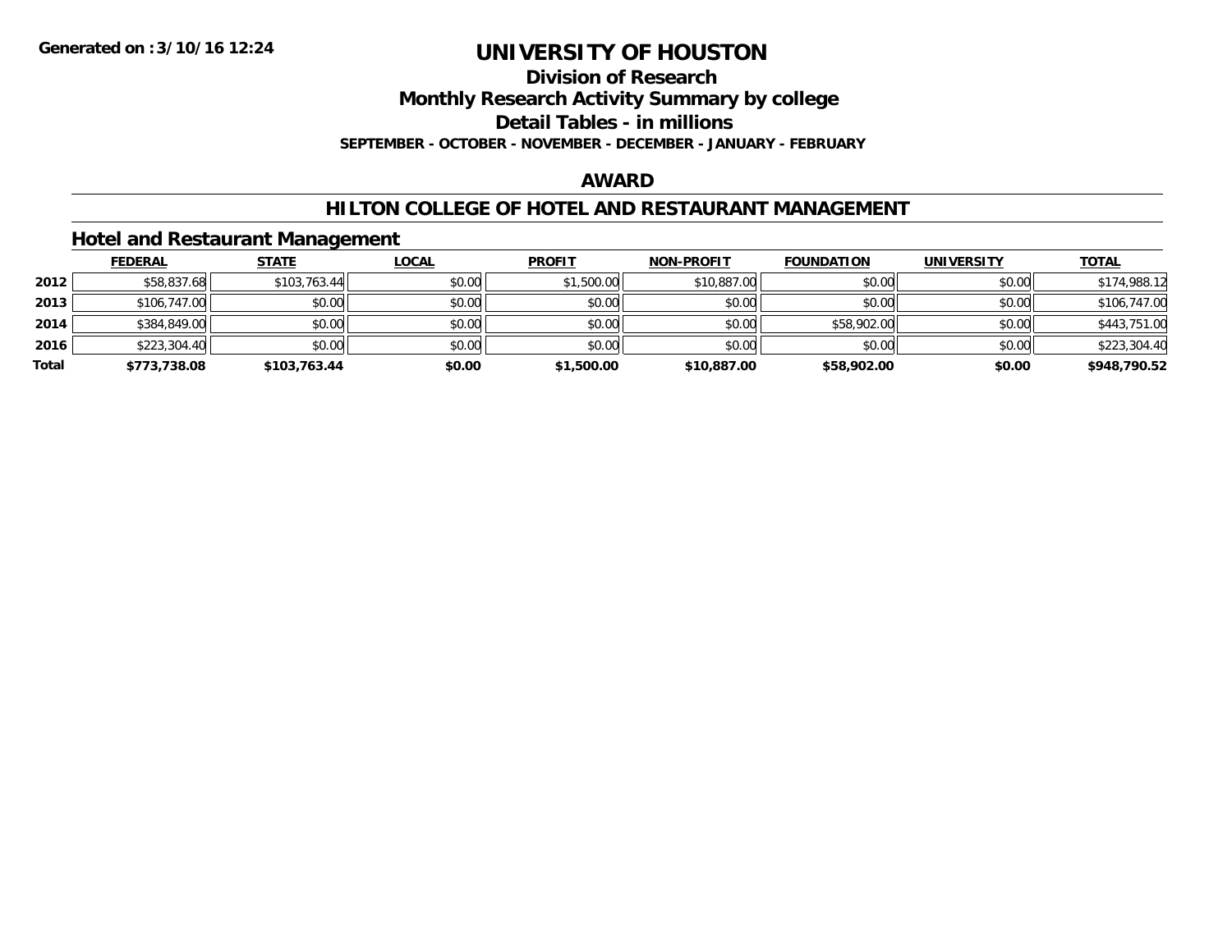**Generated on :3/10/16 12:24**

# UNIVERSITY OF HOUSTON

## Division of Research

## Monthly Research Activity Summary by college

## Detail Tables - in millions

**SEPTEMBER - OCTOBER - NOVEMBER - DECEMBER - JANUARY - FEBRUARY**

## AWARD

## HILTON COLLEGE OF HOTEL AND RESTAURANT MANAGEMENT

### Hotel and Restaurant Management

| | FEDERAL | STATE | LOCAL | PROFIT | NON-PROFIT | FOUNDATION | UNIVERSITY | TOTAL |
|---|---|---|---|---|---|---|---|---|
| 2012 | $58,837.68 | $103,763.44 | $0.00 | $1,500.00 | $10,887.00 | $0.00 | $0.00 | $174,988.12 |
| 2013 | $106,747.00 | $0.00 | $0.00 | $0.00 | $0.00 | $0.00 | $0.00 | $106,747.00 |
| 2014 | $384,849.00 | $0.00 | $0.00 | $0.00 | $0.00 | $58,902.00 | $0.00 | $443,751.00 |
| 2016 | $223,304.40 | $0.00 | $0.00 | $0.00 | $0.00 | $0.00 | $0.00 | $223,304.40 |
| **Total** | **$773,738.08** | **$103,763.44** | **$0.00** | **$1,500.00** | **$10,887.00** | **$58,902.00** | **$0.00** | **$948,790.52** |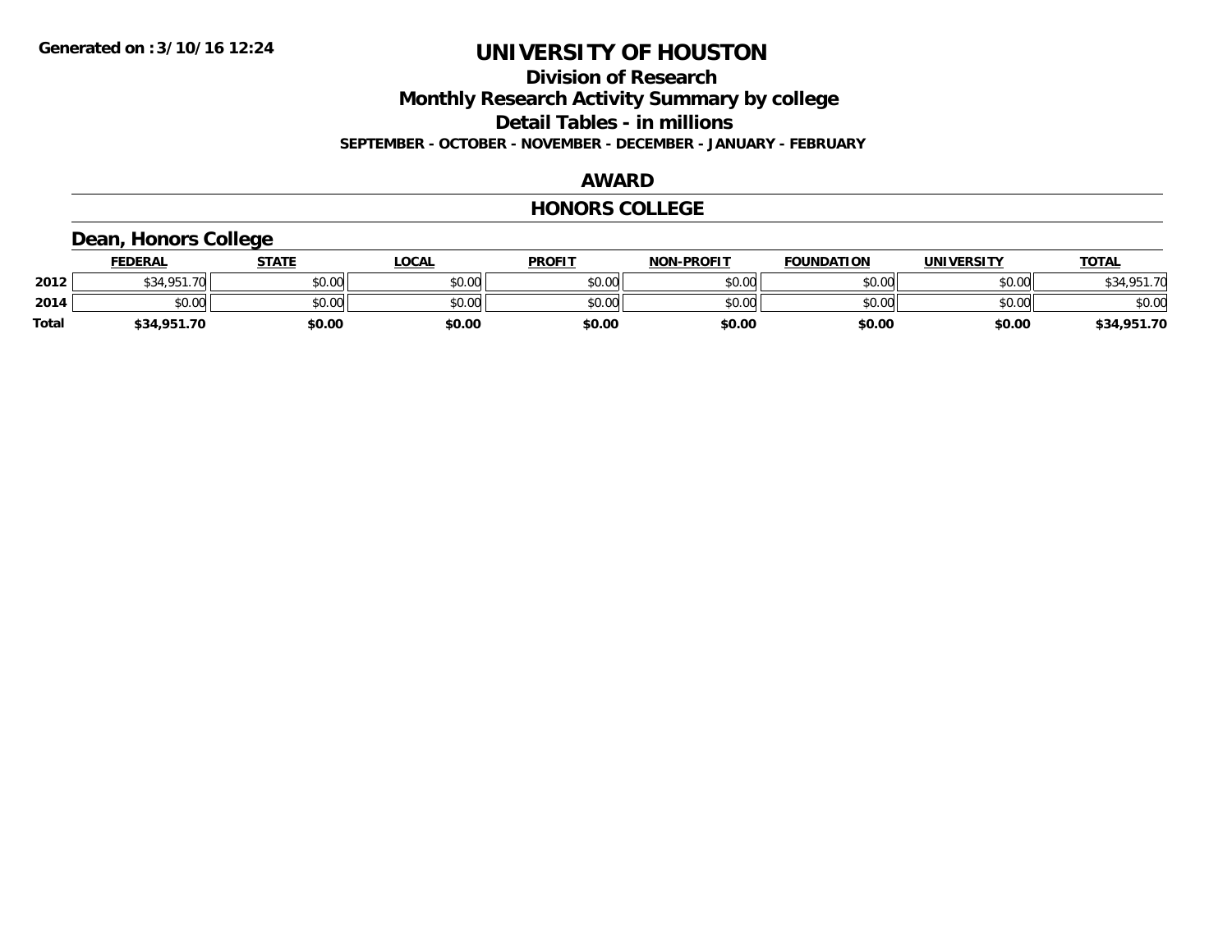# UNIVERSITY OF HOUSTON

## Division of Research

## Monthly Research Activity Summary by college

## Detail Tables - in millions

### SEPTEMBER - OCTOBER - NOVEMBER - DECEMBER - JANUARY - FEBRUARY

## AWARD

## HONORS COLLEGE

### Dean, Honors College

| | FEDERAL | STATE | LOCAL | PROFIT | NON-PROFIT | FOUNDATION | UNIVERSITY | TOTAL |
|---|---|---|---|---|---|---|---|---|
| 2012 | $34,951.70 | $0.00 | $0.00 | $0.00 | $0.00 | $0.00 | $0.00 | $34,951.70 |
| 2014 | $0.00 | $0.00 | $0.00 | $0.00 | $0.00 | $0.00 | $0.00 | $0.00 |
| Total | $34,951.70 | $0.00 | $0.00 | $0.00 | $0.00 | $0.00 | $0.00 | $34,951.70 |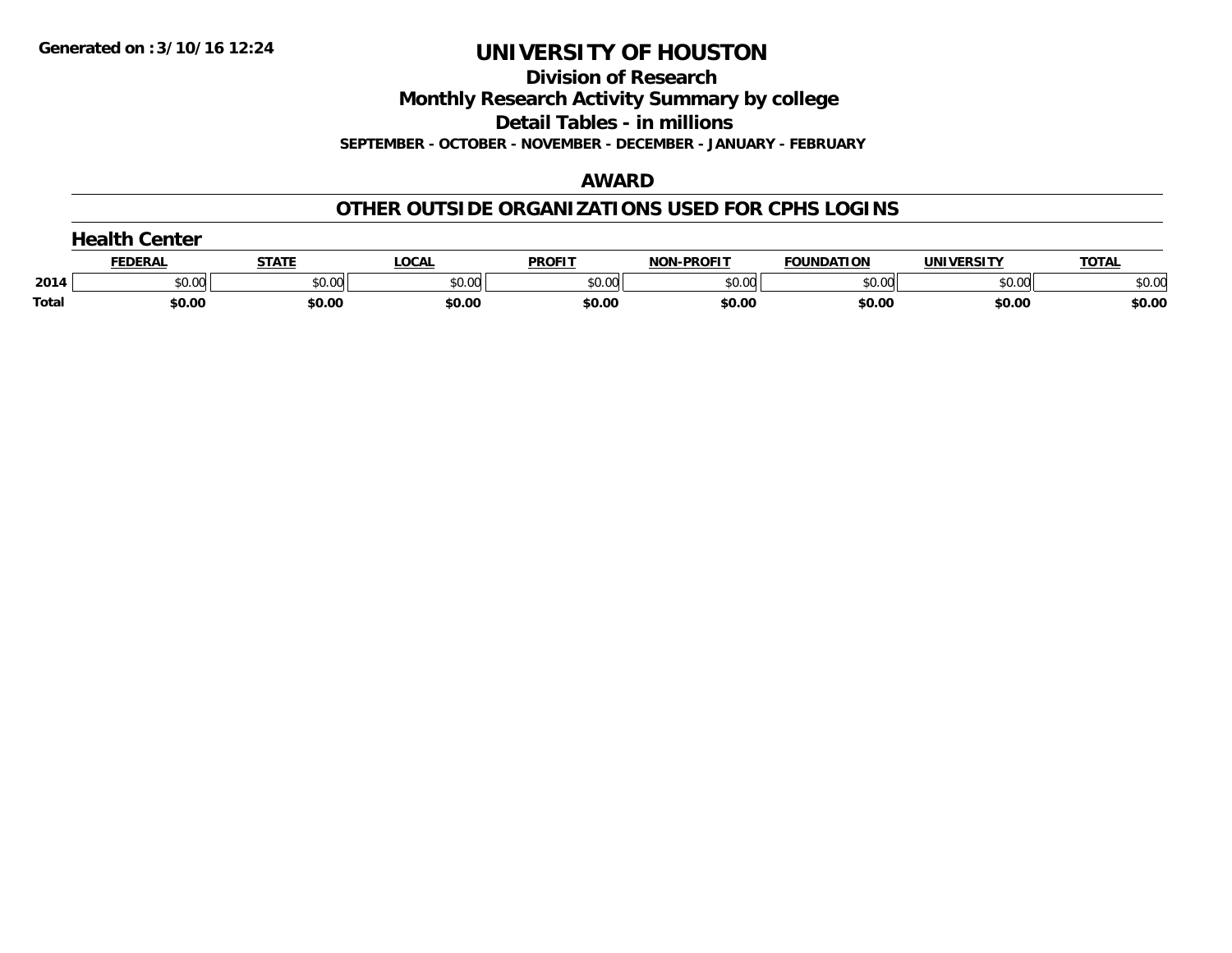Generated on :3/10/16 12:24

# UNIVERSITY OF HOUSTON

## Division of Research

## Monthly Research Activity Summary by college

## Detail Tables - in millions

**SEPTEMBER - OCTOBER - NOVEMBER - DECEMBER - JANUARY - FEBRUARY**

## AWARD

## OTHER OUTSIDE ORGANIZATIONS USED FOR CPHS LOGINS

### Health Center

| | FEDERAL | STATE | LOCAL | PROFIT | NON-PROFIT | FOUNDATION | UNIVERSITY | TOTAL |
|---|---|---|---|---|---|---|---|---|
| 2014 | $0.00 | $0.00 | $0.00 | $0.00 | $0.00 | $0.00 | $0.00 | $0.00 |
| **Total** | **$0.00** | **$0.00** | **$0.00** | **$0.00** | **$0.00** | **$0.00** | **$0.00** | **$0.00** |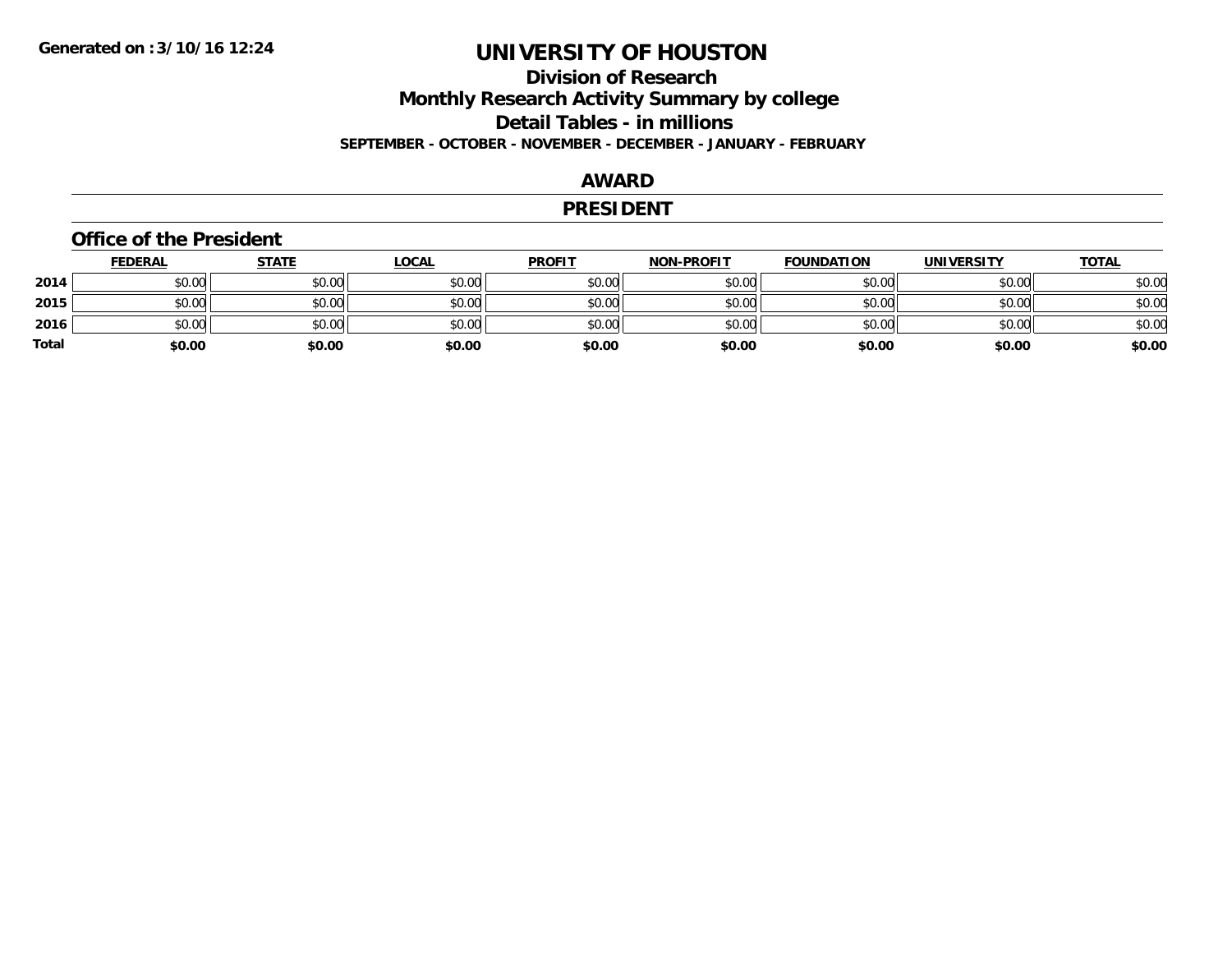Generated on :3/10/16 12:24

# UNIVERSITY OF HOUSTON

## Division of Research

## Monthly Research Activity Summary by college

## Detail Tables - in millions

### SEPTEMBER - OCTOBER - NOVEMBER - DECEMBER - JANUARY - FEBRUARY

## AWARD

## PRESIDENT

### Office of the President

| | FEDERAL | STATE | LOCAL | PROFIT | NON-PROFIT | FOUNDATION | UNIVERSITY | TOTAL |
|---|---|---|---|---|---|---|---|---|
| 2014 | $0.00 | $0.00 | $0.00 | $0.00 | $0.00 | $0.00 | $0.00 | $0.00 |
| 2015 | $0.00 | $0.00 | $0.00 | $0.00 | $0.00 | $0.00 | $0.00 | $0.00 |
| 2016 | $0.00 | $0.00 | $0.00 | $0.00 | $0.00 | $0.00 | $0.00 | $0.00 |
| **Total** | **$0.00** | **$0.00** | **$0.00** | **$0.00** | **$0.00** | **$0.00** | **$0.00** | **$0.00** |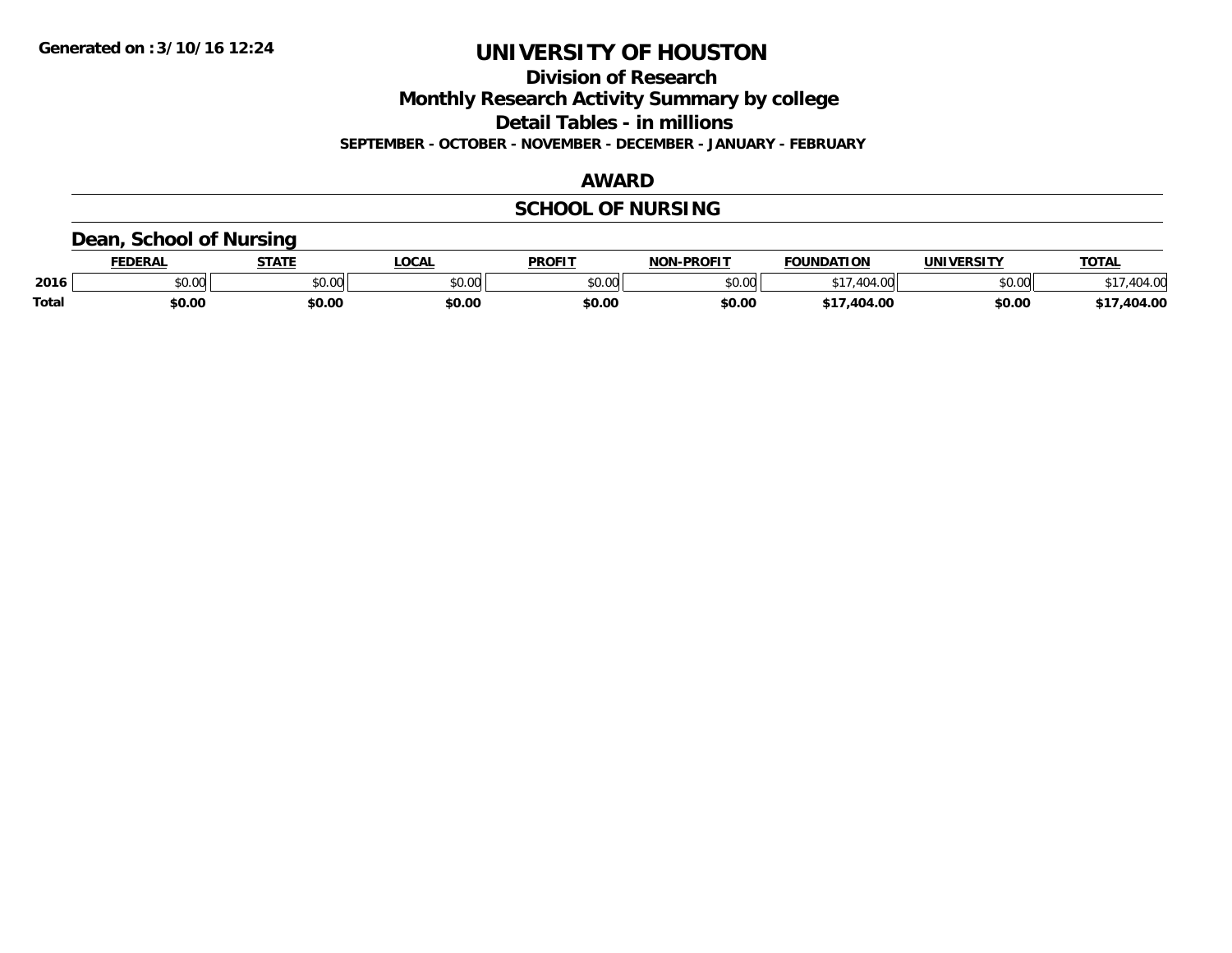# UNIVERSITY OF HOUSTON

## Division of Research

## Monthly Research Activity Summary by college

## Detail Tables - in millions

**SEPTEMBER - OCTOBER - NOVEMBER - DECEMBER - JANUARY - FEBRUARY**

## AWARD

## SCHOOL OF NURSING

### Dean, School of Nursing

| | FEDERAL | STATE | LOCAL | PROFIT | NON-PROFIT | FOUNDATION | UNIVERSITY | TOTAL |
|---|---|---|---|---|---|---|---|---|
| 2016 | $0.00 | $0.00 | $0.00 | $0.00 | $0.00 | $17,404.00 | $0.00 | $17,404.00 |
| **Total** | **$0.00** | **$0.00** | **$0.00** | **$0.00** | **$0.00** | **$17,404.00** | **$0.00** | **$17,404.00** |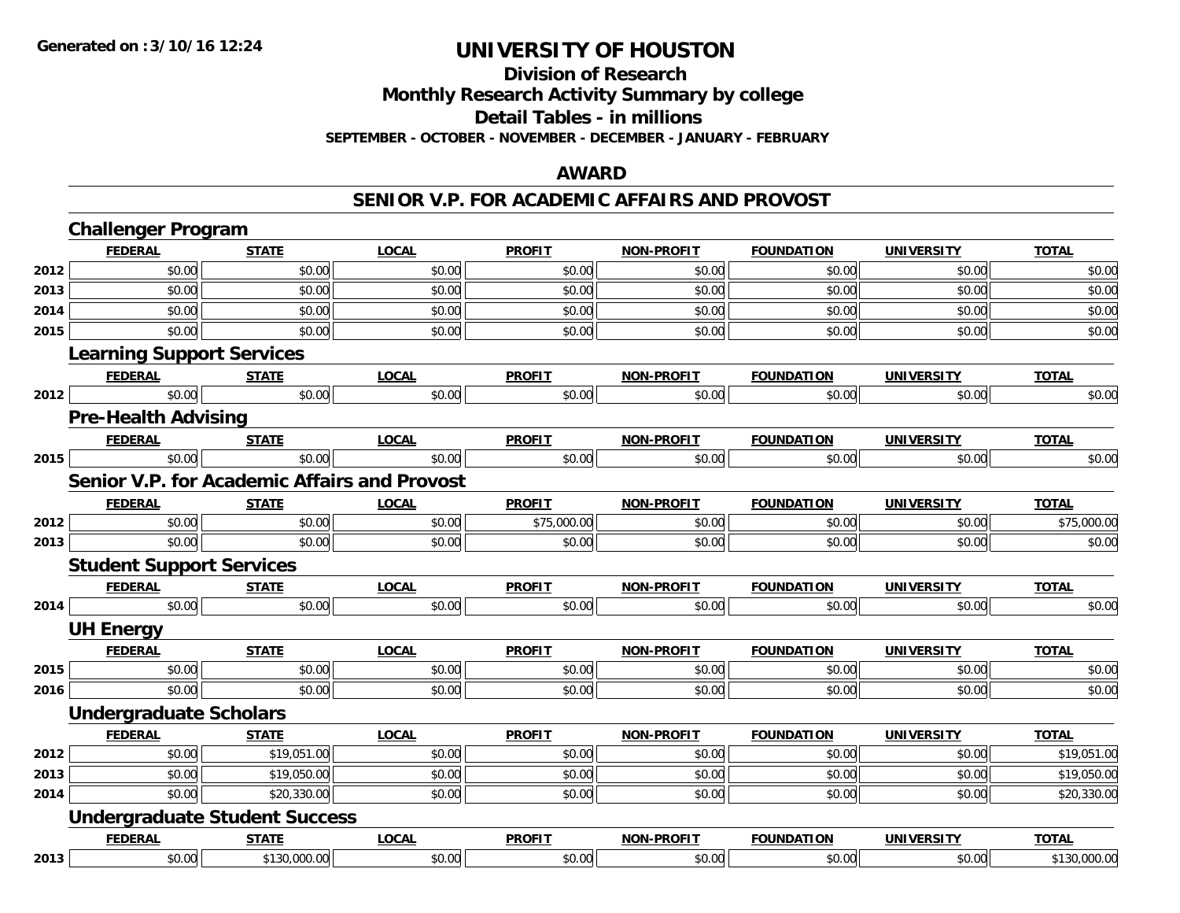**Generated on :3/10/16 12:24**

# UNIVERSITY OF HOUSTON

## Division of Research
## Monthly Research Activity Summary by college
## Detail Tables - in millions
**SEPTEMBER - OCTOBER - NOVEMBER - DECEMBER - JANUARY - FEBRUARY**

## AWARD

## SENIOR V.P. FOR ACADEMIC AFFAIRS AND PROVOST

### Challenger Program

| | FEDERAL | STATE | LOCAL | PROFIT | NON-PROFIT | FOUNDATION | UNIVERSITY | TOTAL |
|---|---|---|---|---|---|---|---|---|
| 2012 | $0.00 | $0.00 | $0.00 | $0.00 | $0.00 | $0.00 | $0.00 | $0.00 |
| 2013 | $0.00 | $0.00 | $0.00 | $0.00 | $0.00 | $0.00 | $0.00 | $0.00 |
| 2014 | $0.00 | $0.00 | $0.00 | $0.00 | $0.00 | $0.00 | $0.00 | $0.00 |
| 2015 | $0.00 | $0.00 | $0.00 | $0.00 | $0.00 | $0.00 | $0.00 | $0.00 |

### Learning Support Services

| | FEDERAL | STATE | LOCAL | PROFIT | NON-PROFIT | FOUNDATION | UNIVERSITY | TOTAL |
|---|---|---|---|---|---|---|---|---|
| 2012 | $0.00 | $0.00 | $0.00 | $0.00 | $0.00 | $0.00 | $0.00 | $0.00 |

### Pre-Health Advising

| | FEDERAL | STATE | LOCAL | PROFIT | NON-PROFIT | FOUNDATION | UNIVERSITY | TOTAL |
|---|---|---|---|---|---|---|---|---|
| 2015 | $0.00 | $0.00 | $0.00 | $0.00 | $0.00 | $0.00 | $0.00 | $0.00 |

### Senior V.P. for Academic Affairs and Provost

| | FEDERAL | STATE | LOCAL | PROFIT | NON-PROFIT | FOUNDATION | UNIVERSITY | TOTAL |
|---|---|---|---|---|---|---|---|---|
| 2012 | $0.00 | $0.00 | $0.00 | $75,000.00 | $0.00 | $0.00 | $0.00 | $75,000.00 |
| 2013 | $0.00 | $0.00 | $0.00 | $0.00 | $0.00 | $0.00 | $0.00 | $0.00 |

### Student Support Services

| | FEDERAL | STATE | LOCAL | PROFIT | NON-PROFIT | FOUNDATION | UNIVERSITY | TOTAL |
|---|---|---|---|---|---|---|---|---|
| 2014 | $0.00 | $0.00 | $0.00 | $0.00 | $0.00 | $0.00 | $0.00 | $0.00 |

### UH Energy

| | FEDERAL | STATE | LOCAL | PROFIT | NON-PROFIT | FOUNDATION | UNIVERSITY | TOTAL |
|---|---|---|---|---|---|---|---|---|
| 2015 | $0.00 | $0.00 | $0.00 | $0.00 | $0.00 | $0.00 | $0.00 | $0.00 |
| 2016 | $0.00 | $0.00 | $0.00 | $0.00 | $0.00 | $0.00 | $0.00 | $0.00 |

### Undergraduate Scholars

| | FEDERAL | STATE | LOCAL | PROFIT | NON-PROFIT | FOUNDATION | UNIVERSITY | TOTAL |
|---|---|---|---|---|---|---|---|---|
| 2012 | $0.00 | $19,051.00 | $0.00 | $0.00 | $0.00 | $0.00 | $0.00 | $19,051.00 |
| 2013 | $0.00 | $19,050.00 | $0.00 | $0.00 | $0.00 | $0.00 | $0.00 | $19,050.00 |
| 2014 | $0.00 | $20,330.00 | $0.00 | $0.00 | $0.00 | $0.00 | $0.00 | $20,330.00 |

### Undergraduate Student Success

| | FEDERAL | STATE | LOCAL | PROFIT | NON-PROFIT | FOUNDATION | UNIVERSITY | TOTAL |
|---|---|---|---|---|---|---|---|---|
| 2013 | $0.00 | $130,000.00 | $0.00 | $0.00 | $0.00 | $0.00 | $0.00 | $130,000.00 |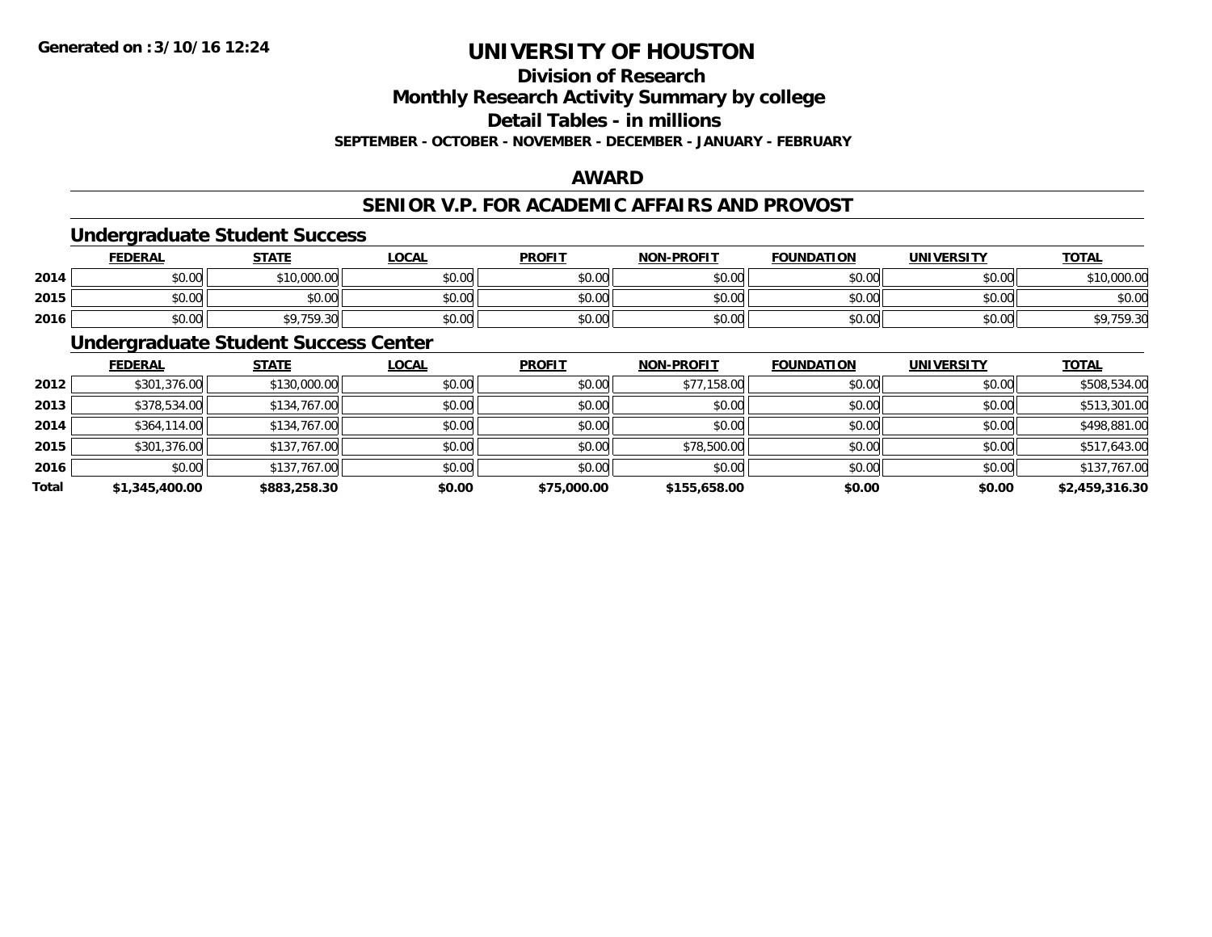Generated on :3/10/16 12:24

# UNIVERSITY OF HOUSTON

## Division of Research

## Monthly Research Activity Summary by college

## Detail Tables - in millions

**SEPTEMBER - OCTOBER - NOVEMBER - DECEMBER - JANUARY - FEBRUARY**

## AWARD

## SENIOR V.P. FOR ACADEMIC AFFAIRS AND PROVOST

### Undergraduate Student Success

| | FEDERAL | STATE | LOCAL | PROFIT | NON-PROFIT | FOUNDATION | UNIVERSITY | TOTAL |
|---|---|---|---|---|---|---|---|---|
| 2014 | $0.00 | $10,000.00 | $0.00 | $0.00 | $0.00 | $0.00 | $0.00 | $10,000.00 |
| 2015 | $0.00 | $0.00 | $0.00 | $0.00 | $0.00 | $0.00 | $0.00 | $0.00 |
| 2016 | $0.00 | $9,759.30 | $0.00 | $0.00 | $0.00 | $0.00 | $0.00 | $9,759.30 |

### Undergraduate Student Success Center

| | FEDERAL | STATE | LOCAL | PROFIT | NON-PROFIT | FOUNDATION | UNIVERSITY | TOTAL |
|---|---|---|---|---|---|---|---|---|
| 2012 | $301,376.00 | $130,000.00 | $0.00 | $0.00 | $77,158.00 | $0.00 | $0.00 | $508,534.00 |
| 2013 | $378,534.00 | $134,767.00 | $0.00 | $0.00 | $0.00 | $0.00 | $0.00 | $513,301.00 |
| 2014 | $364,114.00 | $134,767.00 | $0.00 | $0.00 | $0.00 | $0.00 | $0.00 | $498,881.00 |
| 2015 | $301,376.00 | $137,767.00 | $0.00 | $0.00 | $78,500.00 | $0.00 | $0.00 | $517,643.00 |
| 2016 | $0.00 | $137,767.00 | $0.00 | $0.00 | $0.00 | $0.00 | $0.00 | $137,767.00 |
| **Total** | **$1,345,400.00** | **$883,258.30** | **$0.00** | **$75,000.00** | **$155,658.00** | **$0.00** | **$0.00** | **$2,459,316.30** |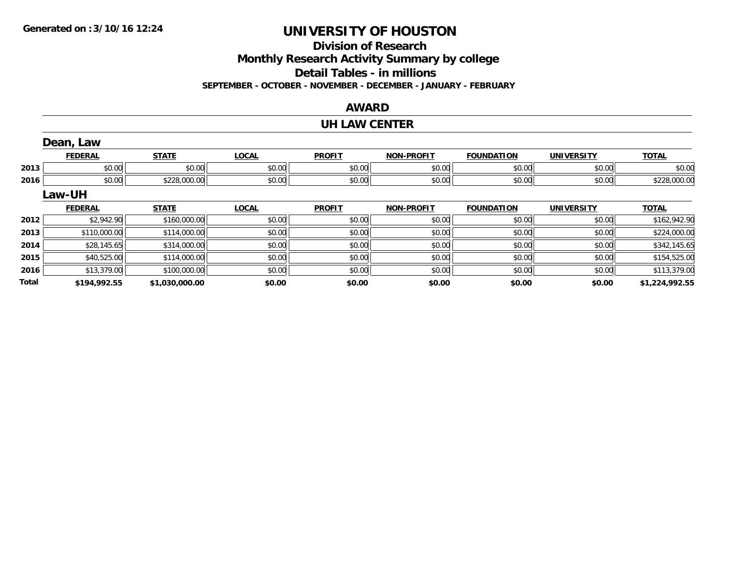Generated on :3/10/16 12:24

# UNIVERSITY OF HOUSTON

## Division of Research

## Monthly Research Activity Summary by college

## Detail Tables - in millions

**SEPTEMBER - OCTOBER - NOVEMBER - DECEMBER - JANUARY - FEBRUARY**

## AWARD

## UH LAW CENTER

### Dean, Law

| | FEDERAL | STATE | LOCAL | PROFIT | NON-PROFIT | FOUNDATION | UNIVERSITY | TOTAL |
|---|---|---|---|---|---|---|---|---|
| 2013 | $0.00 | $0.00 | $0.00 | $0.00 | $0.00 | $0.00 | $0.00 | $0.00 |
| 2016 | $0.00 | $228,000.00 | $0.00 | $0.00 | $0.00 | $0.00 | $0.00 | $228,000.00 |

### Law-UH

| | FEDERAL | STATE | LOCAL | PROFIT | NON-PROFIT | FOUNDATION | UNIVERSITY | TOTAL |
|---|---|---|---|---|---|---|---|---|
| 2012 | $2,942.90 | $160,000.00 | $0.00 | $0.00 | $0.00 | $0.00 | $0.00 | $162,942.90 |
| 2013 | $110,000.00 | $114,000.00 | $0.00 | $0.00 | $0.00 | $0.00 | $0.00 | $224,000.00 |
| 2014 | $28,145.65 | $314,000.00 | $0.00 | $0.00 | $0.00 | $0.00 | $0.00 | $342,145.65 |
| 2015 | $40,525.00 | $114,000.00 | $0.00 | $0.00 | $0.00 | $0.00 | $0.00 | $154,525.00 |
| 2016 | $13,379.00 | $100,000.00 | $0.00 | $0.00 | $0.00 | $0.00 | $0.00 | $113,379.00 |
| **Total** | **$194,992.55** | **$1,030,000.00** | **$0.00** | **$0.00** | **$0.00** | **$0.00** | **$0.00** | **$1,224,992.55** |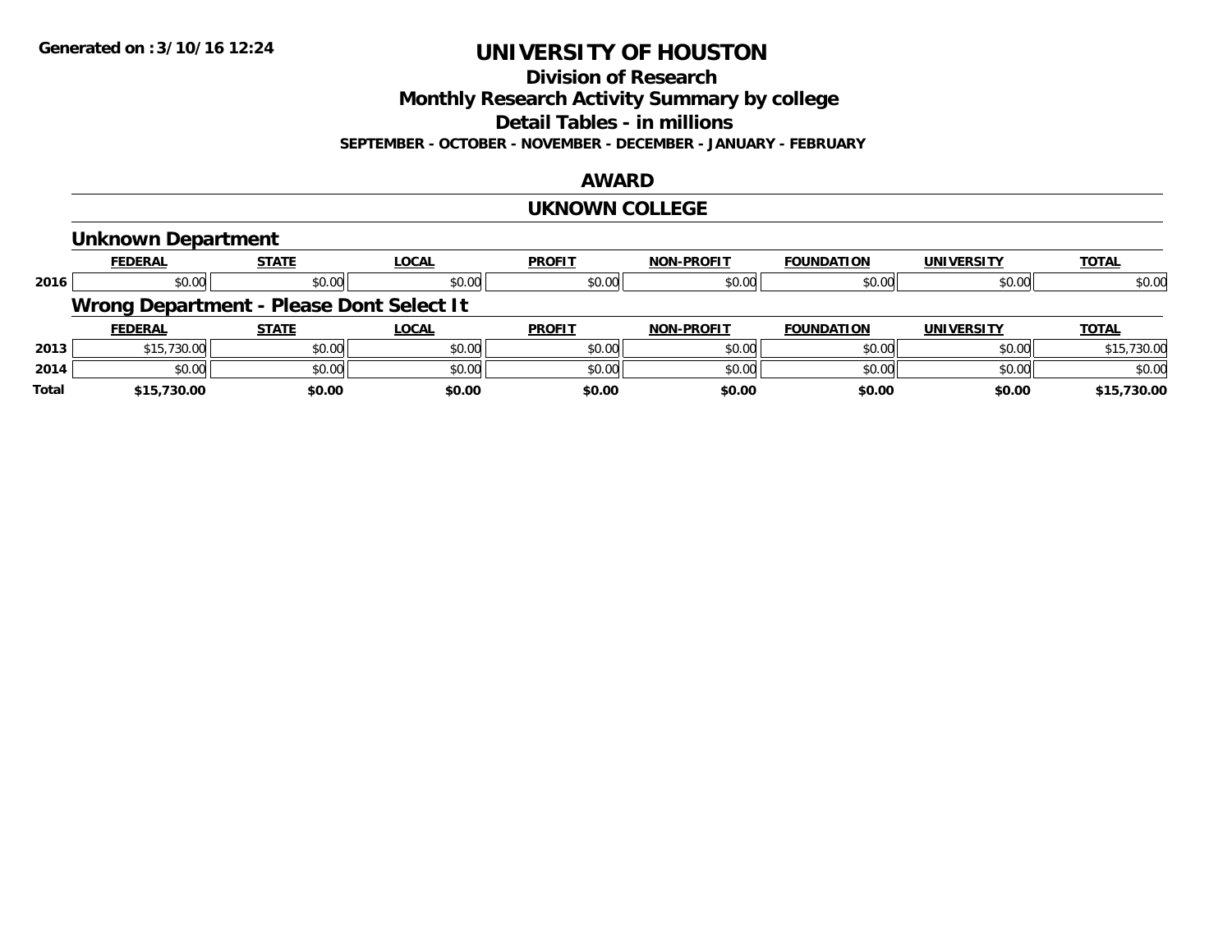**Generated on :3/10/16 12:24**

# UNIVERSITY OF HOUSTON

## Division of Research

## Monthly Research Activity Summary by college

## Detail Tables - in millions

**SEPTEMBER - OCTOBER - NOVEMBER - DECEMBER - JANUARY - FEBRUARY**

## AWARD

## UKNOWN COLLEGE

### Unknown Department

| | FEDERAL | STATE | LOCAL | PROFIT | NON-PROFIT | FOUNDATION | UNIVERSITY | TOTAL |
|---|---|---|---|---|---|---|---|---|
| 2016 | $0.00 | $0.00 | $0.00 | $0.00 | $0.00 | $0.00 | $0.00 | $0.00 |

### Wrong Department - Please Dont Select It

| | FEDERAL | STATE | LOCAL | PROFIT | NON-PROFIT | FOUNDATION | UNIVERSITY | TOTAL |
|---|---|---|---|---|---|---|---|---|
| 2013 | $15,730.00 | $0.00 | $0.00 | $0.00 | $0.00 | $0.00 | $0.00 | $15,730.00 |
| 2014 | $0.00 | $0.00 | $0.00 | $0.00 | $0.00 | $0.00 | $0.00 | $0.00 |
| **Total** | **$15,730.00** | **$0.00** | **$0.00** | **$0.00** | **$0.00** | **$0.00** | **$0.00** | **$15,730.00** |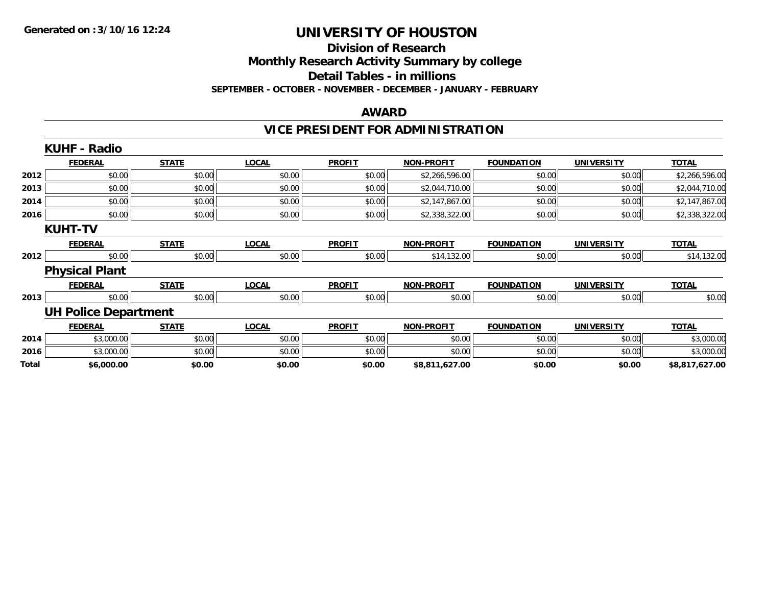**Generated on :3/10/16 12:24**

# UNIVERSITY OF HOUSTON

## Division of Research

## Monthly Research Activity Summary by college

## Detail Tables - in millions

**SEPTEMBER - OCTOBER - NOVEMBER - DECEMBER - JANUARY - FEBRUARY**

## AWARD

## VICE PRESIDENT FOR ADMINISTRATION

### KUHF - Radio

| | FEDERAL | STATE | LOCAL | PROFIT | NON-PROFIT | FOUNDATION | UNIVERSITY | TOTAL |
|---|---|---|---|---|---|---|---|---|
| 2012 | $0.00 | $0.00 | $0.00 | $0.00 | $2,266,596.00 | $0.00 | $0.00 | $2,266,596.00 |
| 2013 | $0.00 | $0.00 | $0.00 | $0.00 | $2,044,710.00 | $0.00 | $0.00 | $2,044,710.00 |
| 2014 | $0.00 | $0.00 | $0.00 | $0.00 | $2,147,867.00 | $0.00 | $0.00 | $2,147,867.00 |
| 2016 | $0.00 | $0.00 | $0.00 | $0.00 | $2,338,322.00 | $0.00 | $0.00 | $2,338,322.00 |

### KUHT-TV

| | FEDERAL | STATE | LOCAL | PROFIT | NON-PROFIT | FOUNDATION | UNIVERSITY | TOTAL |
|---|---|---|---|---|---|---|---|---|
| 2012 | $0.00 | $0.00 | $0.00 | $0.00 | $14,132.00 | $0.00 | $0.00 | $14,132.00 |

### Physical Plant

| | FEDERAL | STATE | LOCAL | PROFIT | NON-PROFIT | FOUNDATION | UNIVERSITY | TOTAL |
|---|---|---|---|---|---|---|---|---|
| 2013 | $0.00 | $0.00 | $0.00 | $0.00 | $0.00 | $0.00 | $0.00 | $0.00 |

### UH Police Department

| | FEDERAL | STATE | LOCAL | PROFIT | NON-PROFIT | FOUNDATION | UNIVERSITY | TOTAL |
|---|---|---|---|---|---|---|---|---|
| 2014 | $3,000.00 | $0.00 | $0.00 | $0.00 | $0.00 | $0.00 | $0.00 | $3,000.00 |
| 2016 | $3,000.00 | $0.00 | $0.00 | $0.00 | $0.00 | $0.00 | $0.00 | $3,000.00 |
| **Total** | **$6,000.00** | **$0.00** | **$0.00** | **$0.00** | **$8,811,627.00** | **$0.00** | **$0.00** | **$8,817,627.00** |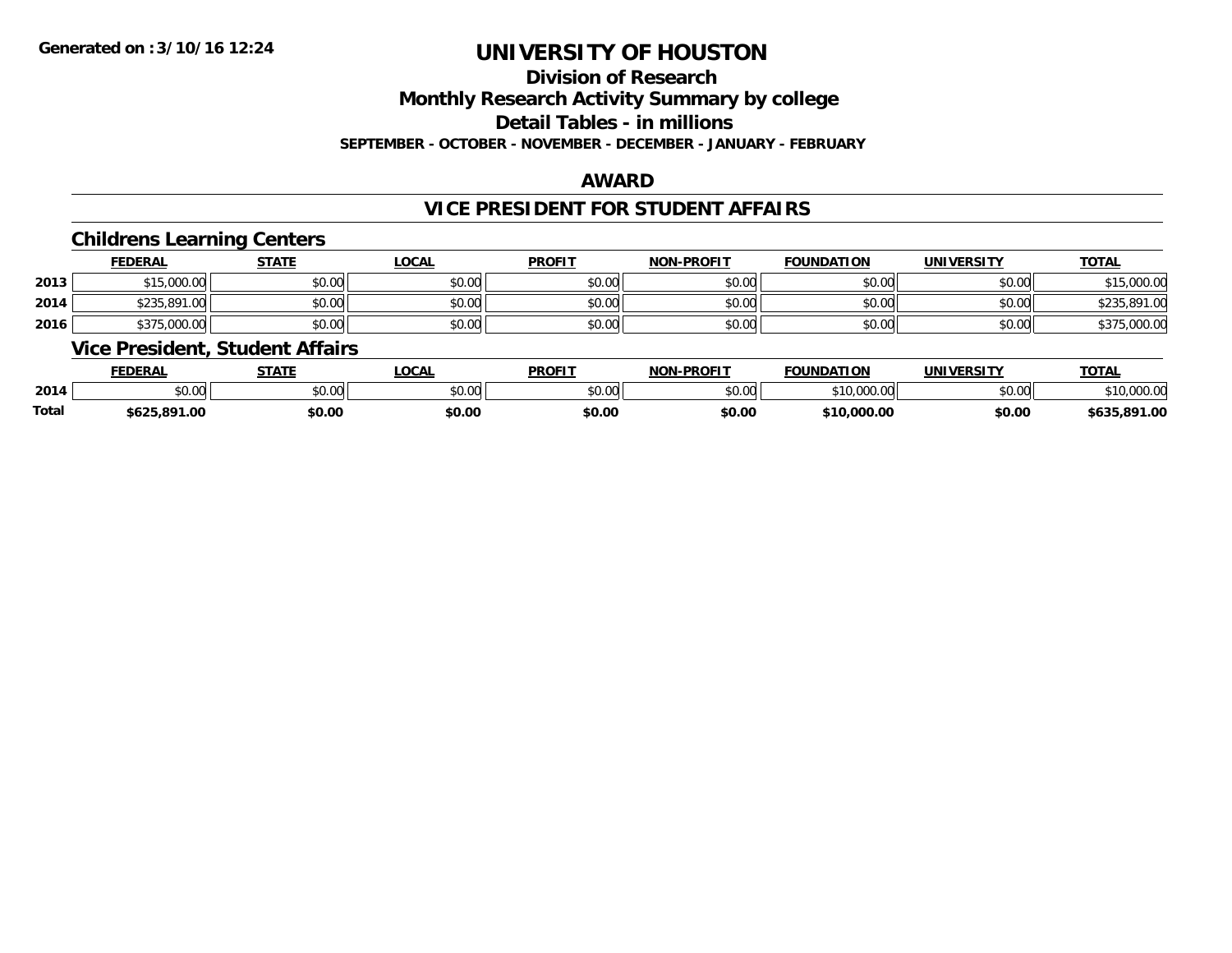**Generated on :3/10/16 12:24**

# UNIVERSITY OF HOUSTON

## Division of Research

## Monthly Research Activity Summary by college

## Detail Tables - in millions

**SEPTEMBER - OCTOBER - NOVEMBER - DECEMBER - JANUARY - FEBRUARY**

### AWARD

### VICE PRESIDENT FOR STUDENT AFFAIRS

#### Childrens Learning Centers

| | FEDERAL | STATE | LOCAL | PROFIT | NON-PROFIT | FOUNDATION | UNIVERSITY | TOTAL |
|---|---|---|---|---|---|---|---|---|
| 2013 | $15,000.00 | $0.00 | $0.00 | $0.00 | $0.00 | $0.00 | $0.00 | $15,000.00 |
| 2014 | $235,891.00 | $0.00 | $0.00 | $0.00 | $0.00 | $0.00 | $0.00 | $235,891.00 |
| 2016 | $375,000.00 | $0.00 | $0.00 | $0.00 | $0.00 | $0.00 | $0.00 | $375,000.00 |

#### Vice President, Student Affairs

| | FEDERAL | STATE | LOCAL | PROFIT | NON-PROFIT | FOUNDATION | UNIVERSITY | TOTAL |
|---|---|---|---|---|---|---|---|---|
| 2014 | $0.00 | $0.00 | $0.00 | $0.00 | $0.00 | $10,000.00 | $0.00 | $10,000.00 |
| **Total** | **$625,891.00** | **$0.00** | **$0.00** | **$0.00** | **$0.00** | **$10,000.00** | **$0.00** | **$635,891.00** |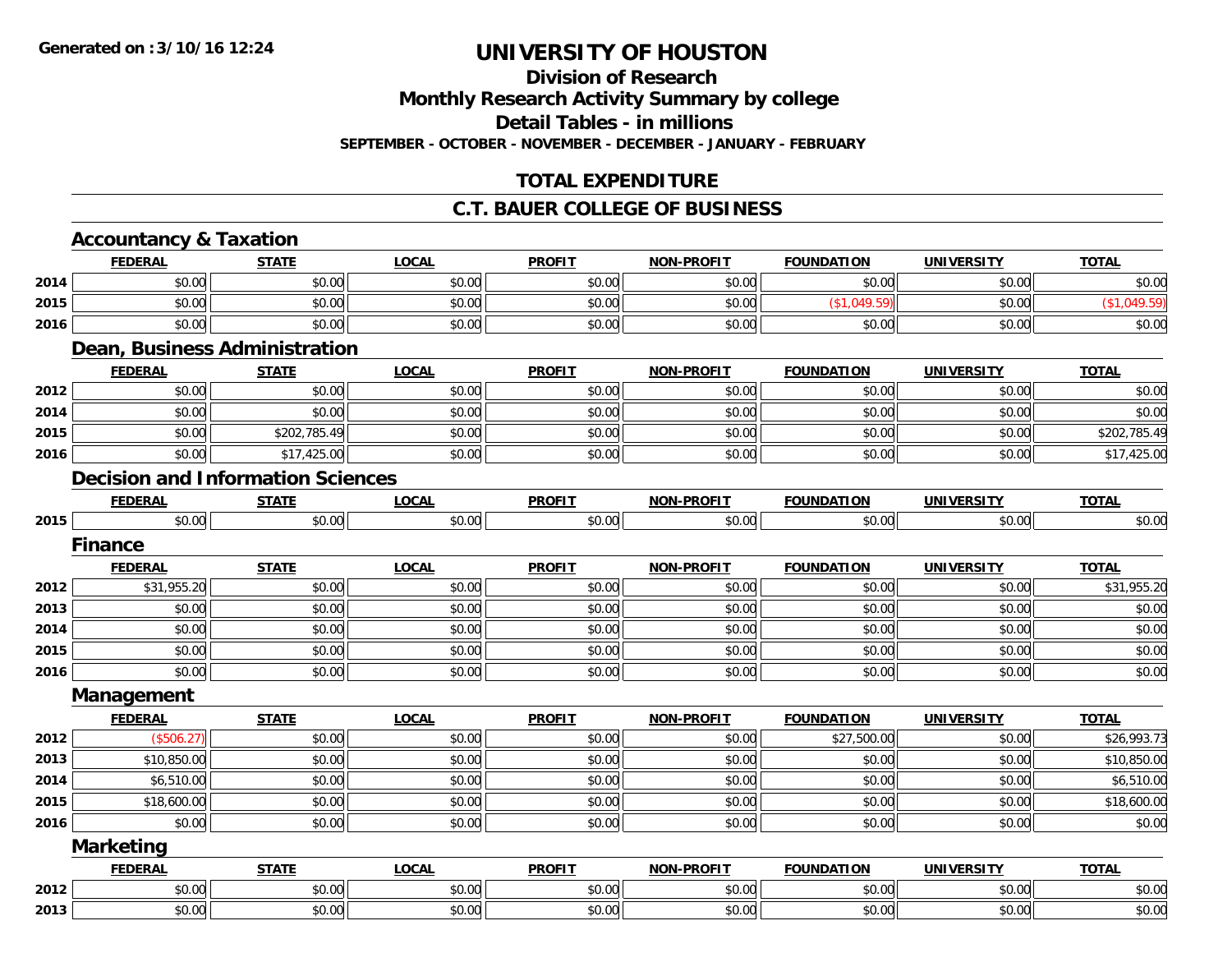# UNIVERSITY OF HOUSTON

## Division of Research

## Monthly Research Activity Summary by college

## Detail Tables - in millions

**SEPTEMBER - OCTOBER - NOVEMBER - DECEMBER - JANUARY - FEBRUARY**

## TOTAL EXPENDITURE

## C.T. BAUER COLLEGE OF BUSINESS

### Accountancy & Taxation

| | FEDERAL | STATE | LOCAL | PROFIT | NON-PROFIT | FOUNDATION | UNIVERSITY | TOTAL |
|---|---|---|---|---|---|---|---|---|
| 2014 | $0.00 | $0.00 | $0.00 | $0.00 | $0.00 | $0.00 | $0.00 | $0.00 |
| 2015 | $0.00 | $0.00 | $0.00 | $0.00 | $0.00 | ($1,049.59) | $0.00 | ($1,049.59) |
| 2016 | $0.00 | $0.00 | $0.00 | $0.00 | $0.00 | $0.00 | $0.00 | $0.00 |

### Dean, Business Administration

| | FEDERAL | STATE | LOCAL | PROFIT | NON-PROFIT | FOUNDATION | UNIVERSITY | TOTAL |
|---|---|---|---|---|---|---|---|---|
| 2012 | $0.00 | $0.00 | $0.00 | $0.00 | $0.00 | $0.00 | $0.00 | $0.00 |
| 2014 | $0.00 | $0.00 | $0.00 | $0.00 | $0.00 | $0.00 | $0.00 | $0.00 |
| 2015 | $0.00 | $202,785.49 | $0.00 | $0.00 | $0.00 | $0.00 | $0.00 | $202,785.49 |
| 2016 | $0.00 | $17,425.00 | $0.00 | $0.00 | $0.00 | $0.00 | $0.00 | $17,425.00 |

### Decision and Information Sciences

| | FEDERAL | STATE | LOCAL | PROFIT | NON-PROFIT | FOUNDATION | UNIVERSITY | TOTAL |
|---|---|---|---|---|---|---|---|---|
| 2015 | $0.00 | $0.00 | $0.00 | $0.00 | $0.00 | $0.00 | $0.00 | $0.00 |

### Finance

| | FEDERAL | STATE | LOCAL | PROFIT | NON-PROFIT | FOUNDATION | UNIVERSITY | TOTAL |
|---|---|---|---|---|---|---|---|---|
| 2012 | $31,955.20 | $0.00 | $0.00 | $0.00 | $0.00 | $0.00 | $0.00 | $31,955.20 |
| 2013 | $0.00 | $0.00 | $0.00 | $0.00 | $0.00 | $0.00 | $0.00 | $0.00 |
| 2014 | $0.00 | $0.00 | $0.00 | $0.00 | $0.00 | $0.00 | $0.00 | $0.00 |
| 2015 | $0.00 | $0.00 | $0.00 | $0.00 | $0.00 | $0.00 | $0.00 | $0.00 |
| 2016 | $0.00 | $0.00 | $0.00 | $0.00 | $0.00 | $0.00 | $0.00 | $0.00 |

### Management

| | FEDERAL | STATE | LOCAL | PROFIT | NON-PROFIT | FOUNDATION | UNIVERSITY | TOTAL |
|---|---|---|---|---|---|---|---|---|
| 2012 | ($506.27) | $0.00 | $0.00 | $0.00 | $0.00 | $27,500.00 | $0.00 | $26,993.73 |
| 2013 | $10,850.00 | $0.00 | $0.00 | $0.00 | $0.00 | $0.00 | $0.00 | $10,850.00 |
| 2014 | $6,510.00 | $0.00 | $0.00 | $0.00 | $0.00 | $0.00 | $0.00 | $6,510.00 |
| 2015 | $18,600.00 | $0.00 | $0.00 | $0.00 | $0.00 | $0.00 | $0.00 | $18,600.00 |
| 2016 | $0.00 | $0.00 | $0.00 | $0.00 | $0.00 | $0.00 | $0.00 | $0.00 |

### Marketing

| | FEDERAL | STATE | LOCAL | PROFIT | NON-PROFIT | FOUNDATION | UNIVERSITY | TOTAL |
|---|---|---|---|---|---|---|---|---|
| 2012 | $0.00 | $0.00 | $0.00 | $0.00 | $0.00 | $0.00 | $0.00 | $0.00 |
| 2013 | $0.00 | $0.00 | $0.00 | $0.00 | $0.00 | $0.00 | $0.00 | $0.00 |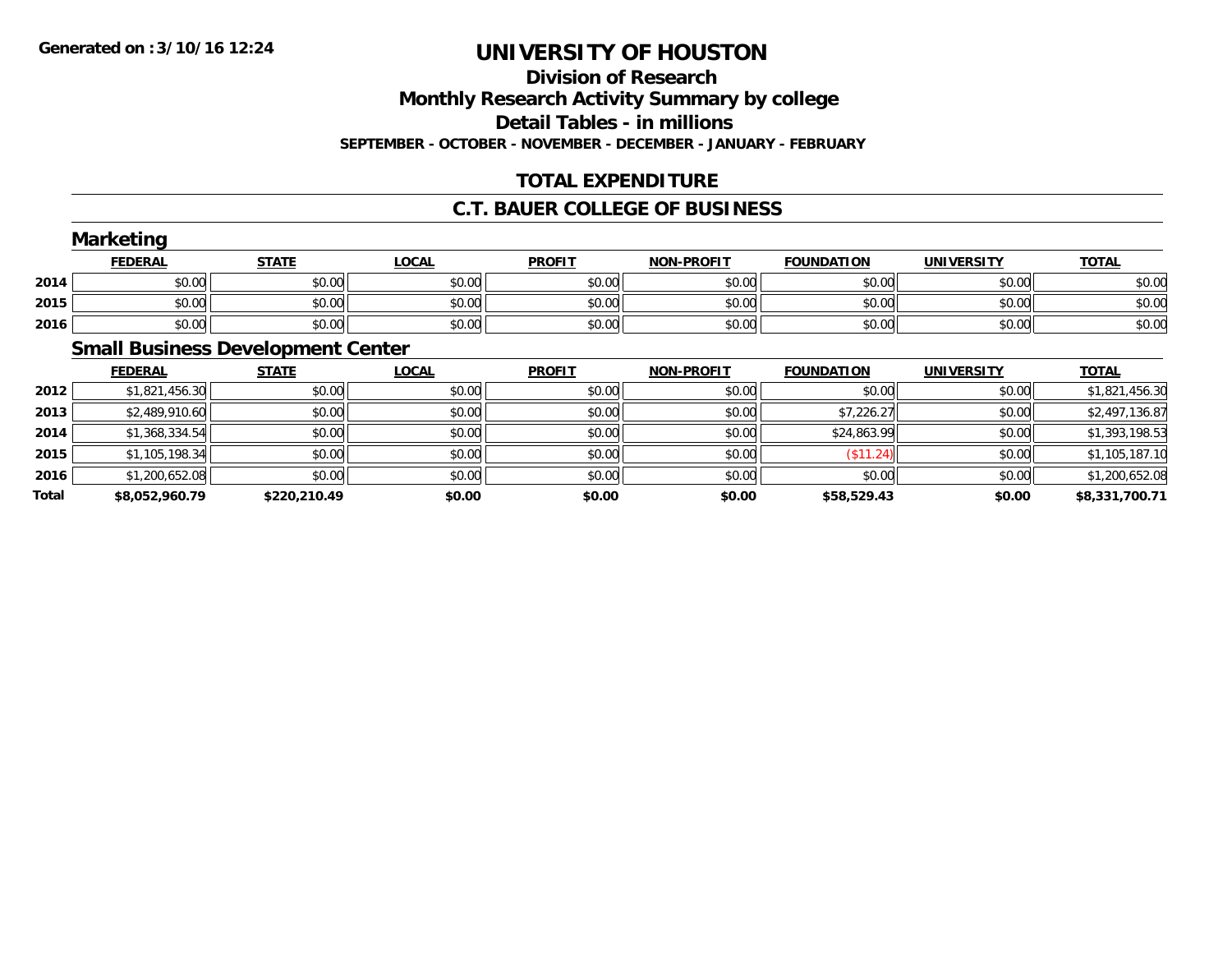**Generated on :3/10/16 12:24**

# UNIVERSITY OF HOUSTON

## Division of Research
## Monthly Research Activity Summary by college
## Detail Tables - in millions
### SEPTEMBER - OCTOBER - NOVEMBER - DECEMBER - JANUARY - FEBRUARY

## TOTAL EXPENDITURE

## C.T. BAUER COLLEGE OF BUSINESS

### Marketing

| | FEDERAL | STATE | LOCAL | PROFIT | NON-PROFIT | FOUNDATION | UNIVERSITY | TOTAL |
|---|---|---|---|---|---|---|---|---|
| 2014 | $0.00 | $0.00 | $0.00 | $0.00 | $0.00 | $0.00 | $0.00 | $0.00 |
| 2015 | $0.00 | $0.00 | $0.00 | $0.00 | $0.00 | $0.00 | $0.00 | $0.00 |
| 2016 | $0.00 | $0.00 | $0.00 | $0.00 | $0.00 | $0.00 | $0.00 | $0.00 |

### Small Business Development Center

| | FEDERAL | STATE | LOCAL | PROFIT | NON-PROFIT | FOUNDATION | UNIVERSITY | TOTAL |
|---|---|---|---|---|---|---|---|---|
| 2012 | $1,821,456.30 | $0.00 | $0.00 | $0.00 | $0.00 | $0.00 | $0.00 | $1,821,456.30 |
| 2013 | $2,489,910.60 | $0.00 | $0.00 | $0.00 | $0.00 | $7,226.27 | $0.00 | $2,497,136.87 |
| 2014 | $1,368,334.54 | $0.00 | $0.00 | $0.00 | $0.00 | $24,863.99 | $0.00 | $1,393,198.53 |
| 2015 | $1,105,198.34 | $0.00 | $0.00 | $0.00 | $0.00 | ($11.24) | $0.00 | $1,105,187.10 |
| 2016 | $1,200,652.08 | $0.00 | $0.00 | $0.00 | $0.00 | $0.00 | $0.00 | $1,200,652.08 |
| **Total** | **$8,052,960.79** | **$220,210.49** | **$0.00** | **$0.00** | **$0.00** | **$58,529.43** | **$0.00** | **$8,331,700.71** |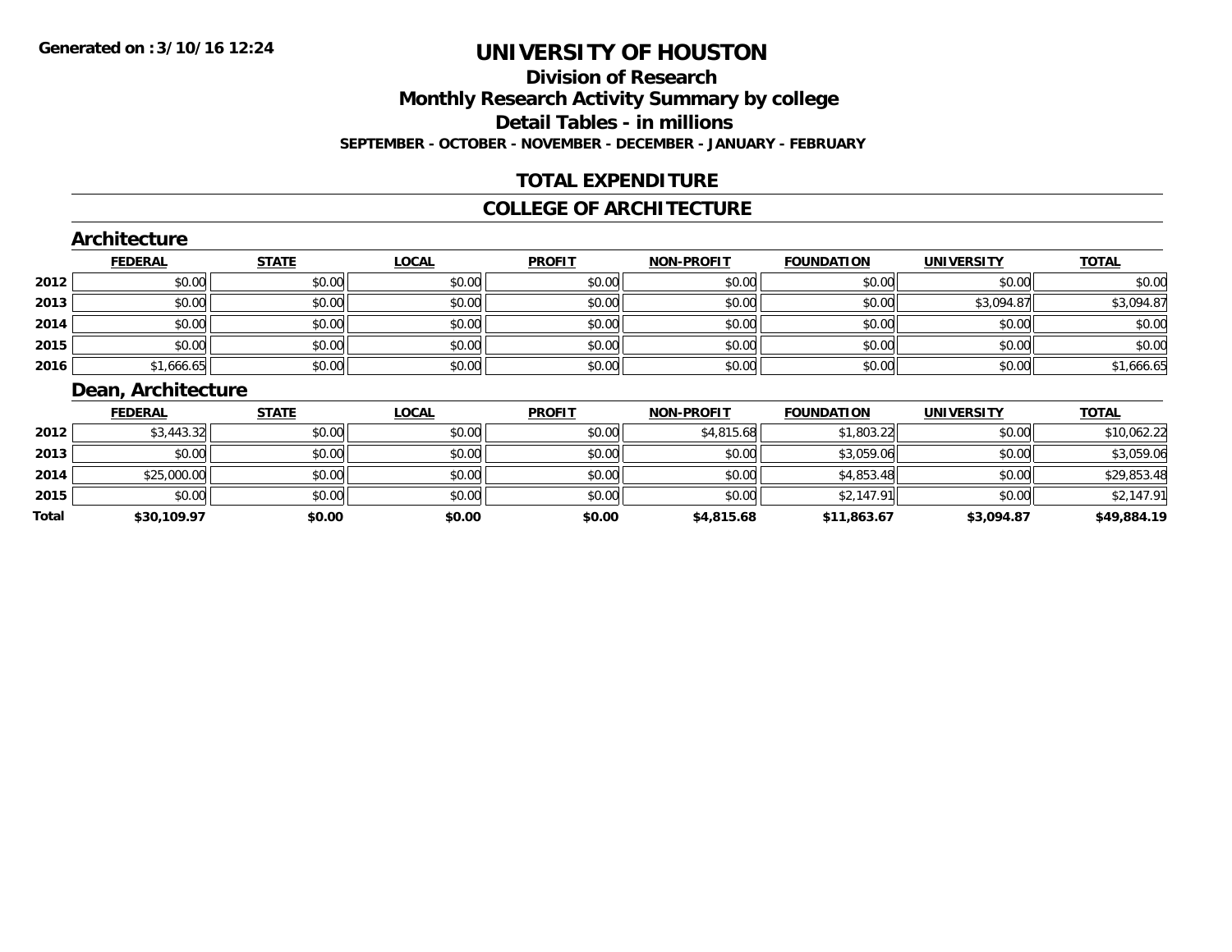# UNIVERSITY OF HOUSTON

## Division of Research

## Monthly Research Activity Summary by college

## Detail Tables - in millions

**SEPTEMBER - OCTOBER - NOVEMBER - DECEMBER - JANUARY - FEBRUARY**

**Generated on : 3/10/16 12:24**

## TOTAL EXPENDITURE

## COLLEGE OF ARCHITECTURE

### Architecture

| | FEDERAL | STATE | LOCAL | PROFIT | NON-PROFIT | FOUNDATION | UNIVERSITY | TOTAL |
|---|---|---|---|---|---|---|---|---|
| 2012 | $0.00 | $0.00 | $0.00 | $0.00 | $0.00 | $0.00 | $0.00 | $0.00 |
| 2013 | $0.00 | $0.00 | $0.00 | $0.00 | $0.00 | $0.00 | $3,094.87 | $3,094.87 |
| 2014 | $0.00 | $0.00 | $0.00 | $0.00 | $0.00 | $0.00 | $0.00 | $0.00 |
| 2015 | $0.00 | $0.00 | $0.00 | $0.00 | $0.00 | $0.00 | $0.00 | $0.00 |
| 2016 | $1,666.65 | $0.00 | $0.00 | $0.00 | $0.00 | $0.00 | $0.00 | $1,666.65 |

### Dean, Architecture

| | FEDERAL | STATE | LOCAL | PROFIT | NON-PROFIT | FOUNDATION | UNIVERSITY | TOTAL |
|---|---|---|---|---|---|---|---|---|
| 2012 | $3,443.32 | $0.00 | $0.00 | $0.00 | $4,815.68 | $1,803.22 | $0.00 | $10,062.22 |
| 2013 | $0.00 | $0.00 | $0.00 | $0.00 | $0.00 | $3,059.06 | $0.00 | $3,059.06 |
| 2014 | $25,000.00 | $0.00 | $0.00 | $0.00 | $0.00 | $4,853.48 | $0.00 | $29,853.48 |
| 2015 | $0.00 | $0.00 | $0.00 | $0.00 | $0.00 | $2,147.91 | $0.00 | $2,147.91 |
| **Total** | **$30,109.97** | **$0.00** | **$0.00** | **$0.00** | **$4,815.68** | **$11,863.67** | **$3,094.87** | **$49,884.19** |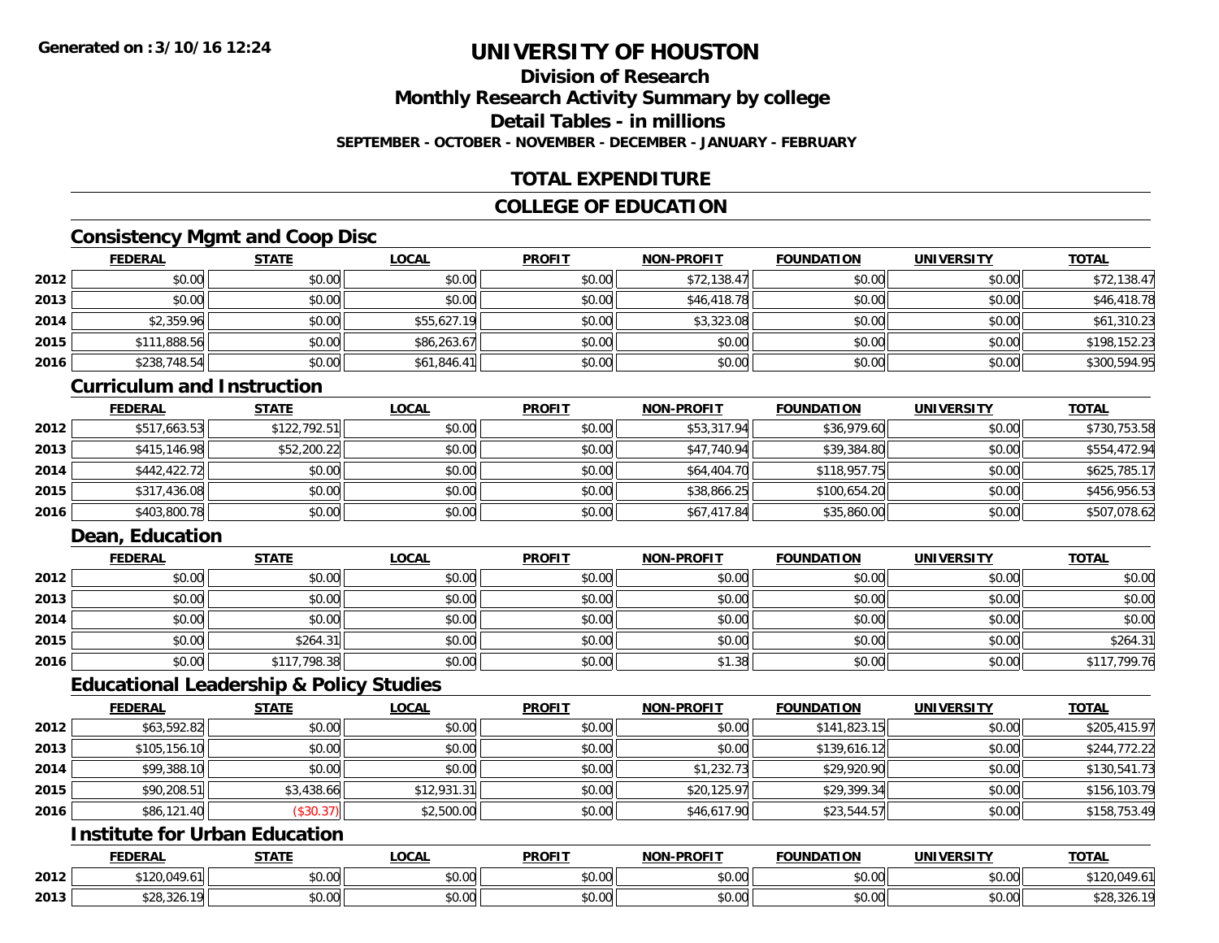# UNIVERSITY OF HOUSTON

## Division of Research
## Monthly Research Activity Summary by college
## Detail Tables - in millions
### SEPTEMBER - OCTOBER - NOVEMBER - DECEMBER - JANUARY - FEBRUARY

## TOTAL EXPENDITURE

## COLLEGE OF EDUCATION

### Consistency Mgmt and Coop Disc

| | FEDERAL | STATE | LOCAL | PROFIT | NON-PROFIT | FOUNDATION | UNIVERSITY | TOTAL |
|---|---|---|---|---|---|---|---|---|
| 2012 | $0.00 | $0.00 | $0.00 | $0.00 | $72,138.47 | $0.00 | $0.00 | $72,138.47 |
| 2013 | $0.00 | $0.00 | $0.00 | $0.00 | $46,418.78 | $0.00 | $0.00 | $46,418.78 |
| 2014 | $2,359.96 | $0.00 | $55,627.19 | $0.00 | $3,323.08 | $0.00 | $0.00 | $61,310.23 |
| 2015 | $111,888.56 | $0.00 | $86,263.67 | $0.00 | $0.00 | $0.00 | $0.00 | $198,152.23 |
| 2016 | $238,748.54 | $0.00 | $61,846.41 | $0.00 | $0.00 | $0.00 | $0.00 | $300,594.95 |

### Curriculum and Instruction

| | FEDERAL | STATE | LOCAL | PROFIT | NON-PROFIT | FOUNDATION | UNIVERSITY | TOTAL |
|---|---|---|---|---|---|---|---|---|
| 2012 | $517,663.53 | $122,792.51 | $0.00 | $0.00 | $53,317.94 | $36,979.60 | $0.00 | $730,753.58 |
| 2013 | $415,146.98 | $52,200.22 | $0.00 | $0.00 | $47,740.94 | $39,384.80 | $0.00 | $554,472.94 |
| 2014 | $442,422.72 | $0.00 | $0.00 | $0.00 | $64,404.70 | $118,957.75 | $0.00 | $625,785.17 |
| 2015 | $317,436.08 | $0.00 | $0.00 | $0.00 | $38,866.25 | $100,654.20 | $0.00 | $456,956.53 |
| 2016 | $403,800.78 | $0.00 | $0.00 | $0.00 | $67,417.84 | $35,860.00 | $0.00 | $507,078.62 |

### Dean, Education

| | FEDERAL | STATE | LOCAL | PROFIT | NON-PROFIT | FOUNDATION | UNIVERSITY | TOTAL |
|---|---|---|---|---|---|---|---|---|
| 2012 | $0.00 | $0.00 | $0.00 | $0.00 | $0.00 | $0.00 | $0.00 | $0.00 |
| 2013 | $0.00 | $0.00 | $0.00 | $0.00 | $0.00 | $0.00 | $0.00 | $0.00 |
| 2014 | $0.00 | $0.00 | $0.00 | $0.00 | $0.00 | $0.00 | $0.00 | $0.00 |
| 2015 | $0.00 | $264.31 | $0.00 | $0.00 | $0.00 | $0.00 | $0.00 | $264.31 |
| 2016 | $0.00 | $117,798.38 | $0.00 | $0.00 | $1.38 | $0.00 | $0.00 | $117,799.76 |

### Educational Leadership & Policy Studies

| | FEDERAL | STATE | LOCAL | PROFIT | NON-PROFIT | FOUNDATION | UNIVERSITY | TOTAL |
|---|---|---|---|---|---|---|---|---|
| 2012 | $63,592.82 | $0.00 | $0.00 | $0.00 | $0.00 | $141,823.15 | $0.00 | $205,415.97 |
| 2013 | $105,156.10 | $0.00 | $0.00 | $0.00 | $0.00 | $139,616.12 | $0.00 | $244,772.22 |
| 2014 | $99,388.10 | $0.00 | $0.00 | $0.00 | $1,232.73 | $29,920.90 | $0.00 | $130,541.73 |
| 2015 | $90,208.51 | $3,438.66 | $12,931.31 | $0.00 | $20,125.97 | $29,399.34 | $0.00 | $156,103.79 |
| 2016 | $86,121.40 | ($30.37) | $2,500.00 | $0.00 | $46,617.90 | $23,544.57 | $0.00 | $158,753.49 |

### Institute for Urban Education

| | FEDERAL | STATE | LOCAL | PROFIT | NON-PROFIT | FOUNDATION | UNIVERSITY | TOTAL |
|---|---|---|---|---|---|---|---|---|
| 2012 | $120,049.61 | $0.00 | $0.00 | $0.00 | $0.00 | $0.00 | $0.00 | $120,049.61 |
| 2013 | $28,326.19 | $0.00 | $0.00 | $0.00 | $0.00 | $0.00 | $0.00 | $28,326.19 |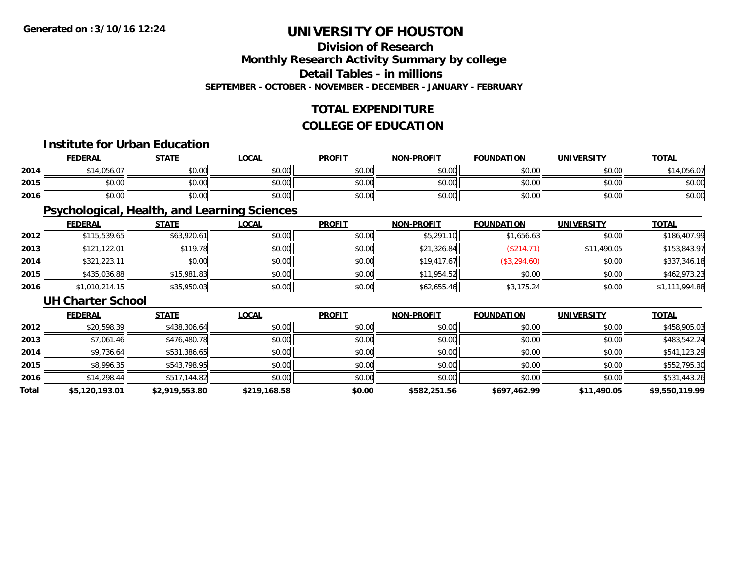**Generated on :3/10/16 12:24**

# UNIVERSITY OF HOUSTON

## Division of Research
## Monthly Research Activity Summary by college
## Detail Tables - in millions

**SEPTEMBER - OCTOBER - NOVEMBER - DECEMBER - JANUARY - FEBRUARY**

## TOTAL EXPENDITURE

## COLLEGE OF EDUCATION

### Institute for Urban Education

| | FEDERAL | STATE | LOCAL | PROFIT | NON-PROFIT | FOUNDATION | UNIVERSITY | TOTAL |
|---|---|---|---|---|---|---|---|---|
| 2014 | $14,056.07 | $0.00 | $0.00 | $0.00 | $0.00 | $0.00 | $0.00 | $14,056.07 |
| 2015 | $0.00 | $0.00 | $0.00 | $0.00 | $0.00 | $0.00 | $0.00 | $0.00 |
| 2016 | $0.00 | $0.00 | $0.00 | $0.00 | $0.00 | $0.00 | $0.00 | $0.00 |

### Psychological, Health, and Learning Sciences

| | FEDERAL | STATE | LOCAL | PROFIT | NON-PROFIT | FOUNDATION | UNIVERSITY | TOTAL |
|---|---|---|---|---|---|---|---|---|
| 2012 | $115,539.65 | $63,920.61 | $0.00 | $0.00 | $5,291.10 | $1,656.63 | $0.00 | $186,407.99 |
| 2013 | $121,122.01 | $119.78 | $0.00 | $0.00 | $21,326.84 | ($214.71) | $11,490.05 | $153,843.97 |
| 2014 | $321,223.11 | $0.00 | $0.00 | $0.00 | $19,417.67 | ($3,294.60) | $0.00 | $337,346.18 |
| 2015 | $435,036.88 | $15,981.83 | $0.00 | $0.00 | $11,954.52 | $0.00 | $0.00 | $462,973.23 |
| 2016 | $1,010,214.15 | $35,950.03 | $0.00 | $0.00 | $62,655.46 | $3,175.24 | $0.00 | $1,111,994.88 |

### UH Charter School

| | FEDERAL | STATE | LOCAL | PROFIT | NON-PROFIT | FOUNDATION | UNIVERSITY | TOTAL |
|---|---|---|---|---|---|---|---|---|
| 2012 | $20,598.39 | $438,306.64 | $0.00 | $0.00 | $0.00 | $0.00 | $0.00 | $458,905.03 |
| 2013 | $7,061.46 | $476,480.78 | $0.00 | $0.00 | $0.00 | $0.00 | $0.00 | $483,542.24 |
| 2014 | $9,736.64 | $531,386.65 | $0.00 | $0.00 | $0.00 | $0.00 | $0.00 | $541,123.29 |
| 2015 | $8,996.35 | $543,798.95 | $0.00 | $0.00 | $0.00 | $0.00 | $0.00 | $552,795.30 |
| 2016 | $14,298.44 | $517,144.82 | $0.00 | $0.00 | $0.00 | $0.00 | $0.00 | $531,443.26 |
| **Total** | **$5,120,193.01** | **$2,919,553.80** | **$219,168.58** | **$0.00** | **$582,251.56** | **$697,462.99** | **$11,490.05** | **$9,550,119.99** |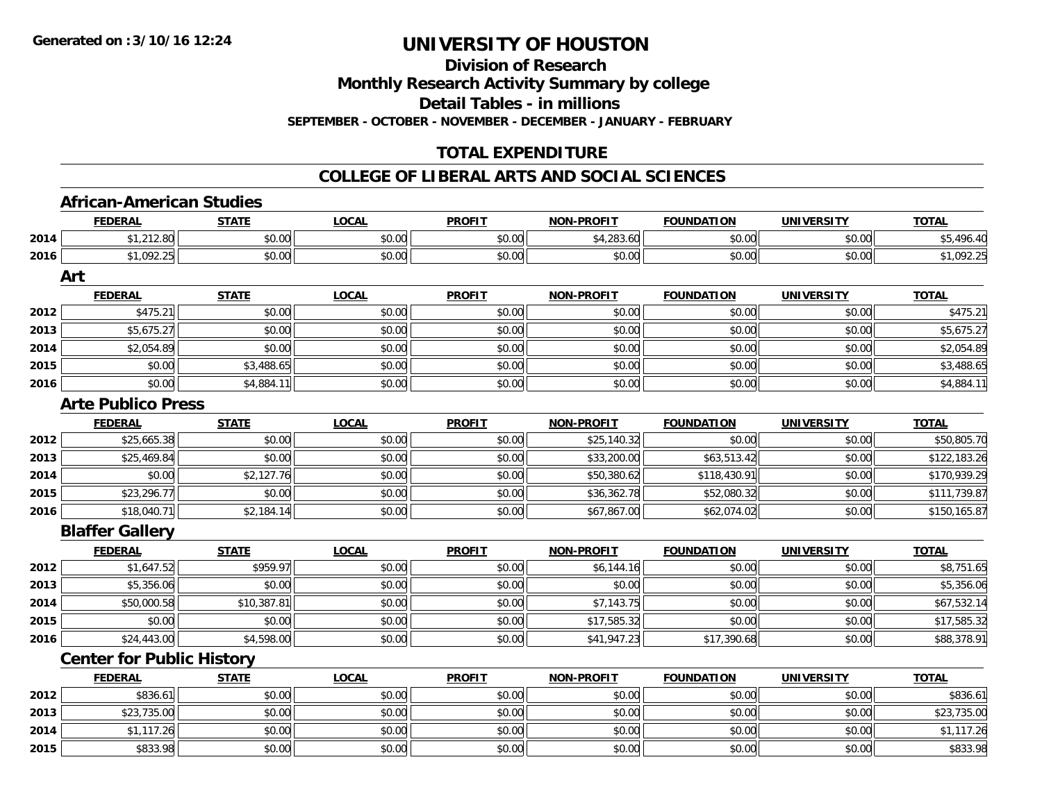**Generated on :3/10/16 12:24**

# UNIVERSITY OF HOUSTON

## Division of Research
## Monthly Research Activity Summary by college
## Detail Tables - in millions
### SEPTEMBER - OCTOBER - NOVEMBER - DECEMBER - JANUARY - FEBRUARY

## TOTAL EXPENDITURE

## COLLEGE OF LIBERAL ARTS AND SOCIAL SCIENCES

### African-American Studies

| | FEDERAL | STATE | LOCAL | PROFIT | NON-PROFIT | FOUNDATION | UNIVERSITY | TOTAL |
|---|---|---|---|---|---|---|---|---|
| 2014 | $1,212.80 | $0.00 | $0.00 | $0.00 | $4,283.60 | $0.00 | $0.00 | $5,496.40 |
| 2016 | $1,092.25 | $0.00 | $0.00 | $0.00 | $0.00 | $0.00 | $0.00 | $1,092.25 |

### Art

| | FEDERAL | STATE | LOCAL | PROFIT | NON-PROFIT | FOUNDATION | UNIVERSITY | TOTAL |
|---|---|---|---|---|---|---|---|---|
| 2012 | $475.21 | $0.00 | $0.00 | $0.00 | $0.00 | $0.00 | $0.00 | $475.21 |
| 2013 | $5,675.27 | $0.00 | $0.00 | $0.00 | $0.00 | $0.00 | $0.00 | $5,675.27 |
| 2014 | $2,054.89 | $0.00 | $0.00 | $0.00 | $0.00 | $0.00 | $0.00 | $2,054.89 |
| 2015 | $0.00 | $3,488.65 | $0.00 | $0.00 | $0.00 | $0.00 | $0.00 | $3,488.65 |
| 2016 | $0.00 | $4,884.11 | $0.00 | $0.00 | $0.00 | $0.00 | $0.00 | $4,884.11 |

### Arte Publico Press

| | FEDERAL | STATE | LOCAL | PROFIT | NON-PROFIT | FOUNDATION | UNIVERSITY | TOTAL |
|---|---|---|---|---|---|---|---|---|
| 2012 | $25,665.38 | $0.00 | $0.00 | $0.00 | $25,140.32 | $0.00 | $0.00 | $50,805.70 |
| 2013 | $25,469.84 | $0.00 | $0.00 | $0.00 | $33,200.00 | $63,513.42 | $0.00 | $122,183.26 |
| 2014 | $0.00 | $2,127.76 | $0.00 | $0.00 | $50,380.62 | $118,430.91 | $0.00 | $170,939.29 |
| 2015 | $23,296.77 | $0.00 | $0.00 | $0.00 | $36,362.78 | $52,080.32 | $0.00 | $111,739.87 |
| 2016 | $18,040.71 | $2,184.14 | $0.00 | $0.00 | $67,867.00 | $62,074.02 | $0.00 | $150,165.87 |

### Blaffer Gallery

| | FEDERAL | STATE | LOCAL | PROFIT | NON-PROFIT | FOUNDATION | UNIVERSITY | TOTAL |
|---|---|---|---|---|---|---|---|---|
| 2012 | $1,647.52 | $959.97 | $0.00 | $0.00 | $6,144.16 | $0.00 | $0.00 | $8,751.65 |
| 2013 | $5,356.06 | $0.00 | $0.00 | $0.00 | $0.00 | $0.00 | $0.00 | $5,356.06 |
| 2014 | $50,000.58 | $10,387.81 | $0.00 | $0.00 | $7,143.75 | $0.00 | $0.00 | $67,532.14 |
| 2015 | $0.00 | $0.00 | $0.00 | $0.00 | $17,585.32 | $0.00 | $0.00 | $17,585.32 |
| 2016 | $24,443.00 | $4,598.00 | $0.00 | $0.00 | $41,947.23 | $17,390.68 | $0.00 | $88,378.91 |

### Center for Public History

| | FEDERAL | STATE | LOCAL | PROFIT | NON-PROFIT | FOUNDATION | UNIVERSITY | TOTAL |
|---|---|---|---|---|---|---|---|---|
| 2012 | $836.61 | $0.00 | $0.00 | $0.00 | $0.00 | $0.00 | $0.00 | $836.61 |
| 2013 | $23,735.00 | $0.00 | $0.00 | $0.00 | $0.00 | $0.00 | $0.00 | $23,735.00 |
| 2014 | $1,117.26 | $0.00 | $0.00 | $0.00 | $0.00 | $0.00 | $0.00 | $1,117.26 |
| 2015 | $833.98 | $0.00 | $0.00 | $0.00 | $0.00 | $0.00 | $0.00 | $833.98 |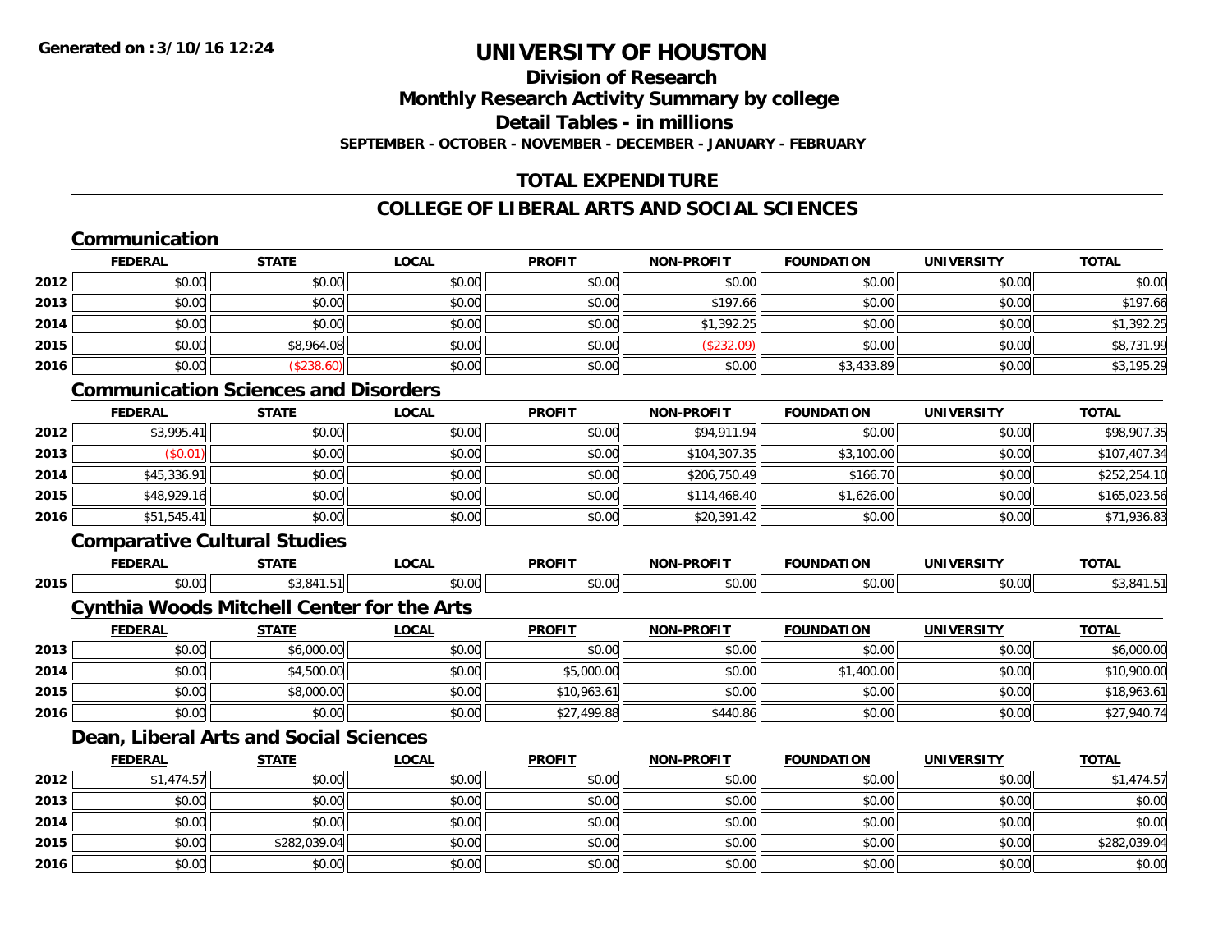**Generated on :3/10/16 12:24**

# UNIVERSITY OF HOUSTON

## Division of Research
## Monthly Research Activity Summary by college
## Detail Tables - in millions
### SEPTEMBER - OCTOBER - NOVEMBER - DECEMBER - JANUARY - FEBRUARY

## TOTAL EXPENDITURE

## COLLEGE OF LIBERAL ARTS AND SOCIAL SCIENCES

### Communication

| | FEDERAL | STATE | LOCAL | PROFIT | NON-PROFIT | FOUNDATION | UNIVERSITY | TOTAL |
|---|---|---|---|---|---|---|---|---|
| 2012 | $0.00 | $0.00 | $0.00 | $0.00 | $0.00 | $0.00 | $0.00 | $0.00 |
| 2013 | $0.00 | $0.00 | $0.00 | $0.00 | $197.66 | $0.00 | $0.00 | $197.66 |
| 2014 | $0.00 | $0.00 | $0.00 | $0.00 | $1,392.25 | $0.00 | $0.00 | $1,392.25 |
| 2015 | $0.00 | $8,964.08 | $0.00 | $0.00 | ($232.09) | $0.00 | $0.00 | $8,731.99 |
| 2016 | $0.00 | ($238.60) | $0.00 | $0.00 | $0.00 | $3,433.89 | $0.00 | $3,195.29 |

### Communication Sciences and Disorders

| | FEDERAL | STATE | LOCAL | PROFIT | NON-PROFIT | FOUNDATION | UNIVERSITY | TOTAL |
|---|---|---|---|---|---|---|---|---|
| 2012 | $3,995.41 | $0.00 | $0.00 | $0.00 | $94,911.94 | $0.00 | $0.00 | $98,907.35 |
| 2013 | ($0.01) | $0.00 | $0.00 | $0.00 | $104,307.35 | $3,100.00 | $0.00 | $107,407.34 |
| 2014 | $45,336.91 | $0.00 | $0.00 | $0.00 | $206,750.49 | $166.70 | $0.00 | $252,254.10 |
| 2015 | $48,929.16 | $0.00 | $0.00 | $0.00 | $114,468.40 | $1,626.00 | $0.00 | $165,023.56 |
| 2016 | $51,545.41 | $0.00 | $0.00 | $0.00 | $20,391.42 | $0.00 | $0.00 | $71,936.83 |

### Comparative Cultural Studies

| | FEDERAL | STATE | LOCAL | PROFIT | NON-PROFIT | FOUNDATION | UNIVERSITY | TOTAL |
|---|---|---|---|---|---|---|---|---|
| 2015 | $0.00 | $3,841.51 | $0.00 | $0.00 | $0.00 | $0.00 | $0.00 | $3,841.51 |

### Cynthia Woods Mitchell Center for the Arts

| | FEDERAL | STATE | LOCAL | PROFIT | NON-PROFIT | FOUNDATION | UNIVERSITY | TOTAL |
|---|---|---|---|---|---|---|---|---|
| 2013 | $0.00 | $6,000.00 | $0.00 | $0.00 | $0.00 | $0.00 | $0.00 | $6,000.00 |
| 2014 | $0.00 | $4,500.00 | $0.00 | $5,000.00 | $0.00 | $1,400.00 | $0.00 | $10,900.00 |
| 2015 | $0.00 | $8,000.00 | $0.00 | $10,963.61 | $0.00 | $0.00 | $0.00 | $18,963.61 |
| 2016 | $0.00 | $0.00 | $0.00 | $27,499.88 | $440.86 | $0.00 | $0.00 | $27,940.74 |

### Dean, Liberal Arts and Social Sciences

| | FEDERAL | STATE | LOCAL | PROFIT | NON-PROFIT | FOUNDATION | UNIVERSITY | TOTAL |
|---|---|---|---|---|---|---|---|---|
| 2012 | $1,474.57 | $0.00 | $0.00 | $0.00 | $0.00 | $0.00 | $0.00 | $1,474.57 |
| 2013 | $0.00 | $0.00 | $0.00 | $0.00 | $0.00 | $0.00 | $0.00 | $0.00 |
| 2014 | $0.00 | $0.00 | $0.00 | $0.00 | $0.00 | $0.00 | $0.00 | $0.00 |
| 2015 | $0.00 | $282,039.04 | $0.00 | $0.00 | $0.00 | $0.00 | $0.00 | $282,039.04 |
| 2016 | $0.00 | $0.00 | $0.00 | $0.00 | $0.00 | $0.00 | $0.00 | $0.00 |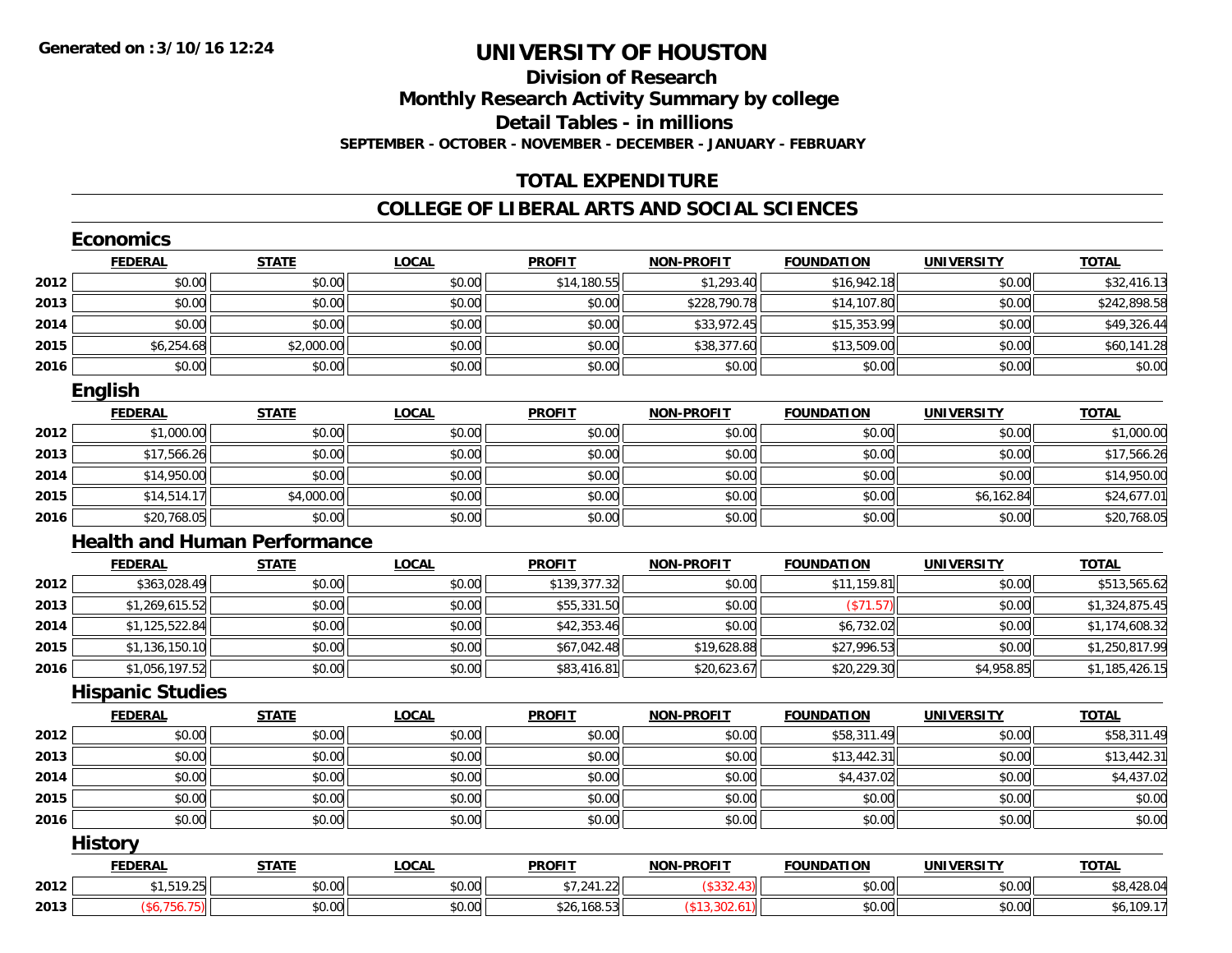**Generated on :3/10/16 12:24**

# UNIVERSITY OF HOUSTON

## Division of Research

## Monthly Research Activity Summary by college

## Detail Tables - in millions

**SEPTEMBER - OCTOBER - NOVEMBER - DECEMBER - JANUARY - FEBRUARY**

## TOTAL EXPENDITURE

## COLLEGE OF LIBERAL ARTS AND SOCIAL SCIENCES

### Economics

| | FEDERAL | STATE | LOCAL | PROFIT | NON-PROFIT | FOUNDATION | UNIVERSITY | TOTAL |
|---|---|---|---|---|---|---|---|---|
| 2012 | $0.00 | $0.00 | $0.00 | $14,180.55 | $1,293.40 | $16,942.18 | $0.00 | $32,416.13 |
| 2013 | $0.00 | $0.00 | $0.00 | $0.00 | $228,790.78 | $14,107.80 | $0.00 | $242,898.58 |
| 2014 | $0.00 | $0.00 | $0.00 | $0.00 | $33,972.45 | $15,353.99 | $0.00 | $49,326.44 |
| 2015 | $6,254.68 | $2,000.00 | $0.00 | $0.00 | $38,377.60 | $13,509.00 | $0.00 | $60,141.28 |
| 2016 | $0.00 | $0.00 | $0.00 | $0.00 | $0.00 | $0.00 | $0.00 | $0.00 |

### English

| | FEDERAL | STATE | LOCAL | PROFIT | NON-PROFIT | FOUNDATION | UNIVERSITY | TOTAL |
|---|---|---|---|---|---|---|---|---|
| 2012 | $1,000.00 | $0.00 | $0.00 | $0.00 | $0.00 | $0.00 | $0.00 | $1,000.00 |
| 2013 | $17,566.26 | $0.00 | $0.00 | $0.00 | $0.00 | $0.00 | $0.00 | $17,566.26 |
| 2014 | $14,950.00 | $0.00 | $0.00 | $0.00 | $0.00 | $0.00 | $0.00 | $14,950.00 |
| 2015 | $14,514.17 | $4,000.00 | $0.00 | $0.00 | $0.00 | $0.00 | $6,162.84 | $24,677.01 |
| 2016 | $20,768.05 | $0.00 | $0.00 | $0.00 | $0.00 | $0.00 | $0.00 | $20,768.05 |

### Health and Human Performance

| | FEDERAL | STATE | LOCAL | PROFIT | NON-PROFIT | FOUNDATION | UNIVERSITY | TOTAL |
|---|---|---|---|---|---|---|---|---|
| 2012 | $363,028.49 | $0.00 | $0.00 | $139,377.32 | $0.00 | $11,159.81 | $0.00 | $513,565.62 |
| 2013 | $1,269,615.52 | $0.00 | $0.00 | $55,331.50 | $0.00 | ($71.57) | $0.00 | $1,324,875.45 |
| 2014 | $1,125,522.84 | $0.00 | $0.00 | $42,353.46 | $0.00 | $6,732.02 | $0.00 | $1,174,608.32 |
| 2015 | $1,136,150.10 | $0.00 | $0.00 | $67,042.48 | $19,628.88 | $27,996.53 | $0.00 | $1,250,817.99 |
| 2016 | $1,056,197.52 | $0.00 | $0.00 | $83,416.81 | $20,623.67 | $20,229.30 | $4,958.85 | $1,185,426.15 |

### Hispanic Studies

| | FEDERAL | STATE | LOCAL | PROFIT | NON-PROFIT | FOUNDATION | UNIVERSITY | TOTAL |
|---|---|---|---|---|---|---|---|---|
| 2012 | $0.00 | $0.00 | $0.00 | $0.00 | $0.00 | $58,311.49 | $0.00 | $58,311.49 |
| 2013 | $0.00 | $0.00 | $0.00 | $0.00 | $0.00 | $13,442.31 | $0.00 | $13,442.31 |
| 2014 | $0.00 | $0.00 | $0.00 | $0.00 | $0.00 | $4,437.02 | $0.00 | $4,437.02 |
| 2015 | $0.00 | $0.00 | $0.00 | $0.00 | $0.00 | $0.00 | $0.00 | $0.00 |
| 2016 | $0.00 | $0.00 | $0.00 | $0.00 | $0.00 | $0.00 | $0.00 | $0.00 |

### History

| | FEDERAL | STATE | LOCAL | PROFIT | NON-PROFIT | FOUNDATION | UNIVERSITY | TOTAL |
|---|---|---|---|---|---|---|---|---|
| 2012 | $1,519.25 | $0.00 | $0.00 | $7,241.22 | ($332.43) | $0.00 | $0.00 | $8,428.04 |
| 2013 | ($6,756.75) | $0.00 | $0.00 | $26,168.53 | ($13,302.61) | $0.00 | $0.00 | $6,109.17 |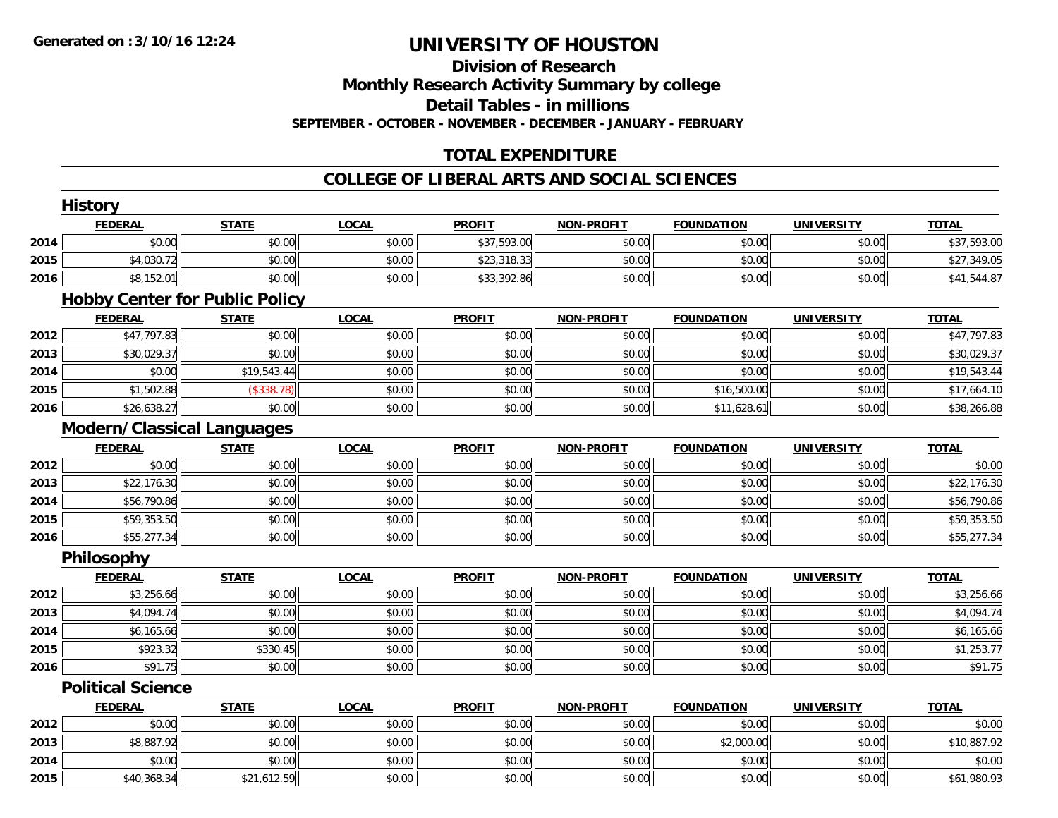# UNIVERSITY OF HOUSTON

## Division of Research
## Monthly Research Activity Summary by college
## Detail Tables - in millions
### SEPTEMBER - OCTOBER - NOVEMBER - DECEMBER - JANUARY - FEBRUARY

## TOTAL EXPENDITURE

## COLLEGE OF LIBERAL ARTS AND SOCIAL SCIENCES

### History

| | FEDERAL | STATE | LOCAL | PROFIT | NON-PROFIT | FOUNDATION | UNIVERSITY | TOTAL |
|---|---|---|---|---|---|---|---|---|
| 2014 | $0.00 | $0.00 | $0.00 | $37,593.00 | $0.00 | $0.00 | $0.00 | $37,593.00 |
| 2015 | $4,030.72 | $0.00 | $0.00 | $23,318.33 | $0.00 | $0.00 | $0.00 | $27,349.05 |
| 2016 | $8,152.01 | $0.00 | $0.00 | $33,392.86 | $0.00 | $0.00 | $0.00 | $41,544.87 |

### Hobby Center for Public Policy

| | FEDERAL | STATE | LOCAL | PROFIT | NON-PROFIT | FOUNDATION | UNIVERSITY | TOTAL |
|---|---|---|---|---|---|---|---|---|
| 2012 | $47,797.83 | $0.00 | $0.00 | $0.00 | $0.00 | $0.00 | $0.00 | $47,797.83 |
| 2013 | $30,029.37 | $0.00 | $0.00 | $0.00 | $0.00 | $0.00 | $0.00 | $30,029.37 |
| 2014 | $0.00 | $19,543.44 | $0.00 | $0.00 | $0.00 | $0.00 | $0.00 | $19,543.44 |
| 2015 | $1,502.88 | ($338.78) | $0.00 | $0.00 | $0.00 | $16,500.00 | $0.00 | $17,664.10 |
| 2016 | $26,638.27 | $0.00 | $0.00 | $0.00 | $0.00 | $11,628.61 | $0.00 | $38,266.88 |

### Modern/Classical Languages

| | FEDERAL | STATE | LOCAL | PROFIT | NON-PROFIT | FOUNDATION | UNIVERSITY | TOTAL |
|---|---|---|---|---|---|---|---|---|
| 2012 | $0.00 | $0.00 | $0.00 | $0.00 | $0.00 | $0.00 | $0.00 | $0.00 |
| 2013 | $22,176.30 | $0.00 | $0.00 | $0.00 | $0.00 | $0.00 | $0.00 | $22,176.30 |
| 2014 | $56,790.86 | $0.00 | $0.00 | $0.00 | $0.00 | $0.00 | $0.00 | $56,790.86 |
| 2015 | $59,353.50 | $0.00 | $0.00 | $0.00 | $0.00 | $0.00 | $0.00 | $59,353.50 |
| 2016 | $55,277.34 | $0.00 | $0.00 | $0.00 | $0.00 | $0.00 | $0.00 | $55,277.34 |

### Philosophy

| | FEDERAL | STATE | LOCAL | PROFIT | NON-PROFIT | FOUNDATION | UNIVERSITY | TOTAL |
|---|---|---|---|---|---|---|---|---|
| 2012 | $3,256.66 | $0.00 | $0.00 | $0.00 | $0.00 | $0.00 | $0.00 | $3,256.66 |
| 2013 | $4,094.74 | $0.00 | $0.00 | $0.00 | $0.00 | $0.00 | $0.00 | $4,094.74 |
| 2014 | $6,165.66 | $0.00 | $0.00 | $0.00 | $0.00 | $0.00 | $0.00 | $6,165.66 |
| 2015 | $923.32 | $330.45 | $0.00 | $0.00 | $0.00 | $0.00 | $0.00 | $1,253.77 |
| 2016 | $91.75 | $0.00 | $0.00 | $0.00 | $0.00 | $0.00 | $0.00 | $91.75 |

### Political Science

| | FEDERAL | STATE | LOCAL | PROFIT | NON-PROFIT | FOUNDATION | UNIVERSITY | TOTAL |
|---|---|---|---|---|---|---|---|---|
| 2012 | $0.00 | $0.00 | $0.00 | $0.00 | $0.00 | $0.00 | $0.00 | $0.00 |
| 2013 | $8,887.92 | $0.00 | $0.00 | $0.00 | $0.00 | $2,000.00 | $0.00 | $10,887.92 |
| 2014 | $0.00 | $0.00 | $0.00 | $0.00 | $0.00 | $0.00 | $0.00 | $0.00 |
| 2015 | $40,368.34 | $21,612.59 | $0.00 | $0.00 | $0.00 | $0.00 | $0.00 | $61,980.93 |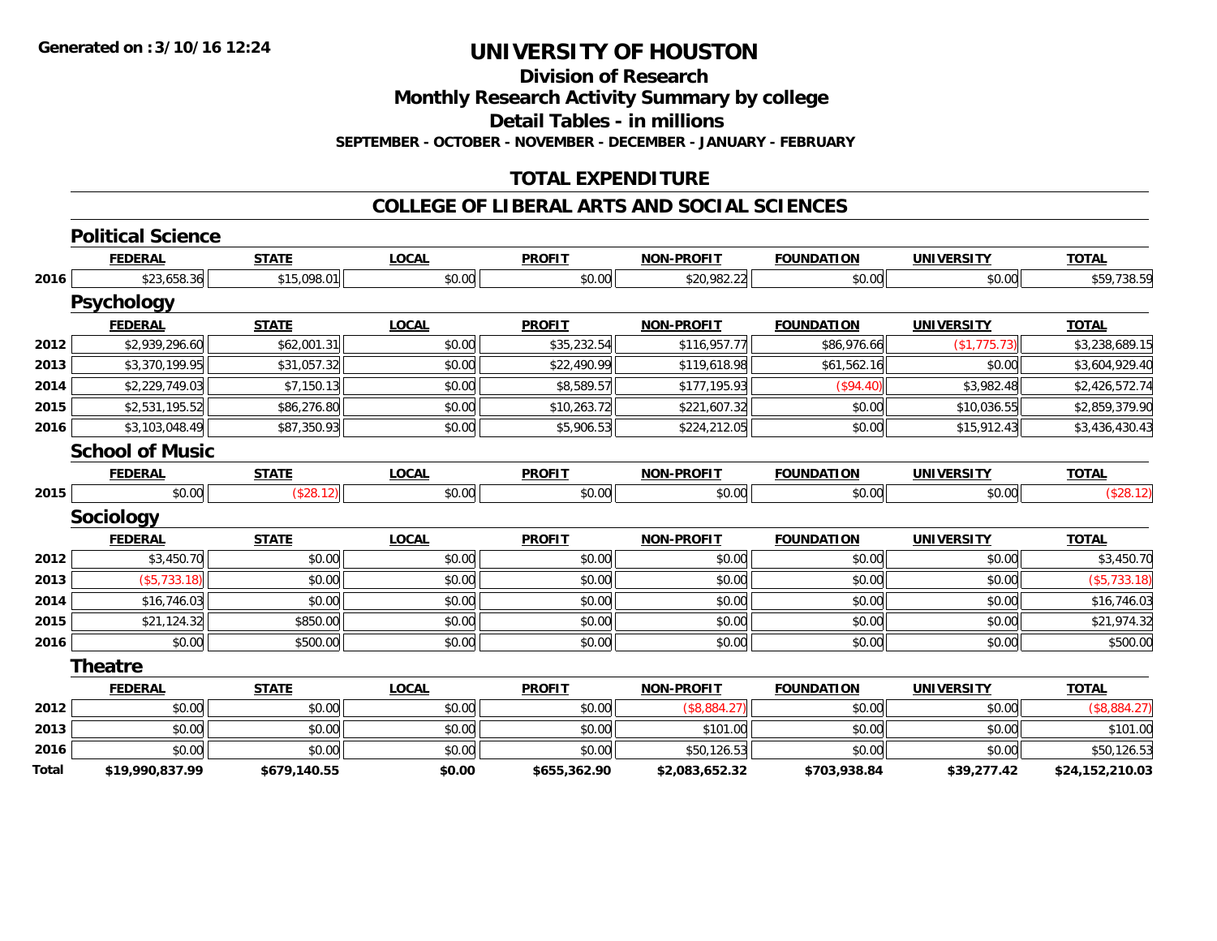Generated on :3/10/16 12:24

# UNIVERSITY OF HOUSTON

## Division of Research

## Monthly Research Activity Summary by college

## Detail Tables - in millions

**SEPTEMBER - OCTOBER - NOVEMBER - DECEMBER - JANUARY - FEBRUARY**

## TOTAL EXPENDITURE

## COLLEGE OF LIBERAL ARTS AND SOCIAL SCIENCES

### Political Science

| | FEDERAL | STATE | LOCAL | PROFIT | NON-PROFIT | FOUNDATION | UNIVERSITY | TOTAL |
|---|---|---|---|---|---|---|---|---|
| 2016 | $23,658.36 | $15,098.01 | $0.00 | $0.00 | $20,982.22 | $0.00 | $0.00 | $59,738.59 |

### Psychology

| | FEDERAL | STATE | LOCAL | PROFIT | NON-PROFIT | FOUNDATION | UNIVERSITY | TOTAL |
|---|---|---|---|---|---|---|---|---|
| 2012 | $2,939,296.60 | $62,001.31 | $0.00 | $35,232.54 | $116,957.77 | $86,976.66 | ($1,775.73) | $3,238,689.15 |
| 2013 | $3,370,199.95 | $31,057.32 | $0.00 | $22,490.99 | $119,618.98 | $61,562.16 | $0.00 | $3,604,929.40 |
| 2014 | $2,229,749.03 | $7,150.13 | $0.00 | $8,589.57 | $177,195.93 | ($94.40) | $3,982.48 | $2,426,572.74 |
| 2015 | $2,531,195.52 | $86,276.80 | $0.00 | $10,263.72 | $221,607.32 | $0.00 | $10,036.55 | $2,859,379.90 |
| 2016 | $3,103,048.49 | $87,350.93 | $0.00 | $5,906.53 | $224,212.05 | $0.00 | $15,912.43 | $3,436,430.43 |

### School of Music

| | FEDERAL | STATE | LOCAL | PROFIT | NON-PROFIT | FOUNDATION | UNIVERSITY | TOTAL |
|---|---|---|---|---|---|---|---|---|
| 2015 | $0.00 | ($28.12) | $0.00 | $0.00 | $0.00 | $0.00 | $0.00 | ($28.12) |

### Sociology

| | FEDERAL | STATE | LOCAL | PROFIT | NON-PROFIT | FOUNDATION | UNIVERSITY | TOTAL |
|---|---|---|---|---|---|---|---|---|
| 2012 | $3,450.70 | $0.00 | $0.00 | $0.00 | $0.00 | $0.00 | $0.00 | $3,450.70 |
| 2013 | ($5,733.18) | $0.00 | $0.00 | $0.00 | $0.00 | $0.00 | $0.00 | ($5,733.18) |
| 2014 | $16,746.03 | $0.00 | $0.00 | $0.00 | $0.00 | $0.00 | $0.00 | $16,746.03 |
| 2015 | $21,124.32 | $850.00 | $0.00 | $0.00 | $0.00 | $0.00 | $0.00 | $21,974.32 |
| 2016 | $0.00 | $500.00 | $0.00 | $0.00 | $0.00 | $0.00 | $0.00 | $500.00 |

### Theatre

| | FEDERAL | STATE | LOCAL | PROFIT | NON-PROFIT | FOUNDATION | UNIVERSITY | TOTAL |
|---|---|---|---|---|---|---|---|---|
| 2012 | $0.00 | $0.00 | $0.00 | $0.00 | ($8,884.27) | $0.00 | $0.00 | ($8,884.27) |
| 2013 | $0.00 | $0.00 | $0.00 | $0.00 | $101.00 | $0.00 | $0.00 | $101.00 |
| 2016 | $0.00 | $0.00 | $0.00 | $0.00 | $50,126.53 | $0.00 | $0.00 | $50,126.53 |
| **Total** | **$19,990,837.99** | **$679,140.55** | **$0.00** | **$655,362.90** | **$2,083,652.32** | **$703,938.84** | **$39,277.42** | **$24,152,210.03** |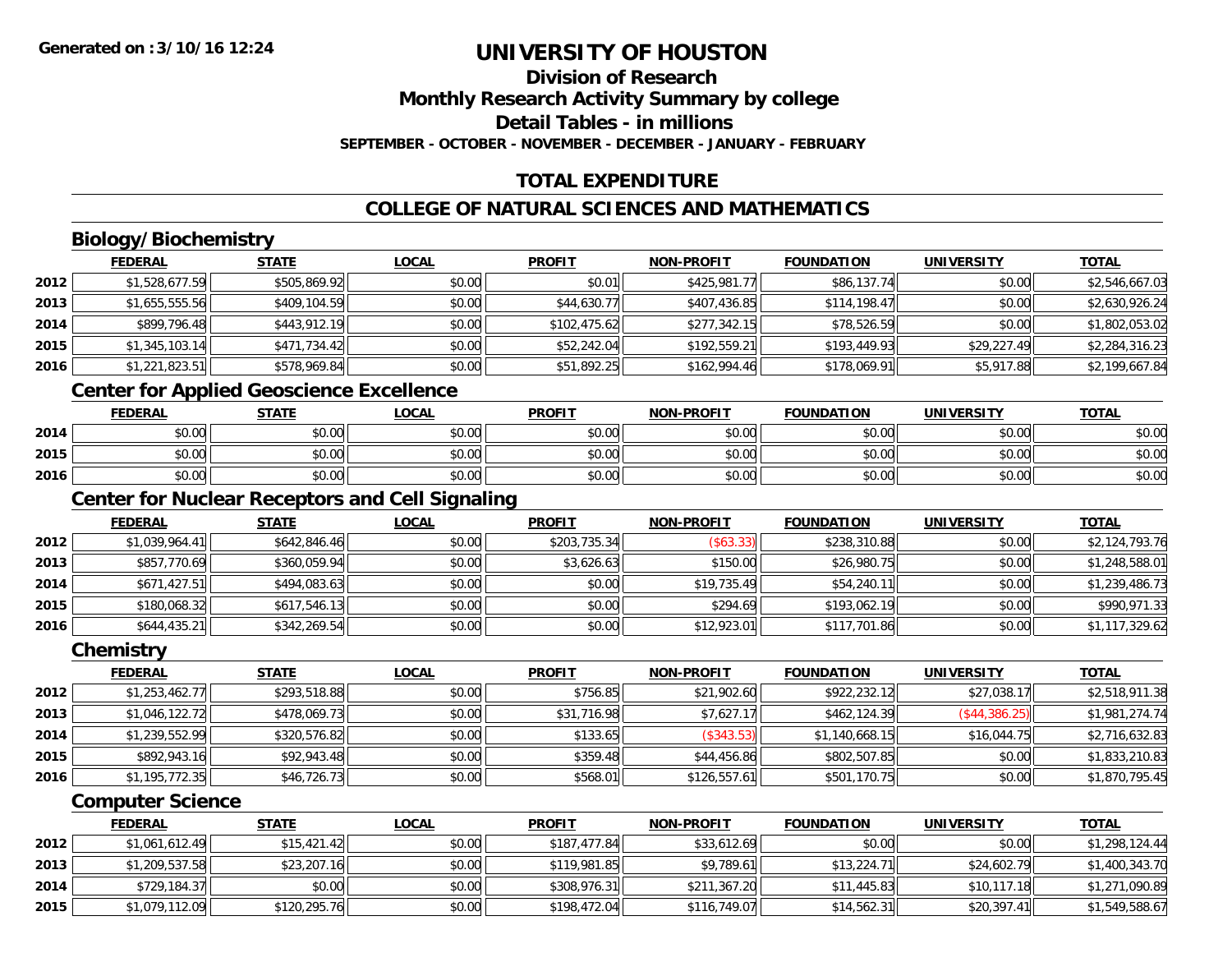# UNIVERSITY OF HOUSTON

## Division of Research

## Monthly Research Activity Summary by college

## Detail Tables - in millions

**SEPTEMBER - OCTOBER - NOVEMBER - DECEMBER - JANUARY - FEBRUARY**

## TOTAL EXPENDITURE

## COLLEGE OF NATURAL SCIENCES AND MATHEMATICS

### Biology/Biochemistry

| | FEDERAL | STATE | LOCAL | PROFIT | NON-PROFIT | FOUNDATION | UNIVERSITY | TOTAL |
|---|---|---|---|---|---|---|---|---|
| 2012 | $1,528,677.59 | $505,869.92 | $0.00 | $0.01 | $425,981.77 | $86,137.74 | $0.00 | $2,546,667.03 |
| 2013 | $1,655,555.56 | $409,104.59 | $0.00 | $44,630.77 | $407,436.85 | $114,198.47 | $0.00 | $2,630,926.24 |
| 2014 | $899,796.48 | $443,912.19 | $0.00 | $102,475.62 | $277,342.15 | $78,526.59 | $0.00 | $1,802,053.02 |
| 2015 | $1,345,103.14 | $471,734.42 | $0.00 | $52,242.04 | $192,559.21 | $193,449.93 | $29,227.49 | $2,284,316.23 |
| 2016 | $1,221,823.51 | $578,969.84 | $0.00 | $51,892.25 | $162,994.46 | $178,069.91 | $5,917.88 | $2,199,667.84 |

### Center for Applied Geoscience Excellence

| | FEDERAL | STATE | LOCAL | PROFIT | NON-PROFIT | FOUNDATION | UNIVERSITY | TOTAL |
|---|---|---|---|---|---|---|---|---|
| 2014 | $0.00 | $0.00 | $0.00 | $0.00 | $0.00 | $0.00 | $0.00 | $0.00 |
| 2015 | $0.00 | $0.00 | $0.00 | $0.00 | $0.00 | $0.00 | $0.00 | $0.00 |
| 2016 | $0.00 | $0.00 | $0.00 | $0.00 | $0.00 | $0.00 | $0.00 | $0.00 |

### Center for Nuclear Receptors and Cell Signaling

| | FEDERAL | STATE | LOCAL | PROFIT | NON-PROFIT | FOUNDATION | UNIVERSITY | TOTAL |
|---|---|---|---|---|---|---|---|---|
| 2012 | $1,039,964.41 | $642,846.46 | $0.00 | $203,735.34 | ($63.33) | $238,310.88 | $0.00 | $2,124,793.76 |
| 2013 | $857,770.69 | $360,059.94 | $0.00 | $3,626.63 | $150.00 | $26,980.75 | $0.00 | $1,248,588.01 |
| 2014 | $671,427.51 | $494,083.63 | $0.00 | $0.00 | $19,735.49 | $54,240.11 | $0.00 | $1,239,486.73 |
| 2015 | $180,068.32 | $617,546.13 | $0.00 | $0.00 | $294.69 | $193,062.19 | $0.00 | $990,971.33 |
| 2016 | $644,435.21 | $342,269.54 | $0.00 | $0.00 | $12,923.01 | $117,701.86 | $0.00 | $1,117,329.62 |

### Chemistry

| | FEDERAL | STATE | LOCAL | PROFIT | NON-PROFIT | FOUNDATION | UNIVERSITY | TOTAL |
|---|---|---|---|---|---|---|---|---|
| 2012 | $1,253,462.77 | $293,518.88 | $0.00 | $756.85 | $21,902.60 | $922,232.12 | $27,038.17 | $2,518,911.38 |
| 2013 | $1,046,122.72 | $478,069.73 | $0.00 | $31,716.98 | $7,627.17 | $462,124.39 | ($44,386.25) | $1,981,274.74 |
| 2014 | $1,239,552.99 | $320,576.82 | $0.00 | $133.65 | ($343.53) | $1,140,668.15 | $16,044.75 | $2,716,632.83 |
| 2015 | $892,943.16 | $92,943.48 | $0.00 | $359.48 | $44,456.86 | $802,507.85 | $0.00 | $1,833,210.83 |
| 2016 | $1,195,772.35 | $46,726.73 | $0.00 | $568.01 | $126,557.61 | $501,170.75 | $0.00 | $1,870,795.45 |

### Computer Science

| | FEDERAL | STATE | LOCAL | PROFIT | NON-PROFIT | FOUNDATION | UNIVERSITY | TOTAL |
|---|---|---|---|---|---|---|---|---|
| 2012 | $1,061,612.49 | $15,421.42 | $0.00 | $187,477.84 | $33,612.69 | $0.00 | $0.00 | $1,298,124.44 |
| 2013 | $1,209,537.58 | $23,207.16 | $0.00 | $119,981.85 | $9,789.61 | $13,224.71 | $24,602.79 | $1,400,343.70 |
| 2014 | $729,184.37 | $0.00 | $0.00 | $308,976.31 | $211,367.20 | $11,445.83 | $10,117.18 | $1,271,090.89 |
| 2015 | $1,079,112.09 | $120,295.76 | $0.00 | $198,472.04 | $116,749.07 | $14,562.31 | $20,397.41 | $1,549,588.67 |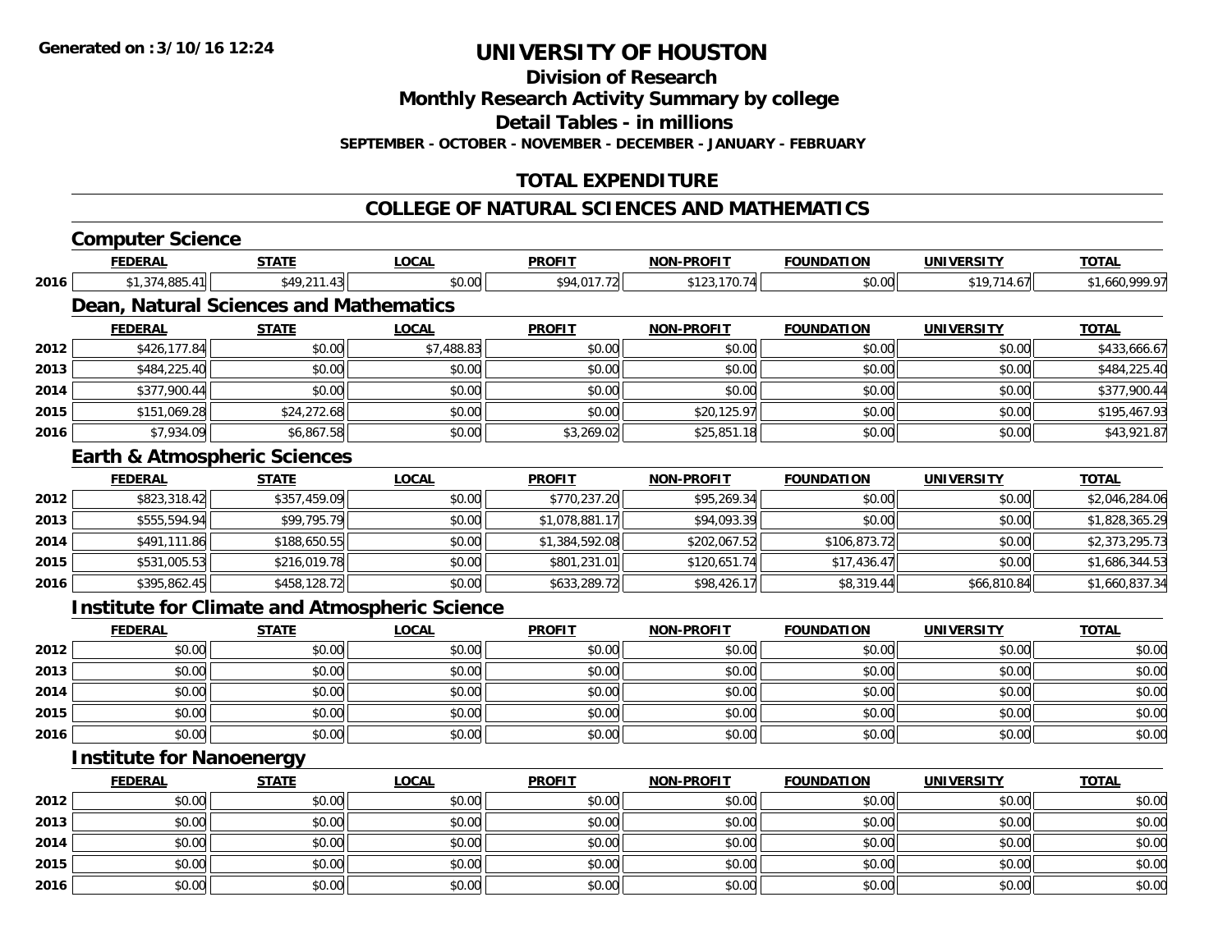**Generated on :3/10/16 12:24**

# UNIVERSITY OF HOUSTON

## Division of Research

## Monthly Research Activity Summary by college

## Detail Tables - in millions

**SEPTEMBER - OCTOBER - NOVEMBER - DECEMBER - JANUARY - FEBRUARY**

## TOTAL EXPENDITURE

## COLLEGE OF NATURAL SCIENCES AND MATHEMATICS

### Computer Science

| | FEDERAL | STATE | LOCAL | PROFIT | NON-PROFIT | FOUNDATION | UNIVERSITY | TOTAL |
|---|---|---|---|---|---|---|---|---|
| 2016 | $1,374,885.41 | $49,211.43 | $0.00 | $94,017.72 | $123,170.74 | $0.00 | $19,714.67 | $1,660,999.97 |

### Dean, Natural Sciences and Mathematics

| | FEDERAL | STATE | LOCAL | PROFIT | NON-PROFIT | FOUNDATION | UNIVERSITY | TOTAL |
|---|---|---|---|---|---|---|---|---|
| 2012 | $426,177.84 | $0.00 | $7,488.83 | $0.00 | $0.00 | $0.00 | $0.00 | $433,666.67 |
| 2013 | $484,225.40 | $0.00 | $0.00 | $0.00 | $0.00 | $0.00 | $0.00 | $484,225.40 |
| 2014 | $377,900.44 | $0.00 | $0.00 | $0.00 | $0.00 | $0.00 | $0.00 | $377,900.44 |
| 2015 | $151,069.28 | $24,272.68 | $0.00 | $0.00 | $20,125.97 | $0.00 | $0.00 | $195,467.93 |
| 2016 | $7,934.09 | $6,867.58 | $0.00 | $3,269.02 | $25,851.18 | $0.00 | $0.00 | $43,921.87 |

### Earth & Atmospheric Sciences

| | FEDERAL | STATE | LOCAL | PROFIT | NON-PROFIT | FOUNDATION | UNIVERSITY | TOTAL |
|---|---|---|---|---|---|---|---|---|
| 2012 | $823,318.42 | $357,459.09 | $0.00 | $770,237.20 | $95,269.34 | $0.00 | $0.00 | $2,046,284.06 |
| 2013 | $555,594.94 | $99,795.79 | $0.00 | $1,078,881.17 | $94,093.39 | $0.00 | $0.00 | $1,828,365.29 |
| 2014 | $491,111.86 | $188,650.55 | $0.00 | $1,384,592.08 | $202,067.52 | $106,873.72 | $0.00 | $2,373,295.73 |
| 2015 | $531,005.53 | $216,019.78 | $0.00 | $801,231.01 | $120,651.74 | $17,436.47 | $0.00 | $1,686,344.53 |
| 2016 | $395,862.45 | $458,128.72 | $0.00 | $633,289.72 | $98,426.17 | $8,319.44 | $66,810.84 | $1,660,837.34 |

### Institute for Climate and Atmospheric Science

| | FEDERAL | STATE | LOCAL | PROFIT | NON-PROFIT | FOUNDATION | UNIVERSITY | TOTAL |
|---|---|---|---|---|---|---|---|---|
| 2012 | $0.00 | $0.00 | $0.00 | $0.00 | $0.00 | $0.00 | $0.00 | $0.00 |
| 2013 | $0.00 | $0.00 | $0.00 | $0.00 | $0.00 | $0.00 | $0.00 | $0.00 |
| 2014 | $0.00 | $0.00 | $0.00 | $0.00 | $0.00 | $0.00 | $0.00 | $0.00 |
| 2015 | $0.00 | $0.00 | $0.00 | $0.00 | $0.00 | $0.00 | $0.00 | $0.00 |
| 2016 | $0.00 | $0.00 | $0.00 | $0.00 | $0.00 | $0.00 | $0.00 | $0.00 |

### Institute for Nanoenergy

| | FEDERAL | STATE | LOCAL | PROFIT | NON-PROFIT | FOUNDATION | UNIVERSITY | TOTAL |
|---|---|---|---|---|---|---|---|---|
| 2012 | $0.00 | $0.00 | $0.00 | $0.00 | $0.00 | $0.00 | $0.00 | $0.00 |
| 2013 | $0.00 | $0.00 | $0.00 | $0.00 | $0.00 | $0.00 | $0.00 | $0.00 |
| 2014 | $0.00 | $0.00 | $0.00 | $0.00 | $0.00 | $0.00 | $0.00 | $0.00 |
| 2015 | $0.00 | $0.00 | $0.00 | $0.00 | $0.00 | $0.00 | $0.00 | $0.00 |
| 2016 | $0.00 | $0.00 | $0.00 | $0.00 | $0.00 | $0.00 | $0.00 | $0.00 |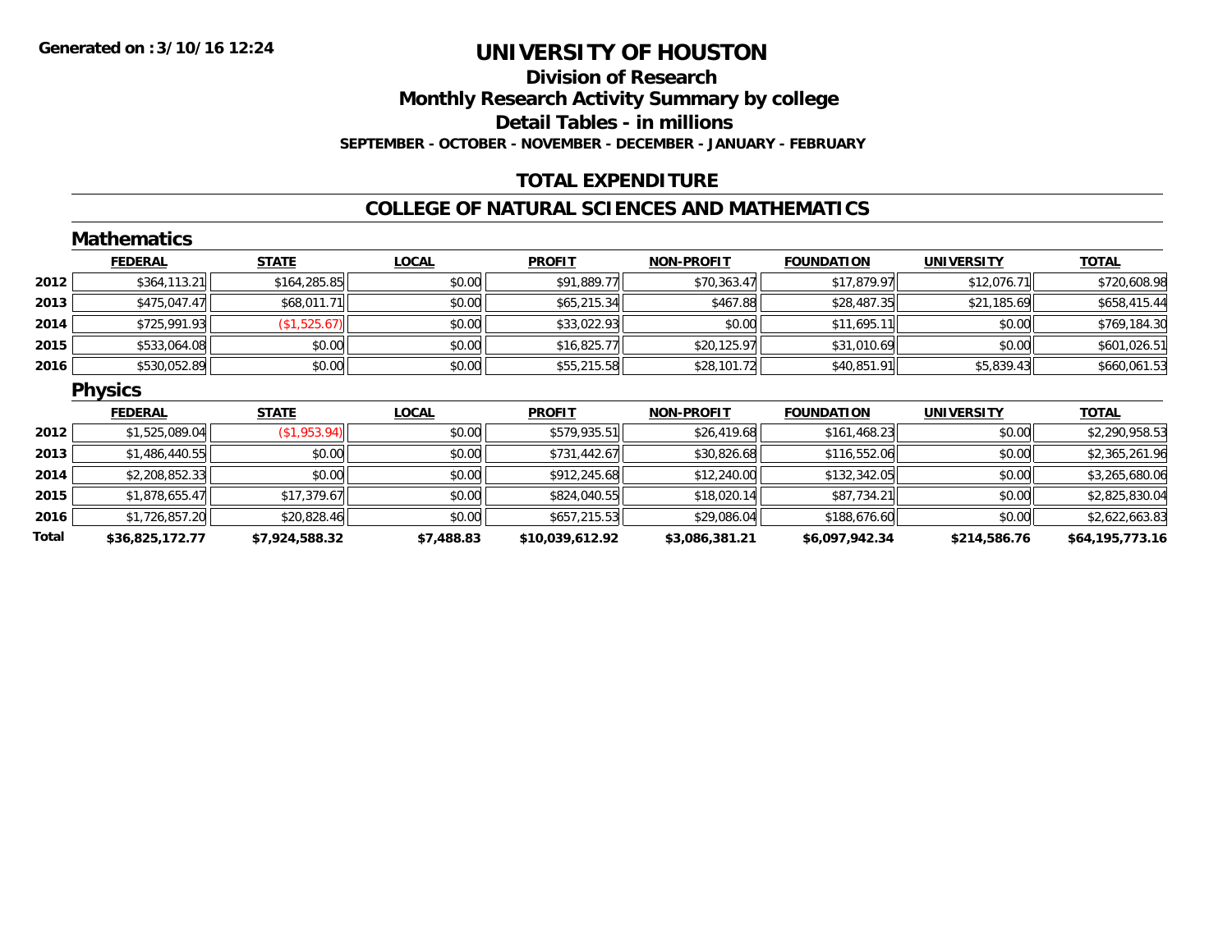**Generated on :3/10/16 12:24**

# UNIVERSITY OF HOUSTON

## Division of Research

## Monthly Research Activity Summary by college

## Detail Tables - in millions

**SEPTEMBER - OCTOBER - NOVEMBER - DECEMBER - JANUARY - FEBRUARY**

## TOTAL EXPENDITURE

## COLLEGE OF NATURAL SCIENCES AND MATHEMATICS

### Mathematics

| | FEDERAL | STATE | LOCAL | PROFIT | NON-PROFIT | FOUNDATION | UNIVERSITY | TOTAL |
|---|---|---|---|---|---|---|---|---|
| 2012 | $364,113.21 | $164,285.85 | $0.00 | $91,889.77 | $70,363.47 | $17,879.97 | $12,076.71 | $720,608.98 |
| 2013 | $475,047.47 | $68,011.71 | $0.00 | $65,215.34 | $467.88 | $28,487.35 | $21,185.69 | $658,415.44 |
| 2014 | $725,991.93 | ($1,525.67) | $0.00 | $33,022.93 | $0.00 | $11,695.11 | $0.00 | $769,184.30 |
| 2015 | $533,064.08 | $0.00 | $0.00 | $16,825.77 | $20,125.97 | $31,010.69 | $0.00 | $601,026.51 |
| 2016 | $530,052.89 | $0.00 | $0.00 | $55,215.58 | $28,101.72 | $40,851.91 | $5,839.43 | $660,061.53 |

### Physics

| | FEDERAL | STATE | LOCAL | PROFIT | NON-PROFIT | FOUNDATION | UNIVERSITY | TOTAL |
|---|---|---|---|---|---|---|---|---|
| 2012 | $1,525,089.04 | ($1,953.94) | $0.00 | $579,935.51 | $26,419.68 | $161,468.23 | $0.00 | $2,290,958.53 |
| 2013 | $1,486,440.55 | $0.00 | $0.00 | $731,442.67 | $30,826.68 | $116,552.06 | $0.00 | $2,365,261.96 |
| 2014 | $2,208,852.33 | $0.00 | $0.00 | $912,245.68 | $12,240.00 | $132,342.05 | $0.00 | $3,265,680.06 |
| 2015 | $1,878,655.47 | $17,379.67 | $0.00 | $824,040.55 | $18,020.14 | $87,734.21 | $0.00 | $2,825,830.04 |
| 2016 | $1,726,857.20 | $20,828.46 | $0.00 | $657,215.53 | $29,086.04 | $188,676.60 | $0.00 | $2,622,663.83 |
| **Total** | **$36,825,172.77** | **$7,924,588.32** | **$7,488.83** | **$10,039,612.92** | **$3,086,381.21** | **$6,097,942.34** | **$214,586.76** | **$64,195,773.16** |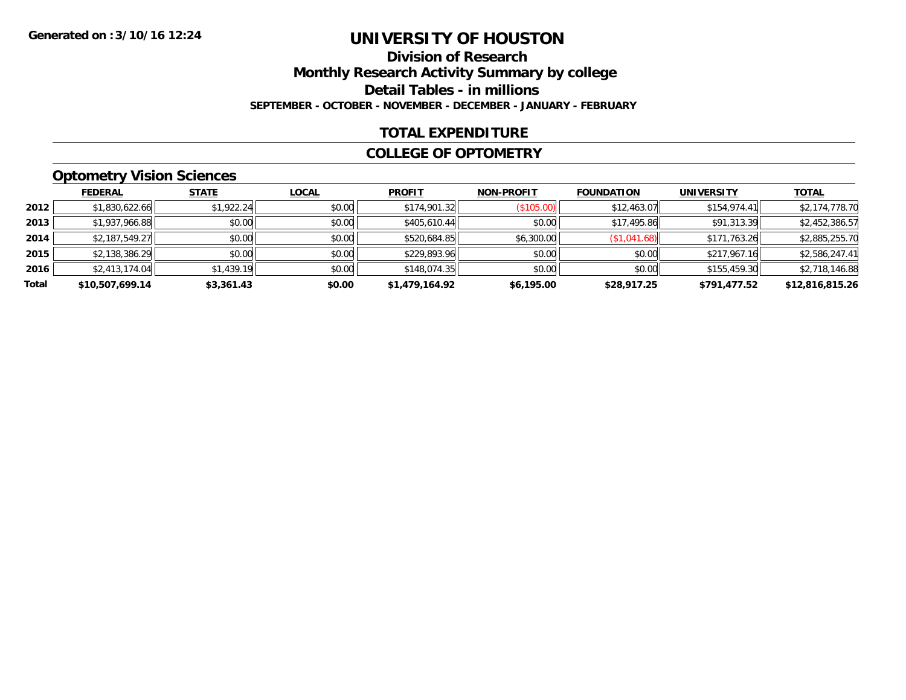Generated on :3/10/16 12:24

# UNIVERSITY OF HOUSTON

## Division of Research

## Monthly Research Activity Summary by college

## Detail Tables - in millions

### SEPTEMBER - OCTOBER - NOVEMBER - DECEMBER - JANUARY - FEBRUARY

### TOTAL EXPENDITURE

### COLLEGE OF OPTOMETRY

### Optometry Vision Sciences

| | FEDERAL | STATE | LOCAL | PROFIT | NON-PROFIT | FOUNDATION | UNIVERSITY | TOTAL |
|---|---|---|---|---|---|---|---|---|
| 2012 | $1,830,622.66 | $1,922.24 | $0.00 | $174,901.32 | ($105.00) | $12,463.07 | $154,974.41 | $2,174,778.70 |
| 2013 | $1,937,966.88 | $0.00 | $0.00 | $405,610.44 | $0.00 | $17,495.86 | $91,313.39 | $2,452,386.57 |
| 2014 | $2,187,549.27 | $0.00 | $0.00 | $520,684.85 | $6,300.00 | ($1,041.68) | $171,763.26 | $2,885,255.70 |
| 2015 | $2,138,386.29 | $0.00 | $0.00 | $229,893.96 | $0.00 | $0.00 | $217,967.16 | $2,586,247.41 |
| 2016 | $2,413,174.04 | $1,439.19 | $0.00 | $148,074.35 | $0.00 | $0.00 | $155,459.30 | $2,718,146.88 |
| **Total** | **$10,507,699.14** | **$3,361.43** | **$0.00** | **$1,479,164.92** | **$6,195.00** | **$28,917.25** | **$791,477.52** | **$12,816,815.26** |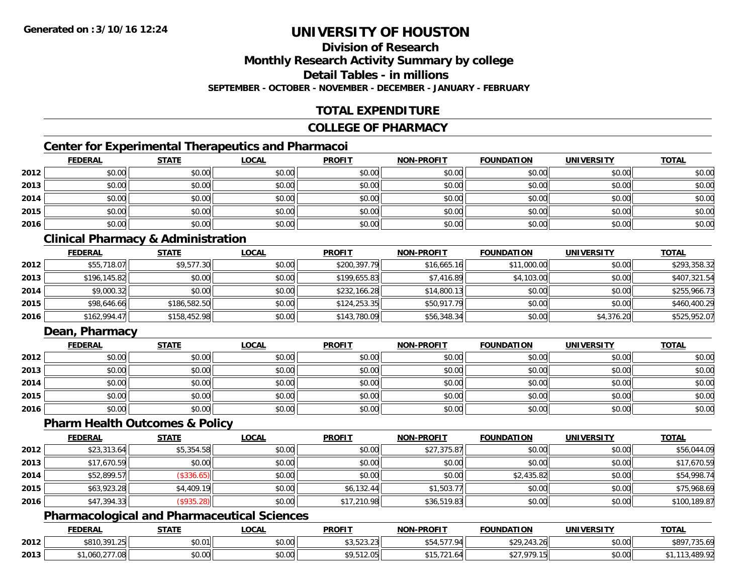# UNIVERSITY OF HOUSTON

## Division of Research
## Monthly Research Activity Summary by college
## Detail Tables - in millions
### SEPTEMBER - OCTOBER - NOVEMBER - DECEMBER - JANUARY - FEBRUARY

**Generated on : 3/10/16 12:24**

## TOTAL EXPENDITURE

## COLLEGE OF PHARMACY

### Center for Experimental Therapeutics and Pharmacoi

| | FEDERAL | STATE | LOCAL | PROFIT | NON-PROFIT | FOUNDATION | UNIVERSITY | TOTAL |
|---|---|---|---|---|---|---|---|---|
| 2012 | $0.00 | $0.00 | $0.00 | $0.00 | $0.00 | $0.00 | $0.00 | $0.00 |
| 2013 | $0.00 | $0.00 | $0.00 | $0.00 | $0.00 | $0.00 | $0.00 | $0.00 |
| 2014 | $0.00 | $0.00 | $0.00 | $0.00 | $0.00 | $0.00 | $0.00 | $0.00 |
| 2015 | $0.00 | $0.00 | $0.00 | $0.00 | $0.00 | $0.00 | $0.00 | $0.00 |
| 2016 | $0.00 | $0.00 | $0.00 | $0.00 | $0.00 | $0.00 | $0.00 | $0.00 |

### Clinical Pharmacy & Administration

| | FEDERAL | STATE | LOCAL | PROFIT | NON-PROFIT | FOUNDATION | UNIVERSITY | TOTAL |
|---|---|---|---|---|---|---|---|---|
| 2012 | $55,718.07 | $9,577.30 | $0.00 | $200,397.79 | $16,665.16 | $11,000.00 | $0.00 | $293,358.32 |
| 2013 | $196,145.82 | $0.00 | $0.00 | $199,655.83 | $7,416.89 | $4,103.00 | $0.00 | $407,321.54 |
| 2014 | $9,000.32 | $0.00 | $0.00 | $232,166.28 | $14,800.13 | $0.00 | $0.00 | $255,966.73 |
| 2015 | $98,646.66 | $186,582.50 | $0.00 | $124,253.35 | $50,917.79 | $0.00 | $0.00 | $460,400.29 |
| 2016 | $162,994.47 | $158,452.98 | $0.00 | $143,780.09 | $56,348.34 | $0.00 | $4,376.20 | $525,952.07 |

### Dean, Pharmacy

| | FEDERAL | STATE | LOCAL | PROFIT | NON-PROFIT | FOUNDATION | UNIVERSITY | TOTAL |
|---|---|---|---|---|---|---|---|---|
| 2012 | $0.00 | $0.00 | $0.00 | $0.00 | $0.00 | $0.00 | $0.00 | $0.00 |
| 2013 | $0.00 | $0.00 | $0.00 | $0.00 | $0.00 | $0.00 | $0.00 | $0.00 |
| 2014 | $0.00 | $0.00 | $0.00 | $0.00 | $0.00 | $0.00 | $0.00 | $0.00 |
| 2015 | $0.00 | $0.00 | $0.00 | $0.00 | $0.00 | $0.00 | $0.00 | $0.00 |
| 2016 | $0.00 | $0.00 | $0.00 | $0.00 | $0.00 | $0.00 | $0.00 | $0.00 |

### Pharm Health Outcomes & Policy

| | FEDERAL | STATE | LOCAL | PROFIT | NON-PROFIT | FOUNDATION | UNIVERSITY | TOTAL |
|---|---|---|---|---|---|---|---|---|
| 2012 | $23,313.64 | $5,354.58 | $0.00 | $0.00 | $27,375.87 | $0.00 | $0.00 | $56,044.09 |
| 2013 | $17,670.59 | $0.00 | $0.00 | $0.00 | $0.00 | $0.00 | $0.00 | $17,670.59 |
| 2014 | $52,899.57 | ($336.65) | $0.00 | $0.00 | $0.00 | $2,435.82 | $0.00 | $54,998.74 |
| 2015 | $63,923.28 | $4,409.19 | $0.00 | $6,132.44 | $1,503.77 | $0.00 | $0.00 | $75,968.69 |
| 2016 | $47,394.33 | ($935.28) | $0.00 | $17,210.98 | $36,519.83 | $0.00 | $0.00 | $100,189.87 |

### Pharmacological and Pharmaceutical Sciences

| | FEDERAL | STATE | LOCAL | PROFIT | NON-PROFIT | FOUNDATION | UNIVERSITY | TOTAL |
|---|---|---|---|---|---|---|---|---|
| 2012 | $810,391.25 | $0.01 | $0.00 | $3,523.23 | $54,577.94 | $29,243.26 | $0.00 | $897,735.69 |
| 2013 | $1,060,277.08 | $0.00 | $0.00 | $9,512.05 | $15,721.64 | $27,979.15 | $0.00 | $1,113,489.92 |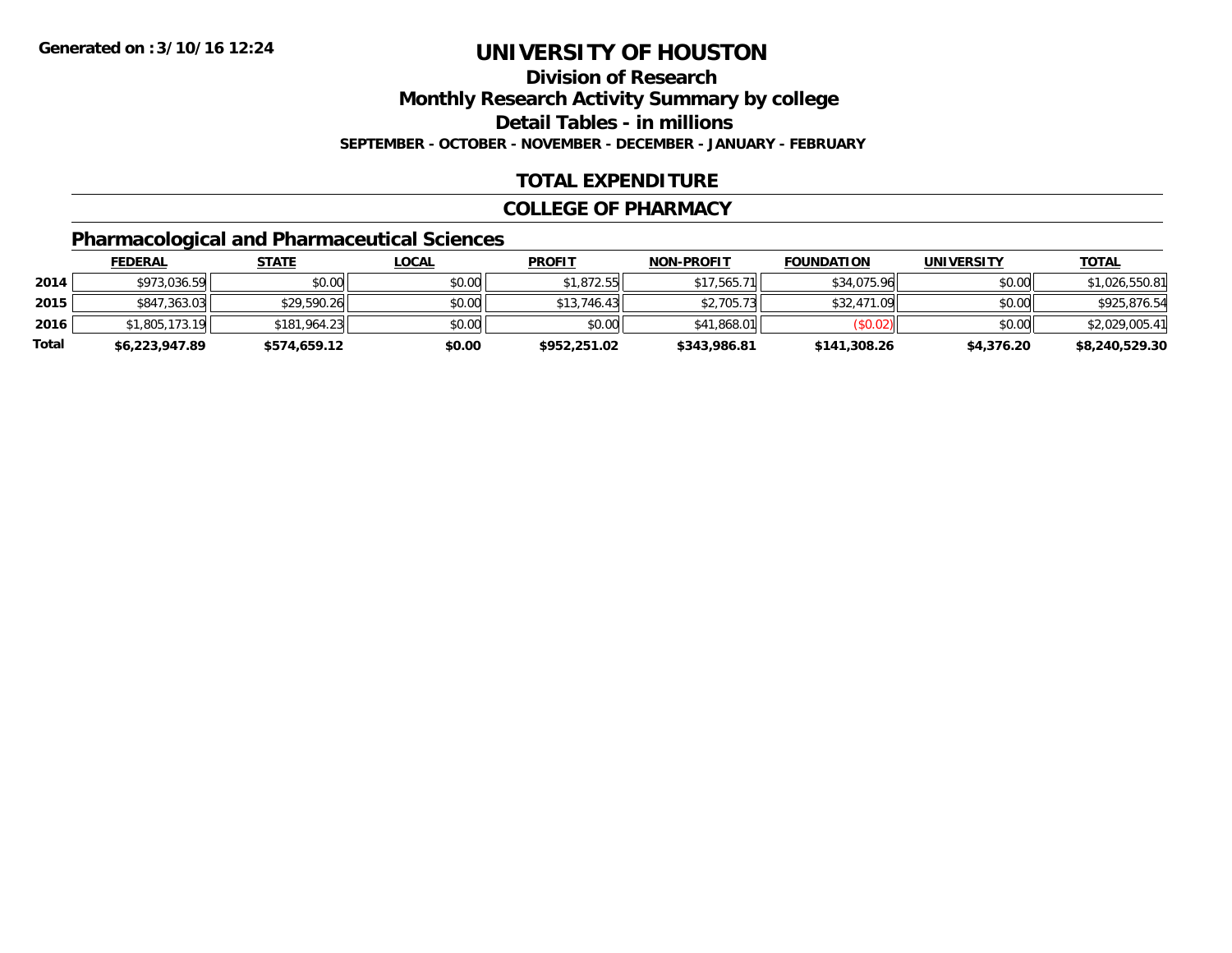**Generated on :3/10/16 12:24**

# UNIVERSITY OF HOUSTON

## Division of Research

## Monthly Research Activity Summary by college

## Detail Tables - in millions

**SEPTEMBER - OCTOBER - NOVEMBER - DECEMBER - JANUARY - FEBRUARY**

## TOTAL EXPENDITURE

## COLLEGE OF PHARMACY

### Pharmacological and Pharmaceutical Sciences

| | FEDERAL | STATE | LOCAL | PROFIT | NON-PROFIT | FOUNDATION | UNIVERSITY | TOTAL |
|---|---|---|---|---|---|---|---|---|
| 2014 | $973,036.59 | $0.00 | $0.00 | $1,872.55 | $17,565.71 | $34,075.96 | $0.00 | $1,026,550.81 |
| 2015 | $847,363.03 | $29,590.26 | $0.00 | $13,746.43 | $2,705.73 | $32,471.09 | $0.00 | $925,876.54 |
| 2016 | $1,805,173.19 | $181,964.23 | $0.00 | $0.00 | $41,868.01 | ($0.02) | $0.00 | $2,029,005.41 |
| **Total** | **$6,223,947.89** | **$574,659.12** | **$0.00** | **$952,251.02** | **$343,986.81** | **$141,308.26** | **$4,376.20** | **$8,240,529.30** |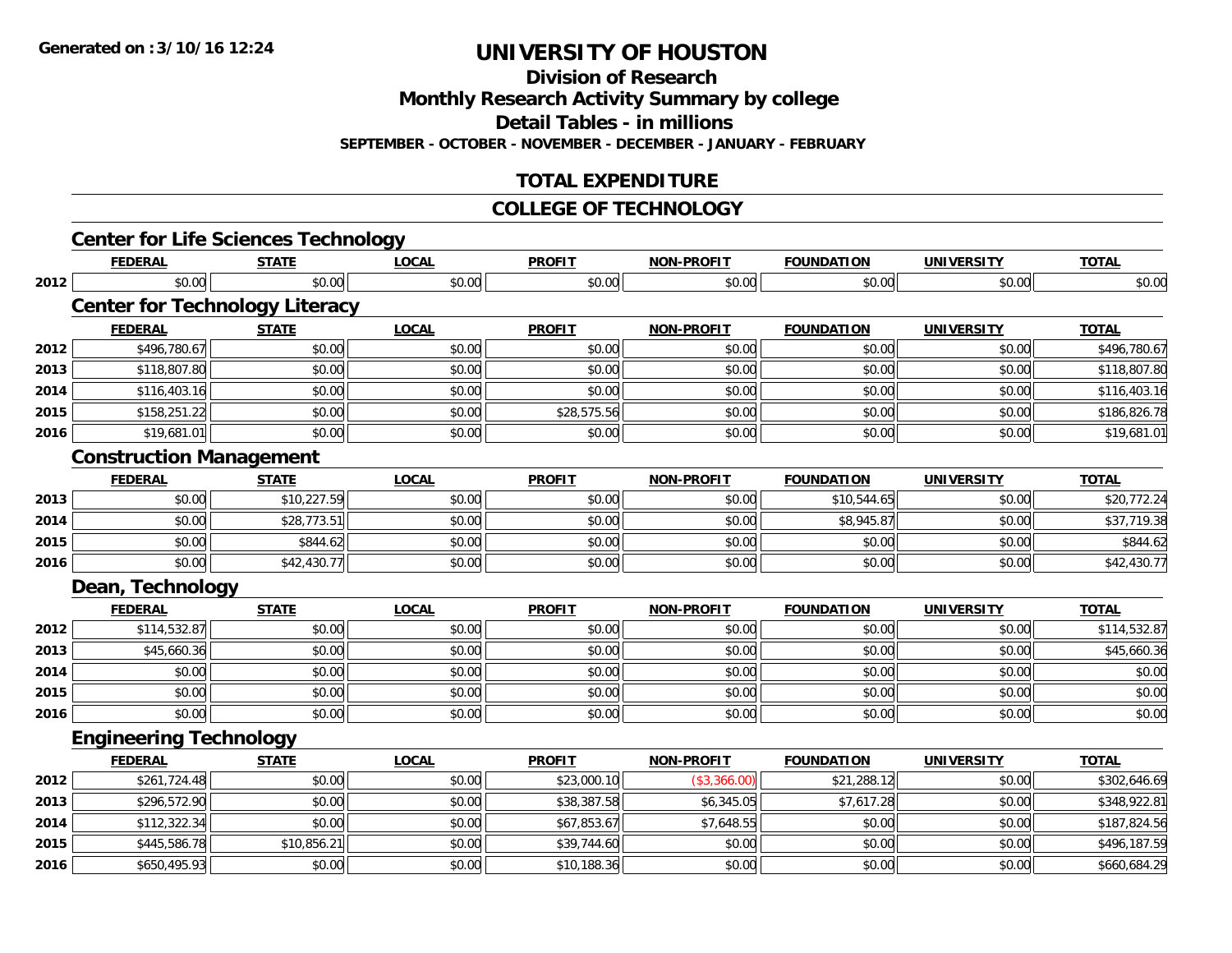# UNIVERSITY OF HOUSTON

## Division of Research

## Monthly Research Activity Summary by college

## Detail Tables - in millions

**SEPTEMBER - OCTOBER - NOVEMBER - DECEMBER - JANUARY - FEBRUARY**

## TOTAL EXPENDITURE

## COLLEGE OF TECHNOLOGY

### Center for Life Sciences Technology

| | FEDERAL | STATE | LOCAL | PROFIT | NON-PROFIT | FOUNDATION | UNIVERSITY | TOTAL |
|---|---|---|---|---|---|---|---|---|
| 2012 | $0.00 | $0.00 | $0.00 | $0.00 | $0.00 | $0.00 | $0.00 | $0.00 |

### Center for Technology Literacy

| | FEDERAL | STATE | LOCAL | PROFIT | NON-PROFIT | FOUNDATION | UNIVERSITY | TOTAL |
|---|---|---|---|---|---|---|---|---|
| 2012 | $496,780.67 | $0.00 | $0.00 | $0.00 | $0.00 | $0.00 | $0.00 | $496,780.67 |
| 2013 | $118,807.80 | $0.00 | $0.00 | $0.00 | $0.00 | $0.00 | $0.00 | $118,807.80 |
| 2014 | $116,403.16 | $0.00 | $0.00 | $0.00 | $0.00 | $0.00 | $0.00 | $116,403.16 |
| 2015 | $158,251.22 | $0.00 | $0.00 | $28,575.56 | $0.00 | $0.00 | $0.00 | $186,826.78 |
| 2016 | $19,681.01 | $0.00 | $0.00 | $0.00 | $0.00 | $0.00 | $0.00 | $19,681.01 |

### Construction Management

| | FEDERAL | STATE | LOCAL | PROFIT | NON-PROFIT | FOUNDATION | UNIVERSITY | TOTAL |
|---|---|---|---|---|---|---|---|---|
| 2013 | $0.00 | $10,227.59 | $0.00 | $0.00 | $0.00 | $10,544.65 | $0.00 | $20,772.24 |
| 2014 | $0.00 | $28,773.51 | $0.00 | $0.00 | $0.00 | $8,945.87 | $0.00 | $37,719.38 |
| 2015 | $0.00 | $844.62 | $0.00 | $0.00 | $0.00 | $0.00 | $0.00 | $844.62 |
| 2016 | $0.00 | $42,430.77 | $0.00 | $0.00 | $0.00 | $0.00 | $0.00 | $42,430.77 |

### Dean, Technology

| | FEDERAL | STATE | LOCAL | PROFIT | NON-PROFIT | FOUNDATION | UNIVERSITY | TOTAL |
|---|---|---|---|---|---|---|---|---|
| 2012 | $114,532.87 | $0.00 | $0.00 | $0.00 | $0.00 | $0.00 | $0.00 | $114,532.87 |
| 2013 | $45,660.36 | $0.00 | $0.00 | $0.00 | $0.00 | $0.00 | $0.00 | $45,660.36 |
| 2014 | $0.00 | $0.00 | $0.00 | $0.00 | $0.00 | $0.00 | $0.00 | $0.00 |
| 2015 | $0.00 | $0.00 | $0.00 | $0.00 | $0.00 | $0.00 | $0.00 | $0.00 |
| 2016 | $0.00 | $0.00 | $0.00 | $0.00 | $0.00 | $0.00 | $0.00 | $0.00 |

### Engineering Technology

| | FEDERAL | STATE | LOCAL | PROFIT | NON-PROFIT | FOUNDATION | UNIVERSITY | TOTAL |
|---|---|---|---|---|---|---|---|---|
| 2012 | $261,724.48 | $0.00 | $0.00 | $23,000.10 | ($3,366.00) | $21,288.12 | $0.00 | $302,646.69 |
| 2013 | $296,572.90 | $0.00 | $0.00 | $38,387.58 | $6,345.05 | $7,617.28 | $0.00 | $348,922.81 |
| 2014 | $112,322.34 | $0.00 | $0.00 | $67,853.67 | $7,648.55 | $0.00 | $0.00 | $187,824.56 |
| 2015 | $445,586.78 | $10,856.21 | $0.00 | $39,744.60 | $0.00 | $0.00 | $0.00 | $496,187.59 |
| 2016 | $650,495.93 | $0.00 | $0.00 | $10,188.36 | $0.00 | $0.00 | $0.00 | $660,684.29 |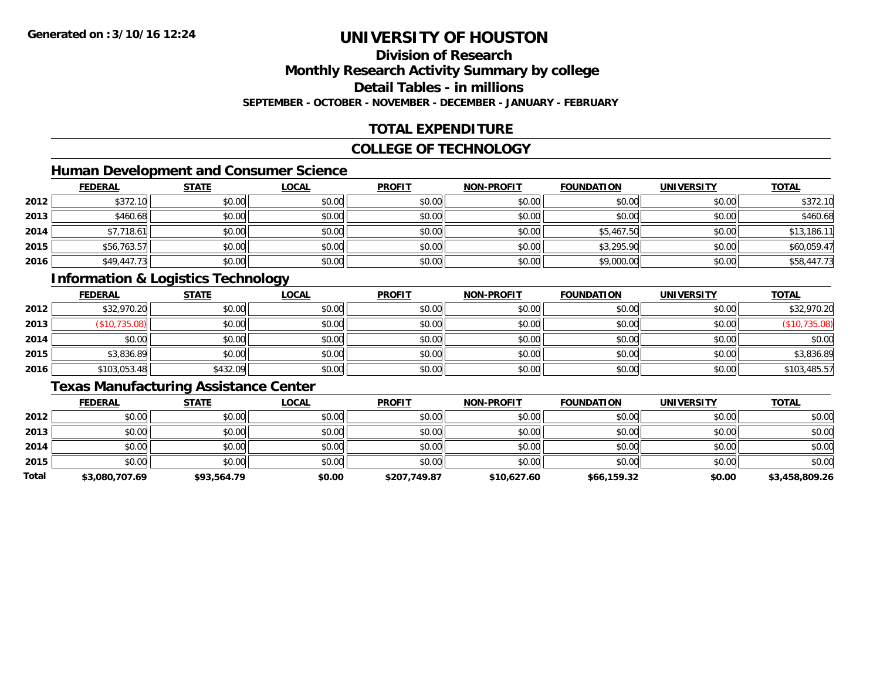# UNIVERSITY OF HOUSTON

## Division of Research

## Monthly Research Activity Summary by college

## Detail Tables - in millions

**SEPTEMBER - OCTOBER - NOVEMBER - DECEMBER - JANUARY - FEBRUARY**

## TOTAL EXPENDITURE

## COLLEGE OF TECHNOLOGY

### Human Development and Consumer Science

| | FEDERAL | STATE | LOCAL | PROFIT | NON-PROFIT | FOUNDATION | UNIVERSITY | TOTAL |
|---|---|---|---|---|---|---|---|---|
| 2012 | $372.10 | $0.00 | $0.00 | $0.00 | $0.00 | $0.00 | $0.00 | $372.10 |
| 2013 | $460.68 | $0.00 | $0.00 | $0.00 | $0.00 | $0.00 | $0.00 | $460.68 |
| 2014 | $7,718.61 | $0.00 | $0.00 | $0.00 | $0.00 | $5,467.50 | $0.00 | $13,186.11 |
| 2015 | $56,763.57 | $0.00 | $0.00 | $0.00 | $0.00 | $3,295.90 | $0.00 | $60,059.47 |
| 2016 | $49,447.73 | $0.00 | $0.00 | $0.00 | $0.00 | $9,000.00 | $0.00 | $58,447.73 |

### Information & Logistics Technology

| | FEDERAL | STATE | LOCAL | PROFIT | NON-PROFIT | FOUNDATION | UNIVERSITY | TOTAL |
|---|---|---|---|---|---|---|---|---|
| 2012 | $32,970.20 | $0.00 | $0.00 | $0.00 | $0.00 | $0.00 | $0.00 | $32,970.20 |
| 2013 | ($10,735.08) | $0.00 | $0.00 | $0.00 | $0.00 | $0.00 | $0.00 | ($10,735.08) |
| 2014 | $0.00 | $0.00 | $0.00 | $0.00 | $0.00 | $0.00 | $0.00 | $0.00 |
| 2015 | $3,836.89 | $0.00 | $0.00 | $0.00 | $0.00 | $0.00 | $0.00 | $3,836.89 |
| 2016 | $103,053.48 | $432.09 | $0.00 | $0.00 | $0.00 | $0.00 | $0.00 | $103,485.57 |

### Texas Manufacturing Assistance Center

| | FEDERAL | STATE | LOCAL | PROFIT | NON-PROFIT | FOUNDATION | UNIVERSITY | TOTAL |
|---|---|---|---|---|---|---|---|---|
| 2012 | $0.00 | $0.00 | $0.00 | $0.00 | $0.00 | $0.00 | $0.00 | $0.00 |
| 2013 | $0.00 | $0.00 | $0.00 | $0.00 | $0.00 | $0.00 | $0.00 | $0.00 |
| 2014 | $0.00 | $0.00 | $0.00 | $0.00 | $0.00 | $0.00 | $0.00 | $0.00 |
| 2015 | $0.00 | $0.00 | $0.00 | $0.00 | $0.00 | $0.00 | $0.00 | $0.00 |
| **Total** | **$3,080,707.69** | **$93,564.79** | **$0.00** | **$207,749.87** | **$10,627.60** | **$66,159.32** | **$0.00** | **$3,458,809.26** |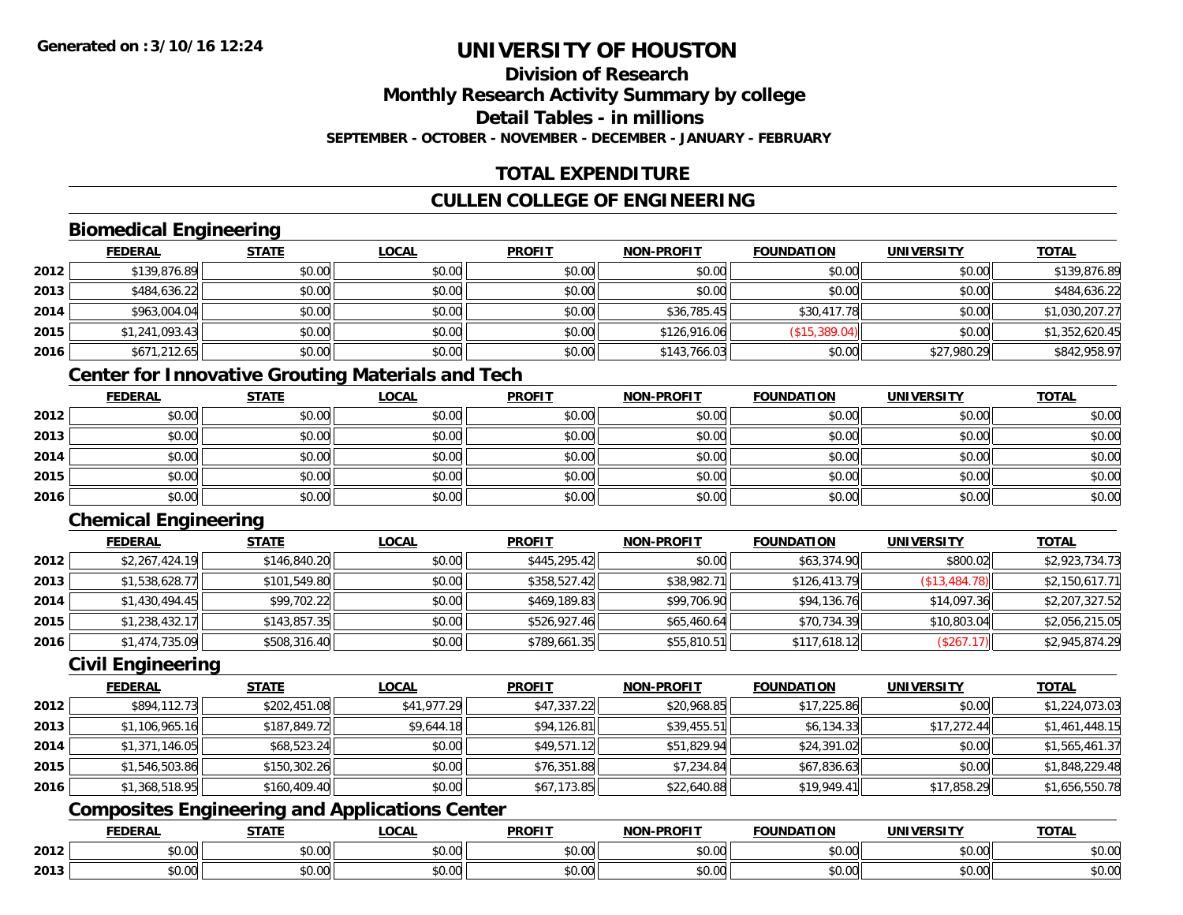**Generated on :3/10/16 12:24**

# UNIVERSITY OF HOUSTON

## Division of Research

## Monthly Research Activity Summary by college

## Detail Tables - in millions

**SEPTEMBER - OCTOBER - NOVEMBER - DECEMBER - JANUARY - FEBRUARY**

## TOTAL EXPENDITURE

## CULLEN COLLEGE OF ENGINEERING

### Biomedical Engineering

| | FEDERAL | STATE | LOCAL | PROFIT | NON-PROFIT | FOUNDATION | UNIVERSITY | TOTAL |
|---|---|---|---|---|---|---|---|---|
| 2012 | $139,876.89 | $0.00 | $0.00 | $0.00 | $0.00 | $0.00 | $0.00 | $139,876.89 |
| 2013 | $484,636.22 | $0.00 | $0.00 | $0.00 | $0.00 | $0.00 | $0.00 | $484,636.22 |
| 2014 | $963,004.04 | $0.00 | $0.00 | $0.00 | $36,785.45 | $30,417.78 | $0.00 | $1,030,207.27 |
| 2015 | $1,241,093.43 | $0.00 | $0.00 | $0.00 | $126,916.06 | ($15,389.04) | $0.00 | $1,352,620.45 |
| 2016 | $671,212.65 | $0.00 | $0.00 | $0.00 | $143,766.03 | $0.00 | $27,980.29 | $842,958.97 |

### Center for Innovative Grouting Materials and Tech

| | FEDERAL | STATE | LOCAL | PROFIT | NON-PROFIT | FOUNDATION | UNIVERSITY | TOTAL |
|---|---|---|---|---|---|---|---|---|
| 2012 | $0.00 | $0.00 | $0.00 | $0.00 | $0.00 | $0.00 | $0.00 | $0.00 |
| 2013 | $0.00 | $0.00 | $0.00 | $0.00 | $0.00 | $0.00 | $0.00 | $0.00 |
| 2014 | $0.00 | $0.00 | $0.00 | $0.00 | $0.00 | $0.00 | $0.00 | $0.00 |
| 2015 | $0.00 | $0.00 | $0.00 | $0.00 | $0.00 | $0.00 | $0.00 | $0.00 |
| 2016 | $0.00 | $0.00 | $0.00 | $0.00 | $0.00 | $0.00 | $0.00 | $0.00 |

### Chemical Engineering

| | FEDERAL | STATE | LOCAL | PROFIT | NON-PROFIT | FOUNDATION | UNIVERSITY | TOTAL |
|---|---|---|---|---|---|---|---|---|
| 2012 | $2,267,424.19 | $146,840.20 | $0.00 | $445,295.42 | $0.00 | $63,374.90 | $800.02 | $2,923,734.73 |
| 2013 | $1,538,628.77 | $101,549.80 | $0.00 | $358,527.42 | $38,982.71 | $126,413.79 | ($13,484.78) | $2,150,617.71 |
| 2014 | $1,430,494.45 | $99,702.22 | $0.00 | $469,189.83 | $99,706.90 | $94,136.76 | $14,097.36 | $2,207,327.52 |
| 2015 | $1,238,432.17 | $143,857.35 | $0.00 | $526,927.46 | $65,460.64 | $70,734.39 | $10,803.04 | $2,056,215.05 |
| 2016 | $1,474,735.09 | $508,316.40 | $0.00 | $789,661.35 | $55,810.51 | $117,618.12 | ($267.17) | $2,945,874.29 |

### Civil Engineering

| | FEDERAL | STATE | LOCAL | PROFIT | NON-PROFIT | FOUNDATION | UNIVERSITY | TOTAL |
|---|---|---|---|---|---|---|---|---|
| 2012 | $894,112.73 | $202,451.08 | $41,977.29 | $47,337.22 | $20,968.85 | $17,225.86 | $0.00 | $1,224,073.03 |
| 2013 | $1,106,965.16 | $187,849.72 | $9,644.18 | $94,126.81 | $39,455.51 | $6,134.33 | $17,272.44 | $1,461,448.15 |
| 2014 | $1,371,146.05 | $68,523.24 | $0.00 | $49,571.12 | $51,829.94 | $24,391.02 | $0.00 | $1,565,461.37 |
| 2015 | $1,546,503.86 | $150,302.26 | $0.00 | $76,351.88 | $7,234.84 | $67,836.63 | $0.00 | $1,848,229.48 |
| 2016 | $1,368,518.95 | $160,409.40 | $0.00 | $67,173.85 | $22,640.88 | $19,949.41 | $17,858.29 | $1,656,550.78 |

### Composites Engineering and Applications Center

| | FEDERAL | STATE | LOCAL | PROFIT | NON-PROFIT | FOUNDATION | UNIVERSITY | TOTAL |
|---|---|---|---|---|---|---|---|---|
| 2012 | $0.00 | $0.00 | $0.00 | $0.00 | $0.00 | $0.00 | $0.00 | $0.00 |
| 2013 | $0.00 | $0.00 | $0.00 | $0.00 | $0.00 | $0.00 | $0.00 | $0.00 |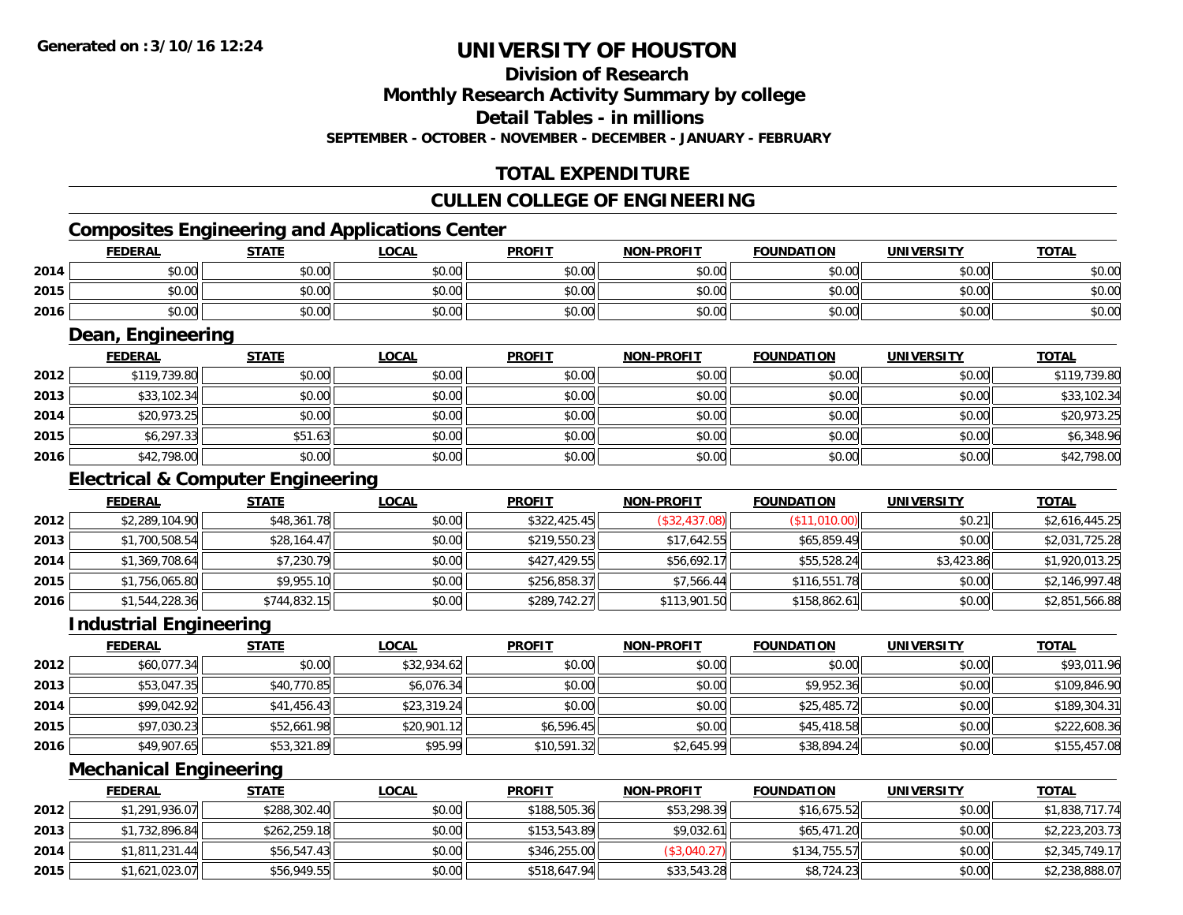Generated on :3/10/16 12:24

# UNIVERSITY OF HOUSTON

## Division of Research

## Monthly Research Activity Summary by college

## Detail Tables - in millions

### SEPTEMBER - OCTOBER - NOVEMBER - DECEMBER - JANUARY - FEBRUARY

## TOTAL EXPENDITURE

## CULLEN COLLEGE OF ENGINEERING

### Composites Engineering and Applications Center

| | FEDERAL | STATE | LOCAL | PROFIT | NON-PROFIT | FOUNDATION | UNIVERSITY | TOTAL |
|---|---|---|---|---|---|---|---|---|
| 2014 | $0.00 | $0.00 | $0.00 | $0.00 | $0.00 | $0.00 | $0.00 | $0.00 |
| 2015 | $0.00 | $0.00 | $0.00 | $0.00 | $0.00 | $0.00 | $0.00 | $0.00 |
| 2016 | $0.00 | $0.00 | $0.00 | $0.00 | $0.00 | $0.00 | $0.00 | $0.00 |

### Dean, Engineering

| | FEDERAL | STATE | LOCAL | PROFIT | NON-PROFIT | FOUNDATION | UNIVERSITY | TOTAL |
|---|---|---|---|---|---|---|---|---|
| 2012 | $119,739.80 | $0.00 | $0.00 | $0.00 | $0.00 | $0.00 | $0.00 | $119,739.80 |
| 2013 | $33,102.34 | $0.00 | $0.00 | $0.00 | $0.00 | $0.00 | $0.00 | $33,102.34 |
| 2014 | $20,973.25 | $0.00 | $0.00 | $0.00 | $0.00 | $0.00 | $0.00 | $20,973.25 |
| 2015 | $6,297.33 | $51.63 | $0.00 | $0.00 | $0.00 | $0.00 | $0.00 | $6,348.96 |
| 2016 | $42,798.00 | $0.00 | $0.00 | $0.00 | $0.00 | $0.00 | $0.00 | $42,798.00 |

### Electrical & Computer Engineering

| | FEDERAL | STATE | LOCAL | PROFIT | NON-PROFIT | FOUNDATION | UNIVERSITY | TOTAL |
|---|---|---|---|---|---|---|---|---|
| 2012 | $2,289,104.90 | $48,361.78 | $0.00 | $322,425.45 | ($32,437.08) | ($11,010.00) | $0.21 | $2,616,445.25 |
| 2013 | $1,700,508.54 | $28,164.47 | $0.00 | $219,550.23 | $17,642.55 | $65,859.49 | $0.00 | $2,031,725.28 |
| 2014 | $1,369,708.64 | $7,230.79 | $0.00 | $427,429.55 | $56,692.17 | $55,528.24 | $3,423.86 | $1,920,013.25 |
| 2015 | $1,756,065.80 | $9,955.10 | $0.00 | $256,858.37 | $7,566.44 | $116,551.78 | $0.00 | $2,146,997.48 |
| 2016 | $1,544,228.36 | $744,832.15 | $0.00 | $289,742.27 | $113,901.50 | $158,862.61 | $0.00 | $2,851,566.88 |

### Industrial Engineering

| | FEDERAL | STATE | LOCAL | PROFIT | NON-PROFIT | FOUNDATION | UNIVERSITY | TOTAL |
|---|---|---|---|---|---|---|---|---|
| 2012 | $60,077.34 | $0.00 | $32,934.62 | $0.00 | $0.00 | $0.00 | $0.00 | $93,011.96 |
| 2013 | $53,047.35 | $40,770.85 | $6,076.34 | $0.00 | $0.00 | $9,952.36 | $0.00 | $109,846.90 |
| 2014 | $99,042.92 | $41,456.43 | $23,319.24 | $0.00 | $0.00 | $25,485.72 | $0.00 | $189,304.31 |
| 2015 | $97,030.23 | $52,661.98 | $20,901.12 | $6,596.45 | $0.00 | $45,418.58 | $0.00 | $222,608.36 |
| 2016 | $49,907.65 | $53,321.89 | $95.99 | $10,591.32 | $2,645.99 | $38,894.24 | $0.00 | $155,457.08 |

### Mechanical Engineering

| | FEDERAL | STATE | LOCAL | PROFIT | NON-PROFIT | FOUNDATION | UNIVERSITY | TOTAL |
|---|---|---|---|---|---|---|---|---|
| 2012 | $1,291,936.07 | $288,302.40 | $0.00 | $188,505.36 | $53,298.39 | $16,675.52 | $0.00 | $1,838,717.74 |
| 2013 | $1,732,896.84 | $262,259.18 | $0.00 | $153,543.89 | $9,032.61 | $65,471.20 | $0.00 | $2,223,203.73 |
| 2014 | $1,811,231.44 | $56,547.43 | $0.00 | $346,255.00 | ($3,040.27) | $134,755.57 | $0.00 | $2,345,749.17 |
| 2015 | $1,621,023.07 | $56,949.55 | $0.00 | $518,647.94 | $33,543.28 | $8,724.23 | $0.00 | $2,238,888.07 |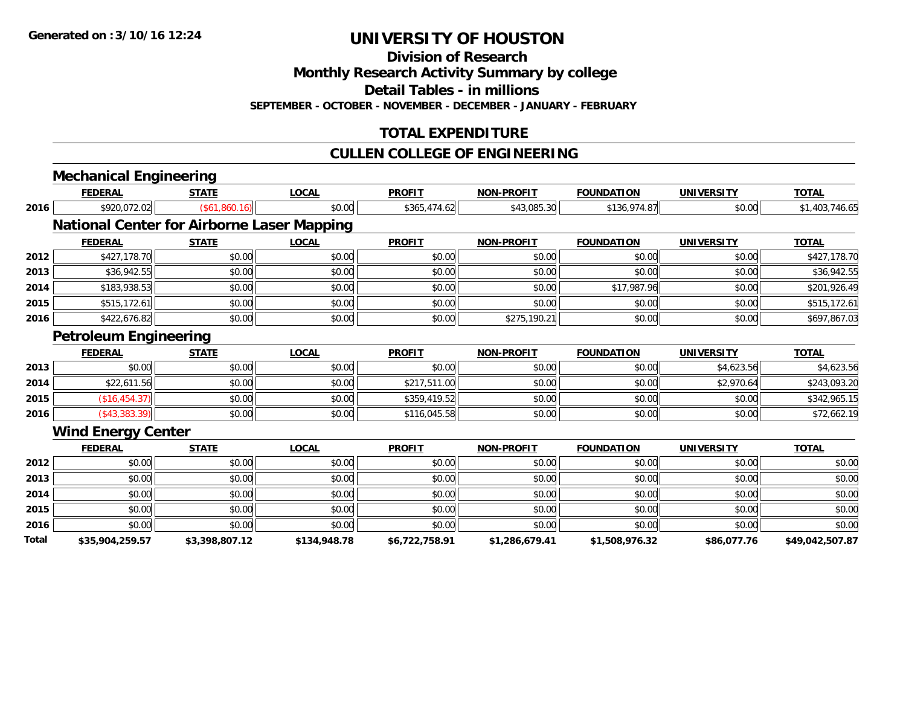# UNIVERSITY OF HOUSTON

## Division of Research

## Monthly Research Activity Summary by college

## Detail Tables - in millions

**SEPTEMBER - OCTOBER - NOVEMBER - DECEMBER - JANUARY - FEBRUARY**

## TOTAL EXPENDITURE

## CULLEN COLLEGE OF ENGINEERING

### Mechanical Engineering

| | FEDERAL | STATE | LOCAL | PROFIT | NON-PROFIT | FOUNDATION | UNIVERSITY | TOTAL |
|---|---|---|---|---|---|---|---|---|
| 2016 | $920,072.02 | ($61,860.16) | $0.00 | $365,474.62 | $43,085.30 | $136,974.87 | $0.00 | $1,403,746.65 |

### National Center for Airborne Laser Mapping

| | FEDERAL | STATE | LOCAL | PROFIT | NON-PROFIT | FOUNDATION | UNIVERSITY | TOTAL |
|---|---|---|---|---|---|---|---|---|
| 2012 | $427,178.70 | $0.00 | $0.00 | $0.00 | $0.00 | $0.00 | $0.00 | $427,178.70 |
| 2013 | $36,942.55 | $0.00 | $0.00 | $0.00 | $0.00 | $0.00 | $0.00 | $36,942.55 |
| 2014 | $183,938.53 | $0.00 | $0.00 | $0.00 | $0.00 | $17,987.96 | $0.00 | $201,926.49 |
| 2015 | $515,172.61 | $0.00 | $0.00 | $0.00 | $0.00 | $0.00 | $0.00 | $515,172.61 |
| 2016 | $422,676.82 | $0.00 | $0.00 | $0.00 | $275,190.21 | $0.00 | $0.00 | $697,867.03 |

### Petroleum Engineering

| | FEDERAL | STATE | LOCAL | PROFIT | NON-PROFIT | FOUNDATION | UNIVERSITY | TOTAL |
|---|---|---|---|---|---|---|---|---|
| 2013 | $0.00 | $0.00 | $0.00 | $0.00 | $0.00 | $0.00 | $4,623.56 | $4,623.56 |
| 2014 | $22,611.56 | $0.00 | $0.00 | $217,511.00 | $0.00 | $0.00 | $2,970.64 | $243,093.20 |
| 2015 | ($16,454.37) | $0.00 | $0.00 | $359,419.52 | $0.00 | $0.00 | $0.00 | $342,965.15 |
| 2016 | ($43,383.39) | $0.00 | $0.00 | $116,045.58 | $0.00 | $0.00 | $0.00 | $72,662.19 |

### Wind Energy Center

| | FEDERAL | STATE | LOCAL | PROFIT | NON-PROFIT | FOUNDATION | UNIVERSITY | TOTAL |
|---|---|---|---|---|---|---|---|---|
| 2012 | $0.00 | $0.00 | $0.00 | $0.00 | $0.00 | $0.00 | $0.00 | $0.00 |
| 2013 | $0.00 | $0.00 | $0.00 | $0.00 | $0.00 | $0.00 | $0.00 | $0.00 |
| 2014 | $0.00 | $0.00 | $0.00 | $0.00 | $0.00 | $0.00 | $0.00 | $0.00 |
| 2015 | $0.00 | $0.00 | $0.00 | $0.00 | $0.00 | $0.00 | $0.00 | $0.00 |
| 2016 | $0.00 | $0.00 | $0.00 | $0.00 | $0.00 | $0.00 | $0.00 | $0.00 |
| **Total** | **$35,904,259.57** | **$3,398,807.12** | **$134,948.78** | **$6,722,758.91** | **$1,286,679.41** | **$1,508,976.32** | **$86,077.76** | **$49,042,507.87** |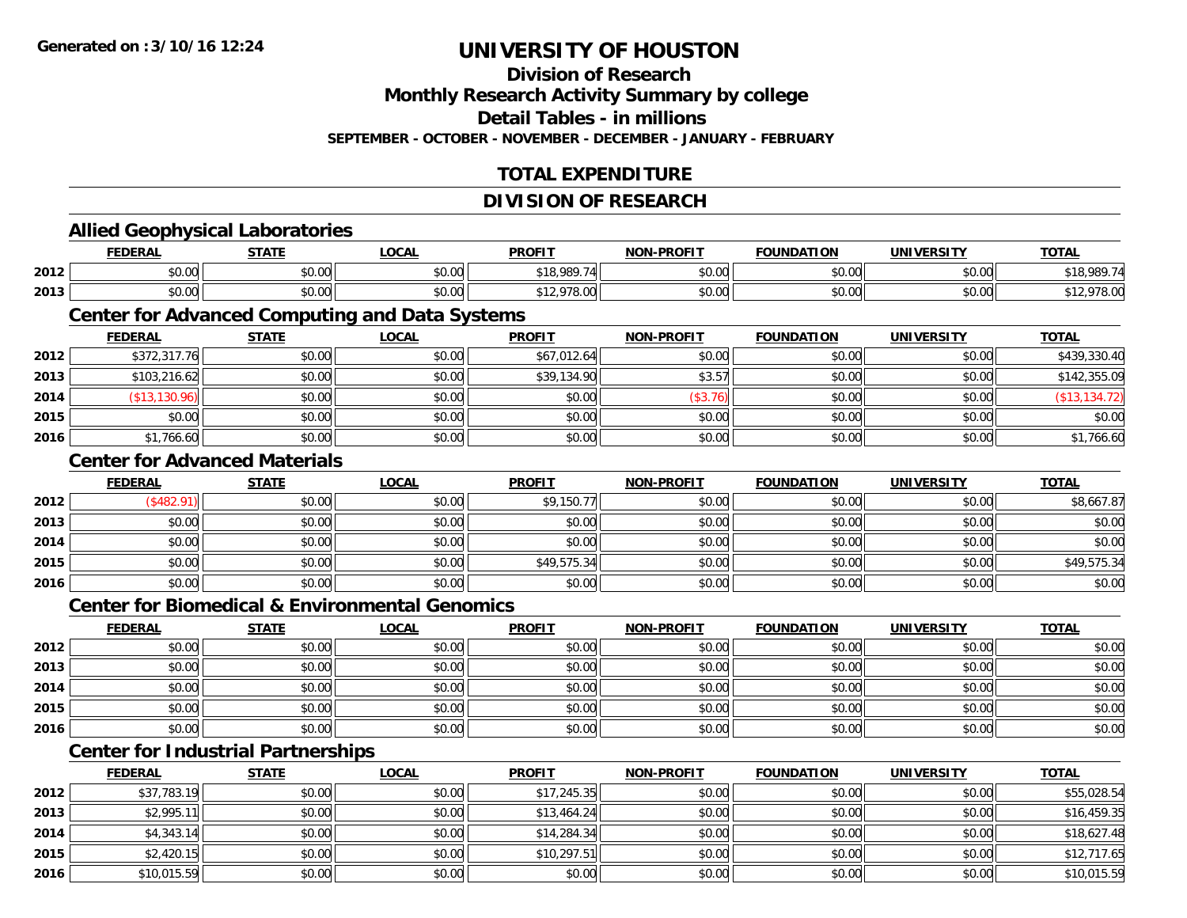# UNIVERSITY OF HOUSTON

## Division of Research

## Monthly Research Activity Summary by college

## Detail Tables - in millions

**SEPTEMBER - OCTOBER - NOVEMBER - DECEMBER - JANUARY - FEBRUARY**

## TOTAL EXPENDITURE

## DIVISION OF RESEARCH

### Allied Geophysical Laboratories

| | FEDERAL | STATE | LOCAL | PROFIT | NON-PROFIT | FOUNDATION | UNIVERSITY | TOTAL |
|---|---|---|---|---|---|---|---|---|
| 2012 | $0.00 | $0.00 | $0.00 | $18,989.74 | $0.00 | $0.00 | $0.00 | $18,989.74 |
| 2013 | $0.00 | $0.00 | $0.00 | $12,978.00 | $0.00 | $0.00 | $0.00 | $12,978.00 |

### Center for Advanced Computing and Data Systems

| | FEDERAL | STATE | LOCAL | PROFIT | NON-PROFIT | FOUNDATION | UNIVERSITY | TOTAL |
|---|---|---|---|---|---|---|---|---|
| 2012 | $372,317.76 | $0.00 | $0.00 | $67,012.64 | $0.00 | $0.00 | $0.00 | $439,330.40 |
| 2013 | $103,216.62 | $0.00 | $0.00 | $39,134.90 | $3.57 | $0.00 | $0.00 | $142,355.09 |
| 2014 | ($13,130.96) | $0.00 | $0.00 | $0.00 | ($3.76) | $0.00 | $0.00 | ($13,134.72) |
| 2015 | $0.00 | $0.00 | $0.00 | $0.00 | $0.00 | $0.00 | $0.00 | $0.00 |
| 2016 | $1,766.60 | $0.00 | $0.00 | $0.00 | $0.00 | $0.00 | $0.00 | $1,766.60 |

### Center for Advanced Materials

| | FEDERAL | STATE | LOCAL | PROFIT | NON-PROFIT | FOUNDATION | UNIVERSITY | TOTAL |
|---|---|---|---|---|---|---|---|---|
| 2012 | ($482.91) | $0.00 | $0.00 | $9,150.77 | $0.00 | $0.00 | $0.00 | $8,667.87 |
| 2013 | $0.00 | $0.00 | $0.00 | $0.00 | $0.00 | $0.00 | $0.00 | $0.00 |
| 2014 | $0.00 | $0.00 | $0.00 | $0.00 | $0.00 | $0.00 | $0.00 | $0.00 |
| 2015 | $0.00 | $0.00 | $0.00 | $49,575.34 | $0.00 | $0.00 | $0.00 | $49,575.34 |
| 2016 | $0.00 | $0.00 | $0.00 | $0.00 | $0.00 | $0.00 | $0.00 | $0.00 |

### Center for Biomedical & Environmental Genomics

| | FEDERAL | STATE | LOCAL | PROFIT | NON-PROFIT | FOUNDATION | UNIVERSITY | TOTAL |
|---|---|---|---|---|---|---|---|---|
| 2012 | $0.00 | $0.00 | $0.00 | $0.00 | $0.00 | $0.00 | $0.00 | $0.00 |
| 2013 | $0.00 | $0.00 | $0.00 | $0.00 | $0.00 | $0.00 | $0.00 | $0.00 |
| 2014 | $0.00 | $0.00 | $0.00 | $0.00 | $0.00 | $0.00 | $0.00 | $0.00 |
| 2015 | $0.00 | $0.00 | $0.00 | $0.00 | $0.00 | $0.00 | $0.00 | $0.00 |
| 2016 | $0.00 | $0.00 | $0.00 | $0.00 | $0.00 | $0.00 | $0.00 | $0.00 |

### Center for Industrial Partnerships

| | FEDERAL | STATE | LOCAL | PROFIT | NON-PROFIT | FOUNDATION | UNIVERSITY | TOTAL |
|---|---|---|---|---|---|---|---|---|
| 2012 | $37,783.19 | $0.00 | $0.00 | $17,245.35 | $0.00 | $0.00 | $0.00 | $55,028.54 |
| 2013 | $2,995.11 | $0.00 | $0.00 | $13,464.24 | $0.00 | $0.00 | $0.00 | $16,459.35 |
| 2014 | $4,343.14 | $0.00 | $0.00 | $14,284.34 | $0.00 | $0.00 | $0.00 | $18,627.48 |
| 2015 | $2,420.15 | $0.00 | $0.00 | $10,297.51 | $0.00 | $0.00 | $0.00 | $12,717.65 |
| 2016 | $10,015.59 | $0.00 | $0.00 | $0.00 | $0.00 | $0.00 | $0.00 | $10,015.59 |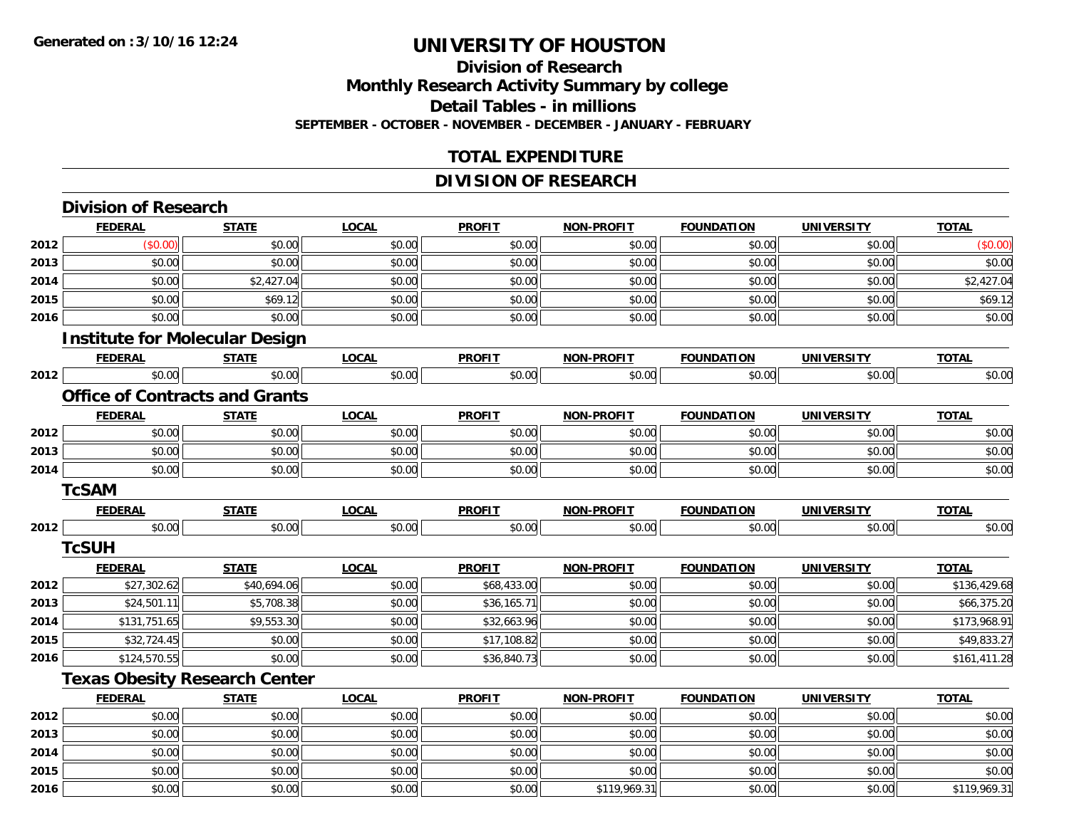**Generated on :3/10/16 12:24**

# UNIVERSITY OF HOUSTON

## Division of Research

## Monthly Research Activity Summary by college

## Detail Tables - in millions

**SEPTEMBER - OCTOBER - NOVEMBER - DECEMBER - JANUARY - FEBRUARY**

## TOTAL EXPENDITURE

## DIVISION OF RESEARCH

### Division of Research

| | FEDERAL | STATE | LOCAL | PROFIT | NON-PROFIT | FOUNDATION | UNIVERSITY | TOTAL |
|---|---|---|---|---|---|---|---|---|
| 2012 | ($0.00) | $0.00 | $0.00 | $0.00 | $0.00 | $0.00 | $0.00 | ($0.00) |
| 2013 | $0.00 | $0.00 | $0.00 | $0.00 | $0.00 | $0.00 | $0.00 | $0.00 |
| 2014 | $0.00 | $2,427.04 | $0.00 | $0.00 | $0.00 | $0.00 | $0.00 | $2,427.04 |
| 2015 | $0.00 | $69.12 | $0.00 | $0.00 | $0.00 | $0.00 | $0.00 | $69.12 |
| 2016 | $0.00 | $0.00 | $0.00 | $0.00 | $0.00 | $0.00 | $0.00 | $0.00 |

### Institute for Molecular Design

| | FEDERAL | STATE | LOCAL | PROFIT | NON-PROFIT | FOUNDATION | UNIVERSITY | TOTAL |
|---|---|---|---|---|---|---|---|---|
| 2012 | $0.00 | $0.00 | $0.00 | $0.00 | $0.00 | $0.00 | $0.00 | $0.00 |

### Office of Contracts and Grants

| | FEDERAL | STATE | LOCAL | PROFIT | NON-PROFIT | FOUNDATION | UNIVERSITY | TOTAL |
|---|---|---|---|---|---|---|---|---|
| 2012 | $0.00 | $0.00 | $0.00 | $0.00 | $0.00 | $0.00 | $0.00 | $0.00 |
| 2013 | $0.00 | $0.00 | $0.00 | $0.00 | $0.00 | $0.00 | $0.00 | $0.00 |
| 2014 | $0.00 | $0.00 | $0.00 | $0.00 | $0.00 | $0.00 | $0.00 | $0.00 |

### TcSAM

| | FEDERAL | STATE | LOCAL | PROFIT | NON-PROFIT | FOUNDATION | UNIVERSITY | TOTAL |
|---|---|---|---|---|---|---|---|---|
| 2012 | $0.00 | $0.00 | $0.00 | $0.00 | $0.00 | $0.00 | $0.00 | $0.00 |

### TcSUH

| | FEDERAL | STATE | LOCAL | PROFIT | NON-PROFIT | FOUNDATION | UNIVERSITY | TOTAL |
|---|---|---|---|---|---|---|---|---|
| 2012 | $27,302.62 | $40,694.06 | $0.00 | $68,433.00 | $0.00 | $0.00 | $0.00 | $136,429.68 |
| 2013 | $24,501.11 | $5,708.38 | $0.00 | $36,165.71 | $0.00 | $0.00 | $0.00 | $66,375.20 |
| 2014 | $131,751.65 | $9,553.30 | $0.00 | $32,663.96 | $0.00 | $0.00 | $0.00 | $173,968.91 |
| 2015 | $32,724.45 | $0.00 | $0.00 | $17,108.82 | $0.00 | $0.00 | $0.00 | $49,833.27 |
| 2016 | $124,570.55 | $0.00 | $0.00 | $36,840.73 | $0.00 | $0.00 | $0.00 | $161,411.28 |

### Texas Obesity Research Center

| | FEDERAL | STATE | LOCAL | PROFIT | NON-PROFIT | FOUNDATION | UNIVERSITY | TOTAL |
|---|---|---|---|---|---|---|---|---|
| 2012 | $0.00 | $0.00 | $0.00 | $0.00 | $0.00 | $0.00 | $0.00 | $0.00 |
| 2013 | $0.00 | $0.00 | $0.00 | $0.00 | $0.00 | $0.00 | $0.00 | $0.00 |
| 2014 | $0.00 | $0.00 | $0.00 | $0.00 | $0.00 | $0.00 | $0.00 | $0.00 |
| 2015 | $0.00 | $0.00 | $0.00 | $0.00 | $0.00 | $0.00 | $0.00 | $0.00 |
| 2016 | $0.00 | $0.00 | $0.00 | $0.00 | $119,969.31 | $0.00 | $0.00 | $119,969.31 |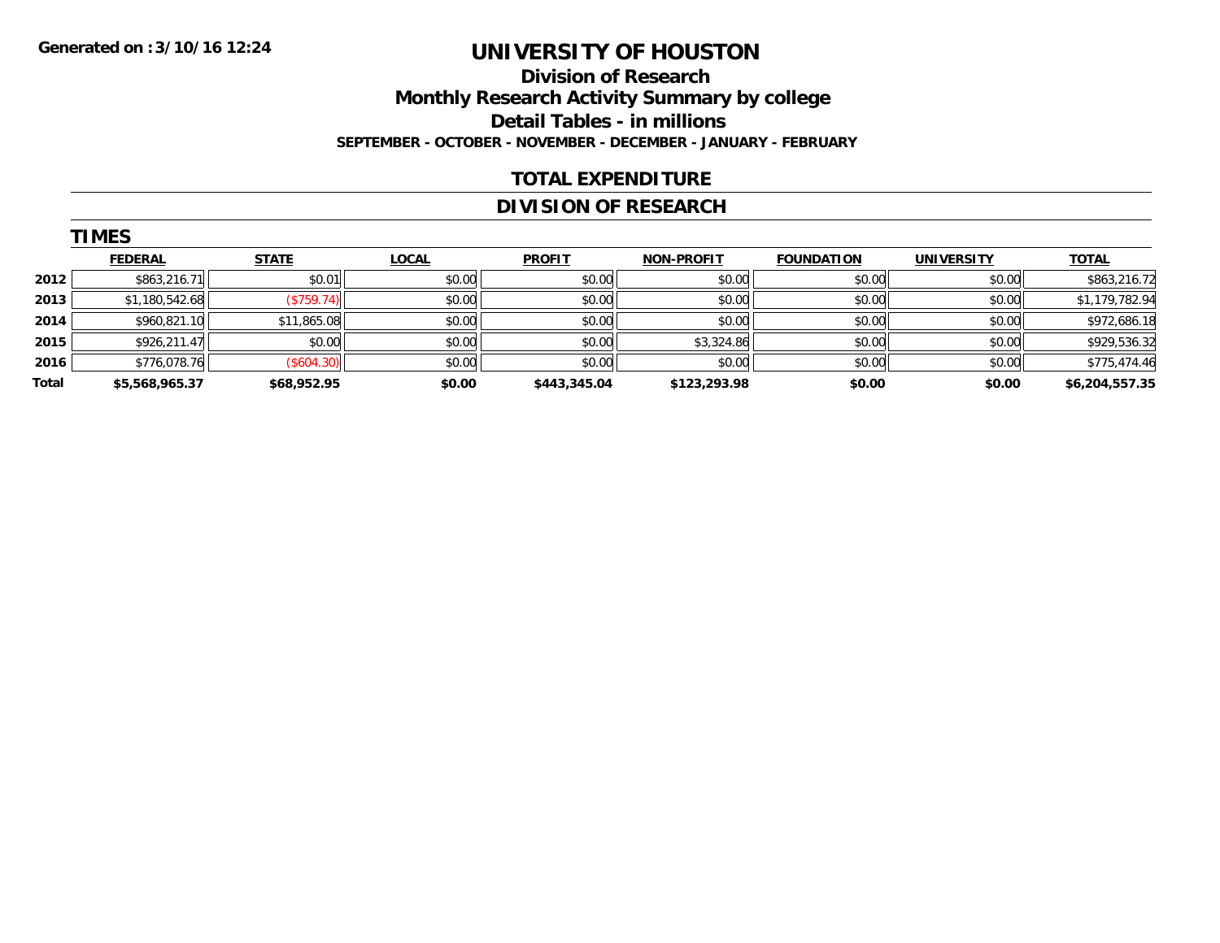Generated on :3/10/16 12:24

# UNIVERSITY OF HOUSTON

## Division of Research

## Monthly Research Activity Summary by college

## Detail Tables - in millions

### SEPTEMBER - OCTOBER - NOVEMBER - DECEMBER - JANUARY - FEBRUARY

## TOTAL EXPENDITURE

## DIVISION OF RESEARCH

### TIMES

| | FEDERAL | STATE | LOCAL | PROFIT | NON-PROFIT | FOUNDATION | UNIVERSITY | TOTAL |
|---|---|---|---|---|---|---|---|---|
| 2012 | $863,216.71 | $0.01 | $0.00 | $0.00 | $0.00 | $0.00 | $0.00 | $863,216.72 |
| 2013 | $1,180,542.68 | ($759.74) | $0.00 | $0.00 | $0.00 | $0.00 | $0.00 | $1,179,782.94 |
| 2014 | $960,821.10 | $11,865.08 | $0.00 | $0.00 | $0.00 | $0.00 | $0.00 | $972,686.18 |
| 2015 | $926,211.47 | $0.00 | $0.00 | $0.00 | $3,324.86 | $0.00 | $0.00 | $929,536.32 |
| 2016 | $776,078.76 | ($604.30) | $0.00 | $0.00 | $0.00 | $0.00 | $0.00 | $775,474.46 |
| **Total** | **$5,568,965.37** | **$68,952.95** | **$0.00** | **$443,345.04** | **$123,293.98** | **$0.00** | **$0.00** | **$6,204,557.35** |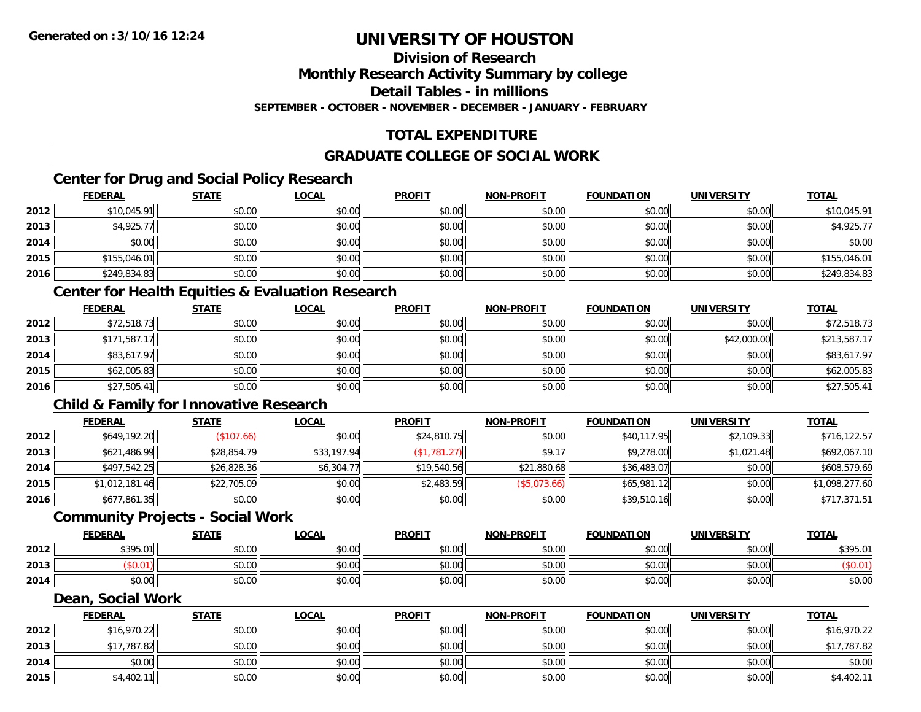# UNIVERSITY OF HOUSTON

## Division of Research
## Monthly Research Activity Summary by college
## Detail Tables - in millions

**SEPTEMBER - OCTOBER - NOVEMBER - DECEMBER - JANUARY - FEBRUARY**

## TOTAL EXPENDITURE

## GRADUATE COLLEGE OF SOCIAL WORK

### Center for Drug and Social Policy Research

| | FEDERAL | STATE | LOCAL | PROFIT | NON-PROFIT | FOUNDATION | UNIVERSITY | TOTAL |
|---|---|---|---|---|---|---|---|---|
| 2012 | $10,045.91 | $0.00 | $0.00 | $0.00 | $0.00 | $0.00 | $0.00 | $10,045.91 |
| 2013 | $4,925.77 | $0.00 | $0.00 | $0.00 | $0.00 | $0.00 | $0.00 | $4,925.77 |
| 2014 | $0.00 | $0.00 | $0.00 | $0.00 | $0.00 | $0.00 | $0.00 | $0.00 |
| 2015 | $155,046.01 | $0.00 | $0.00 | $0.00 | $0.00 | $0.00 | $0.00 | $155,046.01 |
| 2016 | $249,834.83 | $0.00 | $0.00 | $0.00 | $0.00 | $0.00 | $0.00 | $249,834.83 |

### Center for Health Equities & Evaluation Research

| | FEDERAL | STATE | LOCAL | PROFIT | NON-PROFIT | FOUNDATION | UNIVERSITY | TOTAL |
|---|---|---|---|---|---|---|---|---|
| 2012 | $72,518.73 | $0.00 | $0.00 | $0.00 | $0.00 | $0.00 | $0.00 | $72,518.73 |
| 2013 | $171,587.17 | $0.00 | $0.00 | $0.00 | $0.00 | $0.00 | $42,000.00 | $213,587.17 |
| 2014 | $83,617.97 | $0.00 | $0.00 | $0.00 | $0.00 | $0.00 | $0.00 | $83,617.97 |
| 2015 | $62,005.83 | $0.00 | $0.00 | $0.00 | $0.00 | $0.00 | $0.00 | $62,005.83 |
| 2016 | $27,505.41 | $0.00 | $0.00 | $0.00 | $0.00 | $0.00 | $0.00 | $27,505.41 |

### Child & Family for Innovative Research

| | FEDERAL | STATE | LOCAL | PROFIT | NON-PROFIT | FOUNDATION | UNIVERSITY | TOTAL |
|---|---|---|---|---|---|---|---|---|
| 2012 | $649,192.20 | ($107.66) | $0.00 | $24,810.75 | $0.00 | $40,117.95 | $2,109.33 | $716,122.57 |
| 2013 | $621,486.99 | $28,854.79 | $33,197.94 | ($1,781.27) | $9.17 | $9,278.00 | $1,021.48 | $692,067.10 |
| 2014 | $497,542.25 | $26,828.36 | $6,304.77 | $19,540.56 | $21,880.68 | $36,483.07 | $0.00 | $608,579.69 |
| 2015 | $1,012,181.46 | $22,705.09 | $0.00 | $2,483.59 | ($5,073.66) | $65,981.12 | $0.00 | $1,098,277.60 |
| 2016 | $677,861.35 | $0.00 | $0.00 | $0.00 | $0.00 | $39,510.16 | $0.00 | $717,371.51 |

### Community Projects - Social Work

| | FEDERAL | STATE | LOCAL | PROFIT | NON-PROFIT | FOUNDATION | UNIVERSITY | TOTAL |
|---|---|---|---|---|---|---|---|---|
| 2012 | $395.01 | $0.00 | $0.00 | $0.00 | $0.00 | $0.00 | $0.00 | $395.01 |
| 2013 | ($0.01) | $0.00 | $0.00 | $0.00 | $0.00 | $0.00 | $0.00 | ($0.01) |
| 2014 | $0.00 | $0.00 | $0.00 | $0.00 | $0.00 | $0.00 | $0.00 | $0.00 |

### Dean, Social Work

| | FEDERAL | STATE | LOCAL | PROFIT | NON-PROFIT | FOUNDATION | UNIVERSITY | TOTAL |
|---|---|---|---|---|---|---|---|---|
| 2012 | $16,970.22 | $0.00 | $0.00 | $0.00 | $0.00 | $0.00 | $0.00 | $16,970.22 |
| 2013 | $17,787.82 | $0.00 | $0.00 | $0.00 | $0.00 | $0.00 | $0.00 | $17,787.82 |
| 2014 | $0.00 | $0.00 | $0.00 | $0.00 | $0.00 | $0.00 | $0.00 | $0.00 |
| 2015 | $4,402.11 | $0.00 | $0.00 | $0.00 | $0.00 | $0.00 | $0.00 | $4,402.11 |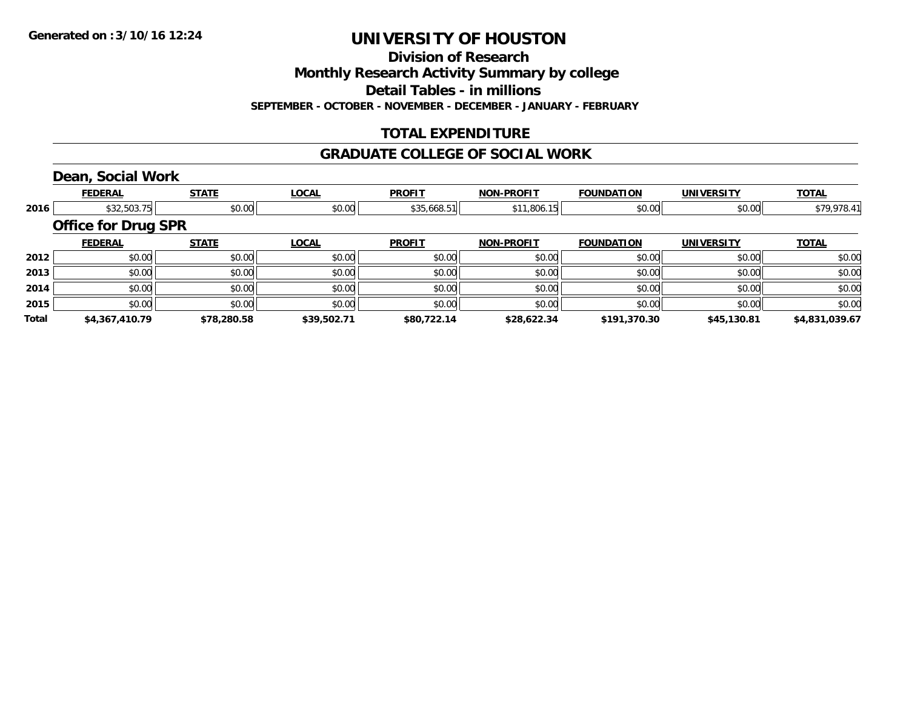**Generated on :3/10/16 12:24**

# UNIVERSITY OF HOUSTON

## Division of Research
## Monthly Research Activity Summary by college
## Detail Tables - in millions
### SEPTEMBER - OCTOBER - NOVEMBER - DECEMBER - JANUARY - FEBRUARY

## TOTAL EXPENDITURE

## GRADUATE COLLEGE OF SOCIAL WORK

### Dean, Social Work

| | FEDERAL | STATE | LOCAL | PROFIT | NON-PROFIT | FOUNDATION | UNIVERSITY | TOTAL |
|---|---|---|---|---|---|---|---|---|
| 2016 | $32,503.75 | $0.00 | $0.00 | $35,668.51 | $11,806.15 | $0.00 | $0.00 | $79,978.41 |

### Office for Drug SPR

| | FEDERAL | STATE | LOCAL | PROFIT | NON-PROFIT | FOUNDATION | UNIVERSITY | TOTAL |
|---|---|---|---|---|---|---|---|---|
| 2012 | $0.00 | $0.00 | $0.00 | $0.00 | $0.00 | $0.00 | $0.00 | $0.00 |
| 2013 | $0.00 | $0.00 | $0.00 | $0.00 | $0.00 | $0.00 | $0.00 | $0.00 |
| 2014 | $0.00 | $0.00 | $0.00 | $0.00 | $0.00 | $0.00 | $0.00 | $0.00 |
| 2015 | $0.00 | $0.00 | $0.00 | $0.00 | $0.00 | $0.00 | $0.00 | $0.00 |
| **Total** | **$4,367,410.79** | **$78,280.58** | **$39,502.71** | **$80,722.14** | **$28,622.34** | **$191,370.30** | **$45,130.81** | **$4,831,039.67** |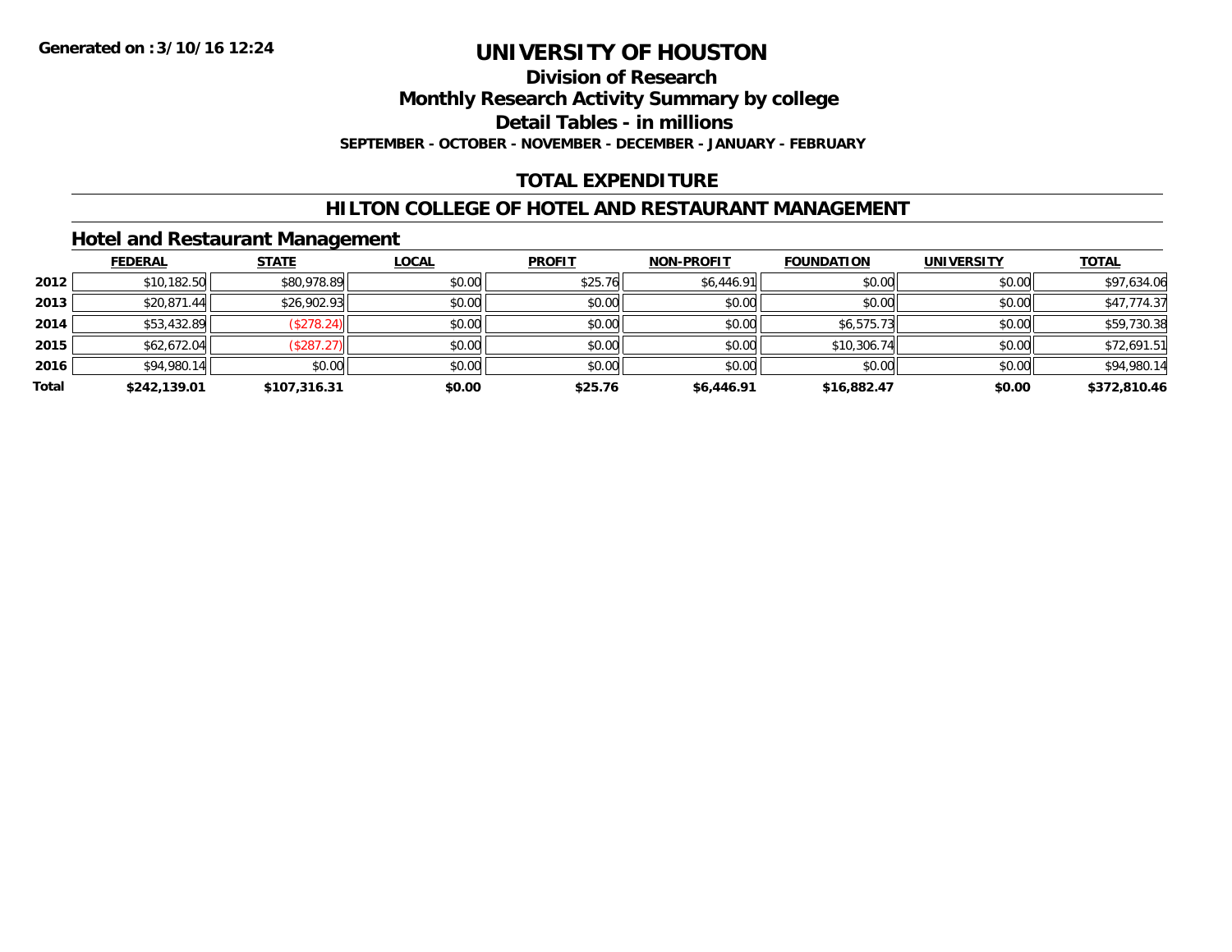Generated on :3/10/16 12:24

# UNIVERSITY OF HOUSTON

## Division of Research

## Monthly Research Activity Summary by college

## Detail Tables - in millions

**SEPTEMBER - OCTOBER - NOVEMBER - DECEMBER - JANUARY - FEBRUARY**

## TOTAL EXPENDITURE

## HILTON COLLEGE OF HOTEL AND RESTAURANT MANAGEMENT

### Hotel and Restaurant Management

| | FEDERAL | STATE | LOCAL | PROFIT | NON-PROFIT | FOUNDATION | UNIVERSITY | TOTAL |
|---|---|---|---|---|---|---|---|---|
| 2012 | $10,182.50 | $80,978.89 | $0.00 | $25.76 | $6,446.91 | $0.00 | $0.00 | $97,634.06 |
| 2013 | $20,871.44 | $26,902.93 | $0.00 | $0.00 | $0.00 | $0.00 | $0.00 | $47,774.37 |
| 2014 | $53,432.89 | ($278.24) | $0.00 | $0.00 | $0.00 | $6,575.73 | $0.00 | $59,730.38 |
| 2015 | $62,672.04 | ($287.27) | $0.00 | $0.00 | $0.00 | $10,306.74 | $0.00 | $72,691.51 |
| 2016 | $94,980.14 | $0.00 | $0.00 | $0.00 | $0.00 | $0.00 | $0.00 | $94,980.14 |
| **Total** | **$242,139.01** | **$107,316.31** | **$0.00** | **$25.76** | **$6,446.91** | **$16,882.47** | **$0.00** | **$372,810.46** |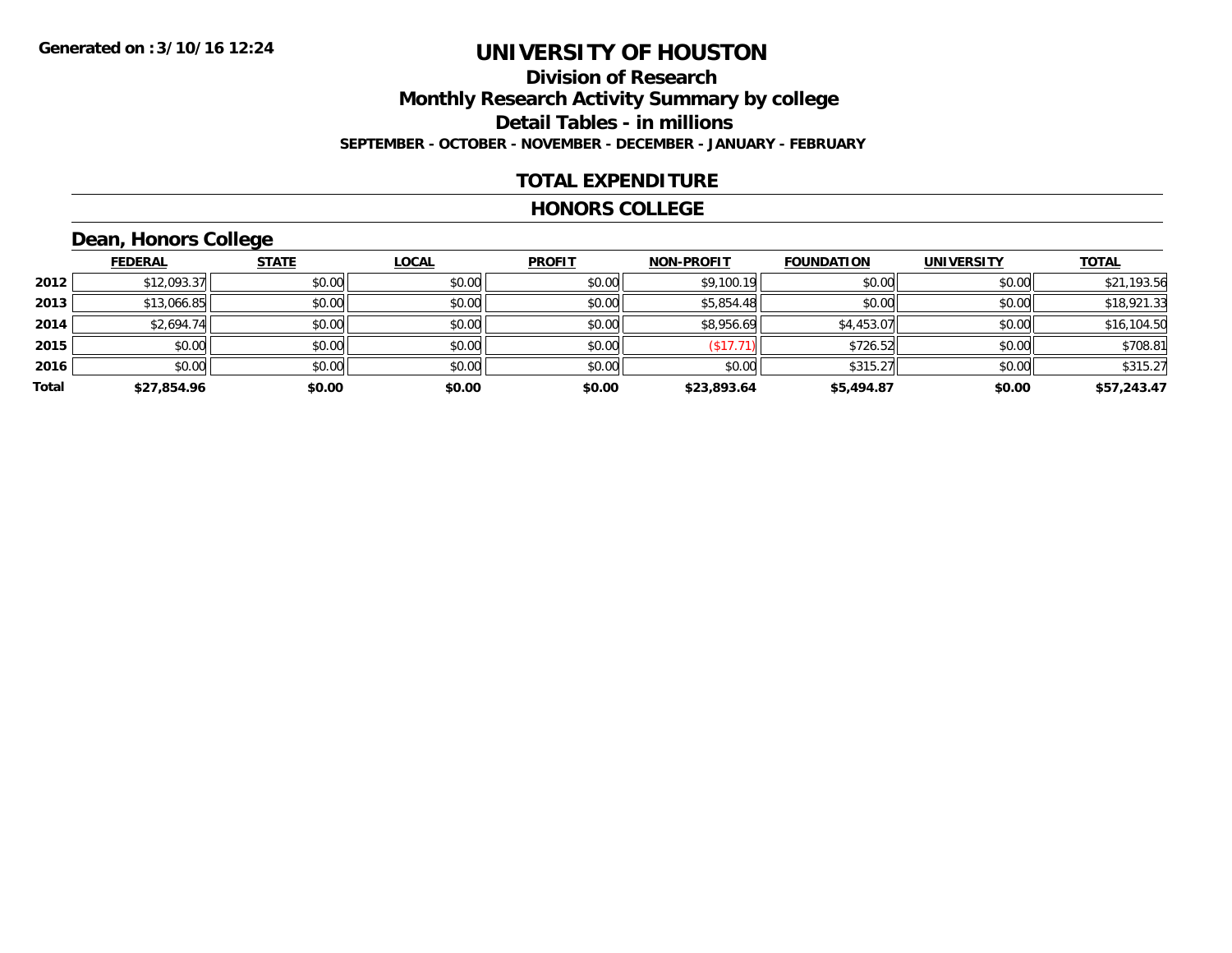Generated on :3/10/16 12:24

# UNIVERSITY OF HOUSTON

## Division of Research

## Monthly Research Activity Summary by college

## Detail Tables - in millions

**SEPTEMBER - OCTOBER - NOVEMBER - DECEMBER - JANUARY - FEBRUARY**

### TOTAL EXPENDITURE

### HONORS COLLEGE

### Dean, Honors College

| | FEDERAL | STATE | LOCAL | PROFIT | NON-PROFIT | FOUNDATION | UNIVERSITY | TOTAL |
|---|---|---|---|---|---|---|---|---|
| 2012 | $12,093.37 | $0.00 | $0.00 | $0.00 | $9,100.19 | $0.00 | $0.00 | $21,193.56 |
| 2013 | $13,066.85 | $0.00 | $0.00 | $0.00 | $5,854.48 | $0.00 | $0.00 | $18,921.33 |
| 2014 | $2,694.74 | $0.00 | $0.00 | $0.00 | $8,956.69 | $4,453.07 | $0.00 | $16,104.50 |
| 2015 | $0.00 | $0.00 | $0.00 | $0.00 | ($17.71) | $726.52 | $0.00 | $708.81 |
| 2016 | $0.00 | $0.00 | $0.00 | $0.00 | $0.00 | $315.27 | $0.00 | $315.27 |
| **Total** | **$27,854.96** | **$0.00** | **$0.00** | **$0.00** | **$23,893.64** | **$5,494.87** | **$0.00** | **$57,243.47** |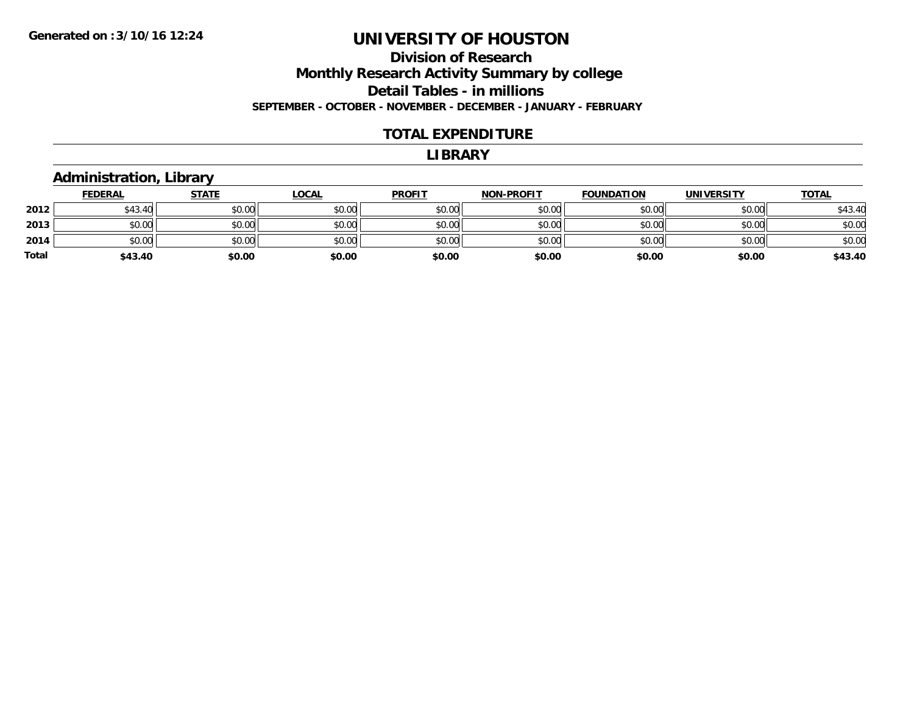# UNIVERSITY OF HOUSTON

## Division of Research
## Monthly Research Activity Summary by college
## Detail Tables - in millions
**SEPTEMBER - OCTOBER - NOVEMBER - DECEMBER - JANUARY - FEBRUARY**

### TOTAL EXPENDITURE

### LIBRARY

### Administration, Library

| | FEDERAL | STATE | LOCAL | PROFIT | NON-PROFIT | FOUNDATION | UNIVERSITY | TOTAL |
|---|---|---|---|---|---|---|---|---|
| **2012** | $43.40 | $0.00 | $0.00 | $0.00 | $0.00 | $0.00 | $0.00 | $43.40 |
| **2013** | $0.00 | $0.00 | $0.00 | $0.00 | $0.00 | $0.00 | $0.00 | $0.00 |
| **2014** | $0.00 | $0.00 | $0.00 | $0.00 | $0.00 | $0.00 | $0.00 | $0.00 |
| **Total** | **$43.40** | **$0.00** | **$0.00** | **$0.00** | **$0.00** | **$0.00** | **$0.00** | **$43.40** |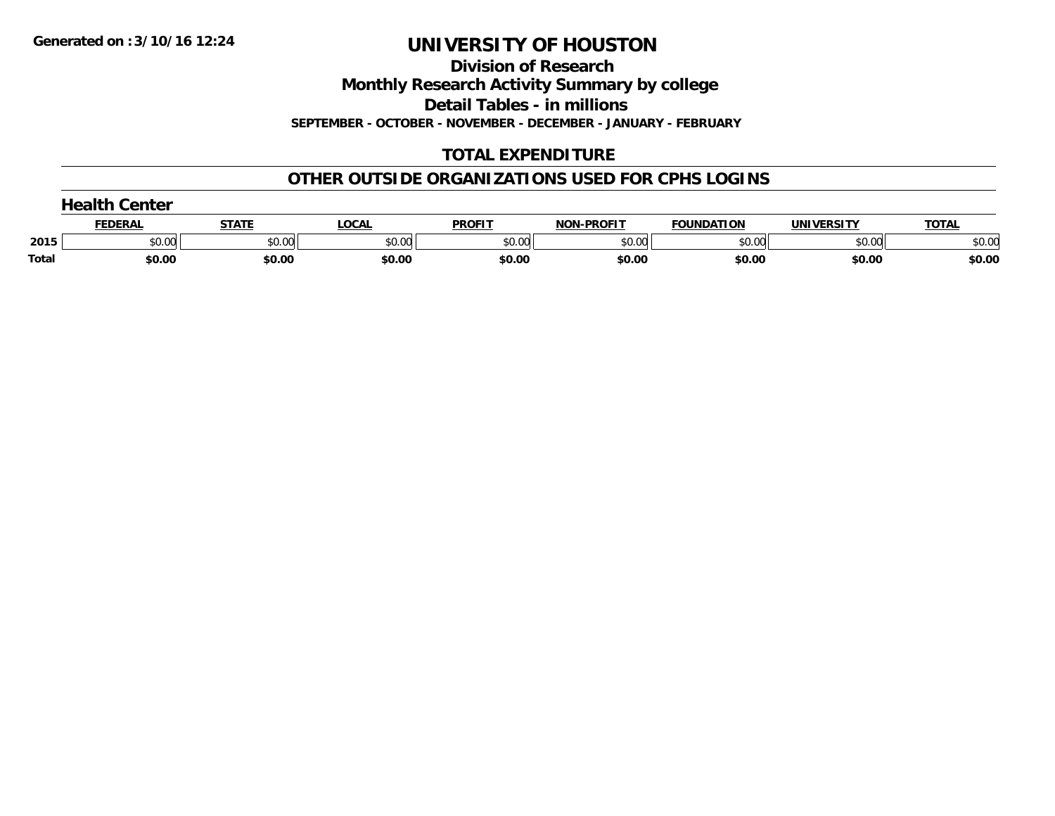# UNIVERSITY OF HOUSTON

**Generated on :3/10/16 12:24**

## Division of Research

## Monthly Research Activity Summary by college

## Detail Tables - in millions

**SEPTEMBER - OCTOBER - NOVEMBER - DECEMBER - JANUARY - FEBRUARY**

## TOTAL EXPENDITURE

## OTHER OUTSIDE ORGANIZATIONS USED FOR CPHS LOGINS

### Health Center

| | FEDERAL | STATE | LOCAL | PROFIT | NON-PROFIT | FOUNDATION | UNIVERSITY | TOTAL |
|---|---|---|---|---|---|---|---|---|
| 2015 | $0.00 | $0.00 | $0.00 | $0.00 | $0.00 | $0.00 | $0.00 | $0.00 |
| Total | $0.00 | $0.00 | $0.00 | $0.00 | $0.00 | $0.00 | $0.00 | $0.00 |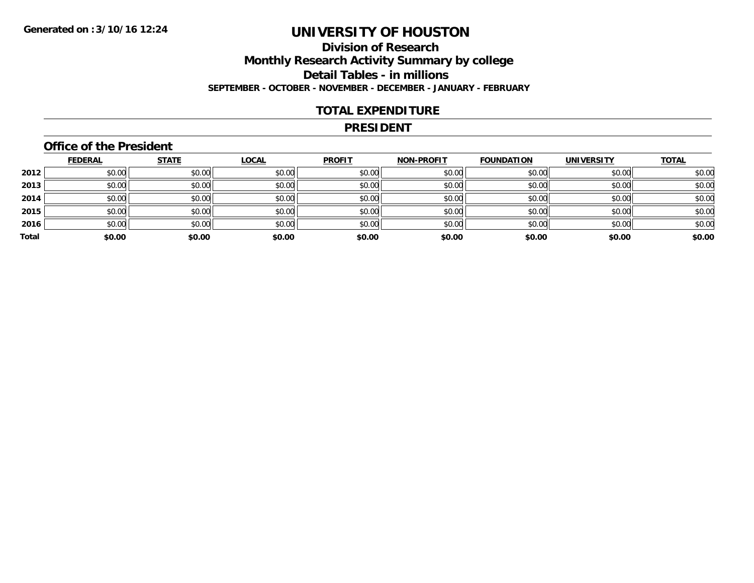**Generated on :3/10/16 12:24**

# UNIVERSITY OF HOUSTON

## Division of Research

## Monthly Research Activity Summary by college

## Detail Tables - in millions

**SEPTEMBER - OCTOBER - NOVEMBER - DECEMBER - JANUARY - FEBRUARY**

## TOTAL EXPENDITURE

## PRESIDENT

### Office of the President

| | FEDERAL | STATE | LOCAL | PROFIT | NON-PROFIT | FOUNDATION | UNIVERSITY | TOTAL |
|---|---|---|---|---|---|---|---|---|
| 2012 | $0.00 | $0.00 | $0.00 | $0.00 | $0.00 | $0.00 | $0.00 | $0.00 |
| 2013 | $0.00 | $0.00 | $0.00 | $0.00 | $0.00 | $0.00 | $0.00 | $0.00 |
| 2014 | $0.00 | $0.00 | $0.00 | $0.00 | $0.00 | $0.00 | $0.00 | $0.00 |
| 2015 | $0.00 | $0.00 | $0.00 | $0.00 | $0.00 | $0.00 | $0.00 | $0.00 |
| 2016 | $0.00 | $0.00 | $0.00 | $0.00 | $0.00 | $0.00 | $0.00 | $0.00 |
| **Total** | **$0.00** | **$0.00** | **$0.00** | **$0.00** | **$0.00** | **$0.00** | **$0.00** | **$0.00** |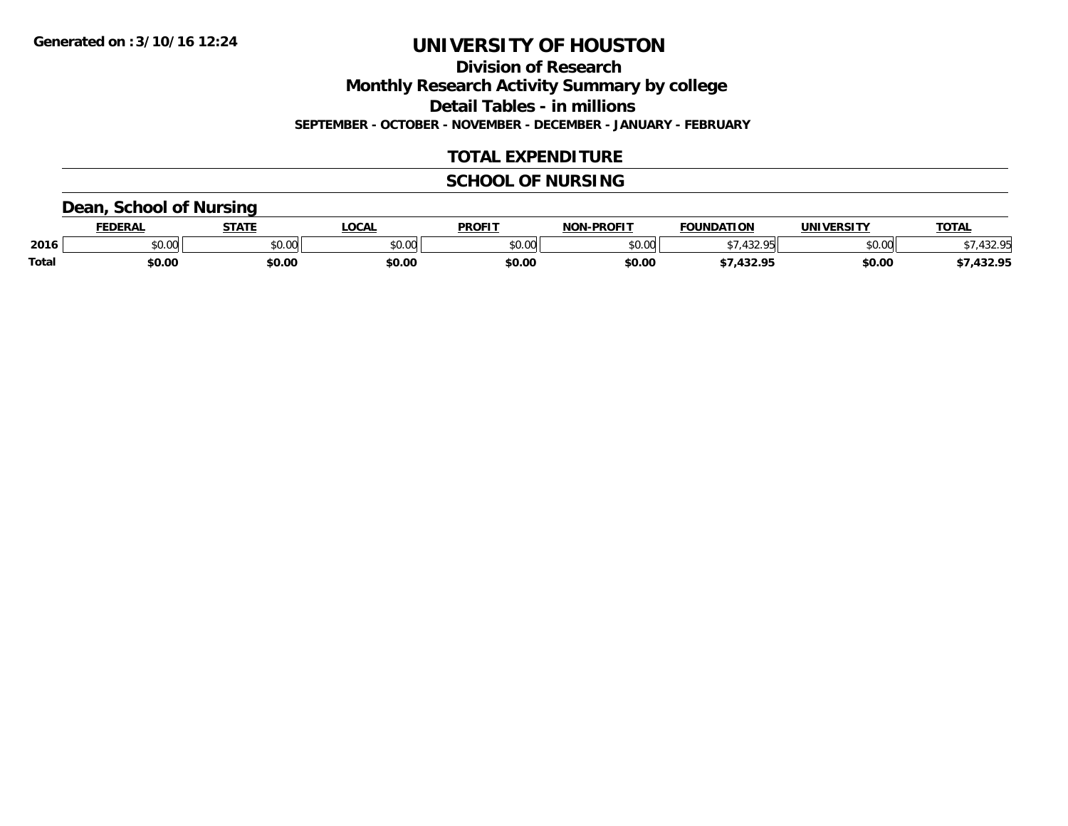# UNIVERSITY OF HOUSTON

## Division of Research

## Monthly Research Activity Summary by college

## Detail Tables - in millions

**SEPTEMBER - OCTOBER - NOVEMBER - DECEMBER - JANUARY - FEBRUARY**

### TOTAL EXPENDITURE

### SCHOOL OF NURSING

### Dean, School of Nursing

| | FEDERAL | STATE | LOCAL | PROFIT | NON-PROFIT | FOUNDATION | UNIVERSITY | TOTAL |
|---|---|---|---|---|---|---|---|---|
| 2016 | $0.00 | $0.00 | $0.00 | $0.00 | $0.00 | $7,432.95 | $0.00 | $7,432.95 |
| **Total** | **$0.00** | **$0.00** | **$0.00** | **$0.00** | **$0.00** | **$7,432.95** | **$0.00** | **$7,432.95** |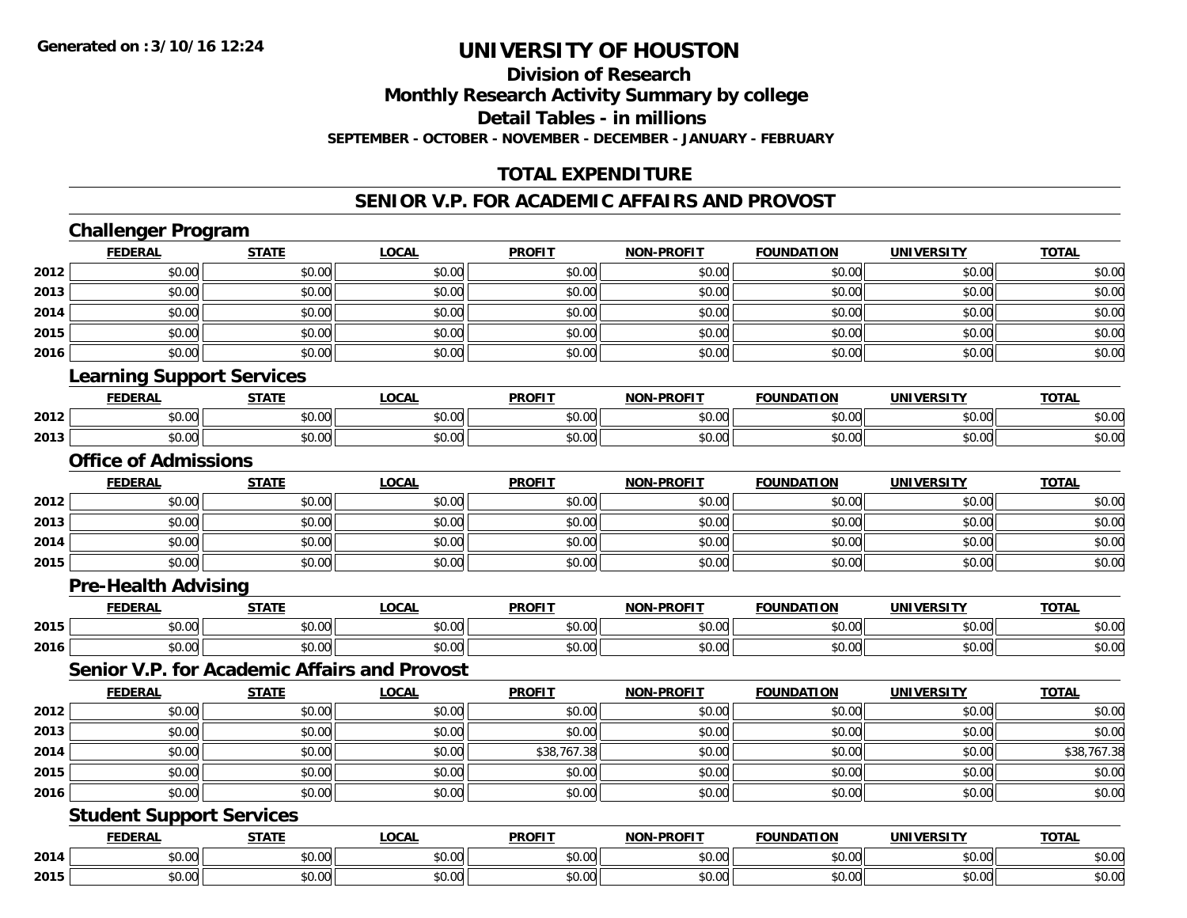# UNIVERSITY OF HOUSTON

## Division of Research

## Monthly Research Activity Summary by college

## Detail Tables - in millions

**SEPTEMBER - OCTOBER - NOVEMBER - DECEMBER - JANUARY - FEBRUARY**

## TOTAL EXPENDITURE

## SENIOR V.P. FOR ACADEMIC AFFAIRS AND PROVOST

### Challenger Program

| | FEDERAL | STATE | LOCAL | PROFIT | NON-PROFIT | FOUNDATION | UNIVERSITY | TOTAL |
|---|---|---|---|---|---|---|---|---|
| 2012 | $0.00 | $0.00 | $0.00 | $0.00 | $0.00 | $0.00 | $0.00 | $0.00 |
| 2013 | $0.00 | $0.00 | $0.00 | $0.00 | $0.00 | $0.00 | $0.00 | $0.00 |
| 2014 | $0.00 | $0.00 | $0.00 | $0.00 | $0.00 | $0.00 | $0.00 | $0.00 |
| 2015 | $0.00 | $0.00 | $0.00 | $0.00 | $0.00 | $0.00 | $0.00 | $0.00 |
| 2016 | $0.00 | $0.00 | $0.00 | $0.00 | $0.00 | $0.00 | $0.00 | $0.00 |

### Learning Support Services

| | FEDERAL | STATE | LOCAL | PROFIT | NON-PROFIT | FOUNDATION | UNIVERSITY | TOTAL |
|---|---|---|---|---|---|---|---|---|
| 2012 | $0.00 | $0.00 | $0.00 | $0.00 | $0.00 | $0.00 | $0.00 | $0.00 |
| 2013 | $0.00 | $0.00 | $0.00 | $0.00 | $0.00 | $0.00 | $0.00 | $0.00 |

### Office of Admissions

| | FEDERAL | STATE | LOCAL | PROFIT | NON-PROFIT | FOUNDATION | UNIVERSITY | TOTAL |
|---|---|---|---|---|---|---|---|---|
| 2012 | $0.00 | $0.00 | $0.00 | $0.00 | $0.00 | $0.00 | $0.00 | $0.00 |
| 2013 | $0.00 | $0.00 | $0.00 | $0.00 | $0.00 | $0.00 | $0.00 | $0.00 |
| 2014 | $0.00 | $0.00 | $0.00 | $0.00 | $0.00 | $0.00 | $0.00 | $0.00 |
| 2015 | $0.00 | $0.00 | $0.00 | $0.00 | $0.00 | $0.00 | $0.00 | $0.00 |

### Pre-Health Advising

| | FEDERAL | STATE | LOCAL | PROFIT | NON-PROFIT | FOUNDATION | UNIVERSITY | TOTAL |
|---|---|---|---|---|---|---|---|---|
| 2015 | $0.00 | $0.00 | $0.00 | $0.00 | $0.00 | $0.00 | $0.00 | $0.00 |
| 2016 | $0.00 | $0.00 | $0.00 | $0.00 | $0.00 | $0.00 | $0.00 | $0.00 |

### Senior V.P. for Academic Affairs and Provost

| | FEDERAL | STATE | LOCAL | PROFIT | NON-PROFIT | FOUNDATION | UNIVERSITY | TOTAL |
|---|---|---|---|---|---|---|---|---|
| 2012 | $0.00 | $0.00 | $0.00 | $0.00 | $0.00 | $0.00 | $0.00 | $0.00 |
| 2013 | $0.00 | $0.00 | $0.00 | $0.00 | $0.00 | $0.00 | $0.00 | $0.00 |
| 2014 | $0.00 | $0.00 | $0.00 | $38,767.38 | $0.00 | $0.00 | $0.00 | $38,767.38 |
| 2015 | $0.00 | $0.00 | $0.00 | $0.00 | $0.00 | $0.00 | $0.00 | $0.00 |
| 2016 | $0.00 | $0.00 | $0.00 | $0.00 | $0.00 | $0.00 | $0.00 | $0.00 |

### Student Support Services

| | FEDERAL | STATE | LOCAL | PROFIT | NON-PROFIT | FOUNDATION | UNIVERSITY | TOTAL |
|---|---|---|---|---|---|---|---|---|
| 2014 | $0.00 | $0.00 | $0.00 | $0.00 | $0.00 | $0.00 | $0.00 | $0.00 |
| 2015 | $0.00 | $0.00 | $0.00 | $0.00 | $0.00 | $0.00 | $0.00 | $0.00 |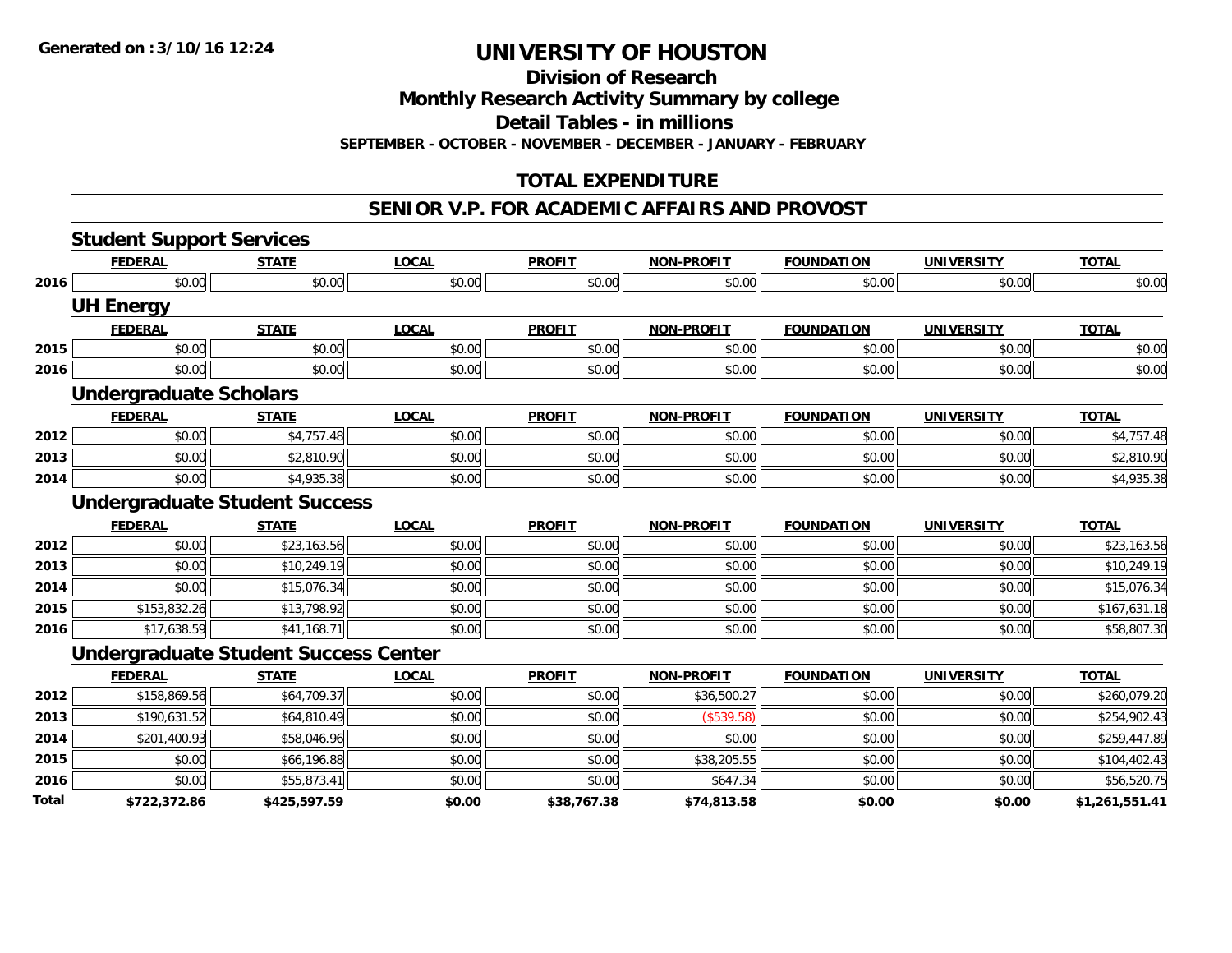# UNIVERSITY OF HOUSTON

## Division of Research

## Monthly Research Activity Summary by college

## Detail Tables - in millions

**SEPTEMBER - OCTOBER - NOVEMBER - DECEMBER - JANUARY - FEBRUARY**

## TOTAL EXPENDITURE

## SENIOR V.P. FOR ACADEMIC AFFAIRS AND PROVOST

### Student Support Services

| | FEDERAL | STATE | LOCAL | PROFIT | NON-PROFIT | FOUNDATION | UNIVERSITY | TOTAL |
|---|---|---|---|---|---|---|---|---|
| 2016 | $0.00 | $0.00 | $0.00 | $0.00 | $0.00 | $0.00 | $0.00 | $0.00 |

### UH Energy

| | FEDERAL | STATE | LOCAL | PROFIT | NON-PROFIT | FOUNDATION | UNIVERSITY | TOTAL |
|---|---|---|---|---|---|---|---|---|
| 2015 | $0.00 | $0.00 | $0.00 | $0.00 | $0.00 | $0.00 | $0.00 | $0.00 |
| 2016 | $0.00 | $0.00 | $0.00 | $0.00 | $0.00 | $0.00 | $0.00 | $0.00 |

### Undergraduate Scholars

| | FEDERAL | STATE | LOCAL | PROFIT | NON-PROFIT | FOUNDATION | UNIVERSITY | TOTAL |
|---|---|---|---|---|---|---|---|---|
| 2012 | $0.00 | $4,757.48 | $0.00 | $0.00 | $0.00 | $0.00 | $0.00 | $4,757.48 |
| 2013 | $0.00 | $2,810.90 | $0.00 | $0.00 | $0.00 | $0.00 | $0.00 | $2,810.90 |
| 2014 | $0.00 | $4,935.38 | $0.00 | $0.00 | $0.00 | $0.00 | $0.00 | $4,935.38 |

### Undergraduate Student Success

| | FEDERAL | STATE | LOCAL | PROFIT | NON-PROFIT | FOUNDATION | UNIVERSITY | TOTAL |
|---|---|---|---|---|---|---|---|---|
| 2012 | $0.00 | $23,163.56 | $0.00 | $0.00 | $0.00 | $0.00 | $0.00 | $23,163.56 |
| 2013 | $0.00 | $10,249.19 | $0.00 | $0.00 | $0.00 | $0.00 | $0.00 | $10,249.19 |
| 2014 | $0.00 | $15,076.34 | $0.00 | $0.00 | $0.00 | $0.00 | $0.00 | $15,076.34 |
| 2015 | $153,832.26 | $13,798.92 | $0.00 | $0.00 | $0.00 | $0.00 | $0.00 | $167,631.18 |
| 2016 | $17,638.59 | $41,168.71 | $0.00 | $0.00 | $0.00 | $0.00 | $0.00 | $58,807.30 |

### Undergraduate Student Success Center

| | FEDERAL | STATE | LOCAL | PROFIT | NON-PROFIT | FOUNDATION | UNIVERSITY | TOTAL |
|---|---|---|---|---|---|---|---|---|
| 2012 | $158,869.56 | $64,709.37 | $0.00 | $0.00 | $36,500.27 | $0.00 | $0.00 | $260,079.20 |
| 2013 | $190,631.52 | $64,810.49 | $0.00 | $0.00 | ($539.58) | $0.00 | $0.00 | $254,902.43 |
| 2014 | $201,400.93 | $58,046.96 | $0.00 | $0.00 | $0.00 | $0.00 | $0.00 | $259,447.89 |
| 2015 | $0.00 | $66,196.88 | $0.00 | $0.00 | $38,205.55 | $0.00 | $0.00 | $104,402.43 |
| 2016 | $0.00 | $55,873.41 | $0.00 | $0.00 | $647.34 | $0.00 | $0.00 | $56,520.75 |
| **Total** | **$722,372.86** | **$425,597.59** | **$0.00** | **$38,767.38** | **$74,813.58** | **$0.00** | **$0.00** | **$1,261,551.41** |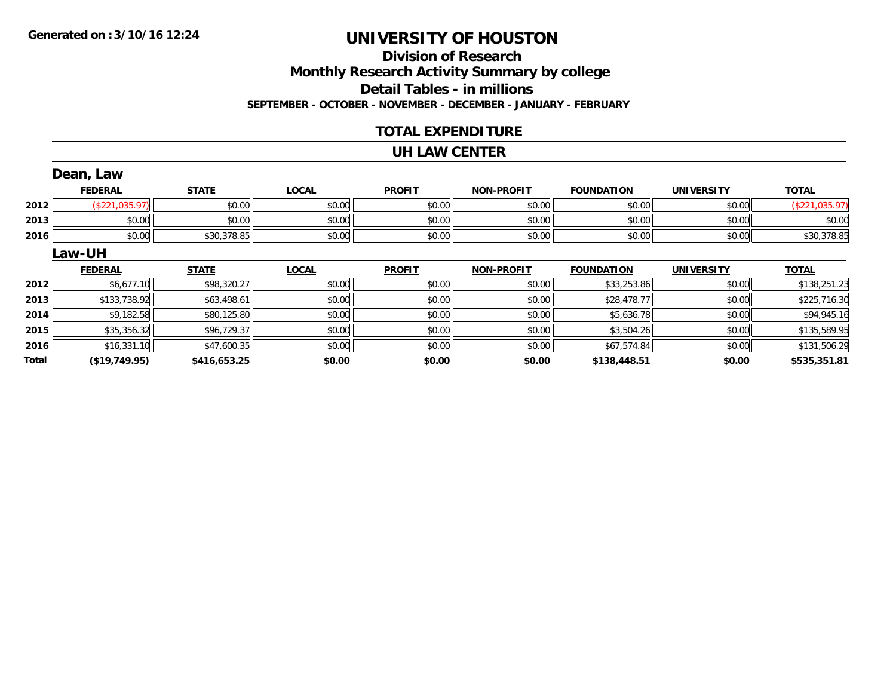Generated on :3/10/16 12:24

# UNIVERSITY OF HOUSTON

## Division of Research

## Monthly Research Activity Summary by college

## Detail Tables - in millions

**SEPTEMBER - OCTOBER - NOVEMBER - DECEMBER - JANUARY - FEBRUARY**

## TOTAL EXPENDITURE

## UH LAW CENTER

### Dean, Law

| | FEDERAL | STATE | LOCAL | PROFIT | NON-PROFIT | FOUNDATION | UNIVERSITY | TOTAL |
|---|---|---|---|---|---|---|---|---|
| 2012 | ($221,035.97) | $0.00 | $0.00 | $0.00 | $0.00 | $0.00 | $0.00 | ($221,035.97) |
| 2013 | $0.00 | $0.00 | $0.00 | $0.00 | $0.00 | $0.00 | $0.00 | $0.00 |
| 2016 | $0.00 | $30,378.85 | $0.00 | $0.00 | $0.00 | $0.00 | $0.00 | $30,378.85 |

### Law-UH

| | FEDERAL | STATE | LOCAL | PROFIT | NON-PROFIT | FOUNDATION | UNIVERSITY | TOTAL |
|---|---|---|---|---|---|---|---|---|
| 2012 | $6,677.10 | $98,320.27 | $0.00 | $0.00 | $0.00 | $33,253.86 | $0.00 | $138,251.23 |
| 2013 | $133,738.92 | $63,498.61 | $0.00 | $0.00 | $0.00 | $28,478.77 | $0.00 | $225,716.30 |
| 2014 | $9,182.58 | $80,125.80 | $0.00 | $0.00 | $0.00 | $5,636.78 | $0.00 | $94,945.16 |
| 2015 | $35,356.32 | $96,729.37 | $0.00 | $0.00 | $0.00 | $3,504.26 | $0.00 | $135,589.95 |
| 2016 | $16,331.10 | $47,600.35 | $0.00 | $0.00 | $0.00 | $67,574.84 | $0.00 | $131,506.29 |
| **Total** | **($19,749.95)** | **$416,653.25** | **$0.00** | **$0.00** | **$0.00** | **$138,448.51** | **$0.00** | **$535,351.81** |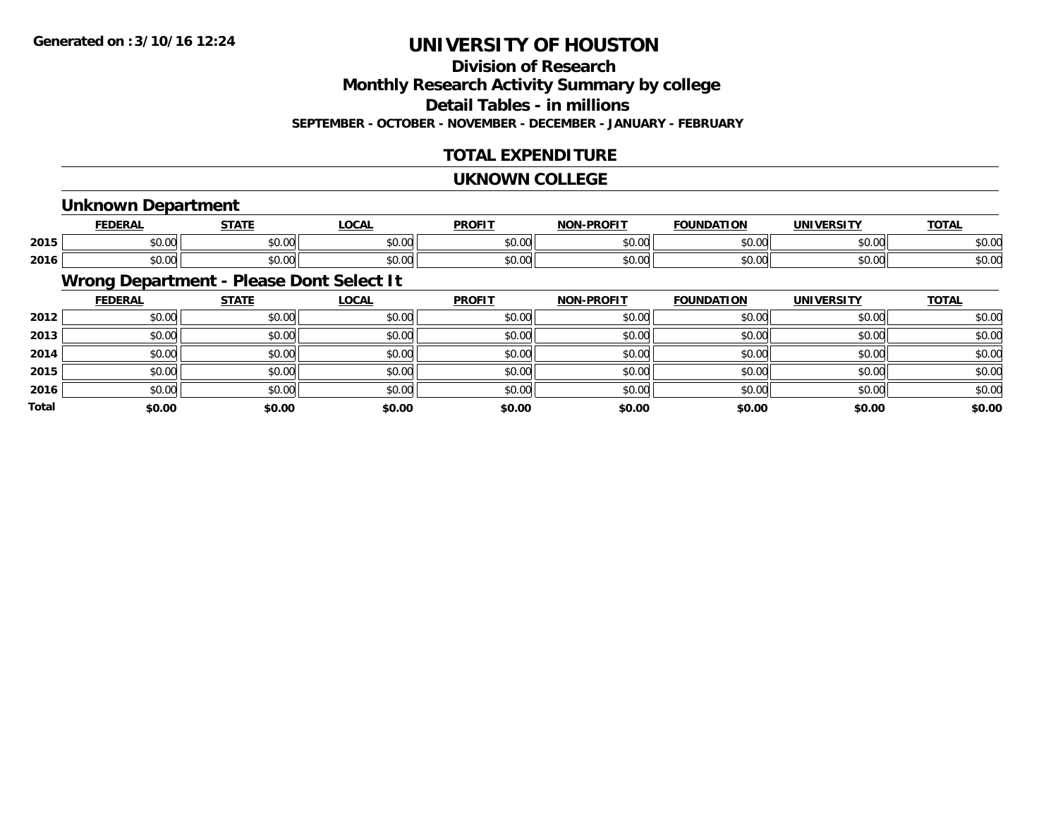**Generated on :3/10/16 12:24**

# UNIVERSITY OF HOUSTON

## Division of Research

## Monthly Research Activity Summary by college

## Detail Tables - in millions

**SEPTEMBER - OCTOBER - NOVEMBER - DECEMBER - JANUARY - FEBRUARY**

## TOTAL EXPENDITURE

## UKNOWN COLLEGE

### Unknown Department

| | FEDERAL | STATE | LOCAL | PROFIT | NON-PROFIT | FOUNDATION | UNIVERSITY | TOTAL |
|---|---|---|---|---|---|---|---|---|
| 2015 | $0.00 | $0.00 | $0.00 | $0.00 | $0.00 | $0.00 | $0.00 | $0.00 |
| 2016 | $0.00 | $0.00 | $0.00 | $0.00 | $0.00 | $0.00 | $0.00 | $0.00 |

### Wrong Department - Please Dont Select It

| | FEDERAL | STATE | LOCAL | PROFIT | NON-PROFIT | FOUNDATION | UNIVERSITY | TOTAL |
|---|---|---|---|---|---|---|---|---|
| 2012 | $0.00 | $0.00 | $0.00 | $0.00 | $0.00 | $0.00 | $0.00 | $0.00 |
| 2013 | $0.00 | $0.00 | $0.00 | $0.00 | $0.00 | $0.00 | $0.00 | $0.00 |
| 2014 | $0.00 | $0.00 | $0.00 | $0.00 | $0.00 | $0.00 | $0.00 | $0.00 |
| 2015 | $0.00 | $0.00 | $0.00 | $0.00 | $0.00 | $0.00 | $0.00 | $0.00 |
| 2016 | $0.00 | $0.00 | $0.00 | $0.00 | $0.00 | $0.00 | $0.00 | $0.00 |
| **Total** | **$0.00** | **$0.00** | **$0.00** | **$0.00** | **$0.00** | **$0.00** | **$0.00** | **$0.00** |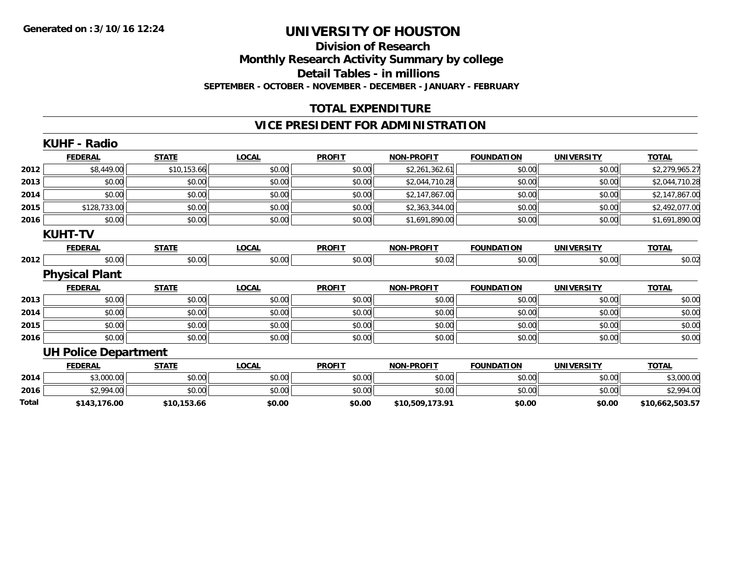Generated on :3/10/16 12:24

# UNIVERSITY OF HOUSTON

## Division of Research

## Monthly Research Activity Summary by college

## Detail Tables - in millions

**SEPTEMBER - OCTOBER - NOVEMBER - DECEMBER - JANUARY - FEBRUARY**

## TOTAL EXPENDITURE

## VICE PRESIDENT FOR ADMINISTRATION

### KUHF - Radio

| | FEDERAL | STATE | LOCAL | PROFIT | NON-PROFIT | FOUNDATION | UNIVERSITY | TOTAL |
|---|---|---|---|---|---|---|---|---|
| 2012 | $8,449.00 | $10,153.66 | $0.00 | $0.00 | $2,261,362.61 | $0.00 | $0.00 | $2,279,965.27 |
| 2013 | $0.00 | $0.00 | $0.00 | $0.00 | $2,044,710.28 | $0.00 | $0.00 | $2,044,710.28 |
| 2014 | $0.00 | $0.00 | $0.00 | $0.00 | $2,147,867.00 | $0.00 | $0.00 | $2,147,867.00 |
| 2015 | $128,733.00 | $0.00 | $0.00 | $0.00 | $2,363,344.00 | $0.00 | $0.00 | $2,492,077.00 |
| 2016 | $0.00 | $0.00 | $0.00 | $0.00 | $1,691,890.00 | $0.00 | $0.00 | $1,691,890.00 |

### KUHT-TV

| | FEDERAL | STATE | LOCAL | PROFIT | NON-PROFIT | FOUNDATION | UNIVERSITY | TOTAL |
|---|---|---|---|---|---|---|---|---|
| 2012 | $0.00 | $0.00 | $0.00 | $0.00 | $0.02 | $0.00 | $0.00 | $0.02 |

### Physical Plant

| | FEDERAL | STATE | LOCAL | PROFIT | NON-PROFIT | FOUNDATION | UNIVERSITY | TOTAL |
|---|---|---|---|---|---|---|---|---|
| 2013 | $0.00 | $0.00 | $0.00 | $0.00 | $0.00 | $0.00 | $0.00 | $0.00 |
| 2014 | $0.00 | $0.00 | $0.00 | $0.00 | $0.00 | $0.00 | $0.00 | $0.00 |
| 2015 | $0.00 | $0.00 | $0.00 | $0.00 | $0.00 | $0.00 | $0.00 | $0.00 |
| 2016 | $0.00 | $0.00 | $0.00 | $0.00 | $0.00 | $0.00 | $0.00 | $0.00 |

### UH Police Department

| | FEDERAL | STATE | LOCAL | PROFIT | NON-PROFIT | FOUNDATION | UNIVERSITY | TOTAL |
|---|---|---|---|---|---|---|---|---|
| 2014 | $3,000.00 | $0.00 | $0.00 | $0.00 | $0.00 | $0.00 | $0.00 | $3,000.00 |
| 2016 | $2,994.00 | $0.00 | $0.00 | $0.00 | $0.00 | $0.00 | $0.00 | $2,994.00 |
| **Total** | **$143,176.00** | **$10,153.66** | **$0.00** | **$0.00** | **$10,509,173.91** | **$0.00** | **$0.00** | **$10,662,503.57** |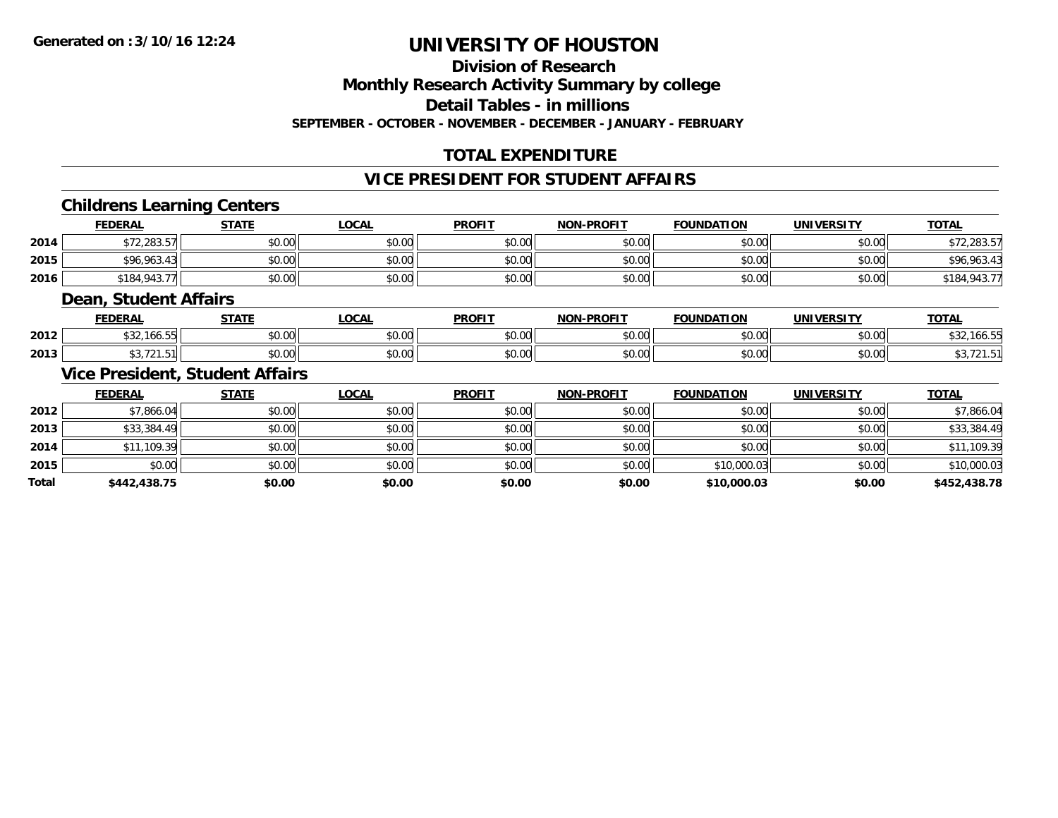**Generated on :3/10/16 12:24**

# UNIVERSITY OF HOUSTON

## Division of Research

## Monthly Research Activity Summary by college

## Detail Tables - in millions

**SEPTEMBER - OCTOBER - NOVEMBER - DECEMBER - JANUARY - FEBRUARY**

## TOTAL EXPENDITURE

## VICE PRESIDENT FOR STUDENT AFFAIRS

### Childrens Learning Centers

| | FEDERAL | STATE | LOCAL | PROFIT | NON-PROFIT | FOUNDATION | UNIVERSITY | TOTAL |
|---|---|---|---|---|---|---|---|---|
| 2014 | $72,283.57 | $0.00 | $0.00 | $0.00 | $0.00 | $0.00 | $0.00 | $72,283.57 |
| 2015 | $96,963.43 | $0.00 | $0.00 | $0.00 | $0.00 | $0.00 | $0.00 | $96,963.43 |
| 2016 | $184,943.77 | $0.00 | $0.00 | $0.00 | $0.00 | $0.00 | $0.00 | $184,943.77 |

### Dean, Student Affairs

| | FEDERAL | STATE | LOCAL | PROFIT | NON-PROFIT | FOUNDATION | UNIVERSITY | TOTAL |
|---|---|---|---|---|---|---|---|---|
| 2012 | $32,166.55 | $0.00 | $0.00 | $0.00 | $0.00 | $0.00 | $0.00 | $32,166.55 |
| 2013 | $3,721.51 | $0.00 | $0.00 | $0.00 | $0.00 | $0.00 | $0.00 | $3,721.51 |

### Vice President, Student Affairs

| | FEDERAL | STATE | LOCAL | PROFIT | NON-PROFIT | FOUNDATION | UNIVERSITY | TOTAL |
|---|---|---|---|---|---|---|---|---|
| 2012 | $7,866.04 | $0.00 | $0.00 | $0.00 | $0.00 | $0.00 | $0.00 | $7,866.04 |
| 2013 | $33,384.49 | $0.00 | $0.00 | $0.00 | $0.00 | $0.00 | $0.00 | $33,384.49 |
| 2014 | $11,109.39 | $0.00 | $0.00 | $0.00 | $0.00 | $0.00 | $0.00 | $11,109.39 |
| 2015 | $0.00 | $0.00 | $0.00 | $0.00 | $0.00 | $10,000.03 | $0.00 | $10,000.03 |
| **Total** | **$442,438.75** | **$0.00** | **$0.00** | **$0.00** | **$0.00** | **$10,000.03** | **$0.00** | **$452,438.78** |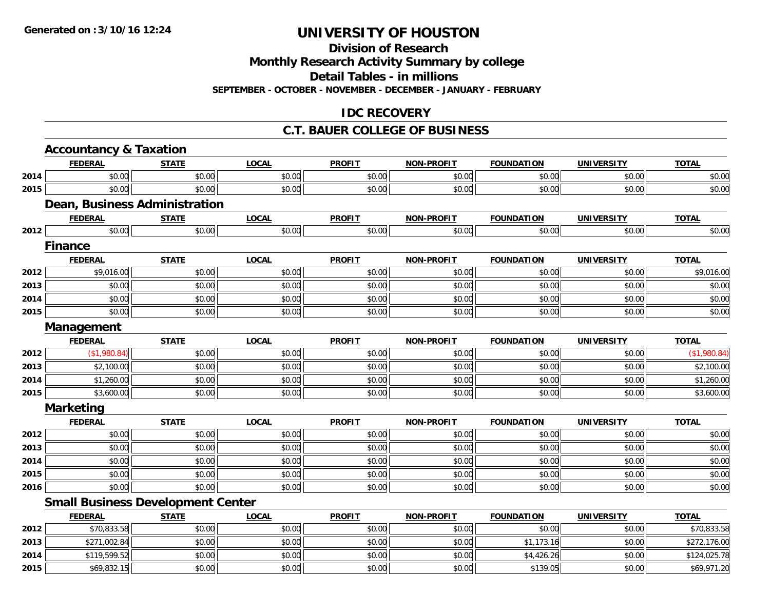Generated on :3/10/16 12:24

# UNIVERSITY OF HOUSTON

## Division of Research

## Monthly Research Activity Summary by college

## Detail Tables - in millions

**SEPTEMBER - OCTOBER - NOVEMBER - DECEMBER - JANUARY - FEBRUARY**

## IDC RECOVERY

## C.T. BAUER COLLEGE OF BUSINESS

### Accountancy & Taxation

| | FEDERAL | STATE | LOCAL | PROFIT | NON-PROFIT | FOUNDATION | UNIVERSITY | TOTAL |
|---|---|---|---|---|---|---|---|---|
| 2014 | $0.00 | $0.00 | $0.00 | $0.00 | $0.00 | $0.00 | $0.00 | $0.00 |
| 2015 | $0.00 | $0.00 | $0.00 | $0.00 | $0.00 | $0.00 | $0.00 | $0.00 |

### Dean, Business Administration

| | FEDERAL | STATE | LOCAL | PROFIT | NON-PROFIT | FOUNDATION | UNIVERSITY | TOTAL |
|---|---|---|---|---|---|---|---|---|
| 2012 | $0.00 | $0.00 | $0.00 | $0.00 | $0.00 | $0.00 | $0.00 | $0.00 |

### Finance

| | FEDERAL | STATE | LOCAL | PROFIT | NON-PROFIT | FOUNDATION | UNIVERSITY | TOTAL |
|---|---|---|---|---|---|---|---|---|
| 2012 | $9,016.00 | $0.00 | $0.00 | $0.00 | $0.00 | $0.00 | $0.00 | $9,016.00 |
| 2013 | $0.00 | $0.00 | $0.00 | $0.00 | $0.00 | $0.00 | $0.00 | $0.00 |
| 2014 | $0.00 | $0.00 | $0.00 | $0.00 | $0.00 | $0.00 | $0.00 | $0.00 |
| 2015 | $0.00 | $0.00 | $0.00 | $0.00 | $0.00 | $0.00 | $0.00 | $0.00 |

### Management

| | FEDERAL | STATE | LOCAL | PROFIT | NON-PROFIT | FOUNDATION | UNIVERSITY | TOTAL |
|---|---|---|---|---|---|---|---|---|
| 2012 | ($1,980.84) | $0.00 | $0.00 | $0.00 | $0.00 | $0.00 | $0.00 | ($1,980.84) |
| 2013 | $2,100.00 | $0.00 | $0.00 | $0.00 | $0.00 | $0.00 | $0.00 | $2,100.00 |
| 2014 | $1,260.00 | $0.00 | $0.00 | $0.00 | $0.00 | $0.00 | $0.00 | $1,260.00 |
| 2015 | $3,600.00 | $0.00 | $0.00 | $0.00 | $0.00 | $0.00 | $0.00 | $3,600.00 |

### Marketing

| | FEDERAL | STATE | LOCAL | PROFIT | NON-PROFIT | FOUNDATION | UNIVERSITY | TOTAL |
|---|---|---|---|---|---|---|---|---|
| 2012 | $0.00 | $0.00 | $0.00 | $0.00 | $0.00 | $0.00 | $0.00 | $0.00 |
| 2013 | $0.00 | $0.00 | $0.00 | $0.00 | $0.00 | $0.00 | $0.00 | $0.00 |
| 2014 | $0.00 | $0.00 | $0.00 | $0.00 | $0.00 | $0.00 | $0.00 | $0.00 |
| 2015 | $0.00 | $0.00 | $0.00 | $0.00 | $0.00 | $0.00 | $0.00 | $0.00 |
| 2016 | $0.00 | $0.00 | $0.00 | $0.00 | $0.00 | $0.00 | $0.00 | $0.00 |

### Small Business Development Center

| | FEDERAL | STATE | LOCAL | PROFIT | NON-PROFIT | FOUNDATION | UNIVERSITY | TOTAL |
|---|---|---|---|---|---|---|---|---|
| 2012 | $70,833.58 | $0.00 | $0.00 | $0.00 | $0.00 | $0.00 | $0.00 | $70,833.58 |
| 2013 | $271,002.84 | $0.00 | $0.00 | $0.00 | $0.00 | $1,173.16 | $0.00 | $272,176.00 |
| 2014 | $119,599.52 | $0.00 | $0.00 | $0.00 | $0.00 | $4,426.26 | $0.00 | $124,025.78 |
| 2015 | $69,832.15 | $0.00 | $0.00 | $0.00 | $0.00 | $139.05 | $0.00 | $69,971.20 |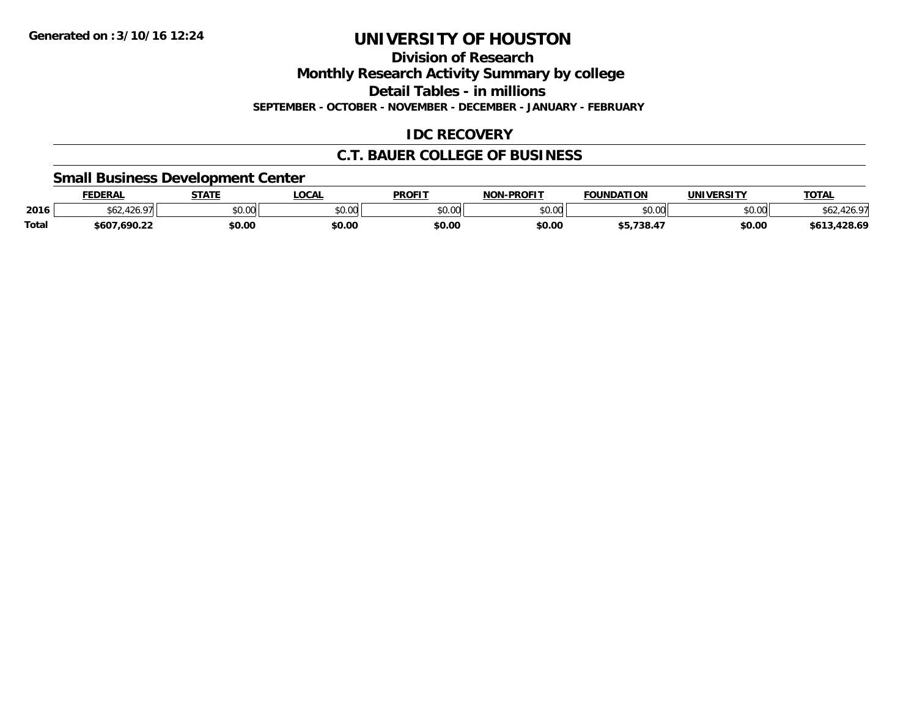# UNIVERSITY OF HOUSTON

## Division of Research

## Monthly Research Activity Summary by college

## Detail Tables - in millions

**SEPTEMBER - OCTOBER - NOVEMBER - DECEMBER - JANUARY - FEBRUARY**

## IDC RECOVERY

## C.T. BAUER COLLEGE OF BUSINESS

### Small Business Development Center

| | FEDERAL | STATE | LOCAL | PROFIT | NON-PROFIT | FOUNDATION | UNIVERSITY | TOTAL |
|---|---|---|---|---|---|---|---|---|
| 2016 | $62,426.97 | $0.00 | $0.00 | $0.00 | $0.00 | $0.00 | $0.00 | $62,426.97 |
| **Total** | **$607,690.22** | **$0.00** | **$0.00** | **$0.00** | **$0.00** | **$5,738.47** | **$0.00** | **$613,428.69** |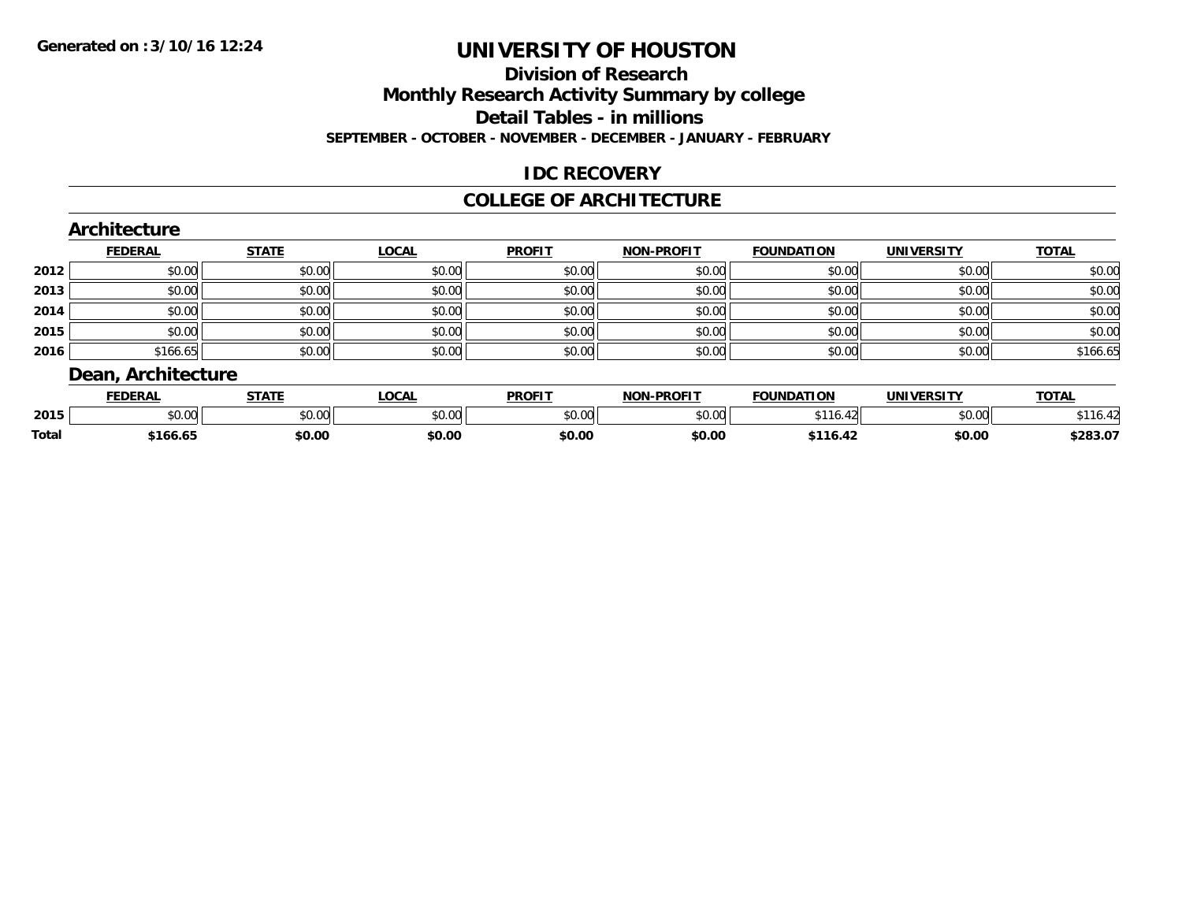Generated on :3/10/16 12:24

# UNIVERSITY OF HOUSTON

## Division of Research

## Monthly Research Activity Summary by college

## Detail Tables - in millions

### SEPTEMBER - OCTOBER - NOVEMBER - DECEMBER - JANUARY - FEBRUARY

## IDC RECOVERY

## COLLEGE OF ARCHITECTURE

### Architecture

| | FEDERAL | STATE | LOCAL | PROFIT | NON-PROFIT | FOUNDATION | UNIVERSITY | TOTAL |
|---|---|---|---|---|---|---|---|---|
| 2012 | $0.00 | $0.00 | $0.00 | $0.00 | $0.00 | $0.00 | $0.00 | $0.00 |
| 2013 | $0.00 | $0.00 | $0.00 | $0.00 | $0.00 | $0.00 | $0.00 | $0.00 |
| 2014 | $0.00 | $0.00 | $0.00 | $0.00 | $0.00 | $0.00 | $0.00 | $0.00 |
| 2015 | $0.00 | $0.00 | $0.00 | $0.00 | $0.00 | $0.00 | $0.00 | $0.00 |
| 2016 | $166.65 | $0.00 | $0.00 | $0.00 | $0.00 | $0.00 | $0.00 | $166.65 |

### Dean, Architecture

| | FEDERAL | STATE | LOCAL | PROFIT | NON-PROFIT | FOUNDATION | UNIVERSITY | TOTAL |
|---|---|---|---|---|---|---|---|---|
| 2015 | $0.00 | $0.00 | $0.00 | $0.00 | $0.00 | $116.42 | $0.00 | $116.42 |
| **Total** | **$166.65** | **$0.00** | **$0.00** | **$0.00** | **$0.00** | **$116.42** | **$0.00** | **$283.07** |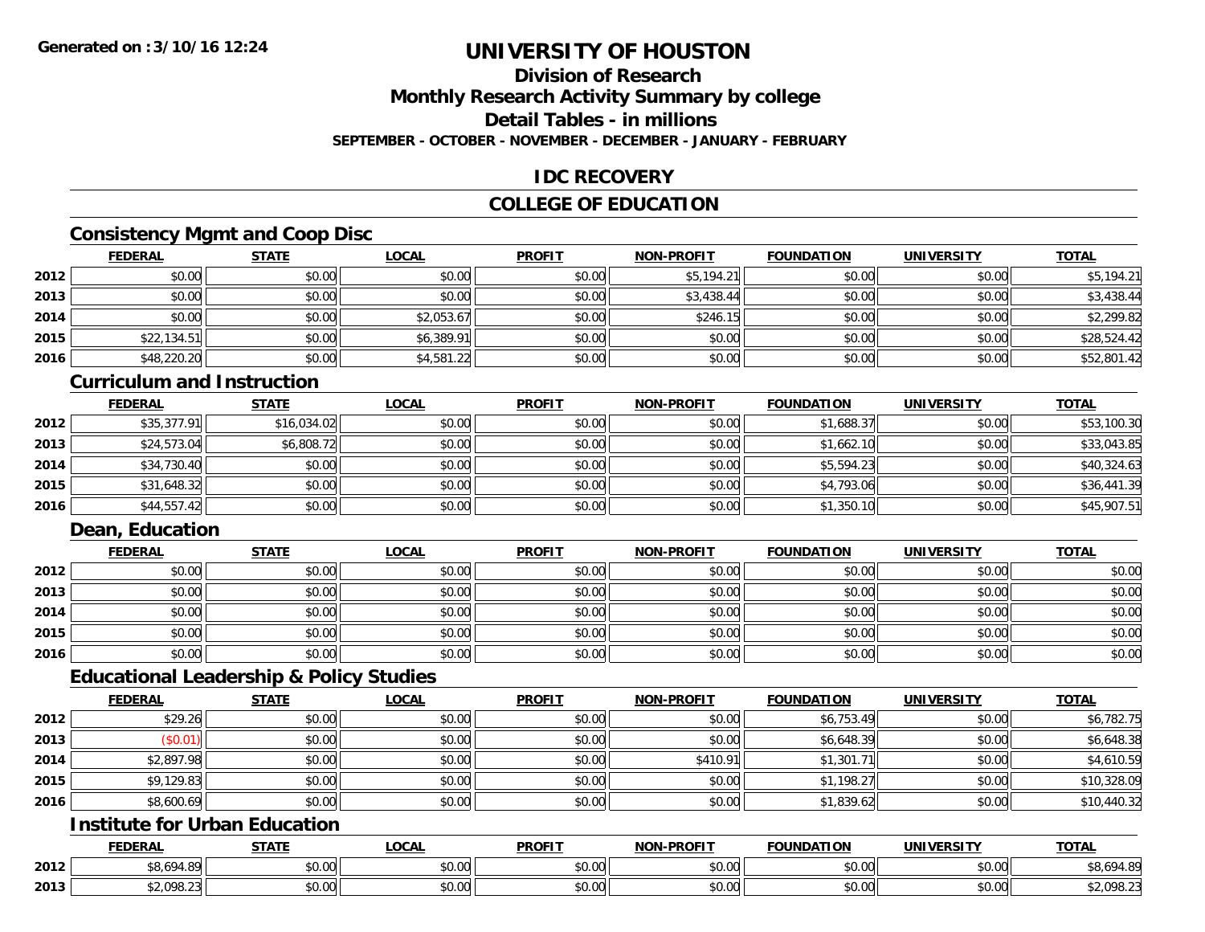Generated on :3/10/16 12:24

# UNIVERSITY OF HOUSTON

## Division of Research

## Monthly Research Activity Summary by college

## Detail Tables - in millions

**SEPTEMBER - OCTOBER - NOVEMBER - DECEMBER - JANUARY - FEBRUARY**

## IDC RECOVERY

## COLLEGE OF EDUCATION

### Consistency Mgmt and Coop Disc

| | FEDERAL | STATE | LOCAL | PROFIT | NON-PROFIT | FOUNDATION | UNIVERSITY | TOTAL |
|---|---|---|---|---|---|---|---|---|
| 2012 | $0.00 | $0.00 | $0.00 | $0.00 | $5,194.21 | $0.00 | $0.00 | $5,194.21 |
| 2013 | $0.00 | $0.00 | $0.00 | $0.00 | $3,438.44 | $0.00 | $0.00 | $3,438.44 |
| 2014 | $0.00 | $0.00 | $2,053.67 | $0.00 | $246.15 | $0.00 | $0.00 | $2,299.82 |
| 2015 | $22,134.51 | $0.00 | $6,389.91 | $0.00 | $0.00 | $0.00 | $0.00 | $28,524.42 |
| 2016 | $48,220.20 | $0.00 | $4,581.22 | $0.00 | $0.00 | $0.00 | $0.00 | $52,801.42 |

### Curriculum and Instruction

| | FEDERAL | STATE | LOCAL | PROFIT | NON-PROFIT | FOUNDATION | UNIVERSITY | TOTAL |
|---|---|---|---|---|---|---|---|---|
| 2012 | $35,377.91 | $16,034.02 | $0.00 | $0.00 | $0.00 | $1,688.37 | $0.00 | $53,100.30 |
| 2013 | $24,573.04 | $6,808.72 | $0.00 | $0.00 | $0.00 | $1,662.10 | $0.00 | $33,043.85 |
| 2014 | $34,730.40 | $0.00 | $0.00 | $0.00 | $0.00 | $5,594.23 | $0.00 | $40,324.63 |
| 2015 | $31,648.32 | $0.00 | $0.00 | $0.00 | $0.00 | $4,793.06 | $0.00 | $36,441.39 |
| 2016 | $44,557.42 | $0.00 | $0.00 | $0.00 | $0.00 | $1,350.10 | $0.00 | $45,907.51 |

### Dean, Education

| | FEDERAL | STATE | LOCAL | PROFIT | NON-PROFIT | FOUNDATION | UNIVERSITY | TOTAL |
|---|---|---|---|---|---|---|---|---|
| 2012 | $0.00 | $0.00 | $0.00 | $0.00 | $0.00 | $0.00 | $0.00 | $0.00 |
| 2013 | $0.00 | $0.00 | $0.00 | $0.00 | $0.00 | $0.00 | $0.00 | $0.00 |
| 2014 | $0.00 | $0.00 | $0.00 | $0.00 | $0.00 | $0.00 | $0.00 | $0.00 |
| 2015 | $0.00 | $0.00 | $0.00 | $0.00 | $0.00 | $0.00 | $0.00 | $0.00 |
| 2016 | $0.00 | $0.00 | $0.00 | $0.00 | $0.00 | $0.00 | $0.00 | $0.00 |

### Educational Leadership & Policy Studies

| | FEDERAL | STATE | LOCAL | PROFIT | NON-PROFIT | FOUNDATION | UNIVERSITY | TOTAL |
|---|---|---|---|---|---|---|---|---|
| 2012 | $29.26 | $0.00 | $0.00 | $0.00 | $0.00 | $6,753.49 | $0.00 | $6,782.75 |
| 2013 | ($0.01) | $0.00 | $0.00 | $0.00 | $0.00 | $6,648.39 | $0.00 | $6,648.38 |
| 2014 | $2,897.98 | $0.00 | $0.00 | $0.00 | $410.91 | $1,301.71 | $0.00 | $4,610.59 |
| 2015 | $9,129.83 | $0.00 | $0.00 | $0.00 | $0.00 | $1,198.27 | $0.00 | $10,328.09 |
| 2016 | $8,600.69 | $0.00 | $0.00 | $0.00 | $0.00 | $1,839.62 | $0.00 | $10,440.32 |

### Institute for Urban Education

| | FEDERAL | STATE | LOCAL | PROFIT | NON-PROFIT | FOUNDATION | UNIVERSITY | TOTAL |
|---|---|---|---|---|---|---|---|---|
| 2012 | $8,694.89 | $0.00 | $0.00 | $0.00 | $0.00 | $0.00 | $0.00 | $8,694.89 |
| 2013 | $2,098.23 | $0.00 | $0.00 | $0.00 | $0.00 | $0.00 | $0.00 | $2,098.23 |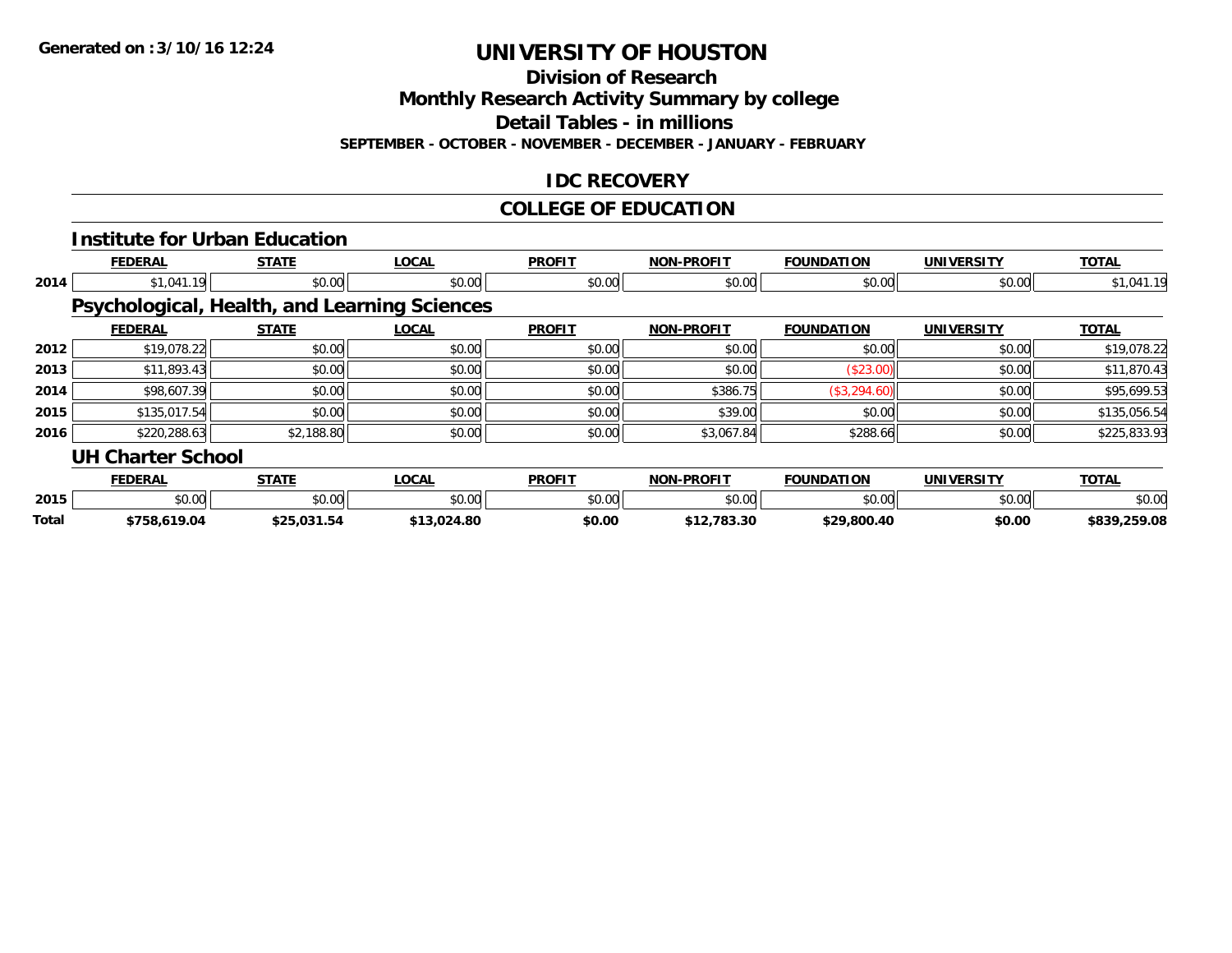**Generated on :3/10/16 12:24**

# UNIVERSITY OF HOUSTON

## Division of Research

## Monthly Research Activity Summary by college

## Detail Tables - in millions

**SEPTEMBER - OCTOBER - NOVEMBER - DECEMBER - JANUARY - FEBRUARY**

## IDC RECOVERY

## COLLEGE OF EDUCATION

### Institute for Urban Education

| | FEDERAL | STATE | LOCAL | PROFIT | NON-PROFIT | FOUNDATION | UNIVERSITY | TOTAL |
|---|---|---|---|---|---|---|---|---|
| 2014 | $1,041.19 | $0.00 | $0.00 | $0.00 | $0.00 | $0.00 | $0.00 | $1,041.19 |

### Psychological, Health, and Learning Sciences

| | FEDERAL | STATE | LOCAL | PROFIT | NON-PROFIT | FOUNDATION | UNIVERSITY | TOTAL |
|---|---|---|---|---|---|---|---|---|
| 2012 | $19,078.22 | $0.00 | $0.00 | $0.00 | $0.00 | $0.00 | $0.00 | $19,078.22 |
| 2013 | $11,893.43 | $0.00 | $0.00 | $0.00 | $0.00 | ($23.00) | $0.00 | $11,870.43 |
| 2014 | $98,607.39 | $0.00 | $0.00 | $0.00 | $386.75 | ($3,294.60) | $0.00 | $95,699.53 |
| 2015 | $135,017.54 | $0.00 | $0.00 | $0.00 | $39.00 | $0.00 | $0.00 | $135,056.54 |
| 2016 | $220,288.63 | $2,188.80 | $0.00 | $0.00 | $3,067.84 | $288.66 | $0.00 | $225,833.93 |

### UH Charter School

| | FEDERAL | STATE | LOCAL | PROFIT | NON-PROFIT | FOUNDATION | UNIVERSITY | TOTAL |
|---|---|---|---|---|---|---|---|---|
| 2015 | $0.00 | $0.00 | $0.00 | $0.00 | $0.00 | $0.00 | $0.00 | $0.00 |
| **Total** | **$758,619.04** | **$25,031.54** | **$13,024.80** | **$0.00** | **$12,783.30** | **$29,800.40** | **$0.00** | **$839,259.08** |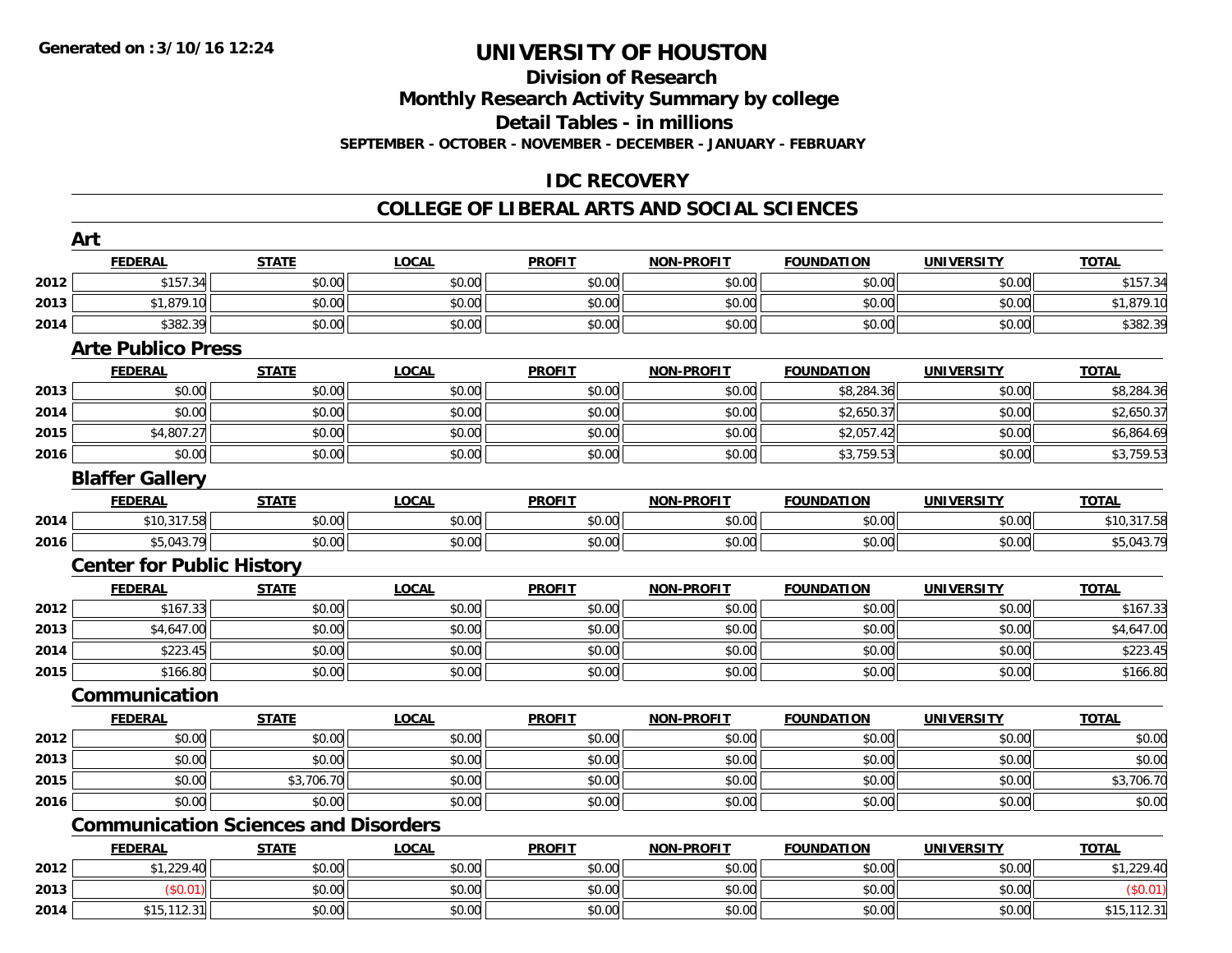# UNIVERSITY OF HOUSTON

## Division of Research

## Monthly Research Activity Summary by college

## Detail Tables - in millions

**SEPTEMBER - OCTOBER - NOVEMBER - DECEMBER - JANUARY - FEBRUARY**

## IDC RECOVERY

## COLLEGE OF LIBERAL ARTS AND SOCIAL SCIENCES

### Art

| | FEDERAL | STATE | LOCAL | PROFIT | NON-PROFIT | FOUNDATION | UNIVERSITY | TOTAL |
|---|---|---|---|---|---|---|---|---|
| 2012 | $157.34 | $0.00 | $0.00 | $0.00 | $0.00 | $0.00 | $0.00 | $157.34 |
| 2013 | $1,879.10 | $0.00 | $0.00 | $0.00 | $0.00 | $0.00 | $0.00 | $1,879.10 |
| 2014 | $382.39 | $0.00 | $0.00 | $0.00 | $0.00 | $0.00 | $0.00 | $382.39 |

### Arte Publico Press

| | FEDERAL | STATE | LOCAL | PROFIT | NON-PROFIT | FOUNDATION | UNIVERSITY | TOTAL |
|---|---|---|---|---|---|---|---|---|
| 2013 | $0.00 | $0.00 | $0.00 | $0.00 | $0.00 | $8,284.36 | $0.00 | $8,284.36 |
| 2014 | $0.00 | $0.00 | $0.00 | $0.00 | $0.00 | $2,650.37 | $0.00 | $2,650.37 |
| 2015 | $4,807.27 | $0.00 | $0.00 | $0.00 | $0.00 | $2,057.42 | $0.00 | $6,864.69 |
| 2016 | $0.00 | $0.00 | $0.00 | $0.00 | $0.00 | $3,759.53 | $0.00 | $3,759.53 |

### Blaffer Gallery

| | FEDERAL | STATE | LOCAL | PROFIT | NON-PROFIT | FOUNDATION | UNIVERSITY | TOTAL |
|---|---|---|---|---|---|---|---|---|
| 2014 | $10,317.58 | $0.00 | $0.00 | $0.00 | $0.00 | $0.00 | $0.00 | $10,317.58 |
| 2016 | $5,043.79 | $0.00 | $0.00 | $0.00 | $0.00 | $0.00 | $0.00 | $5,043.79 |

### Center for Public History

| | FEDERAL | STATE | LOCAL | PROFIT | NON-PROFIT | FOUNDATION | UNIVERSITY | TOTAL |
|---|---|---|---|---|---|---|---|---|
| 2012 | $167.33 | $0.00 | $0.00 | $0.00 | $0.00 | $0.00 | $0.00 | $167.33 |
| 2013 | $4,647.00 | $0.00 | $0.00 | $0.00 | $0.00 | $0.00 | $0.00 | $4,647.00 |
| 2014 | $223.45 | $0.00 | $0.00 | $0.00 | $0.00 | $0.00 | $0.00 | $223.45 |
| 2015 | $166.80 | $0.00 | $0.00 | $0.00 | $0.00 | $0.00 | $0.00 | $166.80 |

### Communication

| | FEDERAL | STATE | LOCAL | PROFIT | NON-PROFIT | FOUNDATION | UNIVERSITY | TOTAL |
|---|---|---|---|---|---|---|---|---|
| 2012 | $0.00 | $0.00 | $0.00 | $0.00 | $0.00 | $0.00 | $0.00 | $0.00 |
| 2013 | $0.00 | $0.00 | $0.00 | $0.00 | $0.00 | $0.00 | $0.00 | $0.00 |
| 2015 | $0.00 | $3,706.70 | $0.00 | $0.00 | $0.00 | $0.00 | $0.00 | $3,706.70 |
| 2016 | $0.00 | $0.00 | $0.00 | $0.00 | $0.00 | $0.00 | $0.00 | $0.00 |

### Communication Sciences and Disorders

| | FEDERAL | STATE | LOCAL | PROFIT | NON-PROFIT | FOUNDATION | UNIVERSITY | TOTAL |
|---|---|---|---|---|---|---|---|---|
| 2012 | $1,229.40 | $0.00 | $0.00 | $0.00 | $0.00 | $0.00 | $0.00 | $1,229.40 |
| 2013 | ($0.01) | $0.00 | $0.00 | $0.00 | $0.00 | $0.00 | $0.00 | ($0.01) |
| 2014 | $15,112.31 | $0.00 | $0.00 | $0.00 | $0.00 | $0.00 | $0.00 | $15,112.31 |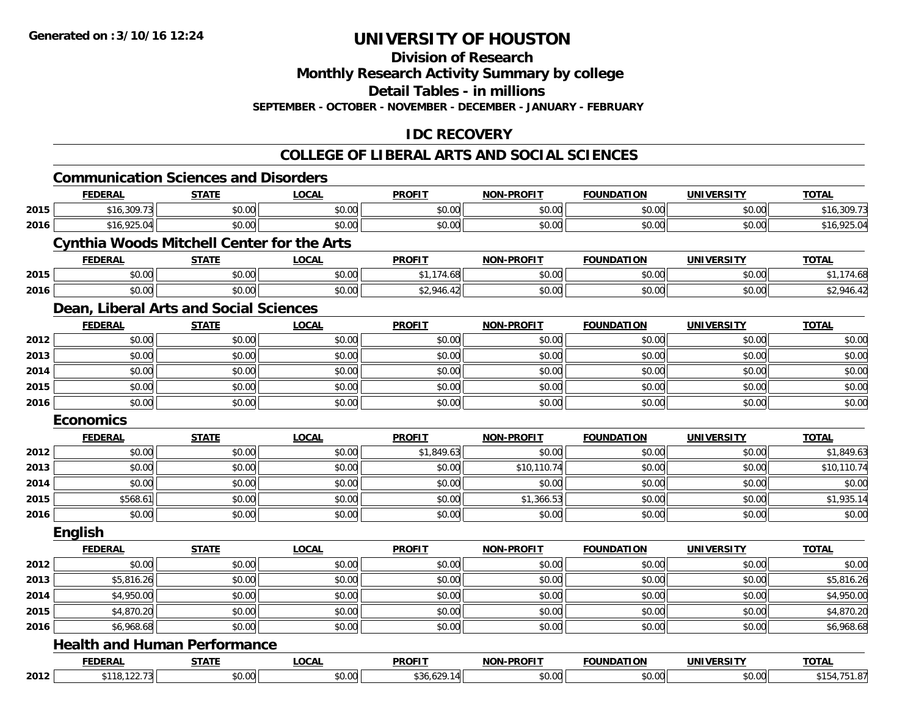# UNIVERSITY OF HOUSTON

## Division of Research

## Monthly Research Activity Summary by college

## Detail Tables - in millions

**SEPTEMBER - OCTOBER - NOVEMBER - DECEMBER - JANUARY - FEBRUARY**

**Generated on : 3/10/16 12:24**

## IDC RECOVERY

## COLLEGE OF LIBERAL ARTS AND SOCIAL SCIENCES

### Communication Sciences and Disorders

| | FEDERAL | STATE | LOCAL | PROFIT | NON-PROFIT | FOUNDATION | UNIVERSITY | TOTAL |
|---|---|---|---|---|---|---|---|---|
| 2015 | $16,309.73 | $0.00 | $0.00 | $0.00 | $0.00 | $0.00 | $0.00 | $16,309.73 |
| 2016 | $16,925.04 | $0.00 | $0.00 | $0.00 | $0.00 | $0.00 | $0.00 | $16,925.04 |

### Cynthia Woods Mitchell Center for the Arts

| | FEDERAL | STATE | LOCAL | PROFIT | NON-PROFIT | FOUNDATION | UNIVERSITY | TOTAL |
|---|---|---|---|---|---|---|---|---|
| 2015 | $0.00 | $0.00 | $0.00 | $1,174.68 | $0.00 | $0.00 | $0.00 | $1,174.68 |
| 2016 | $0.00 | $0.00 | $0.00 | $2,946.42 | $0.00 | $0.00 | $0.00 | $2,946.42 |

### Dean, Liberal Arts and Social Sciences

| | FEDERAL | STATE | LOCAL | PROFIT | NON-PROFIT | FOUNDATION | UNIVERSITY | TOTAL |
|---|---|---|---|---|---|---|---|---|
| 2012 | $0.00 | $0.00 | $0.00 | $0.00 | $0.00 | $0.00 | $0.00 | $0.00 |
| 2013 | $0.00 | $0.00 | $0.00 | $0.00 | $0.00 | $0.00 | $0.00 | $0.00 |
| 2014 | $0.00 | $0.00 | $0.00 | $0.00 | $0.00 | $0.00 | $0.00 | $0.00 |
| 2015 | $0.00 | $0.00 | $0.00 | $0.00 | $0.00 | $0.00 | $0.00 | $0.00 |
| 2016 | $0.00 | $0.00 | $0.00 | $0.00 | $0.00 | $0.00 | $0.00 | $0.00 |

### Economics

| | FEDERAL | STATE | LOCAL | PROFIT | NON-PROFIT | FOUNDATION | UNIVERSITY | TOTAL |
|---|---|---|---|---|---|---|---|---|
| 2012 | $0.00 | $0.00 | $0.00 | $1,849.63 | $0.00 | $0.00 | $0.00 | $1,849.63 |
| 2013 | $0.00 | $0.00 | $0.00 | $0.00 | $10,110.74 | $0.00 | $0.00 | $10,110.74 |
| 2014 | $0.00 | $0.00 | $0.00 | $0.00 | $0.00 | $0.00 | $0.00 | $0.00 |
| 2015 | $568.61 | $0.00 | $0.00 | $0.00 | $1,366.53 | $0.00 | $0.00 | $1,935.14 |
| 2016 | $0.00 | $0.00 | $0.00 | $0.00 | $0.00 | $0.00 | $0.00 | $0.00 |

### English

| | FEDERAL | STATE | LOCAL | PROFIT | NON-PROFIT | FOUNDATION | UNIVERSITY | TOTAL |
|---|---|---|---|---|---|---|---|---|
| 2012 | $0.00 | $0.00 | $0.00 | $0.00 | $0.00 | $0.00 | $0.00 | $0.00 |
| 2013 | $5,816.26 | $0.00 | $0.00 | $0.00 | $0.00 | $0.00 | $0.00 | $5,816.26 |
| 2014 | $4,950.00 | $0.00 | $0.00 | $0.00 | $0.00 | $0.00 | $0.00 | $4,950.00 |
| 2015 | $4,870.20 | $0.00 | $0.00 | $0.00 | $0.00 | $0.00 | $0.00 | $4,870.20 |
| 2016 | $6,968.68 | $0.00 | $0.00 | $0.00 | $0.00 | $0.00 | $0.00 | $6,968.68 |

### Health and Human Performance

| | FEDERAL | STATE | LOCAL | PROFIT | NON-PROFIT | FOUNDATION | UNIVERSITY | TOTAL |
|---|---|---|---|---|---|---|---|---|
| 2012 | $118,122.73 | $0.00 | $0.00 | $36,629.14 | $0.00 | $0.00 | $0.00 | $154,751.87 |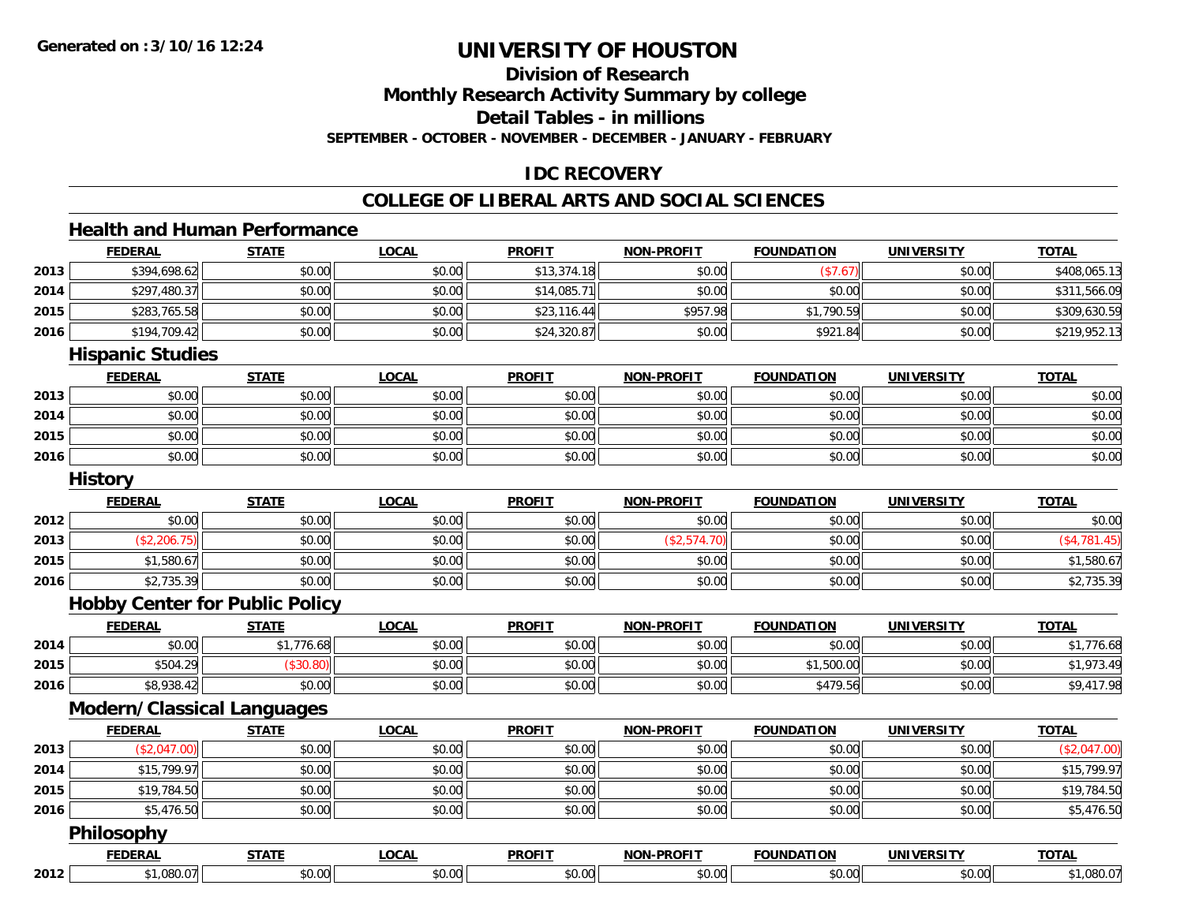**Generated on :3/10/16 12:24**

# UNIVERSITY OF HOUSTON

## Division of Research

## Monthly Research Activity Summary by college

## Detail Tables - in millions

**SEPTEMBER - OCTOBER - NOVEMBER - DECEMBER - JANUARY - FEBRUARY**

## IDC RECOVERY

## COLLEGE OF LIBERAL ARTS AND SOCIAL SCIENCES

### Health and Human Performance

| | FEDERAL | STATE | LOCAL | PROFIT | NON-PROFIT | FOUNDATION | UNIVERSITY | TOTAL |
|---|---|---|---|---|---|---|---|---|
| 2013 | $394,698.62 | $0.00 | $0.00 | $13,374.18 | $0.00 | ($7.67) | $0.00 | $408,065.13 |
| 2014 | $297,480.37 | $0.00 | $0.00 | $14,085.71 | $0.00 | $0.00 | $0.00 | $311,566.09 |
| 2015 | $283,765.58 | $0.00 | $0.00 | $23,116.44 | $957.98 | $1,790.59 | $0.00 | $309,630.59 |
| 2016 | $194,709.42 | $0.00 | $0.00 | $24,320.87 | $0.00 | $921.84 | $0.00 | $219,952.13 |

### Hispanic Studies

| | FEDERAL | STATE | LOCAL | PROFIT | NON-PROFIT | FOUNDATION | UNIVERSITY | TOTAL |
|---|---|---|---|---|---|---|---|---|
| 2013 | $0.00 | $0.00 | $0.00 | $0.00 | $0.00 | $0.00 | $0.00 | $0.00 |
| 2014 | $0.00 | $0.00 | $0.00 | $0.00 | $0.00 | $0.00 | $0.00 | $0.00 |
| 2015 | $0.00 | $0.00 | $0.00 | $0.00 | $0.00 | $0.00 | $0.00 | $0.00 |
| 2016 | $0.00 | $0.00 | $0.00 | $0.00 | $0.00 | $0.00 | $0.00 | $0.00 |

### History

| | FEDERAL | STATE | LOCAL | PROFIT | NON-PROFIT | FOUNDATION | UNIVERSITY | TOTAL |
|---|---|---|---|---|---|---|---|---|
| 2012 | $0.00 | $0.00 | $0.00 | $0.00 | $0.00 | $0.00 | $0.00 | $0.00 |
| 2013 | ($2,206.75) | $0.00 | $0.00 | $0.00 | ($2,574.70) | $0.00 | $0.00 | ($4,781.45) |
| 2015 | $1,580.67 | $0.00 | $0.00 | $0.00 | $0.00 | $0.00 | $0.00 | $1,580.67 |
| 2016 | $2,735.39 | $0.00 | $0.00 | $0.00 | $0.00 | $0.00 | $0.00 | $2,735.39 |

### Hobby Center for Public Policy

| | FEDERAL | STATE | LOCAL | PROFIT | NON-PROFIT | FOUNDATION | UNIVERSITY | TOTAL |
|---|---|---|---|---|---|---|---|---|
| 2014 | $0.00 | $1,776.68 | $0.00 | $0.00 | $0.00 | $0.00 | $0.00 | $1,776.68 |
| 2015 | $504.29 | ($30.80) | $0.00 | $0.00 | $0.00 | $1,500.00 | $0.00 | $1,973.49 |
| 2016 | $8,938.42 | $0.00 | $0.00 | $0.00 | $0.00 | $479.56 | $0.00 | $9,417.98 |

### Modern/Classical Languages

| | FEDERAL | STATE | LOCAL | PROFIT | NON-PROFIT | FOUNDATION | UNIVERSITY | TOTAL |
|---|---|---|---|---|---|---|---|---|
| 2013 | ($2,047.00) | $0.00 | $0.00 | $0.00 | $0.00 | $0.00 | $0.00 | ($2,047.00) |
| 2014 | $15,799.97 | $0.00 | $0.00 | $0.00 | $0.00 | $0.00 | $0.00 | $15,799.97 |
| 2015 | $19,784.50 | $0.00 | $0.00 | $0.00 | $0.00 | $0.00 | $0.00 | $19,784.50 |
| 2016 | $5,476.50 | $0.00 | $0.00 | $0.00 | $0.00 | $0.00 | $0.00 | $5,476.50 |

### Philosophy

| | FEDERAL | STATE | LOCAL | PROFIT | NON-PROFIT | FOUNDATION | UNIVERSITY | TOTAL |
|---|---|---|---|---|---|---|---|---|
| 2012 | $1,080.07 | $0.00 | $0.00 | $0.00 | $0.00 | $0.00 | $0.00 | $1,080.07 |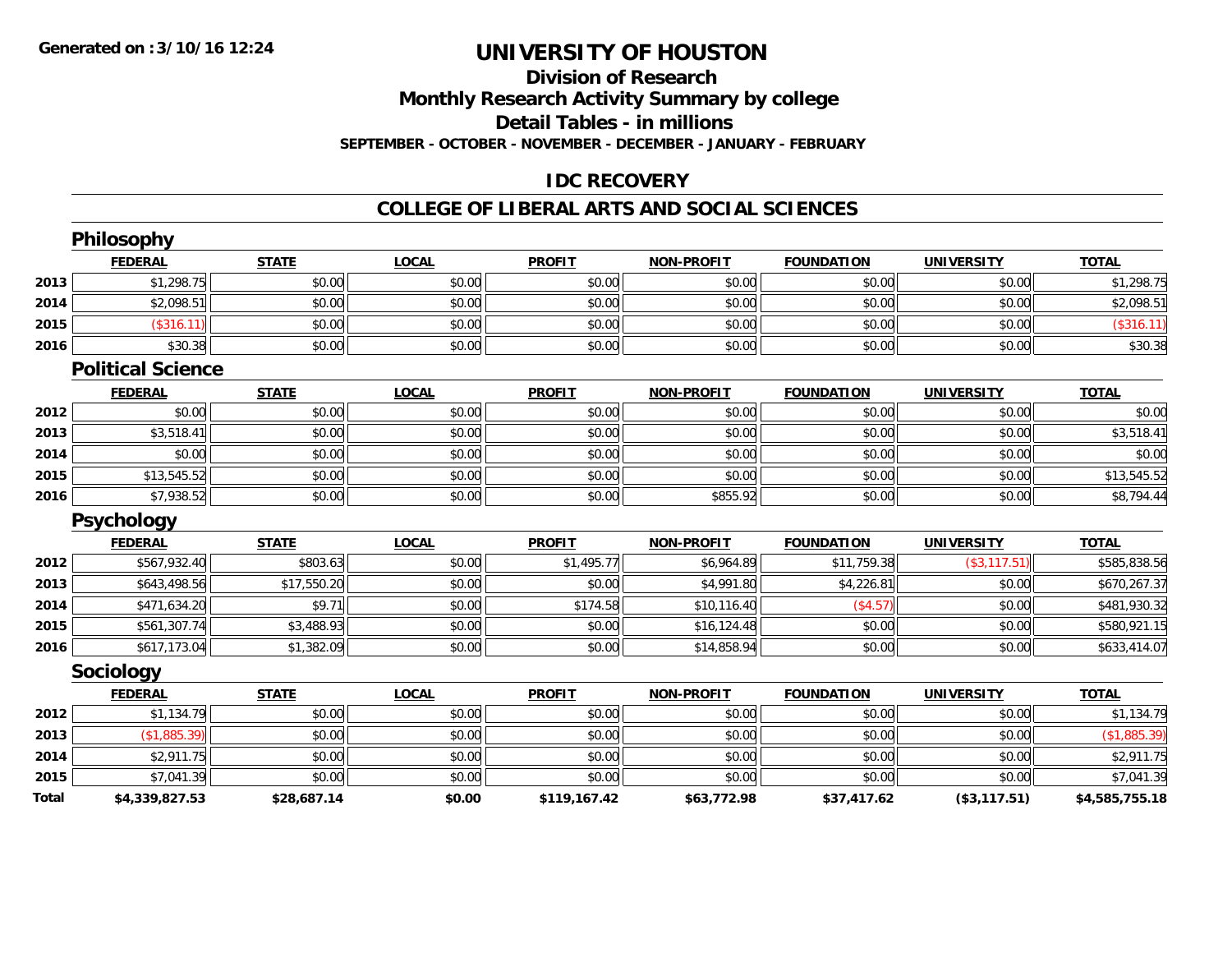# UNIVERSITY OF HOUSTON

## Division of Research

## Monthly Research Activity Summary by college

## Detail Tables - in millions

**SEPTEMBER - OCTOBER - NOVEMBER - DECEMBER - JANUARY - FEBRUARY**

### IDC RECOVERY

### COLLEGE OF LIBERAL ARTS AND SOCIAL SCIENCES

#### Philosophy

| | FEDERAL | STATE | LOCAL | PROFIT | NON-PROFIT | FOUNDATION | UNIVERSITY | TOTAL |
|---|---|---|---|---|---|---|---|---|
| 2013 | $1,298.75 | $0.00 | $0.00 | $0.00 | $0.00 | $0.00 | $0.00 | $1,298.75 |
| 2014 | $2,098.51 | $0.00 | $0.00 | $0.00 | $0.00 | $0.00 | $0.00 | $2,098.51 |
| 2015 | ($316.11) | $0.00 | $0.00 | $0.00 | $0.00 | $0.00 | $0.00 | ($316.11) |
| 2016 | $30.38 | $0.00 | $0.00 | $0.00 | $0.00 | $0.00 | $0.00 | $30.38 |

#### Political Science

| | FEDERAL | STATE | LOCAL | PROFIT | NON-PROFIT | FOUNDATION | UNIVERSITY | TOTAL |
|---|---|---|---|---|---|---|---|---|
| 2012 | $0.00 | $0.00 | $0.00 | $0.00 | $0.00 | $0.00 | $0.00 | $0.00 |
| 2013 | $3,518.41 | $0.00 | $0.00 | $0.00 | $0.00 | $0.00 | $0.00 | $3,518.41 |
| 2014 | $0.00 | $0.00 | $0.00 | $0.00 | $0.00 | $0.00 | $0.00 | $0.00 |
| 2015 | $13,545.52 | $0.00 | $0.00 | $0.00 | $0.00 | $0.00 | $0.00 | $13,545.52 |
| 2016 | $7,938.52 | $0.00 | $0.00 | $0.00 | $855.92 | $0.00 | $0.00 | $8,794.44 |

#### Psychology

| | FEDERAL | STATE | LOCAL | PROFIT | NON-PROFIT | FOUNDATION | UNIVERSITY | TOTAL |
|---|---|---|---|---|---|---|---|---|
| 2012 | $567,932.40 | $803.63 | $0.00 | $1,495.77 | $6,964.89 | $11,759.38 | ($3,117.51) | $585,838.56 |
| 2013 | $643,498.56 | $17,550.20 | $0.00 | $0.00 | $4,991.80 | $4,226.81 | $0.00 | $670,267.37 |
| 2014 | $471,634.20 | $9.71 | $0.00 | $174.58 | $10,116.40 | ($4.57) | $0.00 | $481,930.32 |
| 2015 | $561,307.74 | $3,488.93 | $0.00 | $0.00 | $16,124.48 | $0.00 | $0.00 | $580,921.15 |
| 2016 | $617,173.04 | $1,382.09 | $0.00 | $0.00 | $14,858.94 | $0.00 | $0.00 | $633,414.07 |

#### Sociology

| | FEDERAL | STATE | LOCAL | PROFIT | NON-PROFIT | FOUNDATION | UNIVERSITY | TOTAL |
|---|---|---|---|---|---|---|---|---|
| 2012 | $1,134.79 | $0.00 | $0.00 | $0.00 | $0.00 | $0.00 | $0.00 | $1,134.79 |
| 2013 | ($1,885.39) | $0.00 | $0.00 | $0.00 | $0.00 | $0.00 | $0.00 | ($1,885.39) |
| 2014 | $2,911.75 | $0.00 | $0.00 | $0.00 | $0.00 | $0.00 | $0.00 | $2,911.75 |
| 2015 | $7,041.39 | $0.00 | $0.00 | $0.00 | $0.00 | $0.00 | $0.00 | $7,041.39 |
| **Total** | **$4,339,827.53** | **$28,687.14** | **$0.00** | **$119,167.42** | **$63,772.98** | **$37,417.62** | **($3,117.51)** | **$4,585,755.18** |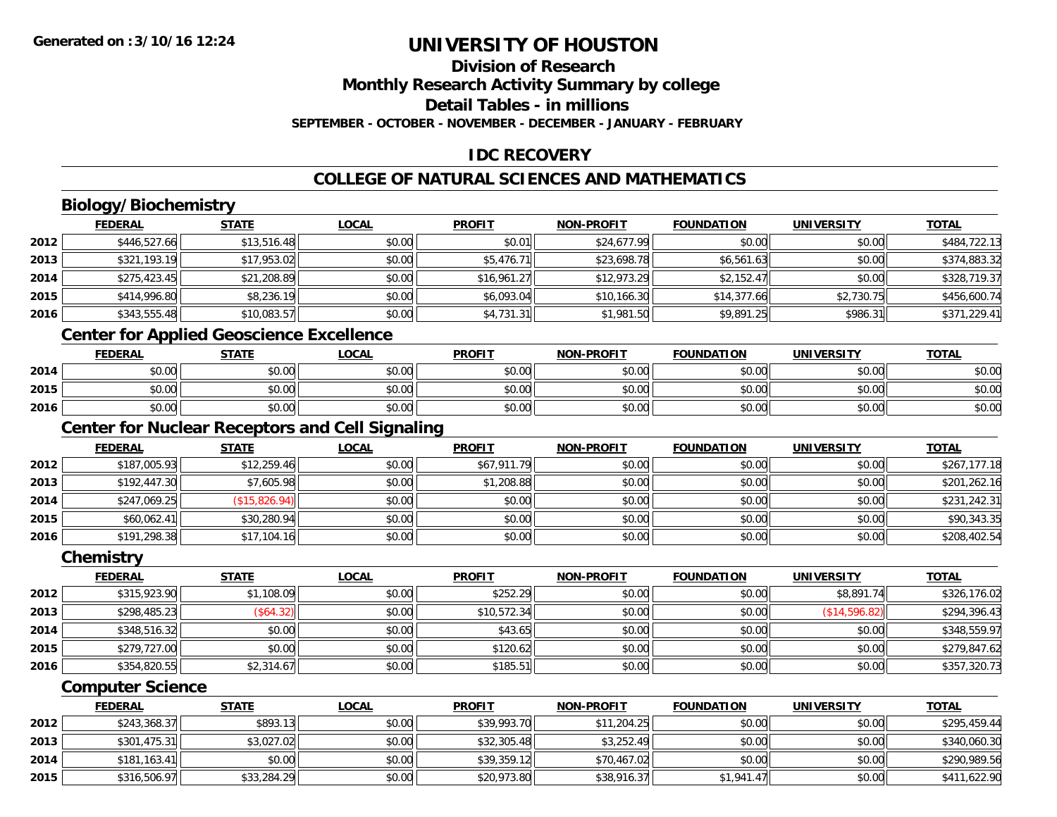Generated on :3/10/16 12:24

# UNIVERSITY OF HOUSTON

## Division of Research

## Monthly Research Activity Summary by college

## Detail Tables - in millions

SEPTEMBER - OCTOBER - NOVEMBER - DECEMBER - JANUARY - FEBRUARY

## IDC RECOVERY

## COLLEGE OF NATURAL SCIENCES AND MATHEMATICS

### Biology/Biochemistry

| | FEDERAL | STATE | LOCAL | PROFIT | NON-PROFIT | FOUNDATION | UNIVERSITY | TOTAL |
|---|---|---|---|---|---|---|---|---|
| 2012 | $446,527.66 | $13,516.48 | $0.00 | $0.01 | $24,677.99 | $0.00 | $0.00 | $484,722.13 |
| 2013 | $321,193.19 | $17,953.02 | $0.00 | $5,476.71 | $23,698.78 | $6,561.63 | $0.00 | $374,883.32 |
| 2014 | $275,423.45 | $21,208.89 | $0.00 | $16,961.27 | $12,973.29 | $2,152.47 | $0.00 | $328,719.37 |
| 2015 | $414,996.80 | $8,236.19 | $0.00 | $6,093.04 | $10,166.30 | $14,377.66 | $2,730.75 | $456,600.74 |
| 2016 | $343,555.48 | $10,083.57 | $0.00 | $4,731.31 | $1,981.50 | $9,891.25 | $986.31 | $371,229.41 |

### Center for Applied Geoscience Excellence

| | FEDERAL | STATE | LOCAL | PROFIT | NON-PROFIT | FOUNDATION | UNIVERSITY | TOTAL |
|---|---|---|---|---|---|---|---|---|
| 2014 | $0.00 | $0.00 | $0.00 | $0.00 | $0.00 | $0.00 | $0.00 | $0.00 |
| 2015 | $0.00 | $0.00 | $0.00 | $0.00 | $0.00 | $0.00 | $0.00 | $0.00 |
| 2016 | $0.00 | $0.00 | $0.00 | $0.00 | $0.00 | $0.00 | $0.00 | $0.00 |

### Center for Nuclear Receptors and Cell Signaling

| | FEDERAL | STATE | LOCAL | PROFIT | NON-PROFIT | FOUNDATION | UNIVERSITY | TOTAL |
|---|---|---|---|---|---|---|---|---|
| 2012 | $187,005.93 | $12,259.46 | $0.00 | $67,911.79 | $0.00 | $0.00 | $0.00 | $267,177.18 |
| 2013 | $192,447.30 | $7,605.98 | $0.00 | $1,208.88 | $0.00 | $0.00 | $0.00 | $201,262.16 |
| 2014 | $247,069.25 | ($15,826.94) | $0.00 | $0.00 | $0.00 | $0.00 | $0.00 | $231,242.31 |
| 2015 | $60,062.41 | $30,280.94 | $0.00 | $0.00 | $0.00 | $0.00 | $0.00 | $90,343.35 |
| 2016 | $191,298.38 | $17,104.16 | $0.00 | $0.00 | $0.00 | $0.00 | $0.00 | $208,402.54 |

### Chemistry

| | FEDERAL | STATE | LOCAL | PROFIT | NON-PROFIT | FOUNDATION | UNIVERSITY | TOTAL |
|---|---|---|---|---|---|---|---|---|
| 2012 | $315,923.90 | $1,108.09 | $0.00 | $252.29 | $0.00 | $0.00 | $8,891.74 | $326,176.02 |
| 2013 | $298,485.23 | ($64.32) | $0.00 | $10,572.34 | $0.00 | $0.00 | ($14,596.82) | $294,396.43 |
| 2014 | $348,516.32 | $0.00 | $0.00 | $43.65 | $0.00 | $0.00 | $0.00 | $348,559.97 |
| 2015 | $279,727.00 | $0.00 | $0.00 | $120.62 | $0.00 | $0.00 | $0.00 | $279,847.62 |
| 2016 | $354,820.55 | $2,314.67 | $0.00 | $185.51 | $0.00 | $0.00 | $0.00 | $357,320.73 |

### Computer Science

| | FEDERAL | STATE | LOCAL | PROFIT | NON-PROFIT | FOUNDATION | UNIVERSITY | TOTAL |
|---|---|---|---|---|---|---|---|---|
| 2012 | $243,368.37 | $893.13 | $0.00 | $39,993.70 | $11,204.25 | $0.00 | $0.00 | $295,459.44 |
| 2013 | $301,475.31 | $3,027.02 | $0.00 | $32,305.48 | $3,252.49 | $0.00 | $0.00 | $340,060.30 |
| 2014 | $181,163.41 | $0.00 | $0.00 | $39,359.12 | $70,467.02 | $0.00 | $0.00 | $290,989.56 |
| 2015 | $316,506.97 | $33,284.29 | $0.00 | $20,973.80 | $38,916.37 | $1,941.47 | $0.00 | $411,622.90 |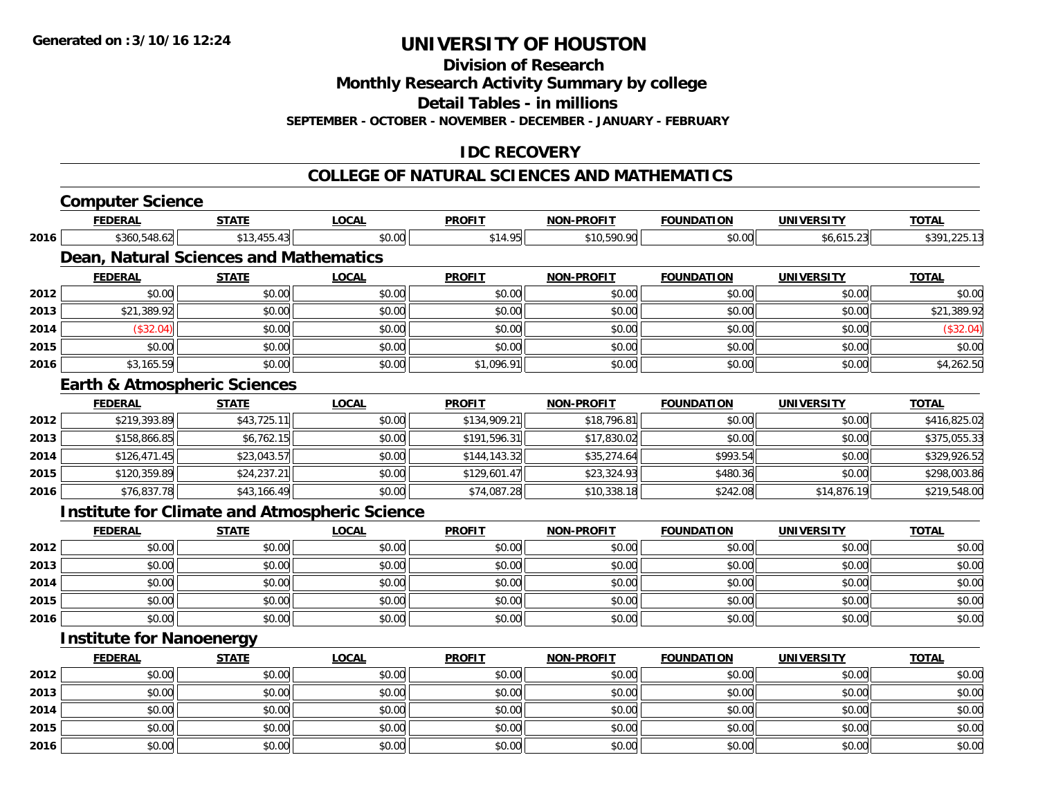# UNIVERSITY OF HOUSTON

## Division of Research

## Monthly Research Activity Summary by college

## Detail Tables - in millions

### SEPTEMBER - OCTOBER - NOVEMBER - DECEMBER - JANUARY - FEBRUARY

## IDC RECOVERY

## COLLEGE OF NATURAL SCIENCES AND MATHEMATICS

### Computer Science

| | FEDERAL | STATE | LOCAL | PROFIT | NON-PROFIT | FOUNDATION | UNIVERSITY | TOTAL |
|---|---|---|---|---|---|---|---|---|
| 2016 | $360,548.62 | $13,455.43 | $0.00 | $14.95 | $10,590.90 | $0.00 | $6,615.23 | $391,225.13 |

### Dean, Natural Sciences and Mathematics

| | FEDERAL | STATE | LOCAL | PROFIT | NON-PROFIT | FOUNDATION | UNIVERSITY | TOTAL |
|---|---|---|---|---|---|---|---|---|
| 2012 | $0.00 | $0.00 | $0.00 | $0.00 | $0.00 | $0.00 | $0.00 | $0.00 |
| 2013 | $21,389.92 | $0.00 | $0.00 | $0.00 | $0.00 | $0.00 | $0.00 | $21,389.92 |
| 2014 | ($32.04) | $0.00 | $0.00 | $0.00 | $0.00 | $0.00 | $0.00 | ($32.04) |
| 2015 | $0.00 | $0.00 | $0.00 | $0.00 | $0.00 | $0.00 | $0.00 | $0.00 |
| 2016 | $3,165.59 | $0.00 | $0.00 | $1,096.91 | $0.00 | $0.00 | $0.00 | $4,262.50 |

### Earth & Atmospheric Sciences

| | FEDERAL | STATE | LOCAL | PROFIT | NON-PROFIT | FOUNDATION | UNIVERSITY | TOTAL |
|---|---|---|---|---|---|---|---|---|
| 2012 | $219,393.89 | $43,725.11 | $0.00 | $134,909.21 | $18,796.81 | $0.00 | $0.00 | $416,825.02 |
| 2013 | $158,866.85 | $6,762.15 | $0.00 | $191,596.31 | $17,830.02 | $0.00 | $0.00 | $375,055.33 |
| 2014 | $126,471.45 | $23,043.57 | $0.00 | $144,143.32 | $35,274.64 | $993.54 | $0.00 | $329,926.52 |
| 2015 | $120,359.89 | $24,237.21 | $0.00 | $129,601.47 | $23,324.93 | $480.36 | $0.00 | $298,003.86 |
| 2016 | $76,837.78 | $43,166.49 | $0.00 | $74,087.28 | $10,338.18 | $242.08 | $14,876.19 | $219,548.00 |

### Institute for Climate and Atmospheric Science

| | FEDERAL | STATE | LOCAL | PROFIT | NON-PROFIT | FOUNDATION | UNIVERSITY | TOTAL |
|---|---|---|---|---|---|---|---|---|
| 2012 | $0.00 | $0.00 | $0.00 | $0.00 | $0.00 | $0.00 | $0.00 | $0.00 |
| 2013 | $0.00 | $0.00 | $0.00 | $0.00 | $0.00 | $0.00 | $0.00 | $0.00 |
| 2014 | $0.00 | $0.00 | $0.00 | $0.00 | $0.00 | $0.00 | $0.00 | $0.00 |
| 2015 | $0.00 | $0.00 | $0.00 | $0.00 | $0.00 | $0.00 | $0.00 | $0.00 |
| 2016 | $0.00 | $0.00 | $0.00 | $0.00 | $0.00 | $0.00 | $0.00 | $0.00 |

### Institute for Nanoenergy

| | FEDERAL | STATE | LOCAL | PROFIT | NON-PROFIT | FOUNDATION | UNIVERSITY | TOTAL |
|---|---|---|---|---|---|---|---|---|
| 2012 | $0.00 | $0.00 | $0.00 | $0.00 | $0.00 | $0.00 | $0.00 | $0.00 |
| 2013 | $0.00 | $0.00 | $0.00 | $0.00 | $0.00 | $0.00 | $0.00 | $0.00 |
| 2014 | $0.00 | $0.00 | $0.00 | $0.00 | $0.00 | $0.00 | $0.00 | $0.00 |
| 2015 | $0.00 | $0.00 | $0.00 | $0.00 | $0.00 | $0.00 | $0.00 | $0.00 |
| 2016 | $0.00 | $0.00 | $0.00 | $0.00 | $0.00 | $0.00 | $0.00 | $0.00 |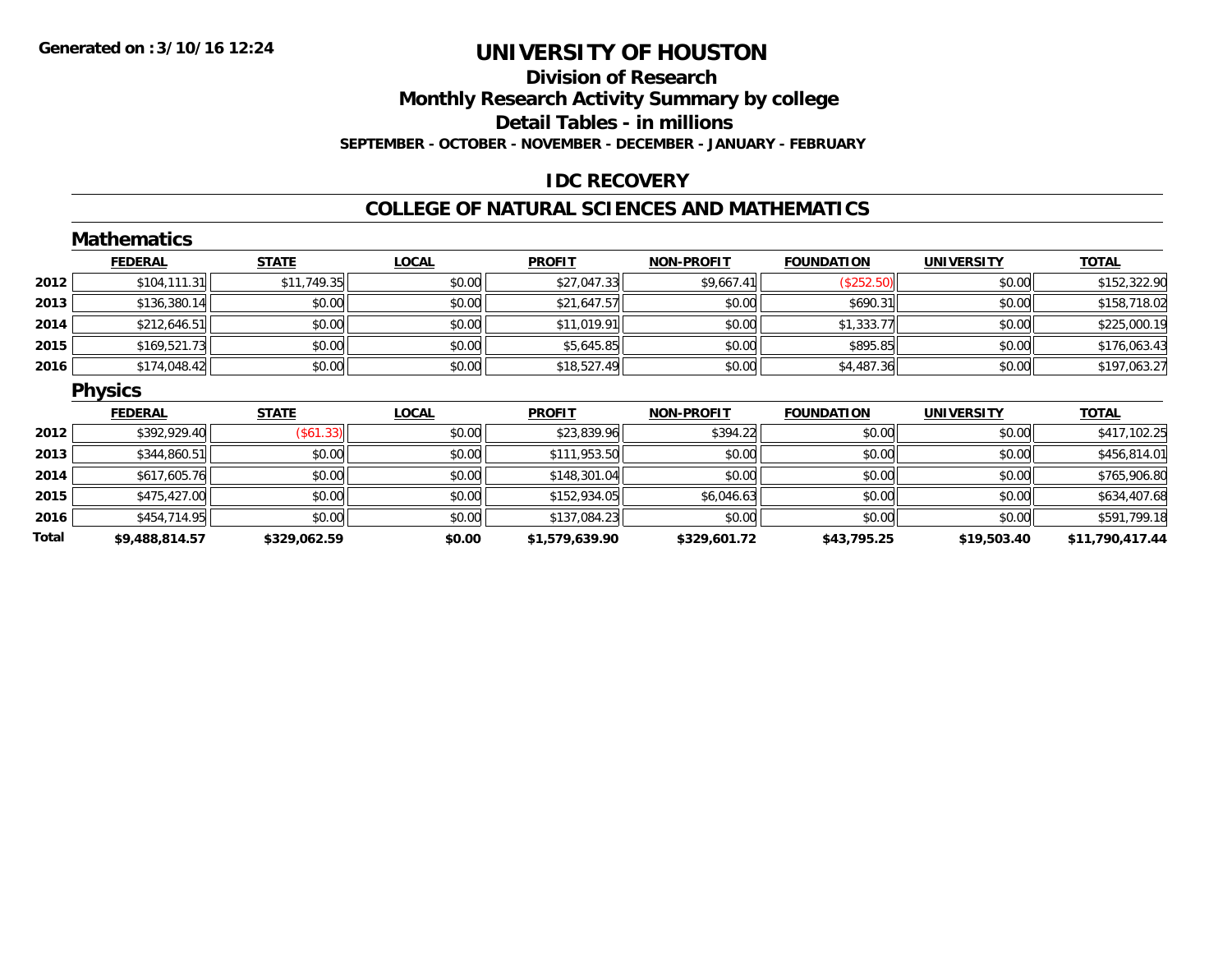# UNIVERSITY OF HOUSTON

## Division of Research

## Monthly Research Activity Summary by college

## Detail Tables - in millions

**SEPTEMBER - OCTOBER - NOVEMBER - DECEMBER - JANUARY - FEBRUARY**

Generated on :3/10/16 12:24

### IDC RECOVERY

### COLLEGE OF NATURAL SCIENCES AND MATHEMATICS

#### Mathematics

| | FEDERAL | STATE | LOCAL | PROFIT | NON-PROFIT | FOUNDATION | UNIVERSITY | TOTAL |
|---|---|---|---|---|---|---|---|---|
| 2012 | $104,111.31 | $11,749.35 | $0.00 | $27,047.33 | $9,667.41 | ($252.50) | $0.00 | $152,322.90 |
| 2013 | $136,380.14 | $0.00 | $0.00 | $21,647.57 | $0.00 | $690.31 | $0.00 | $158,718.02 |
| 2014 | $212,646.51 | $0.00 | $0.00 | $11,019.91 | $0.00 | $1,333.77 | $0.00 | $225,000.19 |
| 2015 | $169,521.73 | $0.00 | $0.00 | $5,645.85 | $0.00 | $895.85 | $0.00 | $176,063.43 |
| 2016 | $174,048.42 | $0.00 | $0.00 | $18,527.49 | $0.00 | $4,487.36 | $0.00 | $197,063.27 |

#### Physics

| | FEDERAL | STATE | LOCAL | PROFIT | NON-PROFIT | FOUNDATION | UNIVERSITY | TOTAL |
|---|---|---|---|---|---|---|---|---|
| 2012 | $392,929.40 | ($61.33) | $0.00 | $23,839.96 | $394.22 | $0.00 | $0.00 | $417,102.25 |
| 2013 | $344,860.51 | $0.00 | $0.00 | $111,953.50 | $0.00 | $0.00 | $0.00 | $456,814.01 |
| 2014 | $617,605.76 | $0.00 | $0.00 | $148,301.04 | $0.00 | $0.00 | $0.00 | $765,906.80 |
| 2015 | $475,427.00 | $0.00 | $0.00 | $152,934.05 | $6,046.63 | $0.00 | $0.00 | $634,407.68 |
| 2016 | $454,714.95 | $0.00 | $0.00 | $137,084.23 | $0.00 | $0.00 | $0.00 | $591,799.18 |
| **Total** | **$9,488,814.57** | **$329,062.59** | **$0.00** | **$1,579,639.90** | **$329,601.72** | **$43,795.25** | **$19,503.40** | **$11,790,417.44** |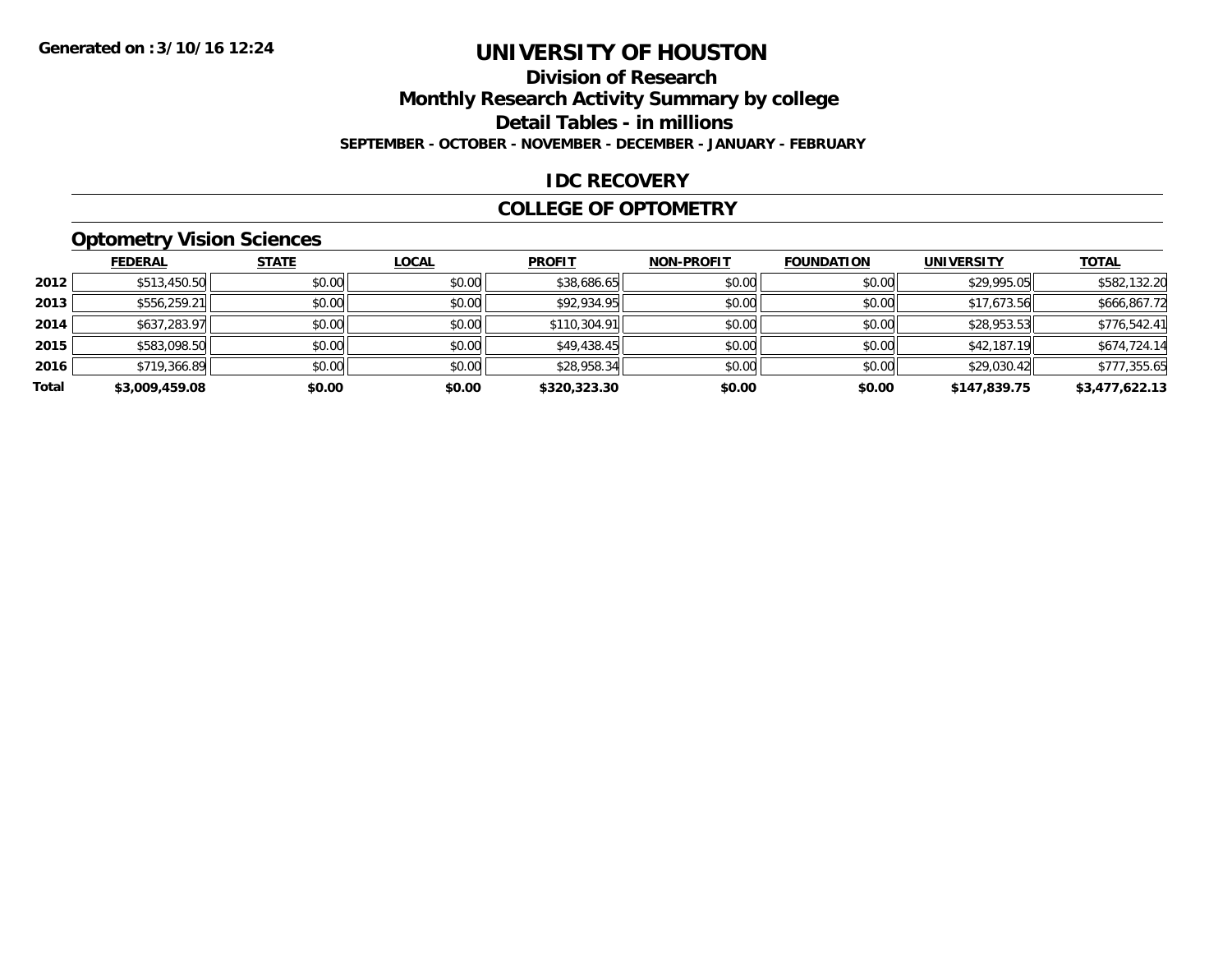# UNIVERSITY OF HOUSTON

## Division of Research

## Monthly Research Activity Summary by college

## Detail Tables - in millions

**SEPTEMBER - OCTOBER - NOVEMBER - DECEMBER - JANUARY - FEBRUARY**

**Generated on :3/10/16 12:24**

## IDC RECOVERY

## COLLEGE OF OPTOMETRY

### Optometry Vision Sciences

| | FEDERAL | STATE | LOCAL | PROFIT | NON-PROFIT | FOUNDATION | UNIVERSITY | TOTAL |
|---|---|---|---|---|---|---|---|---|
| 2012 | $513,450.50 | $0.00 | $0.00 | $38,686.65 | $0.00 | $0.00 | $29,995.05 | $582,132.20 |
| 2013 | $556,259.21 | $0.00 | $0.00 | $92,934.95 | $0.00 | $0.00 | $17,673.56 | $666,867.72 |
| 2014 | $637,283.97 | $0.00 | $0.00 | $110,304.91 | $0.00 | $0.00 | $28,953.53 | $776,542.41 |
| 2015 | $583,098.50 | $0.00 | $0.00 | $49,438.45 | $0.00 | $0.00 | $42,187.19 | $674,724.14 |
| 2016 | $719,366.89 | $0.00 | $0.00 | $28,958.34 | $0.00 | $0.00 | $29,030.42 | $777,355.65 |
| **Total** | **$3,009,459.08** | **$0.00** | **$0.00** | **$320,323.30** | **$0.00** | **$0.00** | **$147,839.75** | **$3,477,622.13** |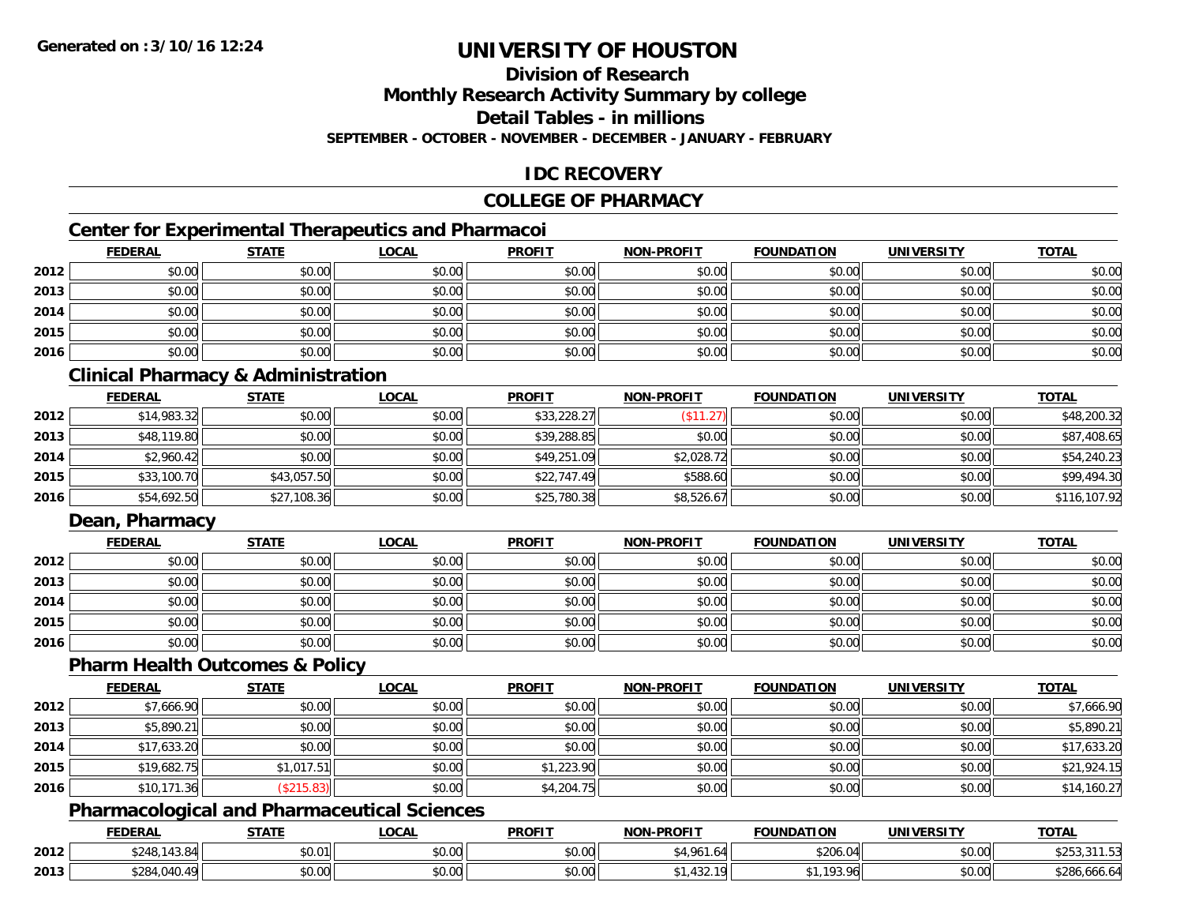# UNIVERSITY OF HOUSTON

## Division of Research

## Monthly Research Activity Summary by college

## Detail Tables - in millions

**SEPTEMBER - OCTOBER - NOVEMBER - DECEMBER - JANUARY - FEBRUARY**

## IDC RECOVERY

## COLLEGE OF PHARMACY

### Center for Experimental Therapeutics and Pharmacoi

| | FEDERAL | STATE | LOCAL | PROFIT | NON-PROFIT | FOUNDATION | UNIVERSITY | TOTAL |
|---|---|---|---|---|---|---|---|---|
| 2012 | $0.00 | $0.00 | $0.00 | $0.00 | $0.00 | $0.00 | $0.00 | $0.00 |
| 2013 | $0.00 | $0.00 | $0.00 | $0.00 | $0.00 | $0.00 | $0.00 | $0.00 |
| 2014 | $0.00 | $0.00 | $0.00 | $0.00 | $0.00 | $0.00 | $0.00 | $0.00 |
| 2015 | $0.00 | $0.00 | $0.00 | $0.00 | $0.00 | $0.00 | $0.00 | $0.00 |
| 2016 | $0.00 | $0.00 | $0.00 | $0.00 | $0.00 | $0.00 | $0.00 | $0.00 |

### Clinical Pharmacy & Administration

| | FEDERAL | STATE | LOCAL | PROFIT | NON-PROFIT | FOUNDATION | UNIVERSITY | TOTAL |
|---|---|---|---|---|---|---|---|---|
| 2012 | $14,983.32 | $0.00 | $0.00 | $33,228.27 | ($11.27) | $0.00 | $0.00 | $48,200.32 |
| 2013 | $48,119.80 | $0.00 | $0.00 | $39,288.85 | $0.00 | $0.00 | $0.00 | $87,408.65 |
| 2014 | $2,960.42 | $0.00 | $0.00 | $49,251.09 | $2,028.72 | $0.00 | $0.00 | $54,240.23 |
| 2015 | $33,100.70 | $43,057.50 | $0.00 | $22,747.49 | $588.60 | $0.00 | $0.00 | $99,494.30 |
| 2016 | $54,692.50 | $27,108.36 | $0.00 | $25,780.38 | $8,526.67 | $0.00 | $0.00 | $116,107.92 |

### Dean, Pharmacy

| | FEDERAL | STATE | LOCAL | PROFIT | NON-PROFIT | FOUNDATION | UNIVERSITY | TOTAL |
|---|---|---|---|---|---|---|---|---|
| 2012 | $0.00 | $0.00 | $0.00 | $0.00 | $0.00 | $0.00 | $0.00 | $0.00 |
| 2013 | $0.00 | $0.00 | $0.00 | $0.00 | $0.00 | $0.00 | $0.00 | $0.00 |
| 2014 | $0.00 | $0.00 | $0.00 | $0.00 | $0.00 | $0.00 | $0.00 | $0.00 |
| 2015 | $0.00 | $0.00 | $0.00 | $0.00 | $0.00 | $0.00 | $0.00 | $0.00 |
| 2016 | $0.00 | $0.00 | $0.00 | $0.00 | $0.00 | $0.00 | $0.00 | $0.00 |

### Pharm Health Outcomes & Policy

| | FEDERAL | STATE | LOCAL | PROFIT | NON-PROFIT | FOUNDATION | UNIVERSITY | TOTAL |
|---|---|---|---|---|---|---|---|---|
| 2012 | $7,666.90 | $0.00 | $0.00 | $0.00 | $0.00 | $0.00 | $0.00 | $7,666.90 |
| 2013 | $5,890.21 | $0.00 | $0.00 | $0.00 | $0.00 | $0.00 | $0.00 | $5,890.21 |
| 2014 | $17,633.20 | $0.00 | $0.00 | $0.00 | $0.00 | $0.00 | $0.00 | $17,633.20 |
| 2015 | $19,682.75 | $1,017.51 | $0.00 | $1,223.90 | $0.00 | $0.00 | $0.00 | $21,924.15 |
| 2016 | $10,171.36 | ($215.83) | $0.00 | $4,204.75 | $0.00 | $0.00 | $0.00 | $14,160.27 |

### Pharmacological and Pharmaceutical Sciences

| | FEDERAL | STATE | LOCAL | PROFIT | NON-PROFIT | FOUNDATION | UNIVERSITY | TOTAL |
|---|---|---|---|---|---|---|---|---|
| 2012 | $248,143.84 | $0.01 | $0.00 | $0.00 | $4,961.64 | $206.04 | $0.00 | $253,311.53 |
| 2013 | $284,040.49 | $0.00 | $0.00 | $0.00 | $1,432.19 | $1,193.96 | $0.00 | $286,666.64 |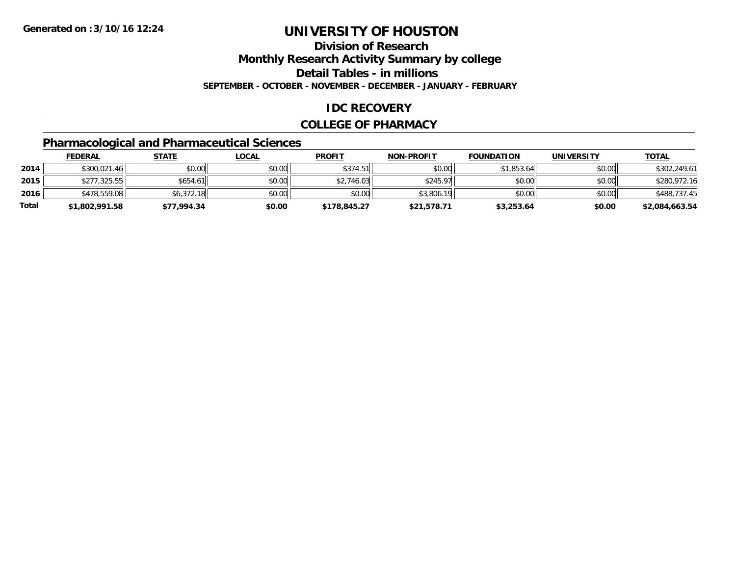# UNIVERSITY OF HOUSTON

## Division of Research

## Monthly Research Activity Summary by college

## Detail Tables - in millions

**SEPTEMBER - OCTOBER - NOVEMBER - DECEMBER - JANUARY - FEBRUARY**

**Generated on :3/10/16 12:24**

## IDC RECOVERY

## COLLEGE OF PHARMACY

### Pharmacological and Pharmaceutical Sciences

| | FEDERAL | STATE | LOCAL | PROFIT | NON-PROFIT | FOUNDATION | UNIVERSITY | TOTAL |
|---|---|---|---|---|---|---|---|---|
| 2014 | $300,021.46 | $0.00 | $0.00 | $374.51 | $0.00 | $1,853.64 | $0.00 | $302,249.61 |
| 2015 | $277,325.55 | $654.61 | $0.00 | $2,746.03 | $245.97 | $0.00 | $0.00 | $280,972.16 |
| 2016 | $478,559.08 | $6,372.18 | $0.00 | $0.00 | $3,806.19 | $0.00 | $0.00 | $488,737.45 |
| **Total** | **$1,802,991.58** | **$77,994.34** | **$0.00** | **$178,845.27** | **$21,578.71** | **$3,253.64** | **$0.00** | **$2,084,663.54** |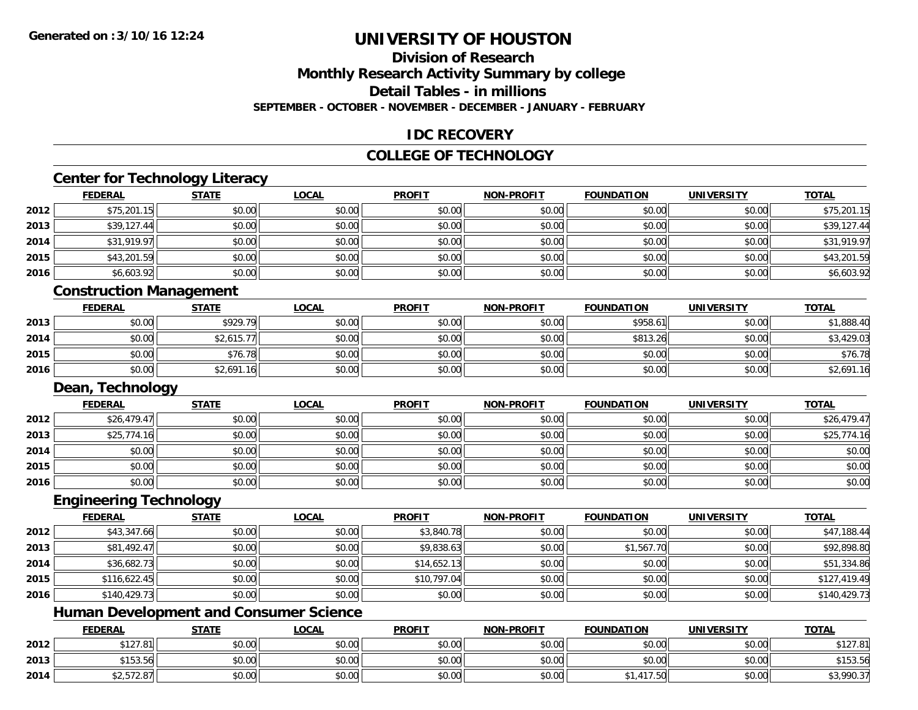**Generated on :3/10/16 12:24**

# UNIVERSITY OF HOUSTON

## Division of Research

## Monthly Research Activity Summary by college

## Detail Tables - in millions

**SEPTEMBER - OCTOBER - NOVEMBER - DECEMBER - JANUARY - FEBRUARY**

## IDC RECOVERY

## COLLEGE OF TECHNOLOGY

### Center for Technology Literacy

| | FEDERAL | STATE | LOCAL | PROFIT | NON-PROFIT | FOUNDATION | UNIVERSITY | TOTAL |
|---|---|---|---|---|---|---|---|---|
| 2012 | $75,201.15 | $0.00 | $0.00 | $0.00 | $0.00 | $0.00 | $0.00 | $75,201.15 |
| 2013 | $39,127.44 | $0.00 | $0.00 | $0.00 | $0.00 | $0.00 | $0.00 | $39,127.44 |
| 2014 | $31,919.97 | $0.00 | $0.00 | $0.00 | $0.00 | $0.00 | $0.00 | $31,919.97 |
| 2015 | $43,201.59 | $0.00 | $0.00 | $0.00 | $0.00 | $0.00 | $0.00 | $43,201.59 |
| 2016 | $6,603.92 | $0.00 | $0.00 | $0.00 | $0.00 | $0.00 | $0.00 | $6,603.92 |

### Construction Management

| | FEDERAL | STATE | LOCAL | PROFIT | NON-PROFIT | FOUNDATION | UNIVERSITY | TOTAL |
|---|---|---|---|---|---|---|---|---|
| 2013 | $0.00 | $929.79 | $0.00 | $0.00 | $0.00 | $958.61 | $0.00 | $1,888.40 |
| 2014 | $0.00 | $2,615.77 | $0.00 | $0.00 | $0.00 | $813.26 | $0.00 | $3,429.03 |
| 2015 | $0.00 | $76.78 | $0.00 | $0.00 | $0.00 | $0.00 | $0.00 | $76.78 |
| 2016 | $0.00 | $2,691.16 | $0.00 | $0.00 | $0.00 | $0.00 | $0.00 | $2,691.16 |

### Dean, Technology

| | FEDERAL | STATE | LOCAL | PROFIT | NON-PROFIT | FOUNDATION | UNIVERSITY | TOTAL |
|---|---|---|---|---|---|---|---|---|
| 2012 | $26,479.47 | $0.00 | $0.00 | $0.00 | $0.00 | $0.00 | $0.00 | $26,479.47 |
| 2013 | $25,774.16 | $0.00 | $0.00 | $0.00 | $0.00 | $0.00 | $0.00 | $25,774.16 |
| 2014 | $0.00 | $0.00 | $0.00 | $0.00 | $0.00 | $0.00 | $0.00 | $0.00 |
| 2015 | $0.00 | $0.00 | $0.00 | $0.00 | $0.00 | $0.00 | $0.00 | $0.00 |
| 2016 | $0.00 | $0.00 | $0.00 | $0.00 | $0.00 | $0.00 | $0.00 | $0.00 |

### Engineering Technology

| | FEDERAL | STATE | LOCAL | PROFIT | NON-PROFIT | FOUNDATION | UNIVERSITY | TOTAL |
|---|---|---|---|---|---|---|---|---|
| 2012 | $43,347.66 | $0.00 | $0.00 | $3,840.78 | $0.00 | $0.00 | $0.00 | $47,188.44 |
| 2013 | $81,492.47 | $0.00 | $0.00 | $9,838.63 | $0.00 | $1,567.70 | $0.00 | $92,898.80 |
| 2014 | $36,682.73 | $0.00 | $0.00 | $14,652.13 | $0.00 | $0.00 | $0.00 | $51,334.86 |
| 2015 | $116,622.45 | $0.00 | $0.00 | $10,797.04 | $0.00 | $0.00 | $0.00 | $127,419.49 |
| 2016 | $140,429.73 | $0.00 | $0.00 | $0.00 | $0.00 | $0.00 | $0.00 | $140,429.73 |

### Human Development and Consumer Science

| | FEDERAL | STATE | LOCAL | PROFIT | NON-PROFIT | FOUNDATION | UNIVERSITY | TOTAL |
|---|---|---|---|---|---|---|---|---|
| 2012 | $127.81 | $0.00 | $0.00 | $0.00 | $0.00 | $0.00 | $0.00 | $127.81 |
| 2013 | $153.56 | $0.00 | $0.00 | $0.00 | $0.00 | $0.00 | $0.00 | $153.56 |
| 2014 | $2,572.87 | $0.00 | $0.00 | $0.00 | $0.00 | $1,417.50 | $0.00 | $3,990.37 |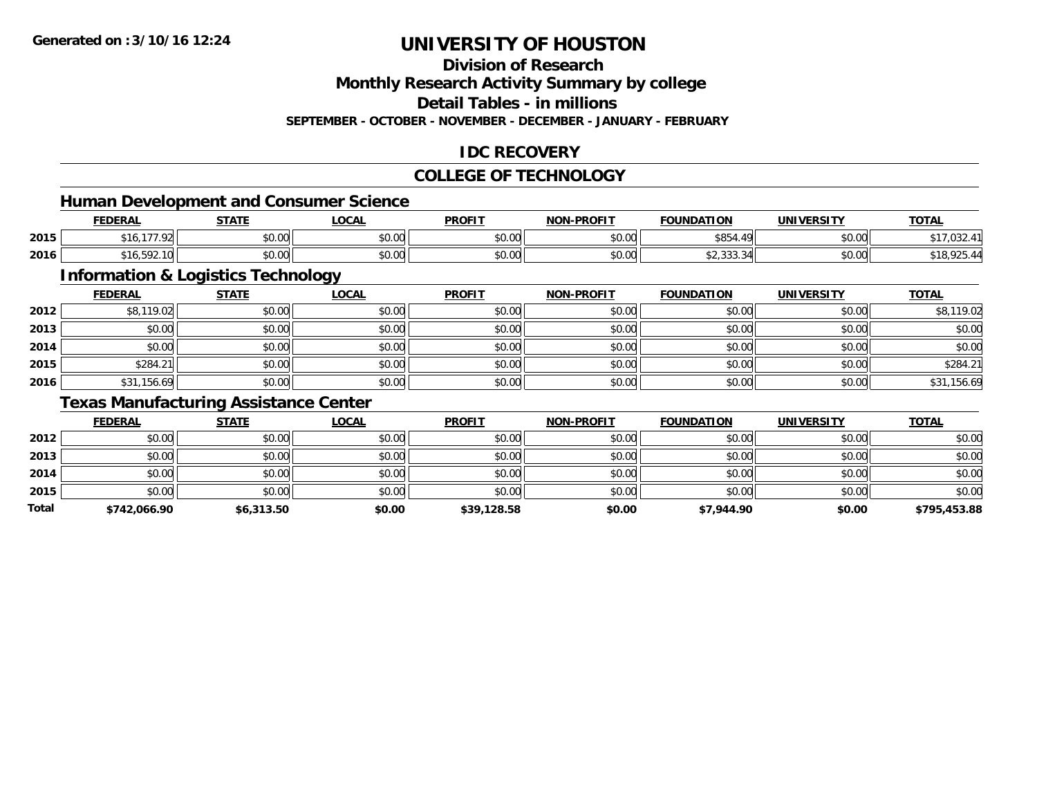# UNIVERSITY OF HOUSTON

## Division of Research

## Monthly Research Activity Summary by college

## Detail Tables - in millions

**SEPTEMBER - OCTOBER - NOVEMBER - DECEMBER - JANUARY - FEBRUARY**

## IDC RECOVERY

## COLLEGE OF TECHNOLOGY

### Human Development and Consumer Science

| | FEDERAL | STATE | LOCAL | PROFIT | NON-PROFIT | FOUNDATION | UNIVERSITY | TOTAL |
|---|---|---|---|---|---|---|---|---|
| 2015 | $16,177.92 | $0.00 | $0.00 | $0.00 | $0.00 | $854.49 | $0.00 | $17,032.41 |
| 2016 | $16,592.10 | $0.00 | $0.00 | $0.00 | $0.00 | $2,333.34 | $0.00 | $18,925.44 |

### Information & Logistics Technology

| | FEDERAL | STATE | LOCAL | PROFIT | NON-PROFIT | FOUNDATION | UNIVERSITY | TOTAL |
|---|---|---|---|---|---|---|---|---|
| 2012 | $8,119.02 | $0.00 | $0.00 | $0.00 | $0.00 | $0.00 | $0.00 | $8,119.02 |
| 2013 | $0.00 | $0.00 | $0.00 | $0.00 | $0.00 | $0.00 | $0.00 | $0.00 |
| 2014 | $0.00 | $0.00 | $0.00 | $0.00 | $0.00 | $0.00 | $0.00 | $0.00 |
| 2015 | $284.21 | $0.00 | $0.00 | $0.00 | $0.00 | $0.00 | $0.00 | $284.21 |
| 2016 | $31,156.69 | $0.00 | $0.00 | $0.00 | $0.00 | $0.00 | $0.00 | $31,156.69 |

### Texas Manufacturing Assistance Center

| | FEDERAL | STATE | LOCAL | PROFIT | NON-PROFIT | FOUNDATION | UNIVERSITY | TOTAL |
|---|---|---|---|---|---|---|---|---|
| 2012 | $0.00 | $0.00 | $0.00 | $0.00 | $0.00 | $0.00 | $0.00 | $0.00 |
| 2013 | $0.00 | $0.00 | $0.00 | $0.00 | $0.00 | $0.00 | $0.00 | $0.00 |
| 2014 | $0.00 | $0.00 | $0.00 | $0.00 | $0.00 | $0.00 | $0.00 | $0.00 |
| 2015 | $0.00 | $0.00 | $0.00 | $0.00 | $0.00 | $0.00 | $0.00 | $0.00 |
| **Total** | **$742,066.90** | **$6,313.50** | **$0.00** | **$39,128.58** | **$0.00** | **$7,944.90** | **$0.00** | **$795,453.88** |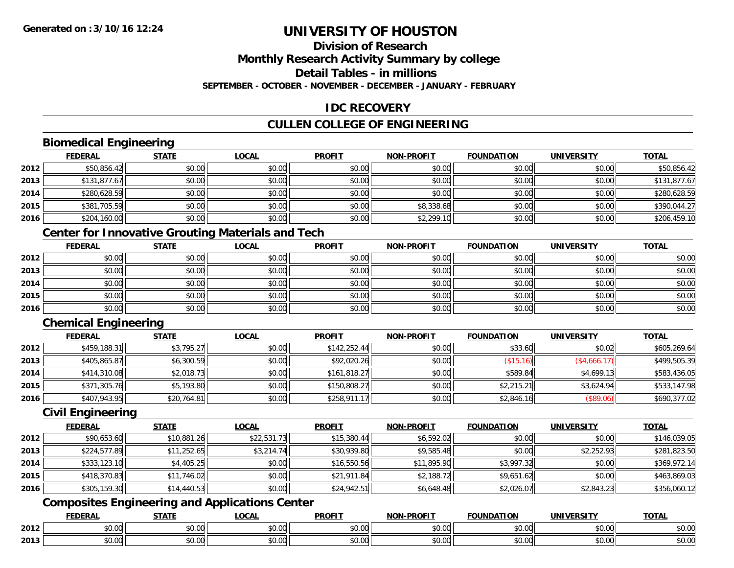# UNIVERSITY OF HOUSTON

## Division of Research

## Monthly Research Activity Summary by college

## Detail Tables - in millions

**SEPTEMBER - OCTOBER - NOVEMBER - DECEMBER - JANUARY - FEBRUARY**

## IDC RECOVERY

## CULLEN COLLEGE OF ENGINEERING

### Biomedical Engineering

| | FEDERAL | STATE | LOCAL | PROFIT | NON-PROFIT | FOUNDATION | UNIVERSITY | TOTAL |
|---|---|---|---|---|---|---|---|---|
| 2012 | $50,856.42 | $0.00 | $0.00 | $0.00 | $0.00 | $0.00 | $0.00 | $50,856.42 |
| 2013 | $131,877.67 | $0.00 | $0.00 | $0.00 | $0.00 | $0.00 | $0.00 | $131,877.67 |
| 2014 | $280,628.59 | $0.00 | $0.00 | $0.00 | $0.00 | $0.00 | $0.00 | $280,628.59 |
| 2015 | $381,705.59 | $0.00 | $0.00 | $0.00 | $8,338.68 | $0.00 | $0.00 | $390,044.27 |
| 2016 | $204,160.00 | $0.00 | $0.00 | $0.00 | $2,299.10 | $0.00 | $0.00 | $206,459.10 |

### Center for Innovative Grouting Materials and Tech

| | FEDERAL | STATE | LOCAL | PROFIT | NON-PROFIT | FOUNDATION | UNIVERSITY | TOTAL |
|---|---|---|---|---|---|---|---|---|
| 2012 | $0.00 | $0.00 | $0.00 | $0.00 | $0.00 | $0.00 | $0.00 | $0.00 |
| 2013 | $0.00 | $0.00 | $0.00 | $0.00 | $0.00 | $0.00 | $0.00 | $0.00 |
| 2014 | $0.00 | $0.00 | $0.00 | $0.00 | $0.00 | $0.00 | $0.00 | $0.00 |
| 2015 | $0.00 | $0.00 | $0.00 | $0.00 | $0.00 | $0.00 | $0.00 | $0.00 |
| 2016 | $0.00 | $0.00 | $0.00 | $0.00 | $0.00 | $0.00 | $0.00 | $0.00 |

### Chemical Engineering

| | FEDERAL | STATE | LOCAL | PROFIT | NON-PROFIT | FOUNDATION | UNIVERSITY | TOTAL |
|---|---|---|---|---|---|---|---|---|
| 2012 | $459,188.31 | $3,795.27 | $0.00 | $142,252.44 | $0.00 | $33.60 | $0.02 | $605,269.64 |
| 2013 | $405,865.87 | $6,300.59 | $0.00 | $92,020.26 | $0.00 | ($15.16) | ($4,666.17) | $499,505.39 |
| 2014 | $414,310.08 | $2,018.73 | $0.00 | $161,818.27 | $0.00 | $589.84 | $4,699.13 | $583,436.05 |
| 2015 | $371,305.76 | $5,193.80 | $0.00 | $150,808.27 | $0.00 | $2,215.21 | $3,624.94 | $533,147.98 |
| 2016 | $407,943.95 | $20,764.81 | $0.00 | $258,911.17 | $0.00 | $2,846.16 | ($89.06) | $690,377.02 |

### Civil Engineering

| | FEDERAL | STATE | LOCAL | PROFIT | NON-PROFIT | FOUNDATION | UNIVERSITY | TOTAL |
|---|---|---|---|---|---|---|---|---|
| 2012 | $90,653.60 | $10,881.26 | $22,531.73 | $15,380.44 | $6,592.02 | $0.00 | $0.00 | $146,039.05 |
| 2013 | $224,577.89 | $11,252.65 | $3,214.74 | $30,939.80 | $9,585.48 | $0.00 | $2,252.93 | $281,823.50 |
| 2014 | $333,123.10 | $4,405.25 | $0.00 | $16,550.56 | $11,895.90 | $3,997.32 | $0.00 | $369,972.14 |
| 2015 | $418,370.83 | $11,746.02 | $0.00 | $21,911.84 | $2,188.72 | $9,651.62 | $0.00 | $463,869.03 |
| 2016 | $305,159.30 | $14,440.53 | $0.00 | $24,942.51 | $6,648.48 | $2,026.07 | $2,843.23 | $356,060.12 |

### Composites Engineering and Applications Center

| | FEDERAL | STATE | LOCAL | PROFIT | NON-PROFIT | FOUNDATION | UNIVERSITY | TOTAL |
|---|---|---|---|---|---|---|---|---|
| 2012 | $0.00 | $0.00 | $0.00 | $0.00 | $0.00 | $0.00 | $0.00 | $0.00 |
| 2013 | $0.00 | $0.00 | $0.00 | $0.00 | $0.00 | $0.00 | $0.00 | $0.00 |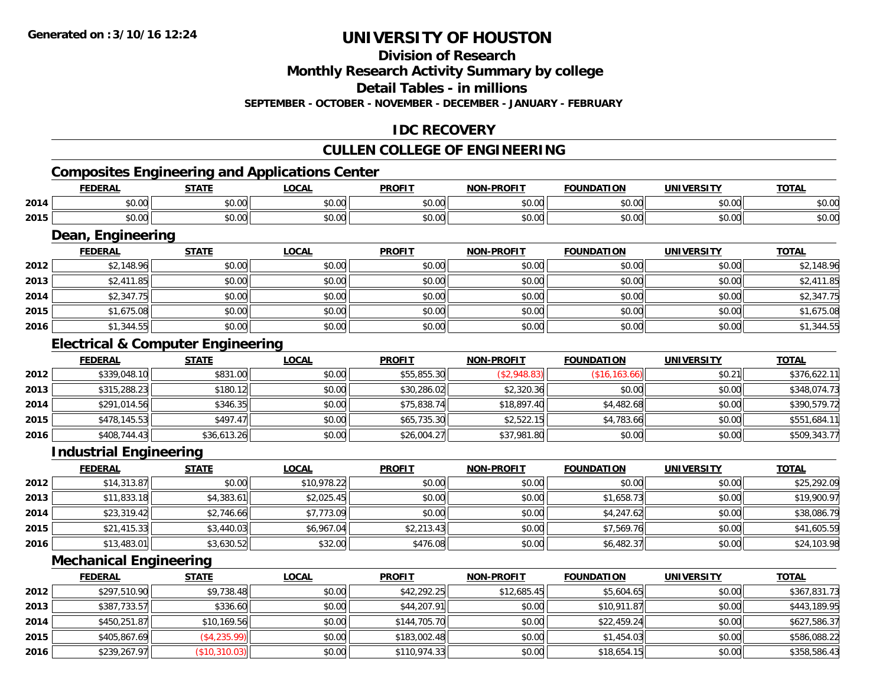Generated on :3/10/16 12:24

# UNIVERSITY OF HOUSTON

## Division of Research

## Monthly Research Activity Summary by college

## Detail Tables - in millions

### SEPTEMBER - OCTOBER - NOVEMBER - DECEMBER - JANUARY - FEBRUARY

## IDC RECOVERY

## CULLEN COLLEGE OF ENGINEERING

### Composites Engineering and Applications Center

| | FEDERAL | STATE | LOCAL | PROFIT | NON-PROFIT | FOUNDATION | UNIVERSITY | TOTAL |
|---|---|---|---|---|---|---|---|---|
| 2014 | $0.00 | $0.00 | $0.00 | $0.00 | $0.00 | $0.00 | $0.00 | $0.00 |
| 2015 | $0.00 | $0.00 | $0.00 | $0.00 | $0.00 | $0.00 | $0.00 | $0.00 |

### Dean, Engineering

| | FEDERAL | STATE | LOCAL | PROFIT | NON-PROFIT | FOUNDATION | UNIVERSITY | TOTAL |
|---|---|---|---|---|---|---|---|---|
| 2012 | $2,148.96 | $0.00 | $0.00 | $0.00 | $0.00 | $0.00 | $0.00 | $2,148.96 |
| 2013 | $2,411.85 | $0.00 | $0.00 | $0.00 | $0.00 | $0.00 | $0.00 | $2,411.85 |
| 2014 | $2,347.75 | $0.00 | $0.00 | $0.00 | $0.00 | $0.00 | $0.00 | $2,347.75 |
| 2015 | $1,675.08 | $0.00 | $0.00 | $0.00 | $0.00 | $0.00 | $0.00 | $1,675.08 |
| 2016 | $1,344.55 | $0.00 | $0.00 | $0.00 | $0.00 | $0.00 | $0.00 | $1,344.55 |

### Electrical & Computer Engineering

| | FEDERAL | STATE | LOCAL | PROFIT | NON-PROFIT | FOUNDATION | UNIVERSITY | TOTAL |
|---|---|---|---|---|---|---|---|---|
| 2012 | $339,048.10 | $831.00 | $0.00 | $55,855.30 | ($2,948.83) | ($16,163.66) | $0.21 | $376,622.11 |
| 2013 | $315,288.23 | $180.12 | $0.00 | $30,286.02 | $2,320.36 | $0.00 | $0.00 | $348,074.73 |
| 2014 | $291,014.56 | $346.35 | $0.00 | $75,838.74 | $18,897.40 | $4,482.68 | $0.00 | $390,579.72 |
| 2015 | $478,145.53 | $497.47 | $0.00 | $65,735.30 | $2,522.15 | $4,783.66 | $0.00 | $551,684.11 |
| 2016 | $408,744.43 | $36,613.26 | $0.00 | $26,004.27 | $37,981.80 | $0.00 | $0.00 | $509,343.77 |

### Industrial Engineering

| | FEDERAL | STATE | LOCAL | PROFIT | NON-PROFIT | FOUNDATION | UNIVERSITY | TOTAL |
|---|---|---|---|---|---|---|---|---|
| 2012 | $14,313.87 | $0.00 | $10,978.22 | $0.00 | $0.00 | $0.00 | $0.00 | $25,292.09 |
| 2013 | $11,833.18 | $4,383.61 | $2,025.45 | $0.00 | $0.00 | $1,658.73 | $0.00 | $19,900.97 |
| 2014 | $23,319.42 | $2,746.66 | $7,773.09 | $0.00 | $0.00 | $4,247.62 | $0.00 | $38,086.79 |
| 2015 | $21,415.33 | $3,440.03 | $6,967.04 | $2,213.43 | $0.00 | $7,569.76 | $0.00 | $41,605.59 |
| 2016 | $13,483.01 | $3,630.52 | $32.00 | $476.08 | $0.00 | $6,482.37 | $0.00 | $24,103.98 |

### Mechanical Engineering

| | FEDERAL | STATE | LOCAL | PROFIT | NON-PROFIT | FOUNDATION | UNIVERSITY | TOTAL |
|---|---|---|---|---|---|---|---|---|
| 2012 | $297,510.90 | $9,738.48 | $0.00 | $42,292.25 | $12,685.45 | $5,604.65 | $0.00 | $367,831.73 |
| 2013 | $387,733.57 | $336.60 | $0.00 | $44,207.91 | $0.00 | $10,911.87 | $0.00 | $443,189.95 |
| 2014 | $450,251.87 | $10,169.56 | $0.00 | $144,705.70 | $0.00 | $22,459.24 | $0.00 | $627,586.37 |
| 2015 | $405,867.69 | ($4,235.99) | $0.00 | $183,002.48 | $0.00 | $1,454.03 | $0.00 | $586,088.22 |
| 2016 | $239,267.97 | ($10,310.03) | $0.00 | $110,974.33 | $0.00 | $18,654.15 | $0.00 | $358,586.43 |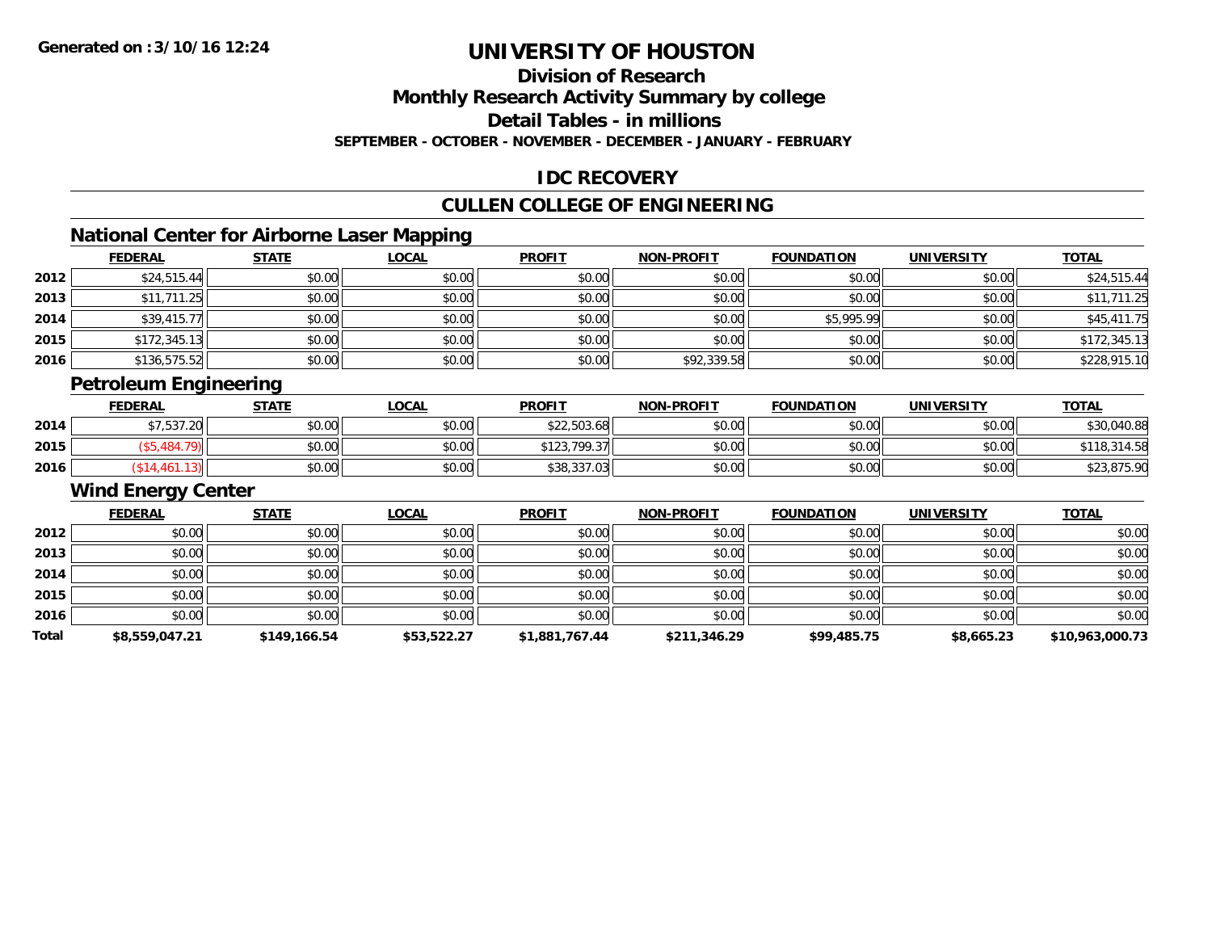# UNIVERSITY OF HOUSTON

## Division of Research
## Monthly Research Activity Summary by college
## Detail Tables - in millions
### SEPTEMBER - OCTOBER - NOVEMBER - DECEMBER - JANUARY - FEBRUARY

## IDC RECOVERY

## CULLEN COLLEGE OF ENGINEERING

### National Center for Airborne Laser Mapping

| | FEDERAL | STATE | LOCAL | PROFIT | NON-PROFIT | FOUNDATION | UNIVERSITY | TOTAL |
|---|---|---|---|---|---|---|---|---|
| 2012 | $24,515.44 | $0.00 | $0.00 | $0.00 | $0.00 | $0.00 | $0.00 | $24,515.44 |
| 2013 | $11,711.25 | $0.00 | $0.00 | $0.00 | $0.00 | $0.00 | $0.00 | $11,711.25 |
| 2014 | $39,415.77 | $0.00 | $0.00 | $0.00 | $0.00 | $5,995.99 | $0.00 | $45,411.75 |
| 2015 | $172,345.13 | $0.00 | $0.00 | $0.00 | $0.00 | $0.00 | $0.00 | $172,345.13 |
| 2016 | $136,575.52 | $0.00 | $0.00 | $0.00 | $92,339.58 | $0.00 | $0.00 | $228,915.10 |

### Petroleum Engineering

| | FEDERAL | STATE | LOCAL | PROFIT | NON-PROFIT | FOUNDATION | UNIVERSITY | TOTAL |
|---|---|---|---|---|---|---|---|---|
| 2014 | $7,537.20 | $0.00 | $0.00 | $22,503.68 | $0.00 | $0.00 | $0.00 | $30,040.88 |
| 2015 | ($5,484.79) | $0.00 | $0.00 | $123,799.37 | $0.00 | $0.00 | $0.00 | $118,314.58 |
| 2016 | ($14,461.13) | $0.00 | $0.00 | $38,337.03 | $0.00 | $0.00 | $0.00 | $23,875.90 |

### Wind Energy Center

| | FEDERAL | STATE | LOCAL | PROFIT | NON-PROFIT | FOUNDATION | UNIVERSITY | TOTAL |
|---|---|---|---|---|---|---|---|---|
| 2012 | $0.00 | $0.00 | $0.00 | $0.00 | $0.00 | $0.00 | $0.00 | $0.00 |
| 2013 | $0.00 | $0.00 | $0.00 | $0.00 | $0.00 | $0.00 | $0.00 | $0.00 |
| 2014 | $0.00 | $0.00 | $0.00 | $0.00 | $0.00 | $0.00 | $0.00 | $0.00 |
| 2015 | $0.00 | $0.00 | $0.00 | $0.00 | $0.00 | $0.00 | $0.00 | $0.00 |
| 2016 | $0.00 | $0.00 | $0.00 | $0.00 | $0.00 | $0.00 | $0.00 | $0.00 |
| **Total** | **$8,559,047.21** | **$149,166.54** | **$53,522.27** | **$1,881,767.44** | **$211,346.29** | **$99,485.75** | **$8,665.23** | **$10,963,000.73** |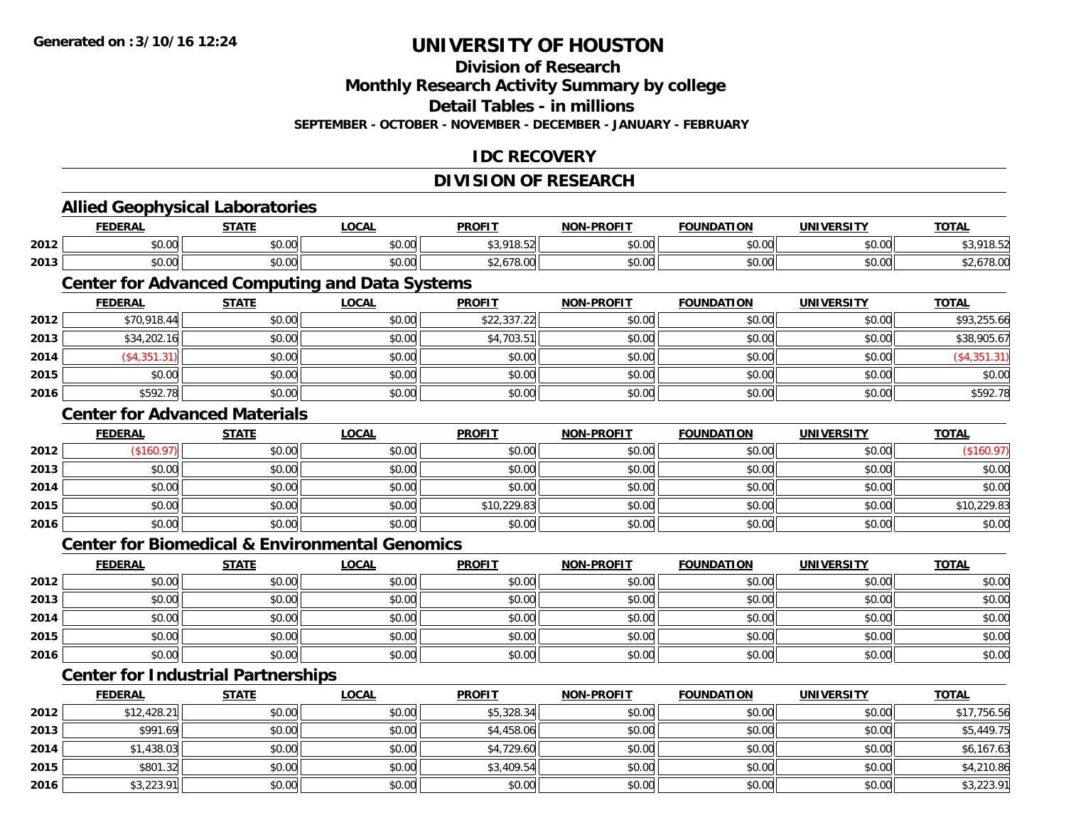# UNIVERSITY OF HOUSTON

## Division of Research

## Monthly Research Activity Summary by college

## Detail Tables - in millions

**SEPTEMBER - OCTOBER - NOVEMBER - DECEMBER - JANUARY - FEBRUARY**

## IDC RECOVERY

## DIVISION OF RESEARCH

### Allied Geophysical Laboratories

| | FEDERAL | STATE | LOCAL | PROFIT | NON-PROFIT | FOUNDATION | UNIVERSITY | TOTAL |
|---|---|---|---|---|---|---|---|---|
| 2012 | $0.00 | $0.00 | $0.00 | $3,918.52 | $0.00 | $0.00 | $0.00 | $3,918.52 |
| 2013 | $0.00 | $0.00 | $0.00 | $2,678.00 | $0.00 | $0.00 | $0.00 | $2,678.00 |

### Center for Advanced Computing and Data Systems

| | FEDERAL | STATE | LOCAL | PROFIT | NON-PROFIT | FOUNDATION | UNIVERSITY | TOTAL |
|---|---|---|---|---|---|---|---|---|
| 2012 | $70,918.44 | $0.00 | $0.00 | $22,337.22 | $0.00 | $0.00 | $0.00 | $93,255.66 |
| 2013 | $34,202.16 | $0.00 | $0.00 | $4,703.51 | $0.00 | $0.00 | $0.00 | $38,905.67 |
| 2014 | ($4,351.31) | $0.00 | $0.00 | $0.00 | $0.00 | $0.00 | $0.00 | ($4,351.31) |
| 2015 | $0.00 | $0.00 | $0.00 | $0.00 | $0.00 | $0.00 | $0.00 | $0.00 |
| 2016 | $592.78 | $0.00 | $0.00 | $0.00 | $0.00 | $0.00 | $0.00 | $592.78 |

### Center for Advanced Materials

| | FEDERAL | STATE | LOCAL | PROFIT | NON-PROFIT | FOUNDATION | UNIVERSITY | TOTAL |
|---|---|---|---|---|---|---|---|---|
| 2012 | ($160.97) | $0.00 | $0.00 | $0.00 | $0.00 | $0.00 | $0.00 | ($160.97) |
| 2013 | $0.00 | $0.00 | $0.00 | $0.00 | $0.00 | $0.00 | $0.00 | $0.00 |
| 2014 | $0.00 | $0.00 | $0.00 | $0.00 | $0.00 | $0.00 | $0.00 | $0.00 |
| 2015 | $0.00 | $0.00 | $0.00 | $10,229.83 | $0.00 | $0.00 | $0.00 | $10,229.83 |
| 2016 | $0.00 | $0.00 | $0.00 | $0.00 | $0.00 | $0.00 | $0.00 | $0.00 |

### Center for Biomedical & Environmental Genomics

| | FEDERAL | STATE | LOCAL | PROFIT | NON-PROFIT | FOUNDATION | UNIVERSITY | TOTAL |
|---|---|---|---|---|---|---|---|---|
| 2012 | $0.00 | $0.00 | $0.00 | $0.00 | $0.00 | $0.00 | $0.00 | $0.00 |
| 2013 | $0.00 | $0.00 | $0.00 | $0.00 | $0.00 | $0.00 | $0.00 | $0.00 |
| 2014 | $0.00 | $0.00 | $0.00 | $0.00 | $0.00 | $0.00 | $0.00 | $0.00 |
| 2015 | $0.00 | $0.00 | $0.00 | $0.00 | $0.00 | $0.00 | $0.00 | $0.00 |
| 2016 | $0.00 | $0.00 | $0.00 | $0.00 | $0.00 | $0.00 | $0.00 | $0.00 |

### Center for Industrial Partnerships

| | FEDERAL | STATE | LOCAL | PROFIT | NON-PROFIT | FOUNDATION | UNIVERSITY | TOTAL |
|---|---|---|---|---|---|---|---|---|
| 2012 | $12,428.21 | $0.00 | $0.00 | $5,328.34 | $0.00 | $0.00 | $0.00 | $17,756.56 |
| 2013 | $991.69 | $0.00 | $0.00 | $4,458.06 | $0.00 | $0.00 | $0.00 | $5,449.75 |
| 2014 | $1,438.03 | $0.00 | $0.00 | $4,729.60 | $0.00 | $0.00 | $0.00 | $6,167.63 |
| 2015 | $801.32 | $0.00 | $0.00 | $3,409.54 | $0.00 | $0.00 | $0.00 | $4,210.86 |
| 2016 | $3,223.91 | $0.00 | $0.00 | $0.00 | $0.00 | $0.00 | $0.00 | $3,223.91 |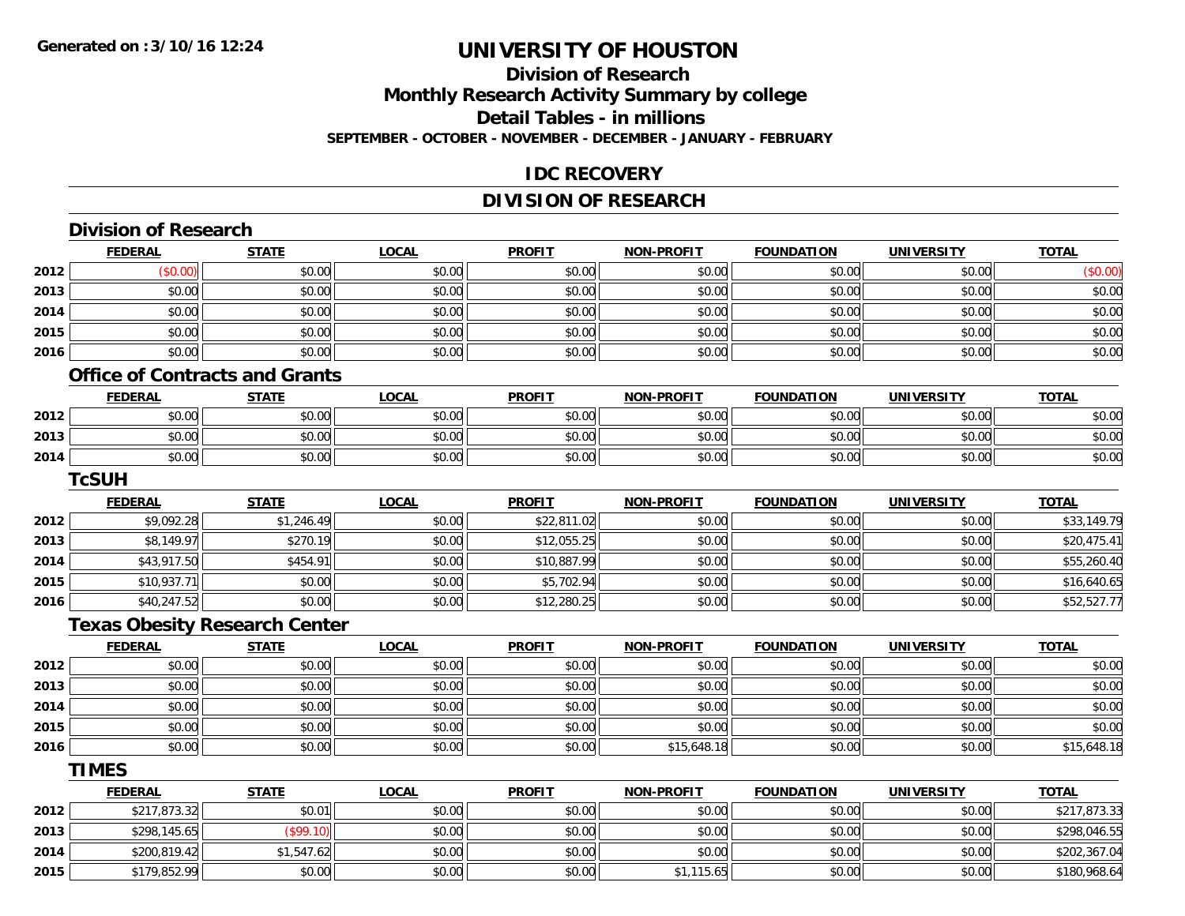# UNIVERSITY OF HOUSTON

## Division of Research

## Monthly Research Activity Summary by college

## Detail Tables - in millions

**SEPTEMBER - OCTOBER - NOVEMBER - DECEMBER - JANUARY - FEBRUARY**

## IDC RECOVERY

## DIVISION OF RESEARCH

### Division of Research

| | FEDERAL | STATE | LOCAL | PROFIT | NON-PROFIT | FOUNDATION | UNIVERSITY | TOTAL |
|---|---|---|---|---|---|---|---|---|
| 2012 | ($0.00) | $0.00 | $0.00 | $0.00 | $0.00 | $0.00 | $0.00 | ($0.00) |
| 2013 | $0.00 | $0.00 | $0.00 | $0.00 | $0.00 | $0.00 | $0.00 | $0.00 |
| 2014 | $0.00 | $0.00 | $0.00 | $0.00 | $0.00 | $0.00 | $0.00 | $0.00 |
| 2015 | $0.00 | $0.00 | $0.00 | $0.00 | $0.00 | $0.00 | $0.00 | $0.00 |
| 2016 | $0.00 | $0.00 | $0.00 | $0.00 | $0.00 | $0.00 | $0.00 | $0.00 |

### Office of Contracts and Grants

| | FEDERAL | STATE | LOCAL | PROFIT | NON-PROFIT | FOUNDATION | UNIVERSITY | TOTAL |
|---|---|---|---|---|---|---|---|---|
| 2012 | $0.00 | $0.00 | $0.00 | $0.00 | $0.00 | $0.00 | $0.00 | $0.00 |
| 2013 | $0.00 | $0.00 | $0.00 | $0.00 | $0.00 | $0.00 | $0.00 | $0.00 |
| 2014 | $0.00 | $0.00 | $0.00 | $0.00 | $0.00 | $0.00 | $0.00 | $0.00 |

### TcSUH

| | FEDERAL | STATE | LOCAL | PROFIT | NON-PROFIT | FOUNDATION | UNIVERSITY | TOTAL |
|---|---|---|---|---|---|---|---|---|
| 2012 | $9,092.28 | $1,246.49 | $0.00 | $22,811.02 | $0.00 | $0.00 | $0.00 | $33,149.79 |
| 2013 | $8,149.97 | $270.19 | $0.00 | $12,055.25 | $0.00 | $0.00 | $0.00 | $20,475.41 |
| 2014 | $43,917.50 | $454.91 | $0.00 | $10,887.99 | $0.00 | $0.00 | $0.00 | $55,260.40 |
| 2015 | $10,937.71 | $0.00 | $0.00 | $5,702.94 | $0.00 | $0.00 | $0.00 | $16,640.65 |
| 2016 | $40,247.52 | $0.00 | $0.00 | $12,280.25 | $0.00 | $0.00 | $0.00 | $52,527.77 |

### Texas Obesity Research Center

| | FEDERAL | STATE | LOCAL | PROFIT | NON-PROFIT | FOUNDATION | UNIVERSITY | TOTAL |
|---|---|---|---|---|---|---|---|---|
| 2012 | $0.00 | $0.00 | $0.00 | $0.00 | $0.00 | $0.00 | $0.00 | $0.00 |
| 2013 | $0.00 | $0.00 | $0.00 | $0.00 | $0.00 | $0.00 | $0.00 | $0.00 |
| 2014 | $0.00 | $0.00 | $0.00 | $0.00 | $0.00 | $0.00 | $0.00 | $0.00 |
| 2015 | $0.00 | $0.00 | $0.00 | $0.00 | $0.00 | $0.00 | $0.00 | $0.00 |
| 2016 | $0.00 | $0.00 | $0.00 | $0.00 | $15,648.18 | $0.00 | $0.00 | $15,648.18 |

### TIMES

| | FEDERAL | STATE | LOCAL | PROFIT | NON-PROFIT | FOUNDATION | UNIVERSITY | TOTAL |
|---|---|---|---|---|---|---|---|---|
| 2012 | $217,873.32 | $0.01 | $0.00 | $0.00 | $0.00 | $0.00 | $0.00 | $217,873.33 |
| 2013 | $298,145.65 | ($99.10) | $0.00 | $0.00 | $0.00 | $0.00 | $0.00 | $298,046.55 |
| 2014 | $200,819.42 | $1,547.62 | $0.00 | $0.00 | $0.00 | $0.00 | $0.00 | $202,367.04 |
| 2015 | $179,852.99 | $0.00 | $0.00 | $0.00 | $1,115.65 | $0.00 | $0.00 | $180,968.64 |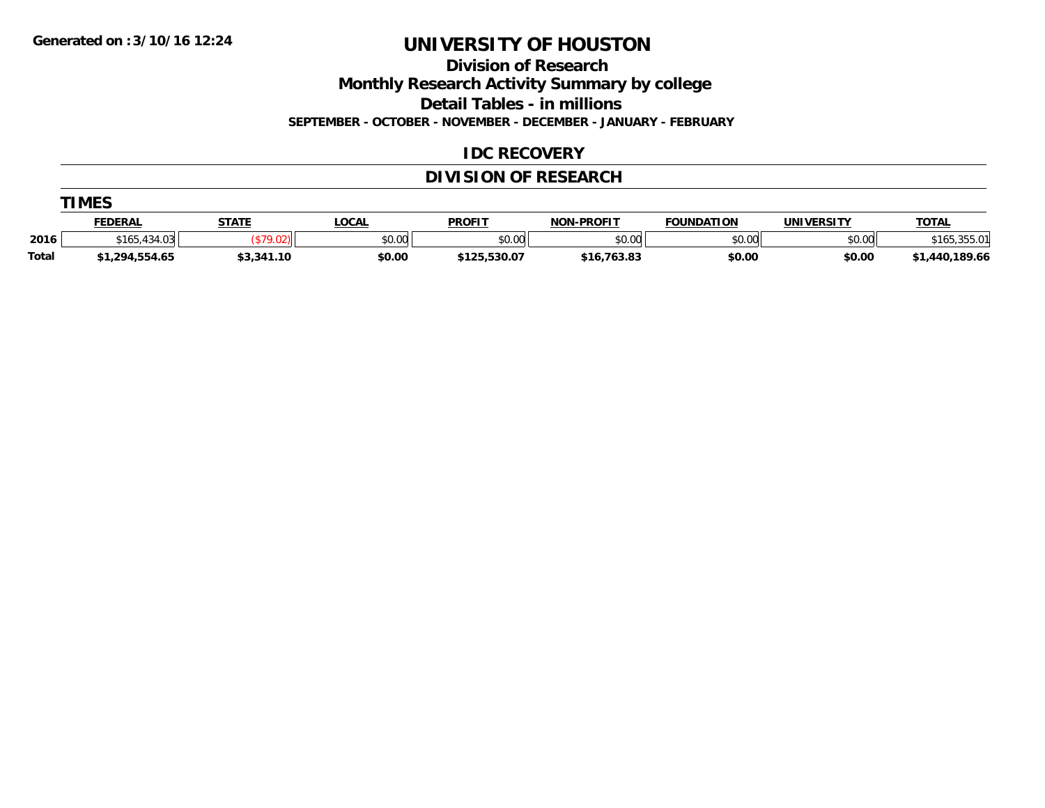Generated on :3/10/16 12:24

# UNIVERSITY OF HOUSTON

## Division of Research

## Monthly Research Activity Summary by college

## Detail Tables - in millions

**SEPTEMBER - OCTOBER - NOVEMBER - DECEMBER - JANUARY - FEBRUARY**

## IDC RECOVERY

## DIVISION OF RESEARCH

### TIMES

| | FEDERAL | STATE | LOCAL | PROFIT | NON-PROFIT | FOUNDATION | UNIVERSITY | TOTAL |
|---|---|---|---|---|---|---|---|---|
| 2016 | $165,434.03 | ($79.02) | $0.00 | $0.00 | $0.00 | $0.00 | $0.00 | $165,355.01 |
| **Total** | **$1,294,554.65** | **$3,341.10** | **$0.00** | **$125,530.07** | **$16,763.83** | **$0.00** | **$0.00** | **$1,440,189.66** |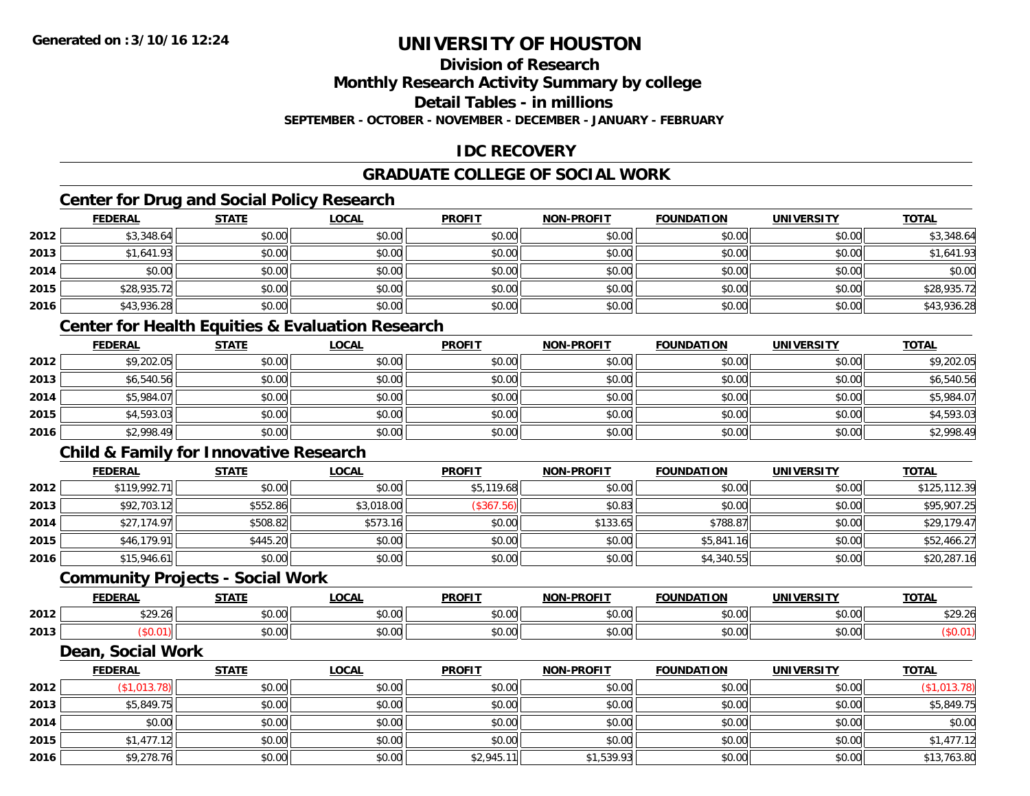# UNIVERSITY OF HOUSTON

## Division of Research

## Monthly Research Activity Summary by college

## Detail Tables - in millions

**SEPTEMBER - OCTOBER - NOVEMBER - DECEMBER - JANUARY - FEBRUARY**

## IDC RECOVERY

## GRADUATE COLLEGE OF SOCIAL WORK

### Center for Drug and Social Policy Research

| | FEDERAL | STATE | LOCAL | PROFIT | NON-PROFIT | FOUNDATION | UNIVERSITY | TOTAL |
|---|---|---|---|---|---|---|---|---|
| 2012 | $3,348.64 | $0.00 | $0.00 | $0.00 | $0.00 | $0.00 | $0.00 | $3,348.64 |
| 2013 | $1,641.93 | $0.00 | $0.00 | $0.00 | $0.00 | $0.00 | $0.00 | $1,641.93 |
| 2014 | $0.00 | $0.00 | $0.00 | $0.00 | $0.00 | $0.00 | $0.00 | $0.00 |
| 2015 | $28,935.72 | $0.00 | $0.00 | $0.00 | $0.00 | $0.00 | $0.00 | $28,935.72 |
| 2016 | $43,936.28 | $0.00 | $0.00 | $0.00 | $0.00 | $0.00 | $0.00 | $43,936.28 |

### Center for Health Equities & Evaluation Research

| | FEDERAL | STATE | LOCAL | PROFIT | NON-PROFIT | FOUNDATION | UNIVERSITY | TOTAL |
|---|---|---|---|---|---|---|---|---|
| 2012 | $9,202.05 | $0.00 | $0.00 | $0.00 | $0.00 | $0.00 | $0.00 | $9,202.05 |
| 2013 | $6,540.56 | $0.00 | $0.00 | $0.00 | $0.00 | $0.00 | $0.00 | $6,540.56 |
| 2014 | $5,984.07 | $0.00 | $0.00 | $0.00 | $0.00 | $0.00 | $0.00 | $5,984.07 |
| 2015 | $4,593.03 | $0.00 | $0.00 | $0.00 | $0.00 | $0.00 | $0.00 | $4,593.03 |
| 2016 | $2,998.49 | $0.00 | $0.00 | $0.00 | $0.00 | $0.00 | $0.00 | $2,998.49 |

### Child & Family for Innovative Research

| | FEDERAL | STATE | LOCAL | PROFIT | NON-PROFIT | FOUNDATION | UNIVERSITY | TOTAL |
|---|---|---|---|---|---|---|---|---|
| 2012 | $119,992.71 | $0.00 | $0.00 | $5,119.68 | $0.00 | $0.00 | $0.00 | $125,112.39 |
| 2013 | $92,703.12 | $552.86 | $3,018.00 | ($367.56) | $0.83 | $0.00 | $0.00 | $95,907.25 |
| 2014 | $27,174.97 | $508.82 | $573.16 | $0.00 | $133.65 | $788.87 | $0.00 | $29,179.47 |
| 2015 | $46,179.91 | $445.20 | $0.00 | $0.00 | $0.00 | $5,841.16 | $0.00 | $52,466.27 |
| 2016 | $15,946.61 | $0.00 | $0.00 | $0.00 | $0.00 | $4,340.55 | $0.00 | $20,287.16 |

### Community Projects - Social Work

| | FEDERAL | STATE | LOCAL | PROFIT | NON-PROFIT | FOUNDATION | UNIVERSITY | TOTAL |
|---|---|---|---|---|---|---|---|---|
| 2012 | $29.26 | $0.00 | $0.00 | $0.00 | $0.00 | $0.00 | $0.00 | $29.26 |
| 2013 | ($0.01) | $0.00 | $0.00 | $0.00 | $0.00 | $0.00 | $0.00 | ($0.01) |

### Dean, Social Work

| | FEDERAL | STATE | LOCAL | PROFIT | NON-PROFIT | FOUNDATION | UNIVERSITY | TOTAL |
|---|---|---|---|---|---|---|---|---|
| 2012 | ($1,013.78) | $0.00 | $0.00 | $0.00 | $0.00 | $0.00 | $0.00 | ($1,013.78) |
| 2013 | $5,849.75 | $0.00 | $0.00 | $0.00 | $0.00 | $0.00 | $0.00 | $5,849.75 |
| 2014 | $0.00 | $0.00 | $0.00 | $0.00 | $0.00 | $0.00 | $0.00 | $0.00 |
| 2015 | $1,477.12 | $0.00 | $0.00 | $0.00 | $0.00 | $0.00 | $0.00 | $1,477.12 |
| 2016 | $9,278.76 | $0.00 | $0.00 | $2,945.11 | $1,539.93 | $0.00 | $0.00 | $13,763.80 |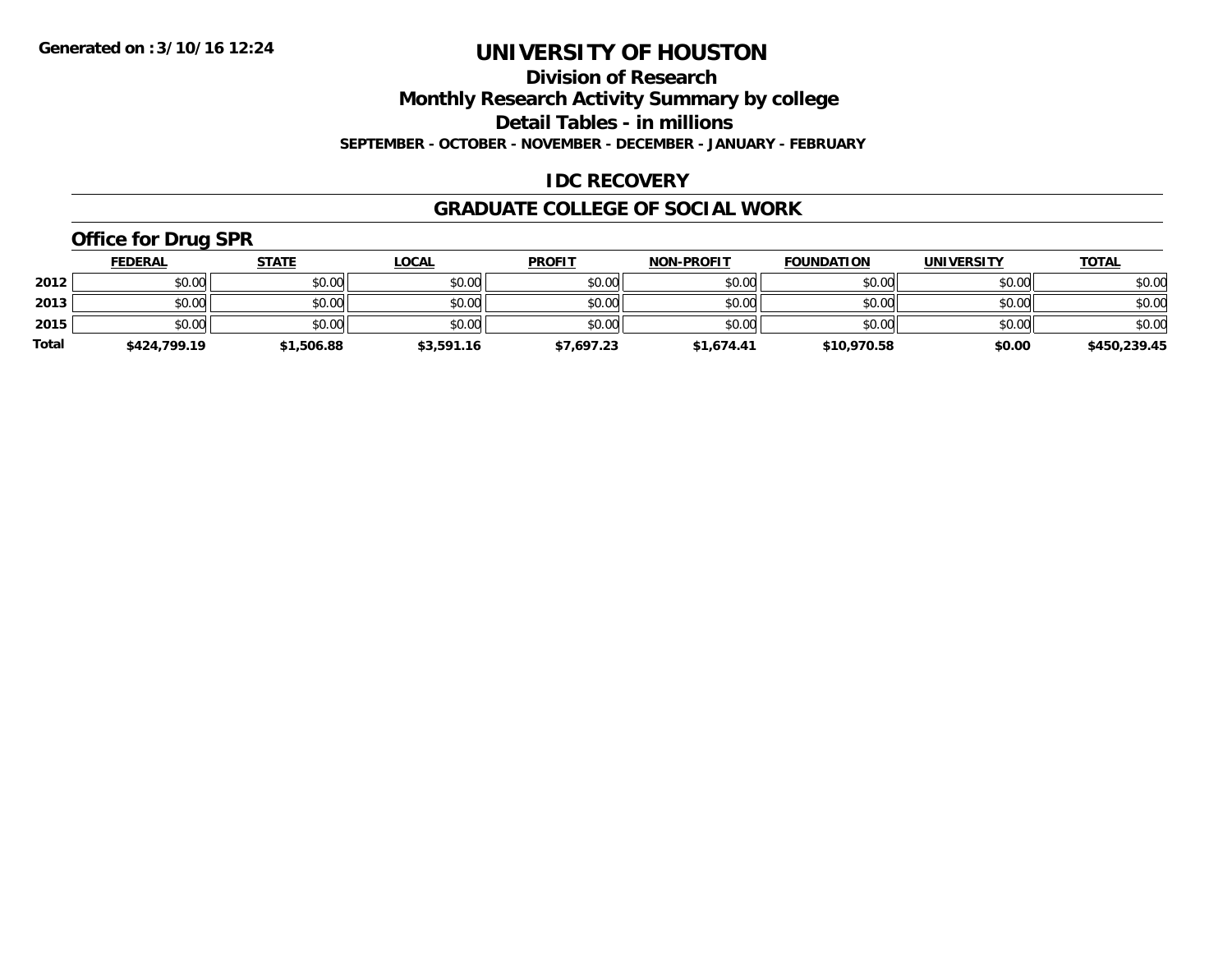**Generated on :3/10/16 12:24**

# UNIVERSITY OF HOUSTON

## Division of Research
## Monthly Research Activity Summary by college
## Detail Tables - in millions
### SEPTEMBER - OCTOBER - NOVEMBER - DECEMBER - JANUARY - FEBRUARY

### IDC RECOVERY

### GRADUATE COLLEGE OF SOCIAL WORK

### Office for Drug SPR

| | FEDERAL | STATE | LOCAL | PROFIT | NON-PROFIT | FOUNDATION | UNIVERSITY | TOTAL |
|---|---|---|---|---|---|---|---|---|
| 2012 | $0.00 | $0.00 | $0.00 | $0.00 | $0.00 | $0.00 | $0.00 | $0.00 |
| 2013 | $0.00 | $0.00 | $0.00 | $0.00 | $0.00 | $0.00 | $0.00 | $0.00 |
| 2015 | $0.00 | $0.00 | $0.00 | $0.00 | $0.00 | $0.00 | $0.00 | $0.00 |
| **Total** | **$424,799.19** | **$1,506.88** | **$3,591.16** | **$7,697.23** | **$1,674.41** | **$10,970.58** | **$0.00** | **$450,239.45** |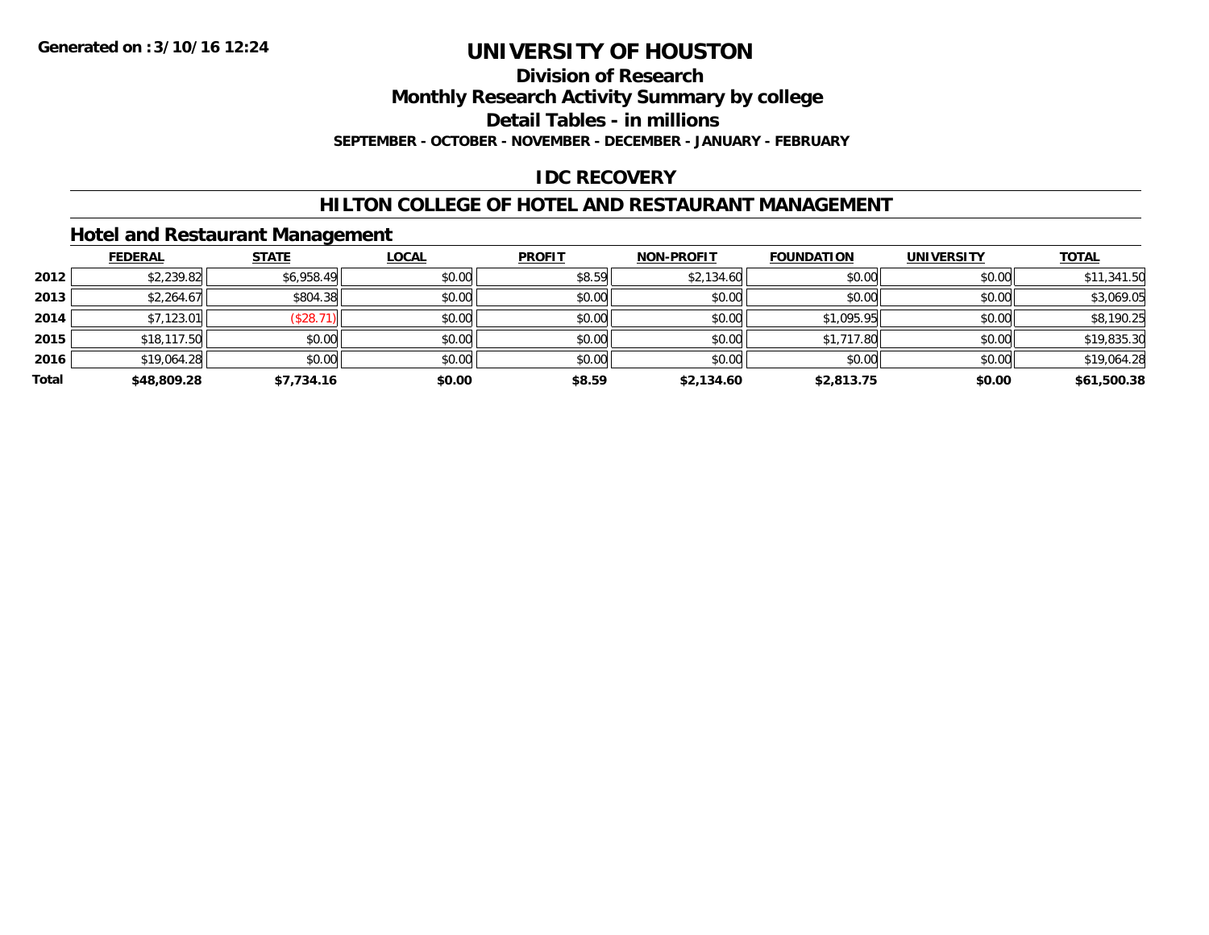# UNIVERSITY OF HOUSTON

## Division of Research

## Monthly Research Activity Summary by college

## Detail Tables - in millions

**SEPTEMBER - OCTOBER - NOVEMBER - DECEMBER - JANUARY - FEBRUARY**

**Generated on :3/10/16 12:24**

## IDC RECOVERY

## HILTON COLLEGE OF HOTEL AND RESTAURANT MANAGEMENT

### Hotel and Restaurant Management

| | FEDERAL | STATE | LOCAL | PROFIT | NON-PROFIT | FOUNDATION | UNIVERSITY | TOTAL |
|---|---|---|---|---|---|---|---|---|
| 2012 | $2,239.82 | $6,958.49 | $0.00 | $8.59 | $2,134.60 | $0.00 | $0.00 | $11,341.50 |
| 2013 | $2,264.67 | $804.38 | $0.00 | $0.00 | $0.00 | $0.00 | $0.00 | $3,069.05 |
| 2014 | $7,123.01 | ($28.71) | $0.00 | $0.00 | $0.00 | $1,095.95 | $0.00 | $8,190.25 |
| 2015 | $18,117.50 | $0.00 | $0.00 | $0.00 | $0.00 | $1,717.80 | $0.00 | $19,835.30 |
| 2016 | $19,064.28 | $0.00 | $0.00 | $0.00 | $0.00 | $0.00 | $0.00 | $19,064.28 |
| **Total** | **$48,809.28** | **$7,734.16** | **$0.00** | **$8.59** | **$2,134.60** | **$2,813.75** | **$0.00** | **$61,500.38** |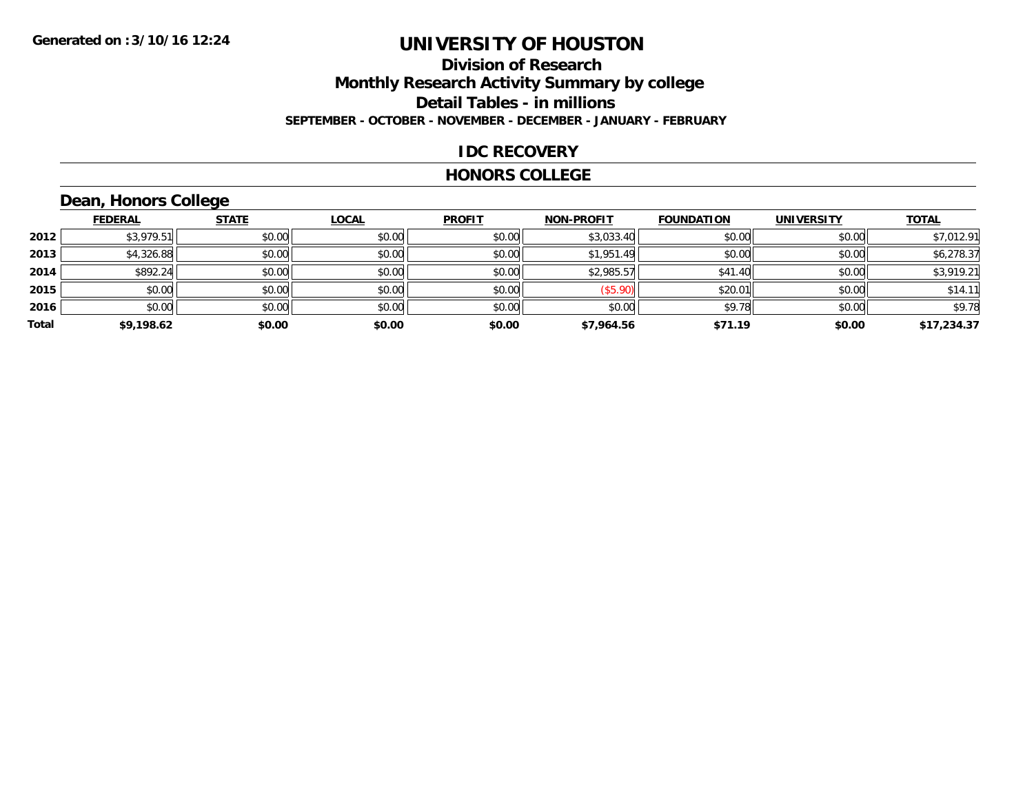**Generated on :3/10/16 12:24**

# UNIVERSITY OF HOUSTON

## Division of Research

## Monthly Research Activity Summary by college

## Detail Tables - in millions

**SEPTEMBER - OCTOBER - NOVEMBER - DECEMBER - JANUARY - FEBRUARY**

## IDC RECOVERY

## HONORS COLLEGE

### Dean, Honors College

| | FEDERAL | STATE | LOCAL | PROFIT | NON-PROFIT | FOUNDATION | UNIVERSITY | TOTAL |
|---|---|---|---|---|---|---|---|---|
| 2012 | $3,979.51 | $0.00 | $0.00 | $0.00 | $3,033.40 | $0.00 | $0.00 | $7,012.91 |
| 2013 | $4,326.88 | $0.00 | $0.00 | $0.00 | $1,951.49 | $0.00 | $0.00 | $6,278.37 |
| 2014 | $892.24 | $0.00 | $0.00 | $0.00 | $2,985.57 | $41.40 | $0.00 | $3,919.21 |
| 2015 | $0.00 | $0.00 | $0.00 | $0.00 | ($5.90) | $20.01 | $0.00 | $14.11 |
| 2016 | $0.00 | $0.00 | $0.00 | $0.00 | $0.00 | $9.78 | $0.00 | $9.78 |
| Total | $9,198.62 | $0.00 | $0.00 | $0.00 | $7,964.56 | $71.19 | $0.00 | $17,234.37 |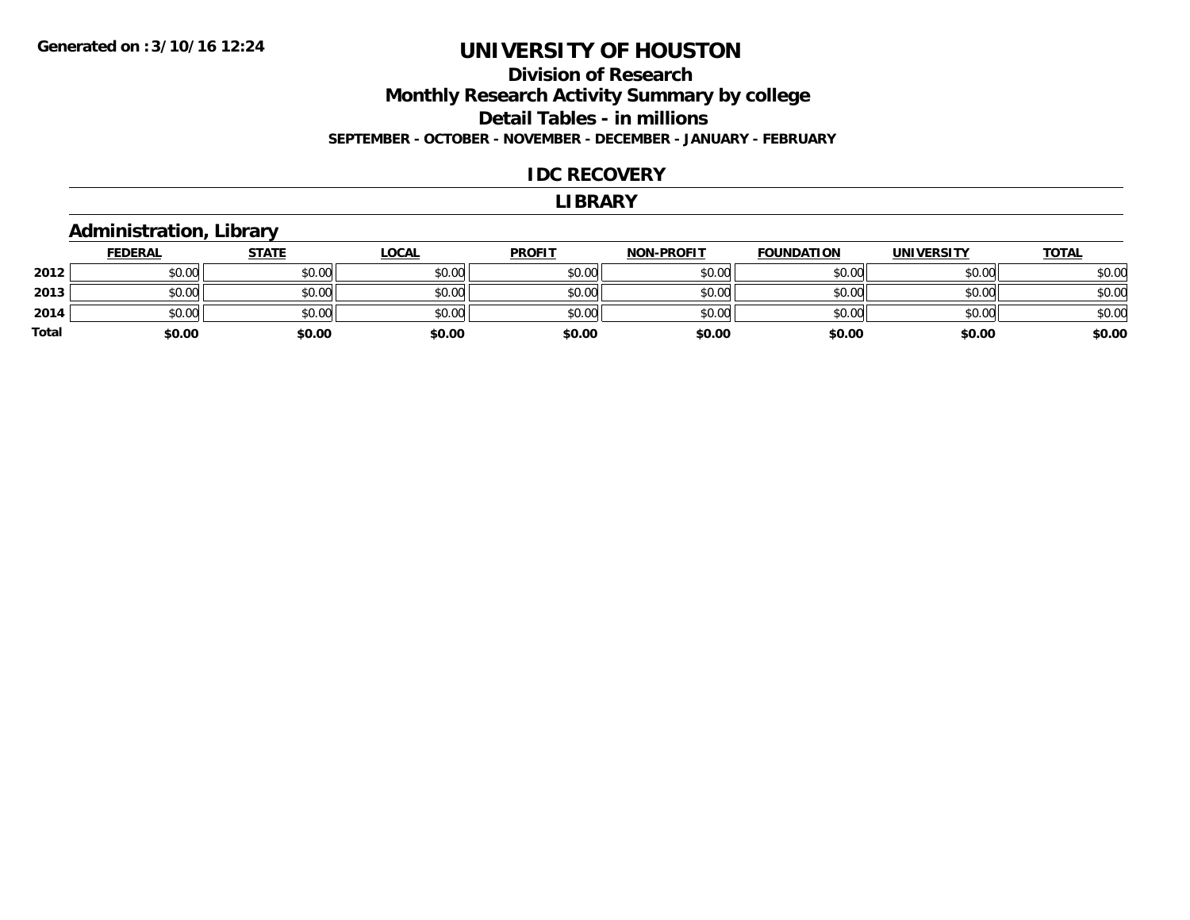# UNIVERSITY OF HOUSTON

## Division of Research

## Monthly Research Activity Summary by college

## Detail Tables - in millions

**SEPTEMBER - OCTOBER - NOVEMBER - DECEMBER - JANUARY - FEBRUARY**

## IDC RECOVERY

## LIBRARY

### Administration, Library

| | FEDERAL | STATE | LOCAL | PROFIT | NON-PROFIT | FOUNDATION | UNIVERSITY | TOTAL |
|---|---|---|---|---|---|---|---|---|
| 2012 | $0.00 | $0.00 | $0.00 | $0.00 | $0.00 | $0.00 | $0.00 | $0.00 |
| 2013 | $0.00 | $0.00 | $0.00 | $0.00 | $0.00 | $0.00 | $0.00 | $0.00 |
| 2014 | $0.00 | $0.00 | $0.00 | $0.00 | $0.00 | $0.00 | $0.00 | $0.00 |
| **Total** | **$0.00** | **$0.00** | **$0.00** | **$0.00** | **$0.00** | **$0.00** | **$0.00** | **$0.00** |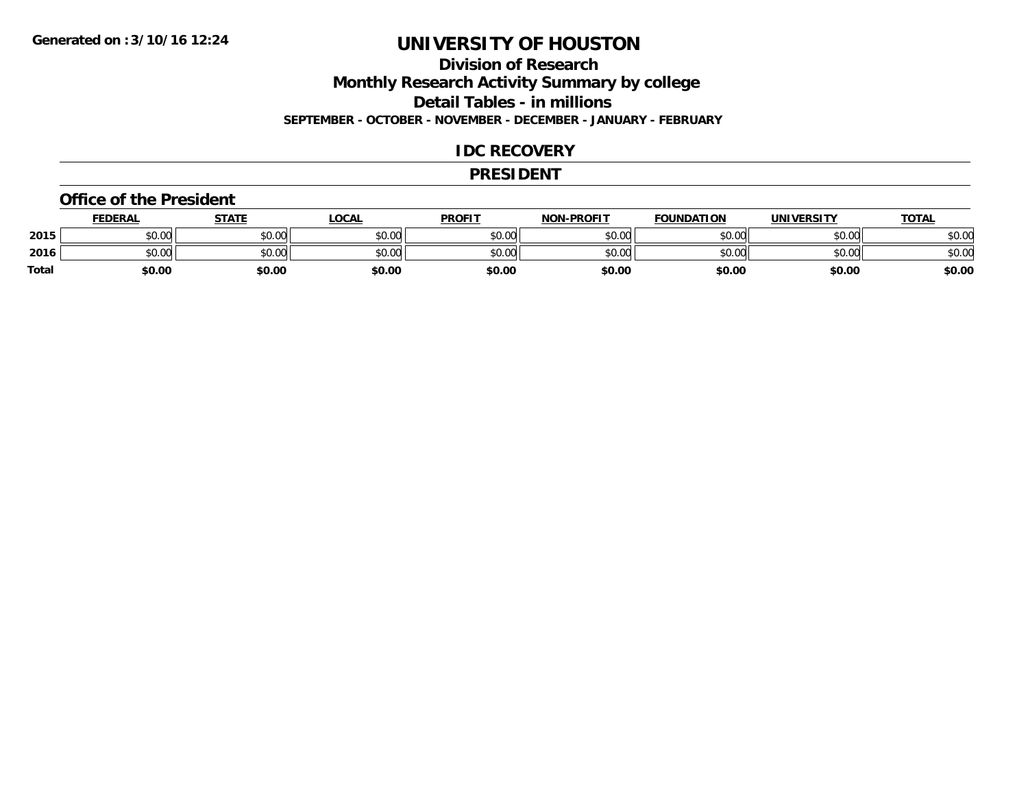**Generated on :3/10/16 12:24**

# UNIVERSITY OF HOUSTON

## Division of Research

## Monthly Research Activity Summary by college

## Detail Tables - in millions

**SEPTEMBER - OCTOBER - NOVEMBER - DECEMBER - JANUARY - FEBRUARY**

## IDC RECOVERY

## PRESIDENT

### Office of the President

| | FEDERAL | STATE | LOCAL | PROFIT | NON-PROFIT | FOUNDATION | UNIVERSITY | TOTAL |
|---|---|---|---|---|---|---|---|---|
| 2015 | $0.00 | $0.00 | $0.00 | $0.00 | $0.00 | $0.00 | $0.00 | $0.00 |
| 2016 | $0.00 | $0.00 | $0.00 | $0.00 | $0.00 | $0.00 | $0.00 | $0.00 |
| **Total** | **$0.00** | **$0.00** | **$0.00** | **$0.00** | **$0.00** | **$0.00** | **$0.00** | **$0.00** |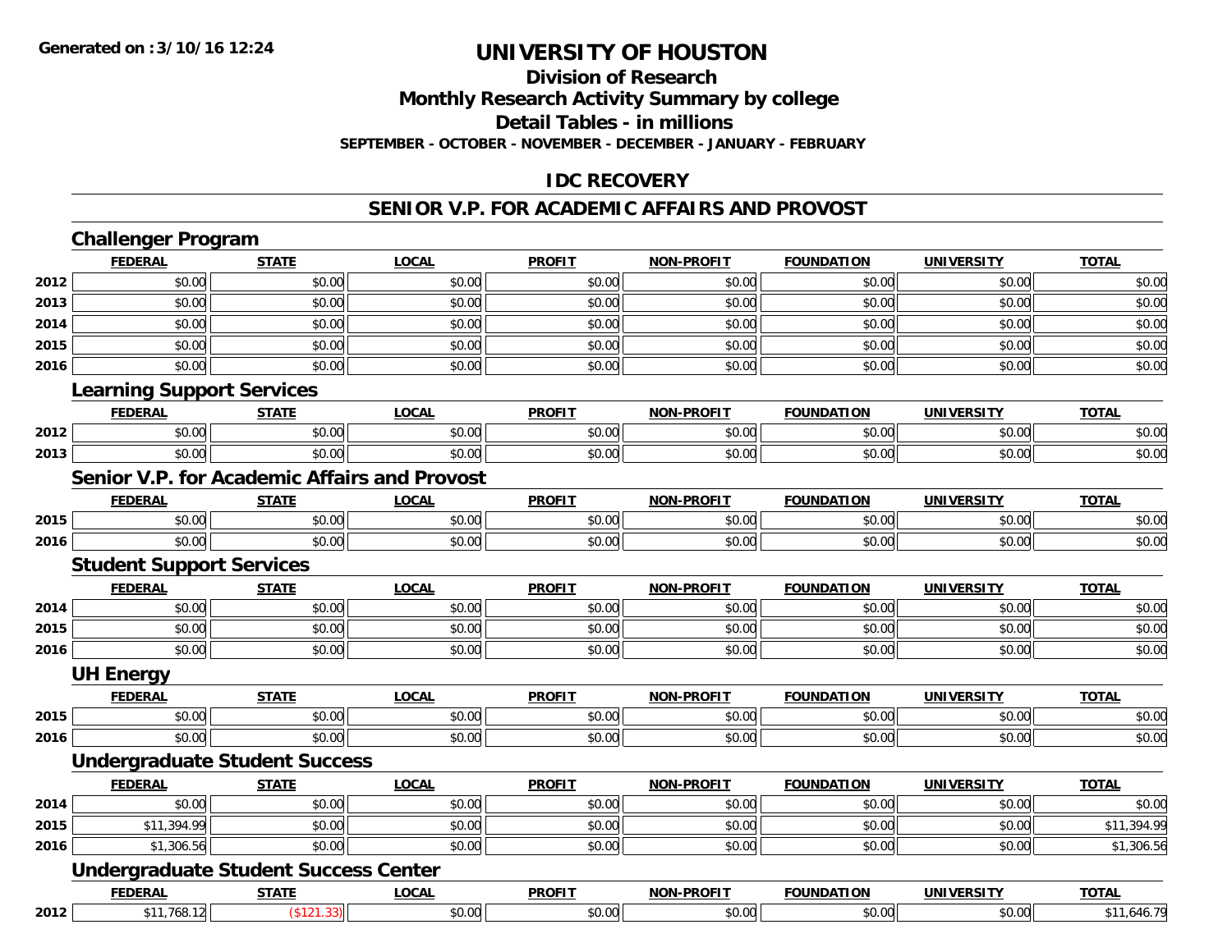**Generated on :3/10/16 12:24**

# UNIVERSITY OF HOUSTON

## Division of Research

## Monthly Research Activity Summary by college

## Detail Tables - in millions

**SEPTEMBER - OCTOBER - NOVEMBER - DECEMBER - JANUARY - FEBRUARY**

## IDC RECOVERY

## SENIOR V.P. FOR ACADEMIC AFFAIRS AND PROVOST

### Challenger Program

| | FEDERAL | STATE | LOCAL | PROFIT | NON-PROFIT | FOUNDATION | UNIVERSITY | TOTAL |
|---|---|---|---|---|---|---|---|---|
| 2012 | $0.00 | $0.00 | $0.00 | $0.00 | $0.00 | $0.00 | $0.00 | $0.00 |
| 2013 | $0.00 | $0.00 | $0.00 | $0.00 | $0.00 | $0.00 | $0.00 | $0.00 |
| 2014 | $0.00 | $0.00 | $0.00 | $0.00 | $0.00 | $0.00 | $0.00 | $0.00 |
| 2015 | $0.00 | $0.00 | $0.00 | $0.00 | $0.00 | $0.00 | $0.00 | $0.00 |
| 2016 | $0.00 | $0.00 | $0.00 | $0.00 | $0.00 | $0.00 | $0.00 | $0.00 |

### Learning Support Services

| | FEDERAL | STATE | LOCAL | PROFIT | NON-PROFIT | FOUNDATION | UNIVERSITY | TOTAL |
|---|---|---|---|---|---|---|---|---|
| 2012 | $0.00 | $0.00 | $0.00 | $0.00 | $0.00 | $0.00 | $0.00 | $0.00 |
| 2013 | $0.00 | $0.00 | $0.00 | $0.00 | $0.00 | $0.00 | $0.00 | $0.00 |

### Senior V.P. for Academic Affairs and Provost

| | FEDERAL | STATE | LOCAL | PROFIT | NON-PROFIT | FOUNDATION | UNIVERSITY | TOTAL |
|---|---|---|---|---|---|---|---|---|
| 2015 | $0.00 | $0.00 | $0.00 | $0.00 | $0.00 | $0.00 | $0.00 | $0.00 |
| 2016 | $0.00 | $0.00 | $0.00 | $0.00 | $0.00 | $0.00 | $0.00 | $0.00 |

### Student Support Services

| | FEDERAL | STATE | LOCAL | PROFIT | NON-PROFIT | FOUNDATION | UNIVERSITY | TOTAL |
|---|---|---|---|---|---|---|---|---|
| 2014 | $0.00 | $0.00 | $0.00 | $0.00 | $0.00 | $0.00 | $0.00 | $0.00 |
| 2015 | $0.00 | $0.00 | $0.00 | $0.00 | $0.00 | $0.00 | $0.00 | $0.00 |
| 2016 | $0.00 | $0.00 | $0.00 | $0.00 | $0.00 | $0.00 | $0.00 | $0.00 |

### UH Energy

| | FEDERAL | STATE | LOCAL | PROFIT | NON-PROFIT | FOUNDATION | UNIVERSITY | TOTAL |
|---|---|---|---|---|---|---|---|---|
| 2015 | $0.00 | $0.00 | $0.00 | $0.00 | $0.00 | $0.00 | $0.00 | $0.00 |
| 2016 | $0.00 | $0.00 | $0.00 | $0.00 | $0.00 | $0.00 | $0.00 | $0.00 |

### Undergraduate Student Success

| | FEDERAL | STATE | LOCAL | PROFIT | NON-PROFIT | FOUNDATION | UNIVERSITY | TOTAL |
|---|---|---|---|---|---|---|---|---|
| 2014 | $0.00 | $0.00 | $0.00 | $0.00 | $0.00 | $0.00 | $0.00 | $0.00 |
| 2015 | $11,394.99 | $0.00 | $0.00 | $0.00 | $0.00 | $0.00 | $0.00 | $11,394.99 |
| 2016 | $1,306.56 | $0.00 | $0.00 | $0.00 | $0.00 | $0.00 | $0.00 | $1,306.56 |

### Undergraduate Student Success Center

| | FEDERAL | STATE | LOCAL | PROFIT | NON-PROFIT | FOUNDATION | UNIVERSITY | TOTAL |
|---|---|---|---|---|---|---|---|---|
| 2012 | $11,768.12 | ($121.33) | $0.00 | $0.00 | $0.00 | $0.00 | $0.00 | $11,646.79 |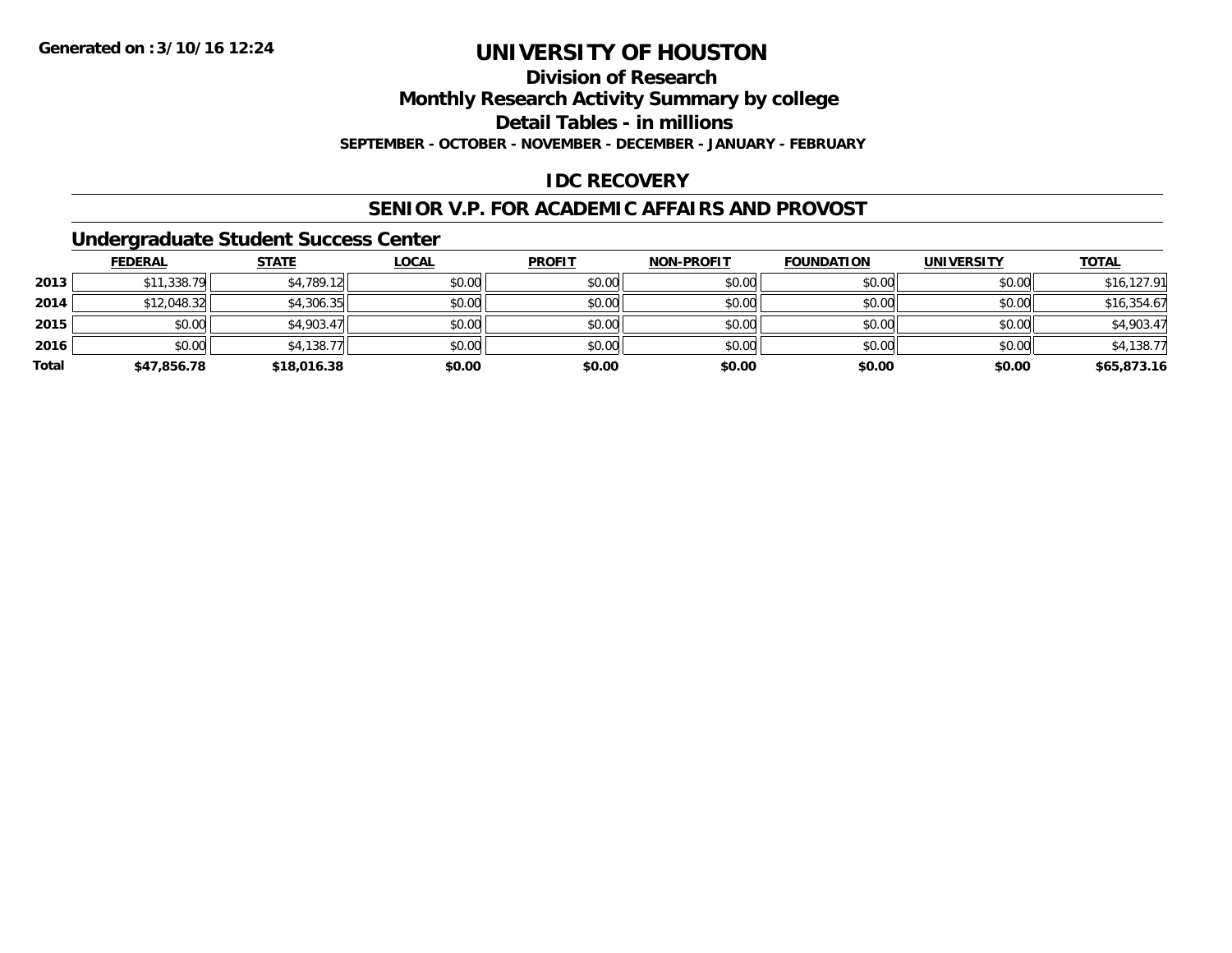# UNIVERSITY OF HOUSTON

## Division of Research

## Monthly Research Activity Summary by college

## Detail Tables - in millions

**SEPTEMBER - OCTOBER - NOVEMBER - DECEMBER - JANUARY - FEBRUARY**

**Generated on :3/10/16 12:24**

## IDC RECOVERY

## SENIOR V.P. FOR ACADEMIC AFFAIRS AND PROVOST

### Undergraduate Student Success Center

| | FEDERAL | STATE | LOCAL | PROFIT | NON-PROFIT | FOUNDATION | UNIVERSITY | TOTAL |
|---|---|---|---|---|---|---|---|---|
| **2013** | $11,338.79 | $4,789.12 | $0.00 | $0.00 | $0.00 | $0.00 | $0.00 | $16,127.91 |
| **2014** | $12,048.32 | $4,306.35 | $0.00 | $0.00 | $0.00 | $0.00 | $0.00 | $16,354.67 |
| **2015** | $0.00 | $4,903.47 | $0.00 | $0.00 | $0.00 | $0.00 | $0.00 | $4,903.47 |
| **2016** | $0.00 | $4,138.77 | $0.00 | $0.00 | $0.00 | $0.00 | $0.00 | $4,138.77 |
| **Total** | **$47,856.78** | **$18,016.38** | **$0.00** | **$0.00** | **$0.00** | **$0.00** | **$0.00** | **$65,873.16** |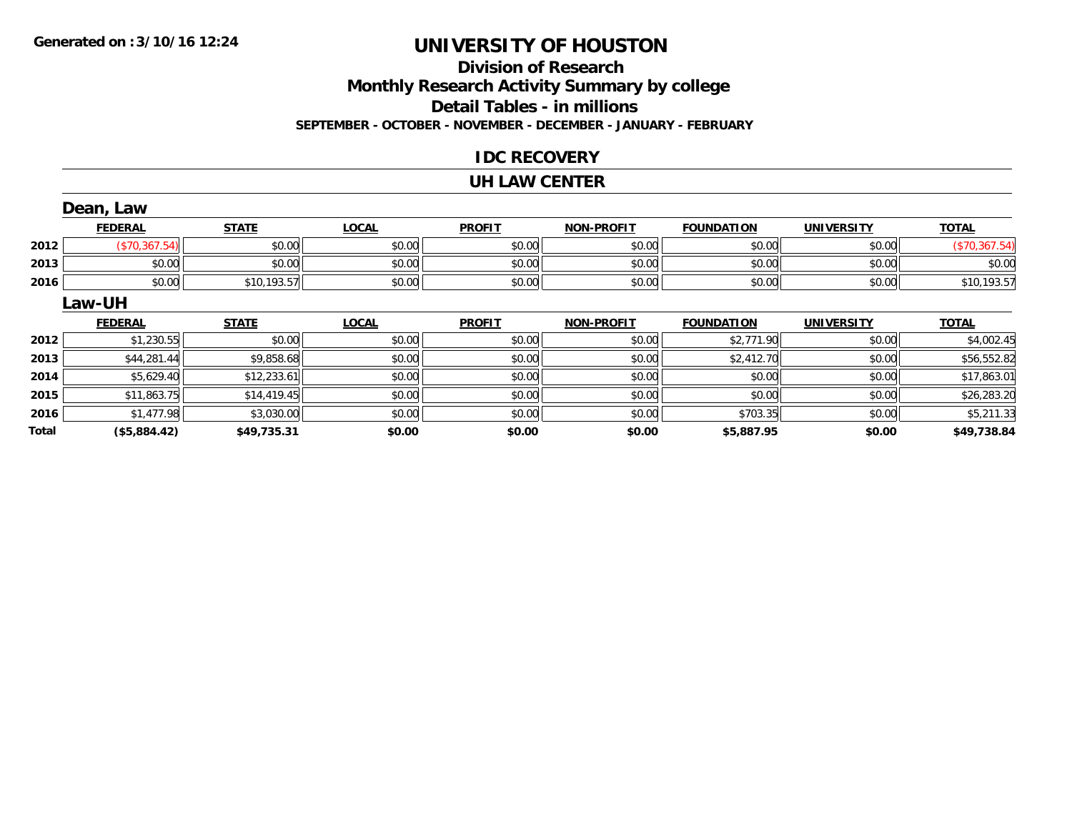"Generated on :3/10/16 12:24" is likely a running header; omit? It appears on every page probably. I'll omit it.

# UNIVERSITY OF HOUSTON

## Division of Research

## Monthly Research Activity Summary by college

## Detail Tables - in millions

**SEPTEMBER - OCTOBER - NOVEMBER - DECEMBER - JANUARY - FEBRUARY**

### IDC RECOVERY

### UH LAW CENTER

#### Dean, Law

| | FEDERAL | STATE | LOCAL | PROFIT | NON-PROFIT | FOUNDATION | UNIVERSITY | TOTAL |
|---|---|---|---|---|---|---|---|---|
| 2012 | ($70,367.54) | $0.00 | $0.00 | $0.00 | $0.00 | $0.00 | $0.00 | ($70,367.54) |
| 2013 | $0.00 | $0.00 | $0.00 | $0.00 | $0.00 | $0.00 | $0.00 | $0.00 |
| 2016 | $0.00 | $10,193.57 | $0.00 | $0.00 | $0.00 | $0.00 | $0.00 | $10,193.57 |

#### Law-UH

| | FEDERAL | STATE | LOCAL | PROFIT | NON-PROFIT | FOUNDATION | UNIVERSITY | TOTAL |
|---|---|---|---|---|---|---|---|---|
| 2012 | $1,230.55 | $0.00 | $0.00 | $0.00 | $0.00 | $2,771.90 | $0.00 | $4,002.45 |
| 2013 | $44,281.44 | $9,858.68 | $0.00 | $0.00 | $0.00 | $2,412.70 | $0.00 | $56,552.82 |
| 2014 | $5,629.40 | $12,233.61 | $0.00 | $0.00 | $0.00 | $0.00 | $0.00 | $17,863.01 |
| 2015 | $11,863.75 | $14,419.45 | $0.00 | $0.00 | $0.00 | $0.00 | $0.00 | $26,283.20 |
| 2016 | $1,477.98 | $3,030.00 | $0.00 | $0.00 | $0.00 | $703.35 | $0.00 | $5,211.33 |
| **Total** | **($5,884.42)** | **$49,735.31** | **$0.00** | **$0.00** | **$0.00** | **$5,887.95** | **$0.00** | **$49,738.84** |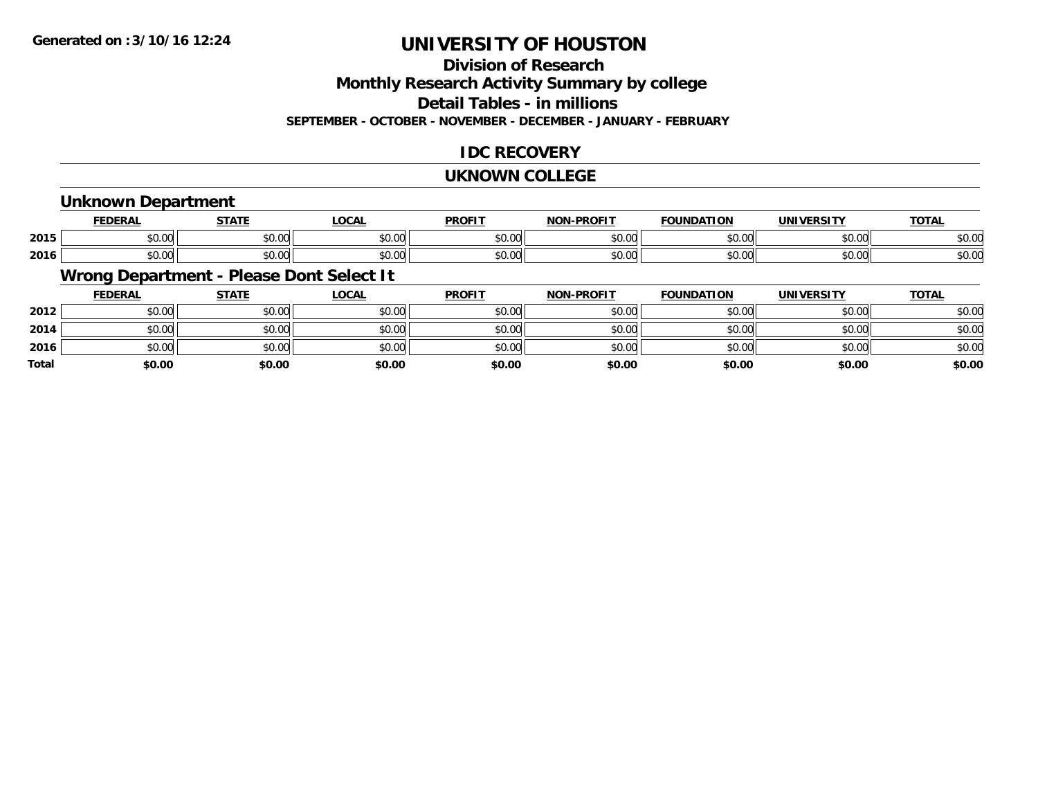# UNIVERSITY OF HOUSTON

## Division of Research

## Monthly Research Activity Summary by college

## Detail Tables - in millions

**SEPTEMBER - OCTOBER - NOVEMBER - DECEMBER - JANUARY - FEBRUARY**

Generated on :3/10/16 12:24

## IDC RECOVERY

## UKNOWN COLLEGE

### Unknown Department

| | FEDERAL | STATE | LOCAL | PROFIT | NON-PROFIT | FOUNDATION | UNIVERSITY | TOTAL |
|---|---|---|---|---|---|---|---|---|
| 2015 | $0.00 | $0.00 | $0.00 | $0.00 | $0.00 | $0.00 | $0.00 | $0.00 |
| 2016 | $0.00 | $0.00 | $0.00 | $0.00 | $0.00 | $0.00 | $0.00 | $0.00 |

### Wrong Department - Please Dont Select It

| | FEDERAL | STATE | LOCAL | PROFIT | NON-PROFIT | FOUNDATION | UNIVERSITY | TOTAL |
|---|---|---|---|---|---|---|---|---|
| 2012 | $0.00 | $0.00 | $0.00 | $0.00 | $0.00 | $0.00 | $0.00 | $0.00 |
| 2014 | $0.00 | $0.00 | $0.00 | $0.00 | $0.00 | $0.00 | $0.00 | $0.00 |
| 2016 | $0.00 | $0.00 | $0.00 | $0.00 | $0.00 | $0.00 | $0.00 | $0.00 |
| **Total** | **$0.00** | **$0.00** | **$0.00** | **$0.00** | **$0.00** | **$0.00** | **$0.00** | **$0.00** |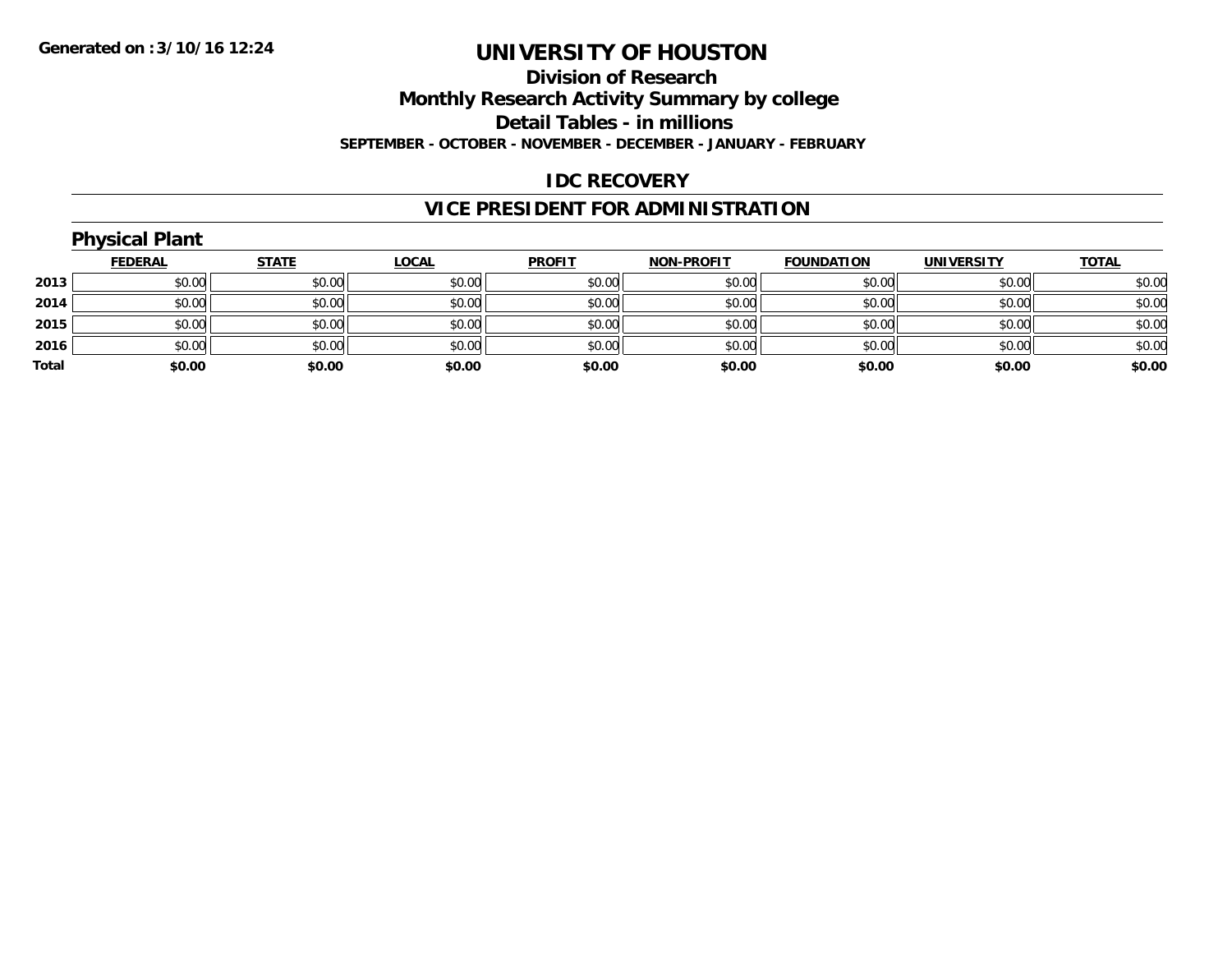**Generated on :3/10/16 12:24**

# UNIVERSITY OF HOUSTON

## Division of Research

## Monthly Research Activity Summary by college

## Detail Tables - in millions

**SEPTEMBER - OCTOBER - NOVEMBER - DECEMBER - JANUARY - FEBRUARY**

## IDC RECOVERY

## VICE PRESIDENT FOR ADMINISTRATION

### Physical Plant

| | FEDERAL | STATE | LOCAL | PROFIT | NON-PROFIT | FOUNDATION | UNIVERSITY | TOTAL |
|---|---|---|---|---|---|---|---|---|
| 2013 | $0.00 | $0.00 | $0.00 | $0.00 | $0.00 | $0.00 | $0.00 | $0.00 |
| 2014 | $0.00 | $0.00 | $0.00 | $0.00 | $0.00 | $0.00 | $0.00 | $0.00 |
| 2015 | $0.00 | $0.00 | $0.00 | $0.00 | $0.00 | $0.00 | $0.00 | $0.00 |
| 2016 | $0.00 | $0.00 | $0.00 | $0.00 | $0.00 | $0.00 | $0.00 | $0.00 |
| **Total** | **$0.00** | **$0.00** | **$0.00** | **$0.00** | **$0.00** | **$0.00** | **$0.00** | **$0.00** |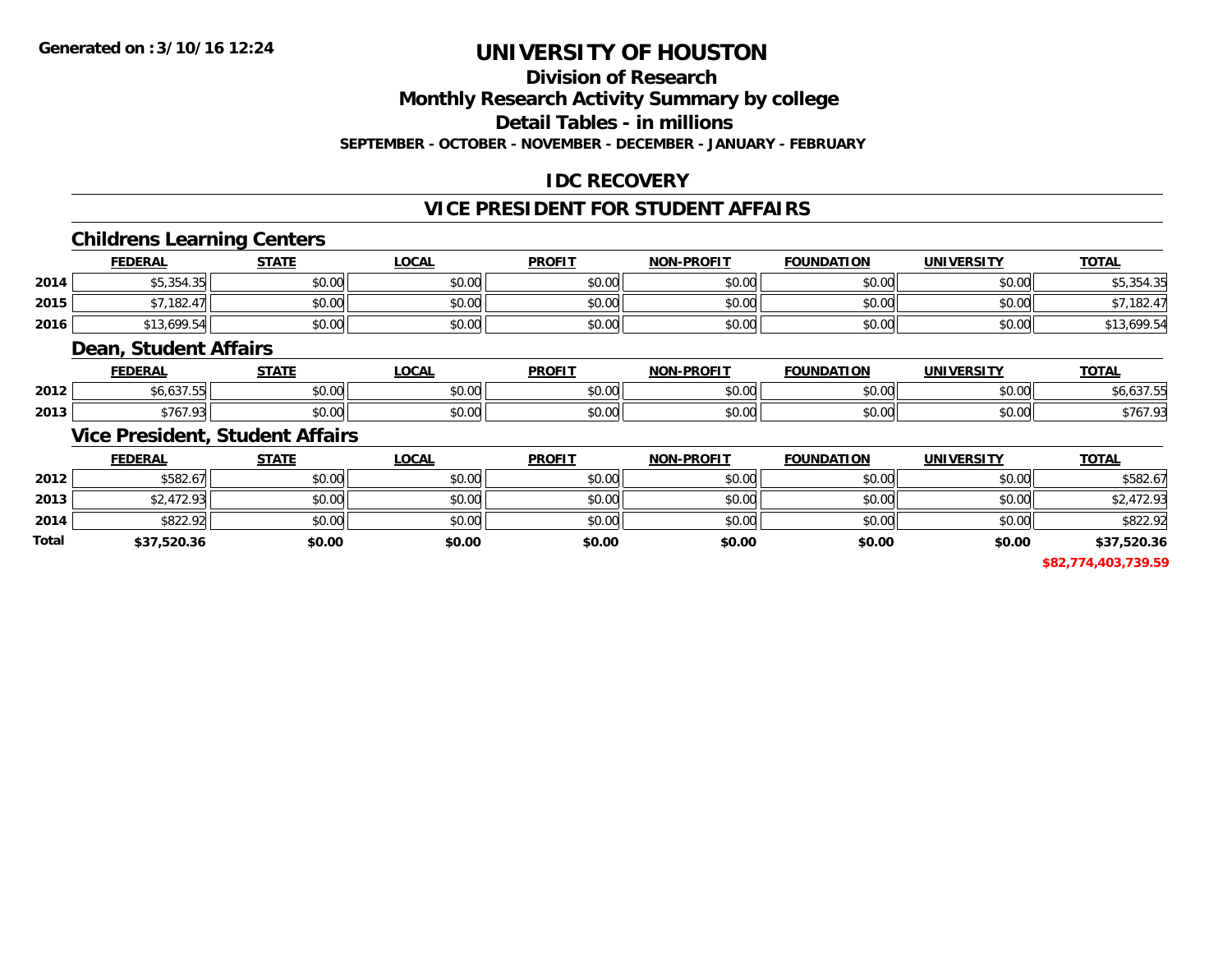Generated on :3/10/16 12:24

# UNIVERSITY OF HOUSTON

## Division of Research

## Monthly Research Activity Summary by college

## Detail Tables - in millions

SEPTEMBER - OCTOBER - NOVEMBER - DECEMBER - JANUARY - FEBRUARY

### IDC RECOVERY

### VICE PRESIDENT FOR STUDENT AFFAIRS

#### Childrens Learning Centers

| | FEDERAL | STATE | LOCAL | PROFIT | NON-PROFIT | FOUNDATION | UNIVERSITY | TOTAL |
|---|---|---|---|---|---|---|---|---|
| 2014 | $5,354.35 | $0.00 | $0.00 | $0.00 | $0.00 | $0.00 | $0.00 | $5,354.35 |
| 2015 | $7,182.47 | $0.00 | $0.00 | $0.00 | $0.00 | $0.00 | $0.00 | $7,182.47 |
| 2016 | $13,699.54 | $0.00 | $0.00 | $0.00 | $0.00 | $0.00 | $0.00 | $13,699.54 |

#### Dean, Student Affairs

| | FEDERAL | STATE | LOCAL | PROFIT | NON-PROFIT | FOUNDATION | UNIVERSITY | TOTAL |
|---|---|---|---|---|---|---|---|---|
| 2012 | $6,637.55 | $0.00 | $0.00 | $0.00 | $0.00 | $0.00 | $0.00 | $6,637.55 |
| 2013 | $767.93 | $0.00 | $0.00 | $0.00 | $0.00 | $0.00 | $0.00 | $767.93 |

#### Vice President, Student Affairs

| | FEDERAL | STATE | LOCAL | PROFIT | NON-PROFIT | FOUNDATION | UNIVERSITY | TOTAL |
|---|---|---|---|---|---|---|---|---|
| 2012 | $582.67 | $0.00 | $0.00 | $0.00 | $0.00 | $0.00 | $0.00 | $582.67 |
| 2013 | $2,472.93 | $0.00 | $0.00 | $0.00 | $0.00 | $0.00 | $0.00 | $2,472.93 |
| 2014 | $822.92 | $0.00 | $0.00 | $0.00 | $0.00 | $0.00 | $0.00 | $822.92 |
| **Total** | **$37,520.36** | **$0.00** | **$0.00** | **$0.00** | **$0.00** | **$0.00** | **$0.00** | **$37,520.36** |

**$82,774,403,739.59**